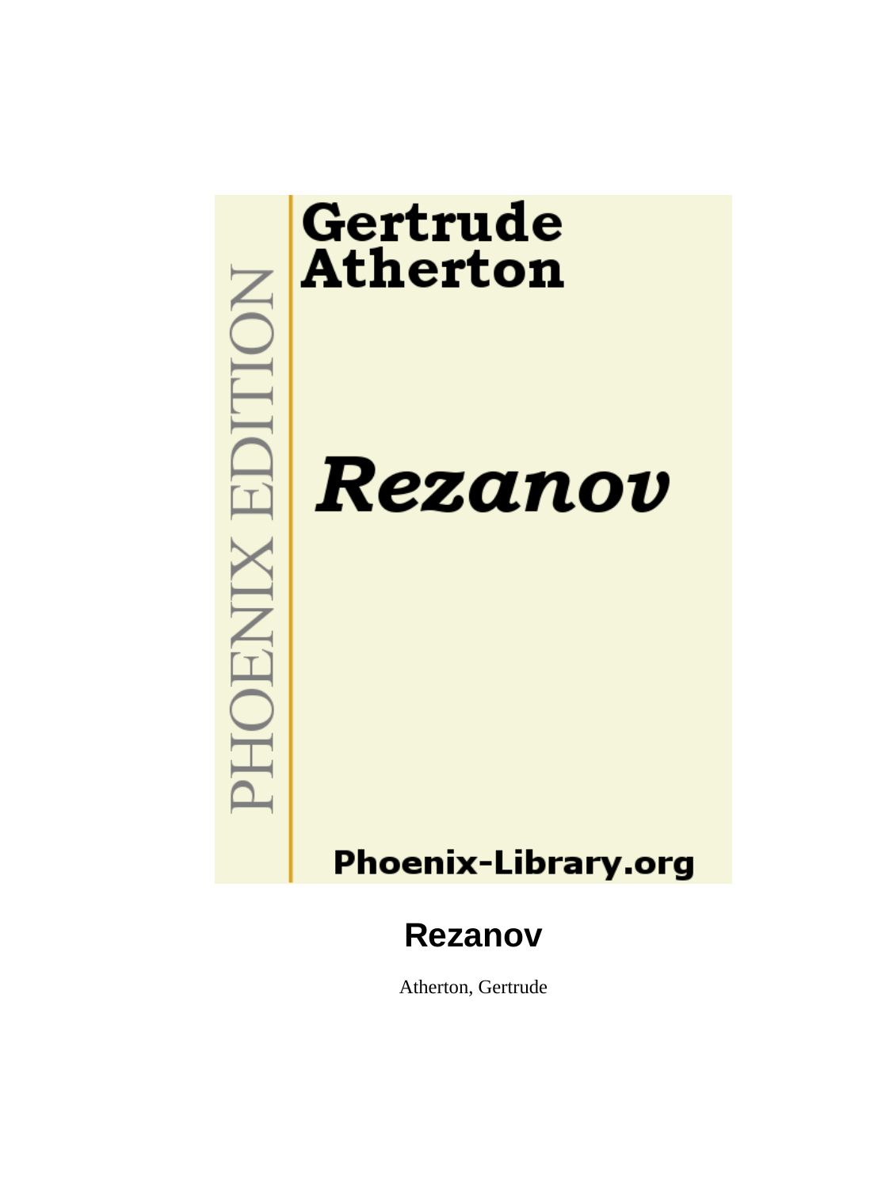Gertrude Atherton

*Rezanov*

PHOENIX EDITION

Phoenix-Library.org

# Rezanov

Atherton, Gertrude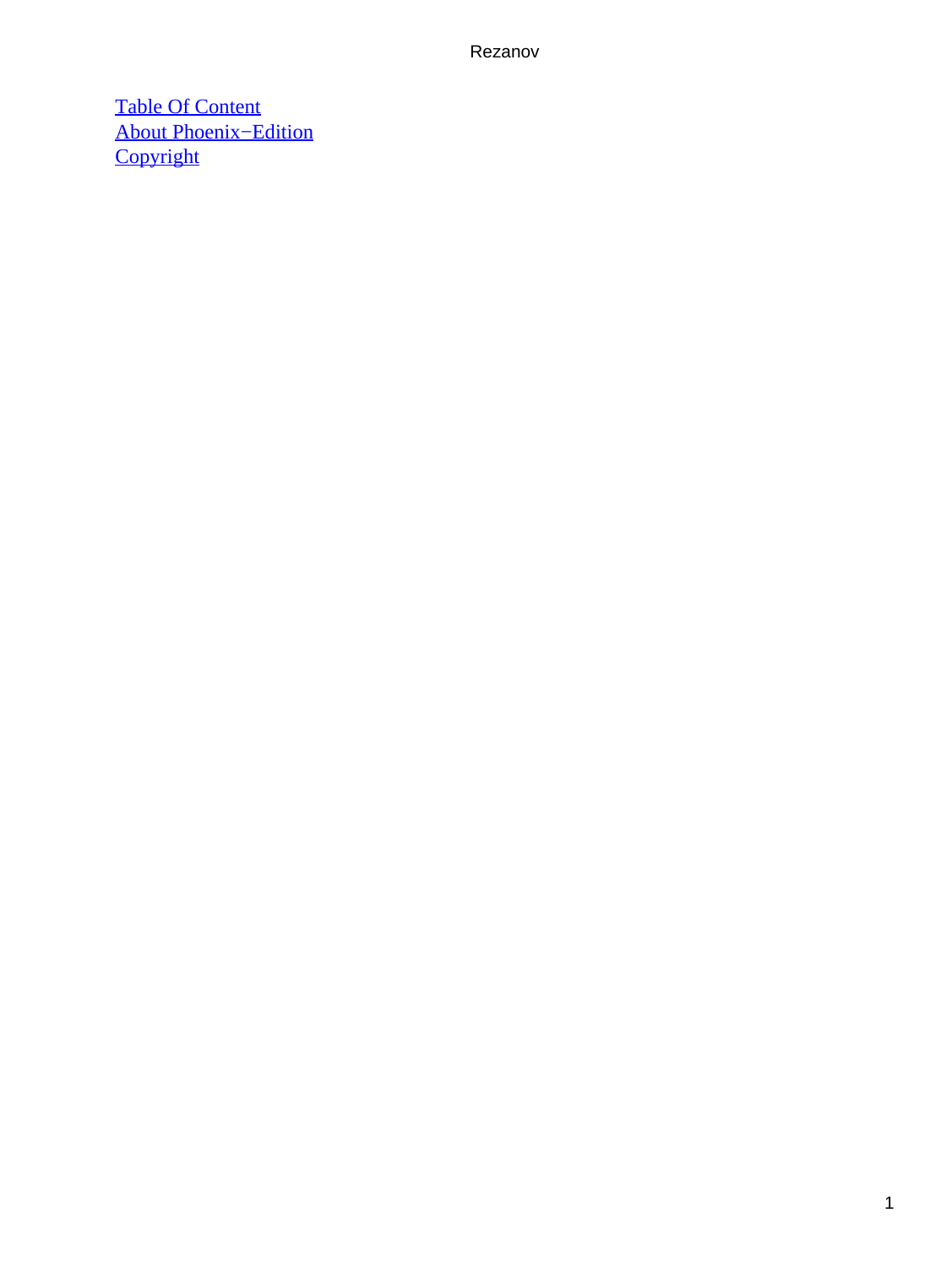[Table Of Content](#)
[About Phoenix−Edition](#)
[Copyright](#)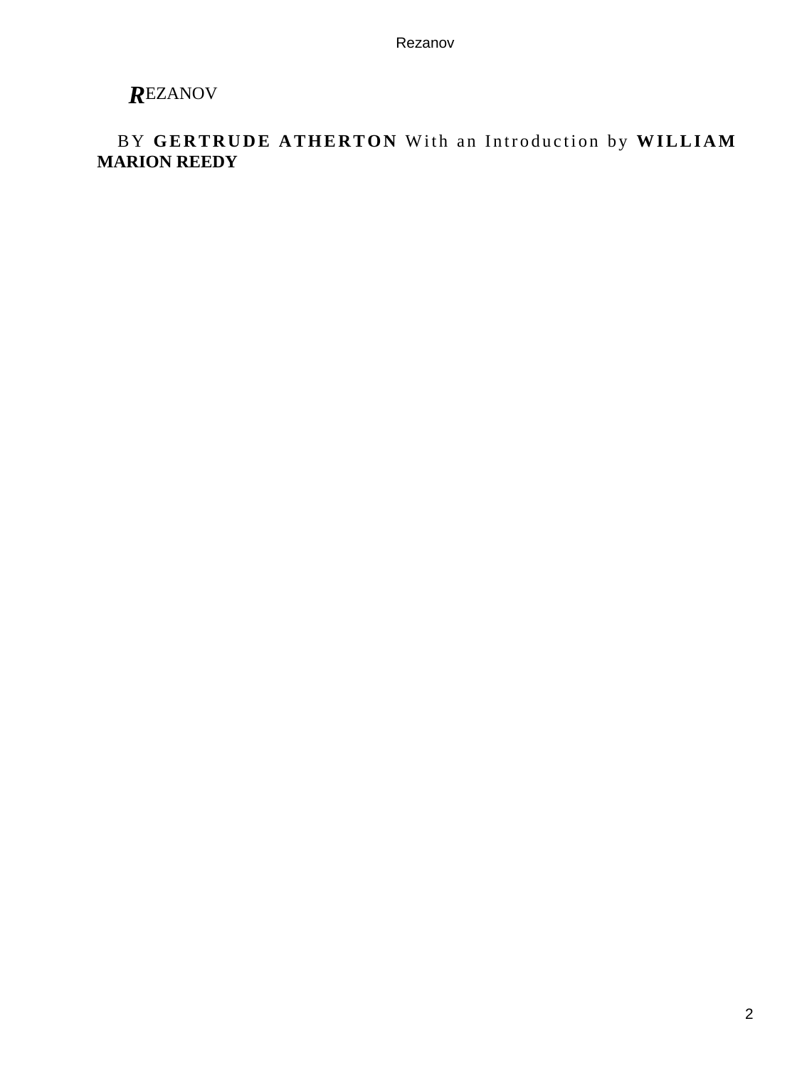# REZANOV

BY **GERTRUDE ATHERTON** With an Introduction by **WILLIAM MARION REEDY**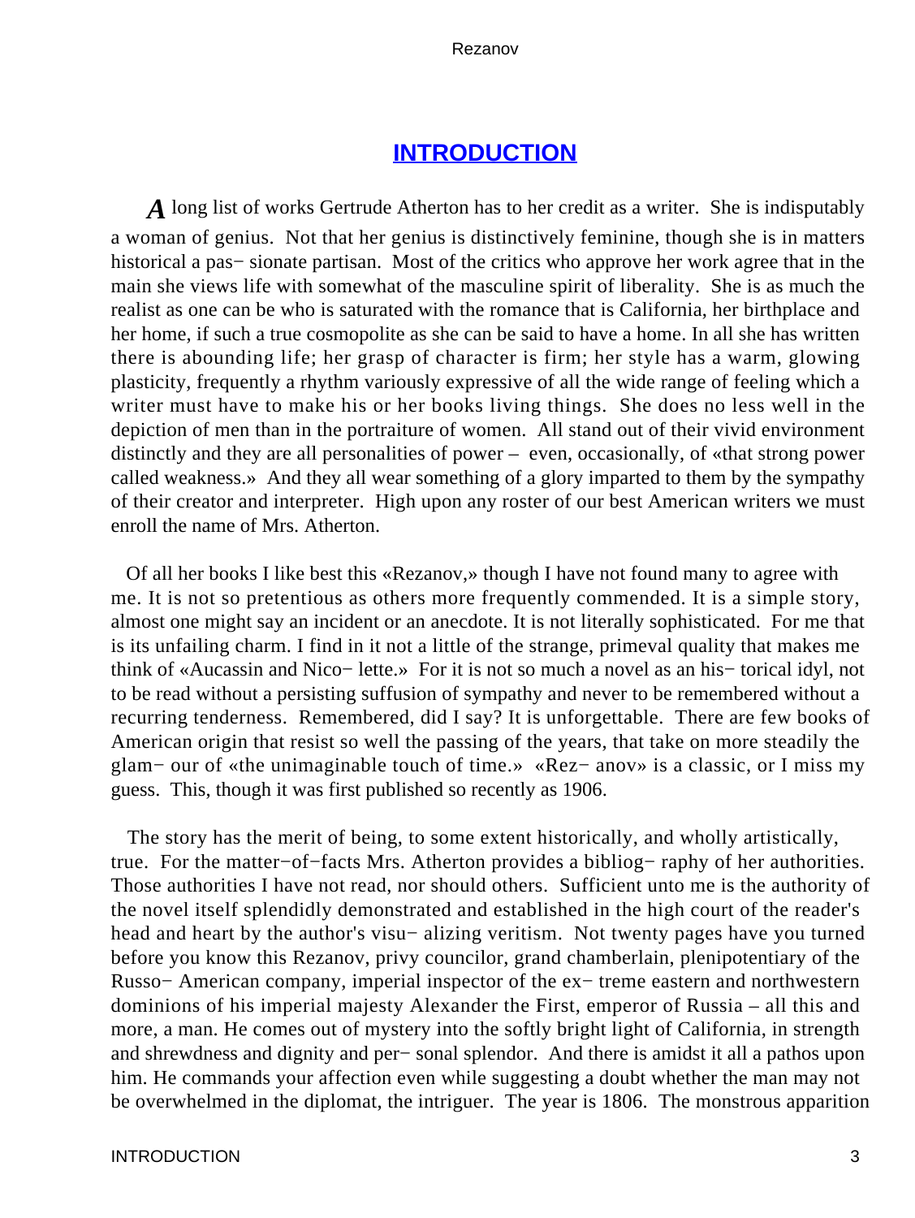## INTRODUCTION

*A* long list of works Gertrude Atherton has to her credit as a writer. She is indisputably a woman of genius. Not that her genius is distinctively feminine, though she is in matters historical a pas− sionate partisan. Most of the critics who approve her work agree that in the main she views life with somewhat of the masculine spirit of liberality. She is as much the realist as one can be who is saturated with the romance that is California, her birthplace and her home, if such a true cosmopolite as she can be said to have a home. In all she has written there is abounding life; her grasp of character is firm; her style has a warm, glowing plasticity, frequently a rhythm variously expressive of all the wide range of feeling which a writer must have to make his or her books living things. She does no less well in the depiction of men than in the portraiture of women. All stand out of their vivid environment distinctly and they are all personalities of power – even, occasionally, of «that strong power called weakness.» And they all wear something of a glory imparted to them by the sympathy of their creator and interpreter. High upon any roster of our best American writers we must enroll the name of Mrs. Atherton.

Of all her books I like best this «Rezanov,» though I have not found many to agree with me. It is not so pretentious as others more frequently commended. It is a simple story, almost one might say an incident or an anecdote. It is not literally sophisticated. For me that is its unfailing charm. I find in it not a little of the strange, primeval quality that makes me think of «Aucassin and Nico− lette.» For it is not so much a novel as an his− torical idyl, not to be read without a persisting suffusion of sympathy and never to be remembered without a recurring tenderness. Remembered, did I say? It is unforgettable. There are few books of American origin that resist so well the passing of the years, that take on more steadily the glam− our of «the unimaginable touch of time.» «Rez− anov» is a classic, or I miss my guess. This, though it was first published so recently as 1906.

The story has the merit of being, to some extent historically, and wholly artistically, true. For the matter−of−facts Mrs. Atherton provides a bibliog− raphy of her authorities. Those authorities I have not read, nor should others. Sufficient unto me is the authority of the novel itself splendidly demonstrated and established in the high court of the reader's head and heart by the author's visu− alizing veritism. Not twenty pages have you turned before you know this Rezanov, privy councilor, grand chamberlain, plenipotentiary of the Russo− American company, imperial inspector of the ex− treme eastern and northwestern dominions of his imperial majesty Alexander the First, emperor of Russia – all this and more, a man. He comes out of mystery into the softly bright light of California, in strength and shrewdness and dignity and per− sonal splendor. And there is amidst it all a pathos upon him. He commands your affection even while suggesting a doubt whether the man may not be overwhelmed in the diplomat, the intriguer. The year is 1806. The monstrous apparition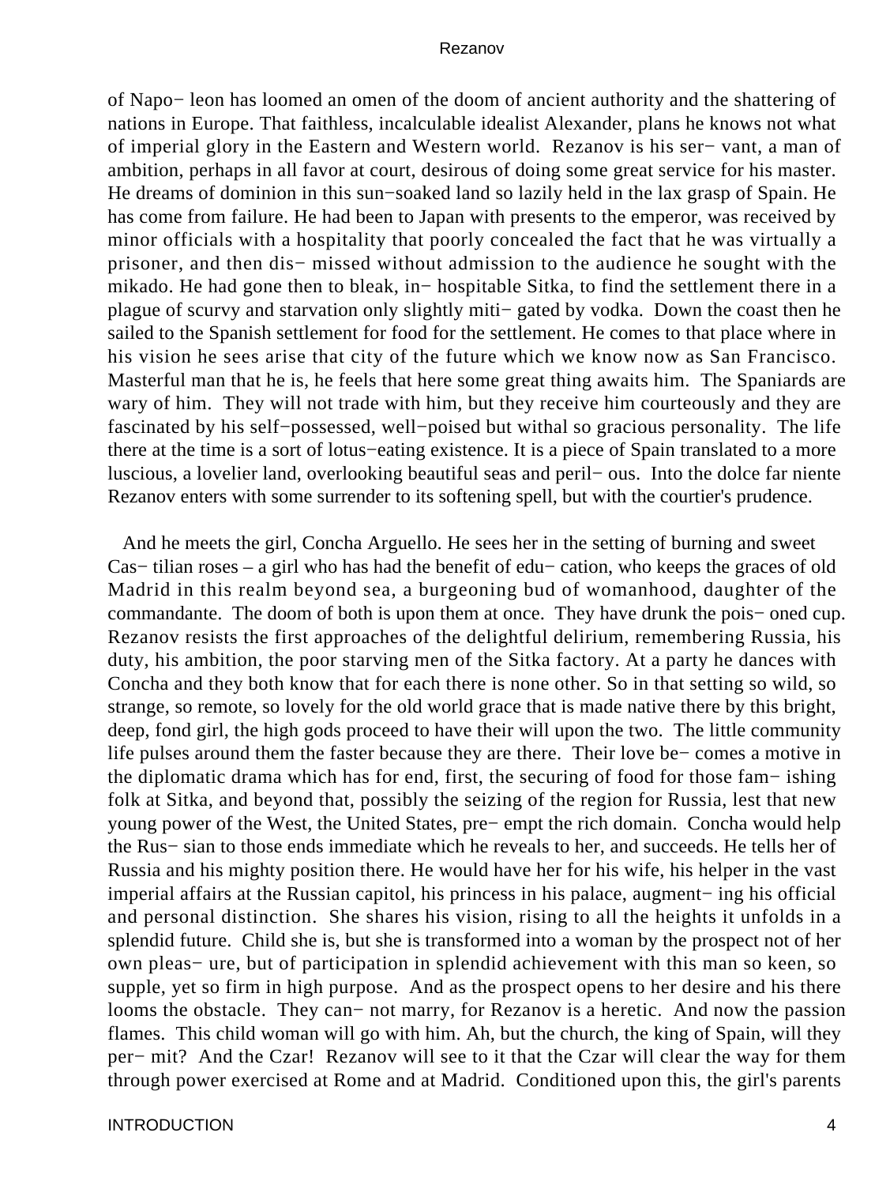of Napo− leon has loomed an omen of the doom of ancient authority and the shattering of nations in Europe. That faithless, incalculable idealist Alexander, plans he knows not what of imperial glory in the Eastern and Western world. Rezanov is his ser− vant, a man of ambition, perhaps in all favor at court, desirous of doing some great service for his master. He dreams of dominion in this sun−soaked land so lazily held in the lax grasp of Spain. He has come from failure. He had been to Japan with presents to the emperor, was received by minor officials with a hospitality that poorly concealed the fact that he was virtually a prisoner, and then dis− missed without admission to the audience he sought with the mikado. He had gone then to bleak, in− hospitable Sitka, to find the settlement there in a plague of scurvy and starvation only slightly miti− gated by vodka. Down the coast then he sailed to the Spanish settlement for food for the settlement. He comes to that place where in his vision he sees arise that city of the future which we know now as San Francisco. Masterful man that he is, he feels that here some great thing awaits him. The Spaniards are wary of him. They will not trade with him, but they receive him courteously and they are fascinated by his self−possessed, well−poised but withal so gracious personality. The life there at the time is a sort of lotus−eating existence. It is a piece of Spain translated to a more luscious, a lovelier land, overlooking beautiful seas and peril− ous. Into the dolce far niente Rezanov enters with some surrender to its softening spell, but with the courtier's prudence.

And he meets the girl, Concha Arguello. He sees her in the setting of burning and sweet Cas− tilian roses – a girl who has had the benefit of edu− cation, who keeps the graces of old Madrid in this realm beyond sea, a burgeoning bud of womanhood, daughter of the commandante. The doom of both is upon them at once. They have drunk the pois− oned cup. Rezanov resists the first approaches of the delightful delirium, remembering Russia, his duty, his ambition, the poor starving men of the Sitka factory. At a party he dances with Concha and they both know that for each there is none other. So in that setting so wild, so strange, so remote, so lovely for the old world grace that is made native there by this bright, deep, fond girl, the high gods proceed to have their will upon the two. The little community life pulses around them the faster because they are there. Their love be− comes a motive in the diplomatic drama which has for end, first, the securing of food for those fam− ishing folk at Sitka, and beyond that, possibly the seizing of the region for Russia, lest that new young power of the West, the United States, pre− empt the rich domain. Concha would help the Rus− sian to those ends immediate which he reveals to her, and succeeds. He tells her of Russia and his mighty position there. He would have her for his wife, his helper in the vast imperial affairs at the Russian capitol, his princess in his palace, augment− ing his official and personal distinction. She shares his vision, rising to all the heights it unfolds in a splendid future. Child she is, but she is transformed into a woman by the prospect not of her own pleas− ure, but of participation in splendid achievement with this man so keen, so supple, yet so firm in high purpose. And as the prospect opens to her desire and his there looms the obstacle. They can− not marry, for Rezanov is a heretic. And now the passion flames. This child woman will go with him. Ah, but the church, the king of Spain, will they per− mit? And the Czar! Rezanov will see to it that the Czar will clear the way for them through power exercised at Rome and at Madrid. Conditioned upon this, the girl's parents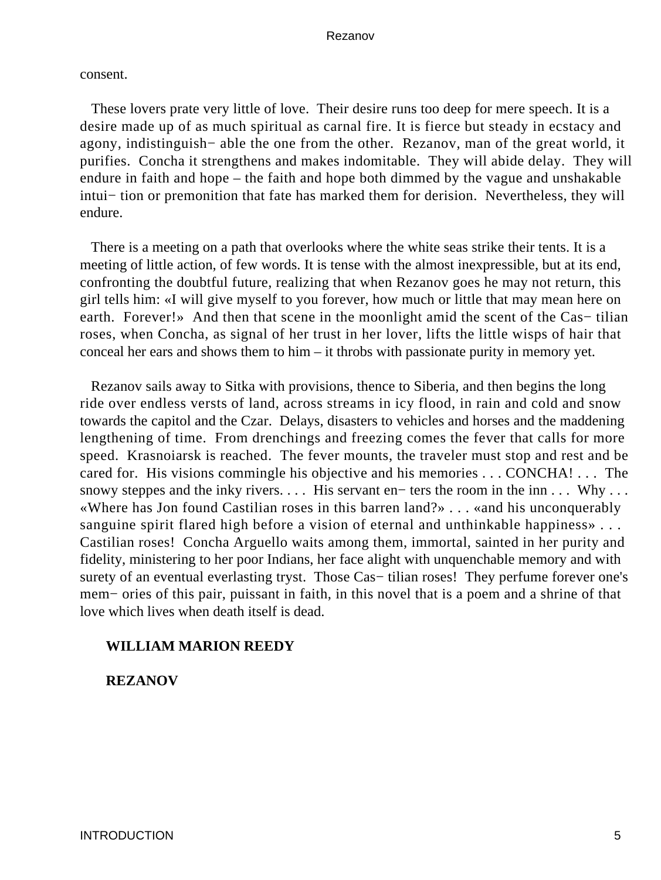consent.

These lovers prate very little of love. Their desire runs too deep for mere speech. It is a desire made up of as much spiritual as carnal fire. It is fierce but steady in ecstacy and agony, indistinguish− able the one from the other. Rezanov, man of the great world, it purifies. Concha it strengthens and makes indomitable. They will abide delay. They will endure in faith and hope – the faith and hope both dimmed by the vague and unshakable intui− tion or premonition that fate has marked them for derision. Nevertheless, they will endure.

There is a meeting on a path that overlooks where the white seas strike their tents. It is a meeting of little action, of few words. It is tense with the almost inexpressible, but at its end, confronting the doubtful future, realizing that when Rezanov goes he may not return, this girl tells him: «I will give myself to you forever, how much or little that may mean here on earth. Forever!» And then that scene in the moonlight amid the scent of the Cas− tilian roses, when Concha, as signal of her trust in her lover, lifts the little wisps of hair that conceal her ears and shows them to him – it throbs with passionate purity in memory yet.

Rezanov sails away to Sitka with provisions, thence to Siberia, and then begins the long ride over endless versts of land, across streams in icy flood, in rain and cold and snow towards the capitol and the Czar. Delays, disasters to vehicles and horses and the maddening lengthening of time. From drenchings and freezing comes the fever that calls for more speed. Krasnoiarsk is reached. The fever mounts, the traveler must stop and rest and be cared for. His visions commingle his objective and his memories . . . CONCHA! . . . The snowy steppes and the inky rivers. . . . His servant en− ters the room in the inn . . . Why . . . «Where has Jon found Castilian roses in this barren land?» . . . «and his unconquerably sanguine spirit flared high before a vision of eternal and unthinkable happiness» . . . Castilian roses! Concha Arguello waits among them, immortal, sainted in her purity and fidelity, ministering to her poor Indians, her face alight with unquenchable memory and with surety of an eventual everlasting tryst. Those Cas− tilian roses! They perfume forever one's mem− ories of this pair, puissant in faith, in this novel that is a poem and a shrine of that love which lives when death itself is dead.

**WILLIAM MARION REEDY**

**REZANOV**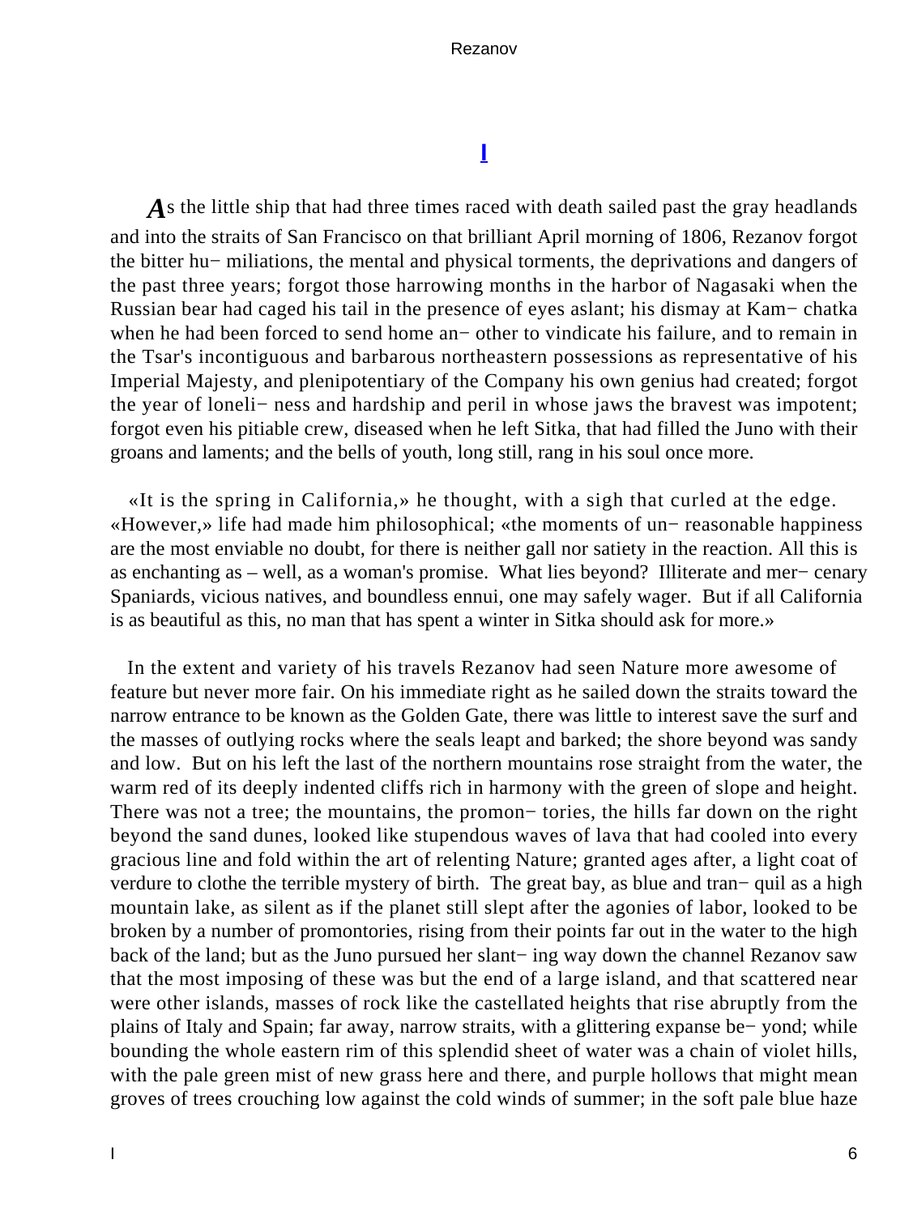## I

*A*s the little ship that had three times raced with death sailed past the gray headlands and into the straits of San Francisco on that brilliant April morning of 1806, Rezanov forgot the bitter humiliations, the mental and physical torments, the deprivations and dangers of the past three years; forgot those harrowing months in the harbor of Nagasaki when the Russian bear had caged his tail in the presence of eyes aslant; his dismay at Kamchatka when he had been forced to send home another to vindicate his failure, and to remain in the Tsar's incontiguous and barbarous northeastern possessions as representative of his Imperial Majesty, and plenipotentiary of the Company his own genius had created; forgot the year of loneliness and hardship and peril in whose jaws the bravest was impotent; forgot even his pitiable crew, diseased when he left Sitka, that had filled the Juno with their groans and laments; and the bells of youth, long still, rang in his soul once more.

«It is the spring in California,» he thought, with a sigh that curled at the edge. «However,» life had made him philosophical; «the moments of unreasonable happiness are the most enviable no doubt, for there is neither gall nor satiety in the reaction. All this is as enchanting as – well, as a woman's promise. What lies beyond? Illiterate and mercenary Spaniards, vicious natives, and boundless ennui, one may safely wager. But if all California is as beautiful as this, no man that has spent a winter in Sitka should ask for more.»

In the extent and variety of his travels Rezanov had seen Nature more awesome of feature but never more fair. On his immediate right as he sailed down the straits toward the narrow entrance to be known as the Golden Gate, there was little to interest save the surf and the masses of outlying rocks where the seals leapt and barked; the shore beyond was sandy and low. But on his left the last of the northern mountains rose straight from the water, the warm red of its deeply indented cliffs rich in harmony with the green of slope and height. There was not a tree; the mountains, the promontories, the hills far down on the right beyond the sand dunes, looked like stupendous waves of lava that had cooled into every gracious line and fold within the art of relenting Nature; granted ages after, a light coat of verdure to clothe the terrible mystery of birth. The great bay, as blue and tranquil as a high mountain lake, as silent as if the planet still slept after the agonies of labor, looked to be broken by a number of promontories, rising from their points far out in the water to the high back of the land; but as the Juno pursued her slanting way down the channel Rezanov saw that the most imposing of these was but the end of a large island, and that scattered near were other islands, masses of rock like the castellated heights that rise abruptly from the plains of Italy and Spain; far away, narrow straits, with a glittering expanse beyond; while bounding the whole eastern rim of this splendid sheet of water was a chain of violet hills, with the pale green mist of new grass here and there, and purple hollows that might mean groves of trees crouching low against the cold winds of summer; in the soft pale blue haze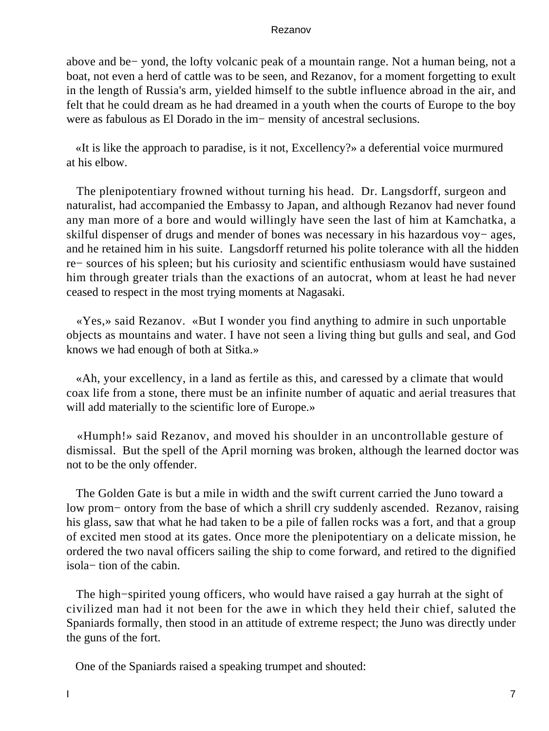above and be− yond, the lofty volcanic peak of a mountain range. Not a human being, not a boat, not even a herd of cattle was to be seen, and Rezanov, for a moment forgetting to exult in the length of Russia's arm, yielded himself to the subtle influence abroad in the air, and felt that he could dream as he had dreamed in a youth when the courts of Europe to the boy were as fabulous as El Dorado in the im− mensity of ancestral seclusions.

«It is like the approach to paradise, is it not, Excellency?» a deferential voice murmured at his elbow.

The plenipotentiary frowned without turning his head. Dr. Langsdorff, surgeon and naturalist, had accompanied the Embassy to Japan, and although Rezanov had never found any man more of a bore and would willingly have seen the last of him at Kamchatka, a skilful dispenser of drugs and mender of bones was necessary in his hazardous voy− ages, and he retained him in his suite. Langsdorff returned his polite tolerance with all the hidden re− sources of his spleen; but his curiosity and scientific enthusiasm would have sustained him through greater trials than the exactions of an autocrat, whom at least he had never ceased to respect in the most trying moments at Nagasaki.

«Yes,» said Rezanov. «But I wonder you find anything to admire in such unportable objects as mountains and water. I have not seen a living thing but gulls and seal, and God knows we had enough of both at Sitka.»

«Ah, your excellency, in a land as fertile as this, and caressed by a climate that would coax life from a stone, there must be an infinite number of aquatic and aerial treasures that will add materially to the scientific lore of Europe.»

«Humph!» said Rezanov, and moved his shoulder in an uncontrollable gesture of dismissal. But the spell of the April morning was broken, although the learned doctor was not to be the only offender.

The Golden Gate is but a mile in width and the swift current carried the Juno toward a low prom− ontory from the base of which a shrill cry suddenly ascended. Rezanov, raising his glass, saw that what he had taken to be a pile of fallen rocks was a fort, and that a group of excited men stood at its gates. Once more the plenipotentiary on a delicate mission, he ordered the two naval officers sailing the ship to come forward, and retired to the dignified isola− tion of the cabin.

The high−spirited young officers, who would have raised a gay hurrah at the sight of civilized man had it not been for the awe in which they held their chief, saluted the Spaniards formally, then stood in an attitude of extreme respect; the Juno was directly under the guns of the fort.

One of the Spaniards raised a speaking trumpet and shouted: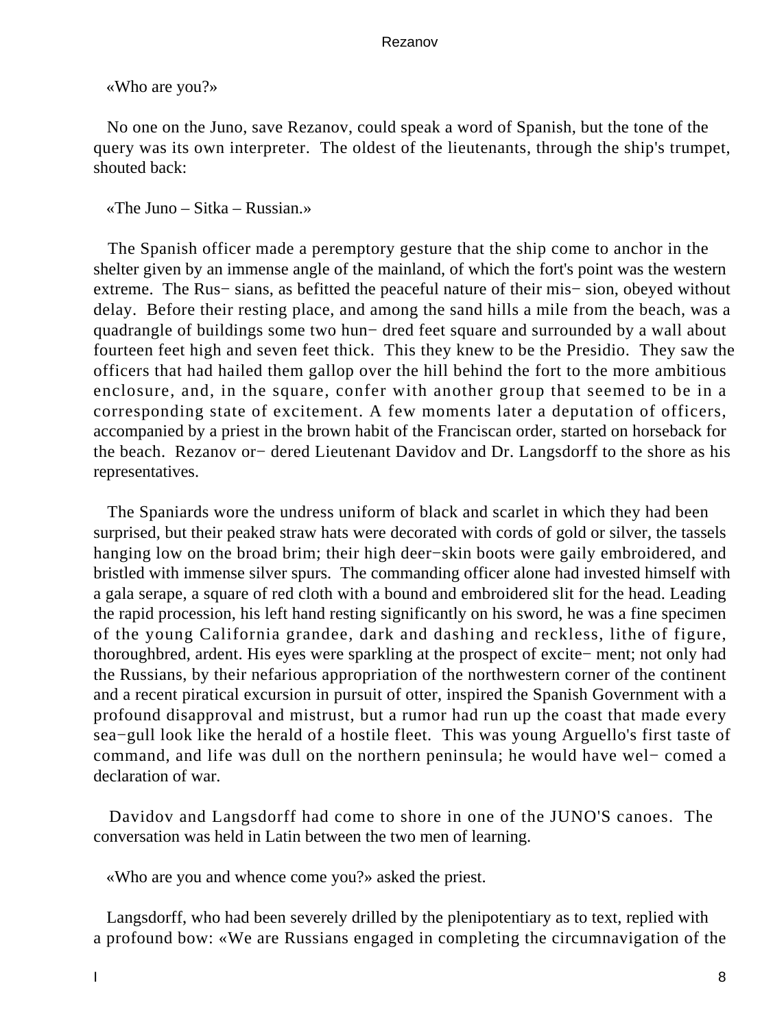«Who are you?»

No one on the Juno, save Rezanov, could speak a word of Spanish, but the tone of the query was its own interpreter. The oldest of the lieutenants, through the ship's trumpet, shouted back:

«The Juno – Sitka – Russian.»

The Spanish officer made a peremptory gesture that the ship come to anchor in the shelter given by an immense angle of the mainland, of which the fort's point was the western extreme. The Russians, as befitted the peaceful nature of their mission, obeyed without delay. Before their resting place, and among the sand hills a mile from the beach, was a quadrangle of buildings some two hundred feet square and surrounded by a wall about fourteen feet high and seven feet thick. This they knew to be the Presidio. They saw the officers that had hailed them gallop over the hill behind the fort to the more ambitious enclosure, and, in the square, confer with another group that seemed to be in a corresponding state of excitement. A few moments later a deputation of officers, accompanied by a priest in the brown habit of the Franciscan order, started on horseback for the beach. Rezanov ordered Lieutenant Davidov and Dr. Langsdorff to the shore as his representatives.

The Spaniards wore the undress uniform of black and scarlet in which they had been surprised, but their peaked straw hats were decorated with cords of gold or silver, the tassels hanging low on the broad brim; their high deer−skin boots were gaily embroidered, and bristled with immense silver spurs. The commanding officer alone had invested himself with a gala serape, a square of red cloth with a bound and embroidered slit for the head. Leading the rapid procession, his left hand resting significantly on his sword, he was a fine specimen of the young California grandee, dark and dashing and reckless, lithe of figure, thoroughbred, ardent. His eyes were sparkling at the prospect of excitement; not only had the Russians, by their nefarious appropriation of the northwestern corner of the continent and a recent piratical excursion in pursuit of otter, inspired the Spanish Government with a profound disapproval and mistrust, but a rumor had run up the coast that made every sea−gull look like the herald of a hostile fleet. This was young Arguello's first taste of command, and life was dull on the northern peninsula; he would have welcomed a declaration of war.

Davidov and Langsdorff had come to shore in one of the JUNO'S canoes. The conversation was held in Latin between the two men of learning.

«Who are you and whence come you?» asked the priest.

Langsdorff, who had been severely drilled by the plenipotentiary as to text, replied with a profound bow: «We are Russians engaged in completing the circumnavigation of the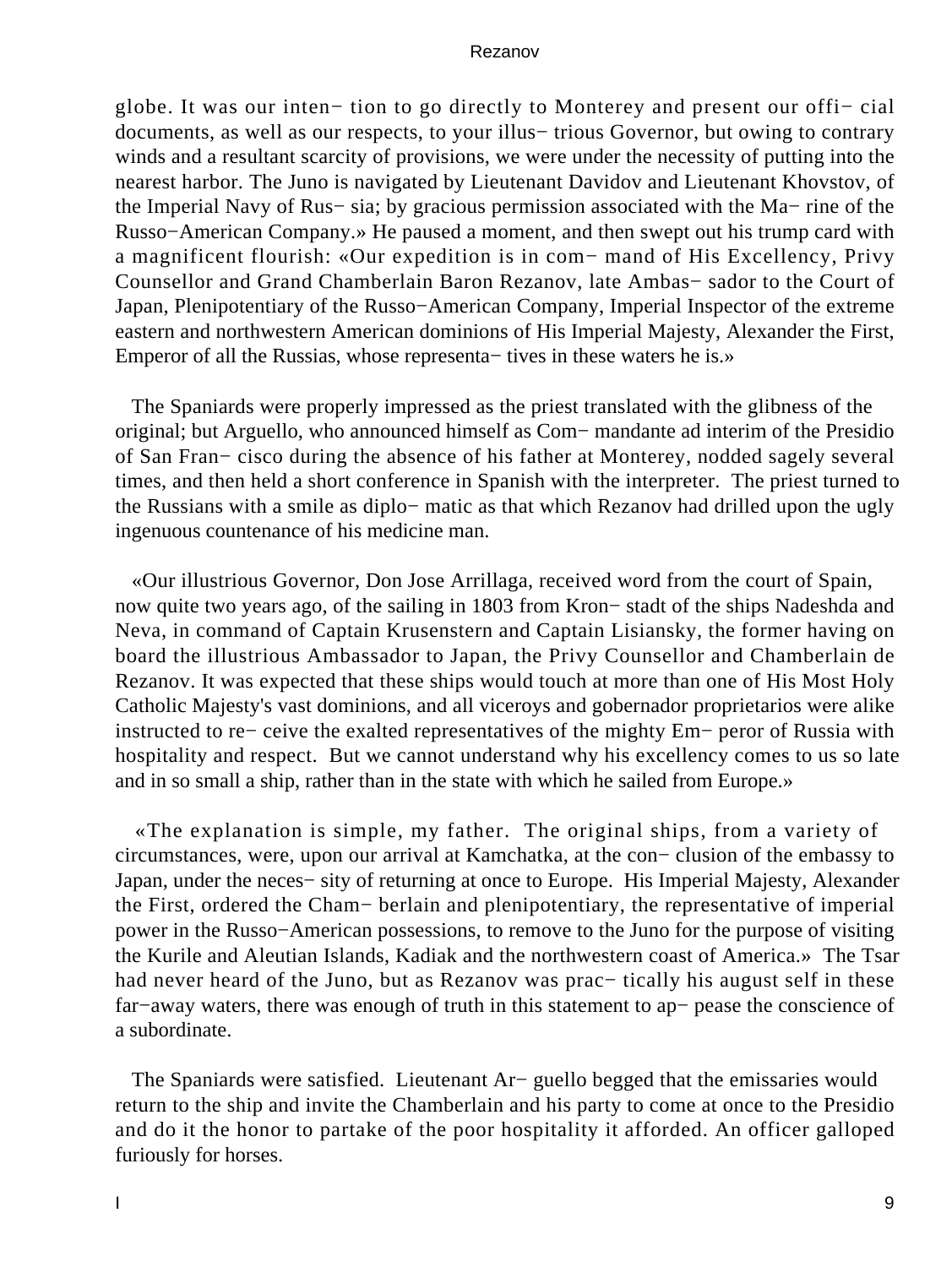globe. It was our inten− tion to go directly to Monterey and present our offi− cial documents, as well as our respects, to your illus− trious Governor, but owing to contrary winds and a resultant scarcity of provisions, we were under the necessity of putting into the nearest harbor. The Juno is navigated by Lieutenant Davidov and Lieutenant Khovstov, of the Imperial Navy of Rus− sia; by gracious permission associated with the Ma− rine of the Russo−American Company.» He paused a moment, and then swept out his trump card with a magnificent flourish: «Our expedition is in com− mand of His Excellency, Privy Counsellor and Grand Chamberlain Baron Rezanov, late Ambas− sador to the Court of Japan, Plenipotentiary of the Russo−American Company, Imperial Inspector of the extreme eastern and northwestern American dominions of His Imperial Majesty, Alexander the First, Emperor of all the Russias, whose representa− tives in these waters he is.»

The Spaniards were properly impressed as the priest translated with the glibness of the original; but Arguello, who announced himself as Com− mandante ad interim of the Presidio of San Fran− cisco during the absence of his father at Monterey, nodded sagely several times, and then held a short conference in Spanish with the interpreter. The priest turned to the Russians with a smile as diplo− matic as that which Rezanov had drilled upon the ugly ingenuous countenance of his medicine man.

«Our illustrious Governor, Don Jose Arrillaga, received word from the court of Spain, now quite two years ago, of the sailing in 1803 from Kron− stadt of the ships Nadeshda and Neva, in command of Captain Krusenstern and Captain Lisiansky, the former having on board the illustrious Ambassador to Japan, the Privy Counsellor and Chamberlain de Rezanov. It was expected that these ships would touch at more than one of His Most Holy Catholic Majesty's vast dominions, and all viceroys and gobernador proprietarios were alike instructed to re− ceive the exalted representatives of the mighty Em− peror of Russia with hospitality and respect. But we cannot understand why his excellency comes to us so late and in so small a ship, rather than in the state with which he sailed from Europe.»

«The explanation is simple, my father. The original ships, from a variety of circumstances, were, upon our arrival at Kamchatka, at the con− clusion of the embassy to Japan, under the neces− sity of returning at once to Europe. His Imperial Majesty, Alexander the First, ordered the Cham− berlain and plenipotentiary, the representative of imperial power in the Russo−American possessions, to remove to the Juno for the purpose of visiting the Kurile and Aleutian Islands, Kadiak and the northwestern coast of America.» The Tsar had never heard of the Juno, but as Rezanov was prac− tically his august self in these far−away waters, there was enough of truth in this statement to ap− pease the conscience of a subordinate.

The Spaniards were satisfied. Lieutenant Ar− guello begged that the emissaries would return to the ship and invite the Chamberlain and his party to come at once to the Presidio and do it the honor to partake of the poor hospitality it afforded. An officer galloped furiously for horses.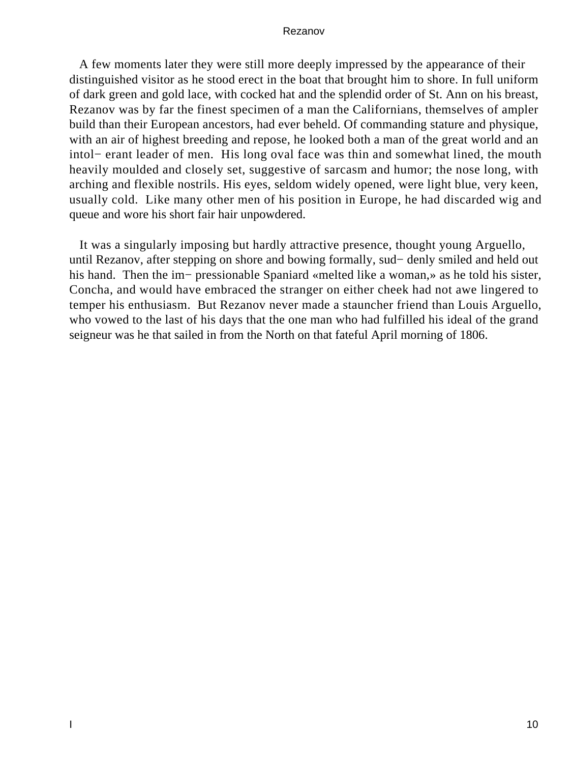A few moments later they were still more deeply impressed by the appearance of their distinguished visitor as he stood erect in the boat that brought him to shore. In full uniform of dark green and gold lace, with cocked hat and the splendid order of St. Ann on his breast, Rezanov was by far the finest specimen of a man the Californians, themselves of ampler build than their European ancestors, had ever beheld. Of commanding stature and physique, with an air of highest breeding and repose, he looked both a man of the great world and an intol− erant leader of men. His long oval face was thin and somewhat lined, the mouth heavily moulded and closely set, suggestive of sarcasm and humor; the nose long, with arching and flexible nostrils. His eyes, seldom widely opened, were light blue, very keen, usually cold. Like many other men of his position in Europe, he had discarded wig and queue and wore his short fair hair unpowdered.

It was a singularly imposing but hardly attractive presence, thought young Arguello, until Rezanov, after stepping on shore and bowing formally, sud− denly smiled and held out his hand. Then the im− pressionable Spaniard «melted like a woman,» as he told his sister, Concha, and would have embraced the stranger on either cheek had not awe lingered to temper his enthusiasm. But Rezanov never made a stauncher friend than Louis Arguello, who vowed to the last of his days that the one man who had fulfilled his ideal of the grand seigneur was he that sailed in from the North on that fateful April morning of 1806.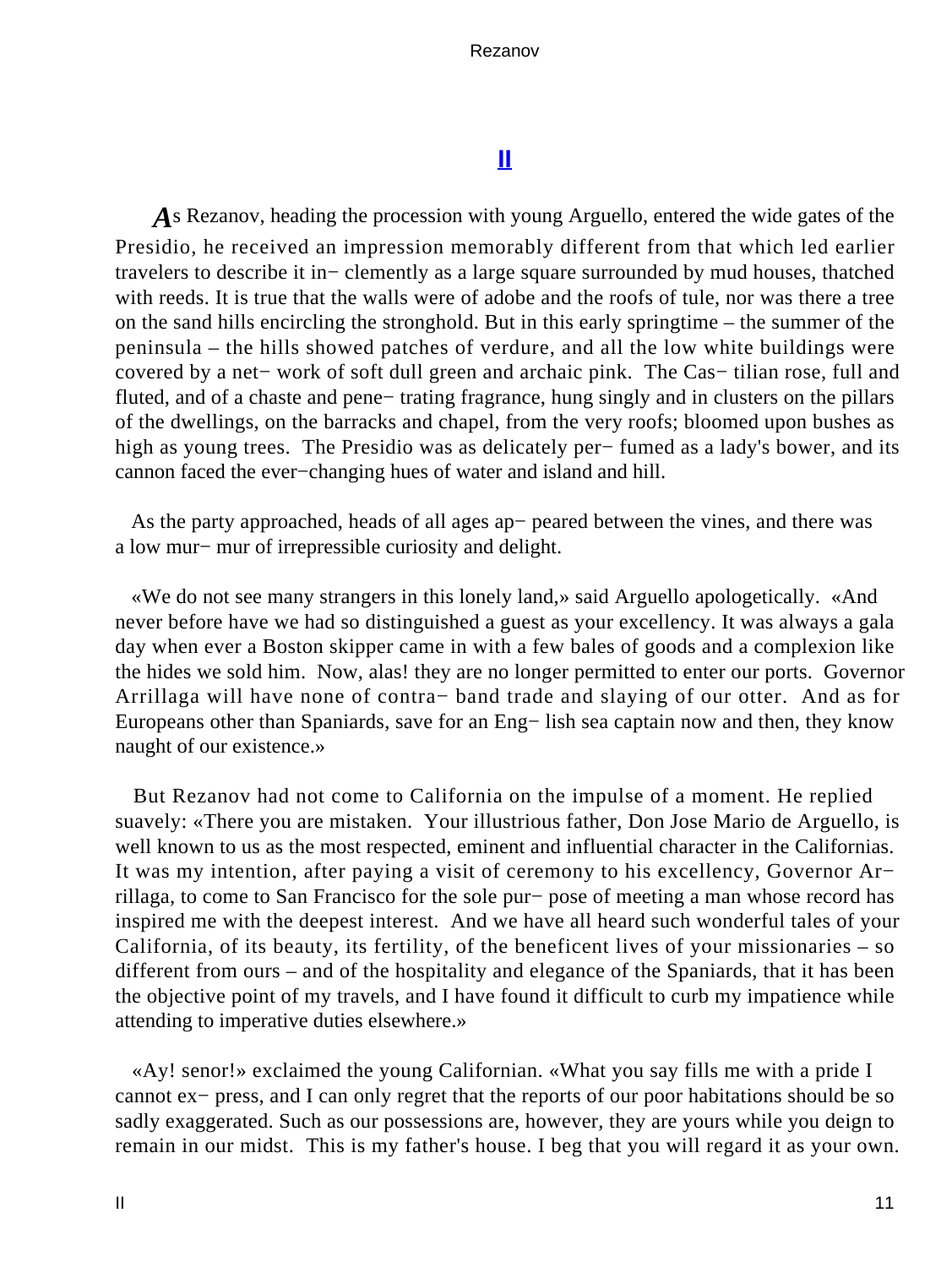## II

*A*s Rezanov, heading the procession with young Arguello, entered the wide gates of the Presidio, he received an impression memorably different from that which led earlier travelers to describe it inclemently as a large square surrounded by mud houses, thatched with reeds. It is true that the walls were of adobe and the roofs of tule, nor was there a tree on the sand hills encircling the stronghold. But in this early springtime – the summer of the peninsula – the hills showed patches of verdure, and all the low white buildings were covered by a network of soft dull green and archaic pink. The Castilian rose, full and fluted, and of a chaste and penetrating fragrance, hung singly and in clusters on the pillars of the dwellings, on the barracks and chapel, from the very roofs; bloomed upon bushes as high as young trees. The Presidio was as delicately perfumed as a lady's bower, and its cannon faced the ever-changing hues of water and island and hill.

As the party approached, heads of all ages appeared between the vines, and there was a low murmur of irrepressible curiosity and delight.

«We do not see many strangers in this lonely land,» said Arguello apologetically. «And never before have we had so distinguished a guest as your excellency. It was always a gala day when ever a Boston skipper came in with a few bales of goods and a complexion like the hides we sold him. Now, alas! they are no longer permitted to enter our ports. Governor Arrillaga will have none of contraband trade and slaying of our otter. And as for Europeans other than Spaniards, save for an English sea captain now and then, they know naught of our existence.»

But Rezanov had not come to California on the impulse of a moment. He replied suavely: «There you are mistaken. Your illustrious father, Don Jose Mario de Arguello, is well known to us as the most respected, eminent and influential character in the Californias. It was my intention, after paying a visit of ceremony to his excellency, Governor Arrillaga, to come to San Francisco for the sole purpose of meeting a man whose record has inspired me with the deepest interest. And we have all heard such wonderful tales of your California, of its beauty, its fertility, of the beneficent lives of your missionaries – so different from ours – and of the hospitality and elegance of the Spaniards, that it has been the objective point of my travels, and I have found it difficult to curb my impatience while attending to imperative duties elsewhere.»

«Ay! senor!» exclaimed the young Californian. «What you say fills me with a pride I cannot express, and I can only regret that the reports of our poor habitations should be so sadly exaggerated. Such as our possessions are, however, they are yours while you deign to remain in our midst. This is my father's house. I beg that you will regard it as your own.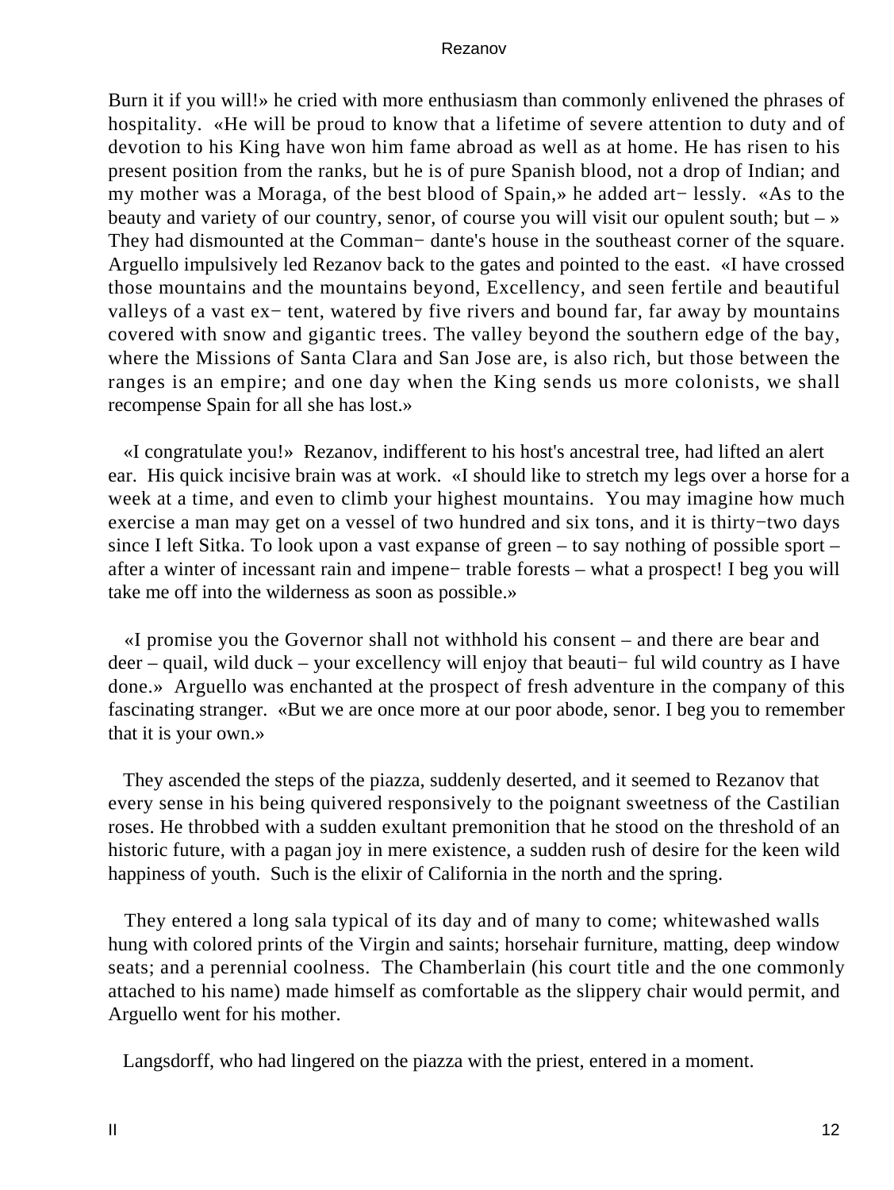Burn it if you will!» he cried with more enthusiasm than commonly enlivened the phrases of hospitality. «He will be proud to know that a lifetime of severe attention to duty and of devotion to his King have won him fame abroad as well as at home. He has risen to his present position from the ranks, but he is of pure Spanish blood, not a drop of Indian; and my mother was a Moraga, of the best blood of Spain,» he added artlessly. «As to the beauty and variety of our country, senor, of course you will visit our opulent south; but – » They had dismounted at the Commandante's house in the southeast corner of the square. Arguello impulsively led Rezanov back to the gates and pointed to the east. «I have crossed those mountains and the mountains beyond, Excellency, and seen fertile and beautiful valleys of a vast extent, watered by five rivers and bound far, far away by mountains covered with snow and gigantic trees. The valley beyond the southern edge of the bay, where the Missions of Santa Clara and San Jose are, is also rich, but those between the ranges is an empire; and one day when the King sends us more colonists, we shall recompense Spain for all she has lost.»

«I congratulate you!» Rezanov, indifferent to his host's ancestral tree, had lifted an alert ear. His quick incisive brain was at work. «I should like to stretch my legs over a horse for a week at a time, and even to climb your highest mountains. You may imagine how much exercise a man may get on a vessel of two hundred and six tons, and it is thirty−two days since I left Sitka. To look upon a vast expanse of green – to say nothing of possible sport – after a winter of incessant rain and impenetrable forests – what a prospect! I beg you will take me off into the wilderness as soon as possible.»

«I promise you the Governor shall not withhold his consent – and there are bear and deer – quail, wild duck – your excellency will enjoy that beautiful wild country as I have done.» Arguello was enchanted at the prospect of fresh adventure in the company of this fascinating stranger. «But we are once more at our poor abode, senor. I beg you to remember that it is your own.»

They ascended the steps of the piazza, suddenly deserted, and it seemed to Rezanov that every sense in his being quivered responsively to the poignant sweetness of the Castilian roses. He throbbed with a sudden exultant premonition that he stood on the threshold of an historic future, with a pagan joy in mere existence, a sudden rush of desire for the keen wild happiness of youth. Such is the elixir of California in the north and the spring.

They entered a long sala typical of its day and of many to come; whitewashed walls hung with colored prints of the Virgin and saints; horsehair furniture, matting, deep window seats; and a perennial coolness. The Chamberlain (his court title and the one commonly attached to his name) made himself as comfortable as the slippery chair would permit, and Arguello went for his mother.

Langsdorff, who had lingered on the piazza with the priest, entered in a moment.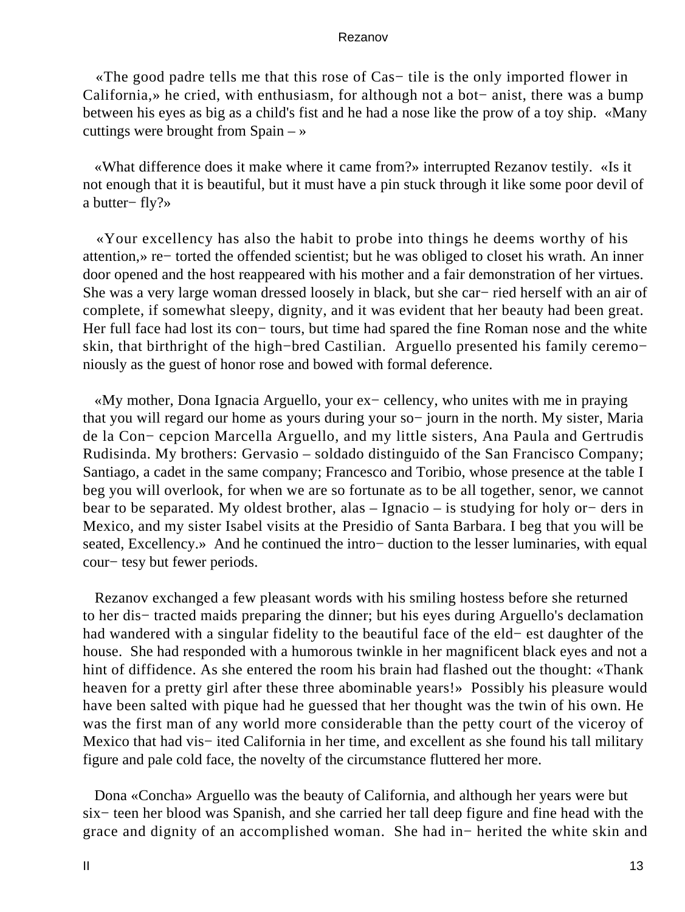«The good padre tells me that this rose of Cas− tile is the only imported flower in California,» he cried, with enthusiasm, for although not a bot− anist, there was a bump between his eyes as big as a child's fist and he had a nose like the prow of a toy ship. «Many cuttings were brought from Spain – »

«What difference does it make where it came from?» interrupted Rezanov testily. «Is it not enough that it is beautiful, but it must have a pin stuck through it like some poor devil of a butter− fly?»

«Your excellency has also the habit to probe into things he deems worthy of his attention,» re− torted the offended scientist; but he was obliged to closet his wrath. An inner door opened and the host reappeared with his mother and a fair demonstration of her virtues. She was a very large woman dressed loosely in black, but she car− ried herself with an air of complete, if somewhat sleepy, dignity, and it was evident that her beauty had been great. Her full face had lost its con− tours, but time had spared the fine Roman nose and the white skin, that birthright of the high−bred Castilian. Arguello presented his family ceremo− niously as the guest of honor rose and bowed with formal deference.

«My mother, Dona Ignacia Arguello, your ex− cellency, who unites with me in praying that you will regard our home as yours during your so− journ in the north. My sister, Maria de la Con− cepcion Marcella Arguello, and my little sisters, Ana Paula and Gertrudis Rudisinda. My brothers: Gervasio – soldado distinguido of the San Francisco Company; Santiago, a cadet in the same company; Francesco and Toribio, whose presence at the table I beg you will overlook, for when we are so fortunate as to be all together, senor, we cannot bear to be separated. My oldest brother, alas – Ignacio – is studying for holy or− ders in Mexico, and my sister Isabel visits at the Presidio of Santa Barbara. I beg that you will be seated, Excellency.» And he continued the intro− duction to the lesser luminaries, with equal cour− tesy but fewer periods.

Rezanov exchanged a few pleasant words with his smiling hostess before she returned to her dis− tracted maids preparing the dinner; but his eyes during Arguello's declamation had wandered with a singular fidelity to the beautiful face of the eld− est daughter of the house. She had responded with a humorous twinkle in her magnificent black eyes and not a hint of diffidence. As she entered the room his brain had flashed out the thought: «Thank heaven for a pretty girl after these three abominable years!» Possibly his pleasure would have been salted with pique had he guessed that her thought was the twin of his own. He was the first man of any world more considerable than the petty court of the viceroy of Mexico that had vis− ited California in her time, and excellent as she found his tall military figure and pale cold face, the novelty of the circumstance fluttered her more.

Dona «Concha» Arguello was the beauty of California, and although her years were but six− teen her blood was Spanish, and she carried her tall deep figure and fine head with the grace and dignity of an accomplished woman. She had in− herited the white skin and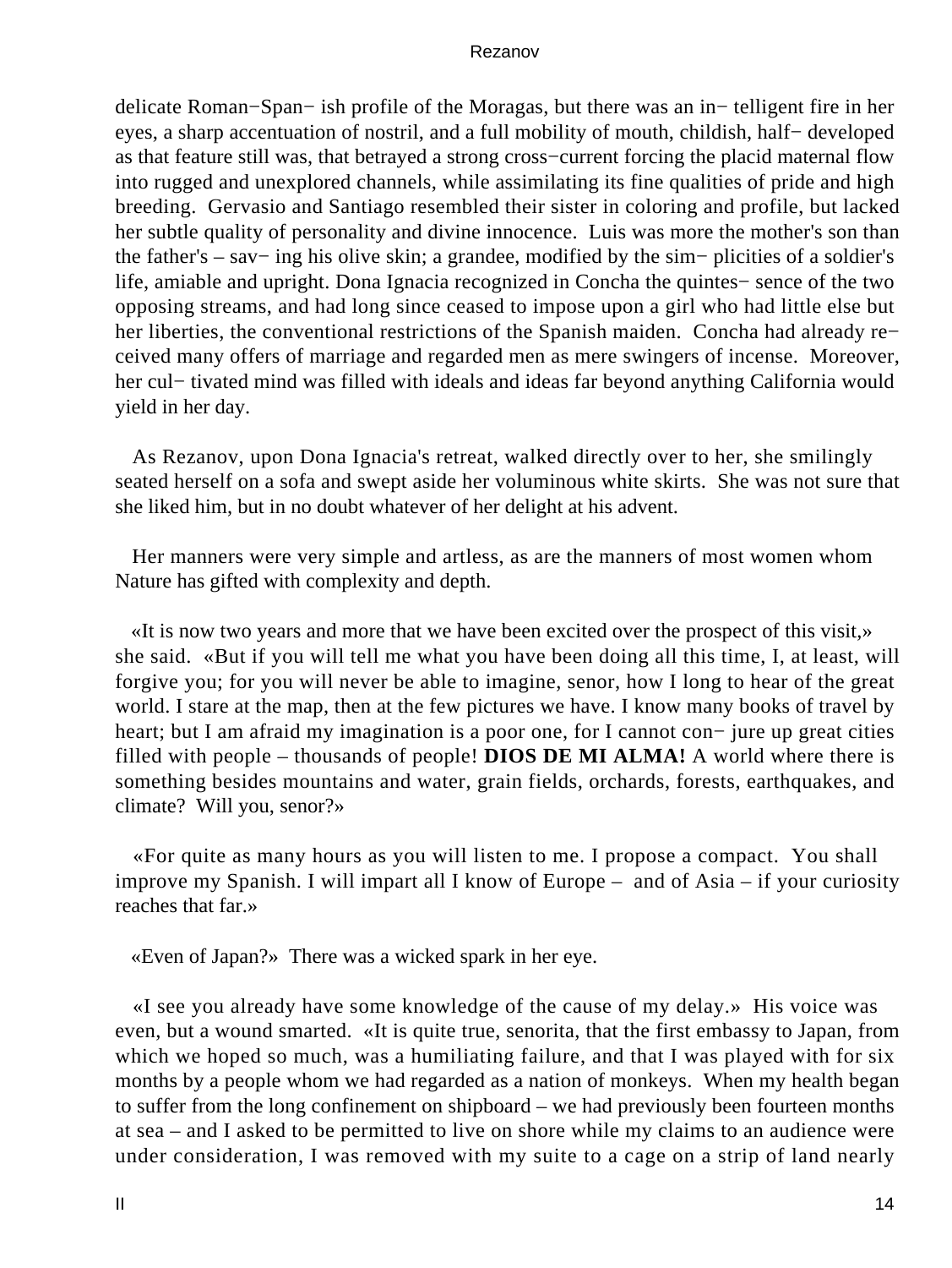delicate Roman−Span− ish profile of the Moragas, but there was an in− telligent fire in her eyes, a sharp accentuation of nostril, and a full mobility of mouth, childish, half− developed as that feature still was, that betrayed a strong cross−current forcing the placid maternal flow into rugged and unexplored channels, while assimilating its fine qualities of pride and high breeding. Gervasio and Santiago resembled their sister in coloring and profile, but lacked her subtle quality of personality and divine innocence. Luis was more the mother's son than the father's – sav− ing his olive skin; a grandee, modified by the sim− plicities of a soldier's life, amiable and upright. Dona Ignacia recognized in Concha the quintes− sence of the two opposing streams, and had long since ceased to impose upon a girl who had little else but her liberties, the conventional restrictions of the Spanish maiden. Concha had already re− ceived many offers of marriage and regarded men as mere swingers of incense. Moreover, her cul− tivated mind was filled with ideals and ideas far beyond anything California would yield in her day.

As Rezanov, upon Dona Ignacia's retreat, walked directly over to her, she smilingly seated herself on a sofa and swept aside her voluminous white skirts. She was not sure that she liked him, but in no doubt whatever of her delight at his advent.

Her manners were very simple and artless, as are the manners of most women whom Nature has gifted with complexity and depth.

«It is now two years and more that we have been excited over the prospect of this visit,» she said. «But if you will tell me what you have been doing all this time, I, at least, will forgive you; for you will never be able to imagine, senor, how I long to hear of the great world. I stare at the map, then at the few pictures we have. I know many books of travel by heart; but I am afraid my imagination is a poor one, for I cannot con− jure up great cities filled with people – thousands of people! **DIOS DE MI ALMA!** A world where there is something besides mountains and water, grain fields, orchards, forests, earthquakes, and climate? Will you, senor?»

«For quite as many hours as you will listen to me. I propose a compact. You shall improve my Spanish. I will impart all I know of Europe – and of Asia – if your curiosity reaches that far.»

«Even of Japan?» There was a wicked spark in her eye.

«I see you already have some knowledge of the cause of my delay.» His voice was even, but a wound smarted. «It is quite true, senorita, that the first embassy to Japan, from which we hoped so much, was a humiliating failure, and that I was played with for six months by a people whom we had regarded as a nation of monkeys. When my health began to suffer from the long confinement on shipboard – we had previously been fourteen months at sea – and I asked to be permitted to live on shore while my claims to an audience were under consideration, I was removed with my suite to a cage on a strip of land nearly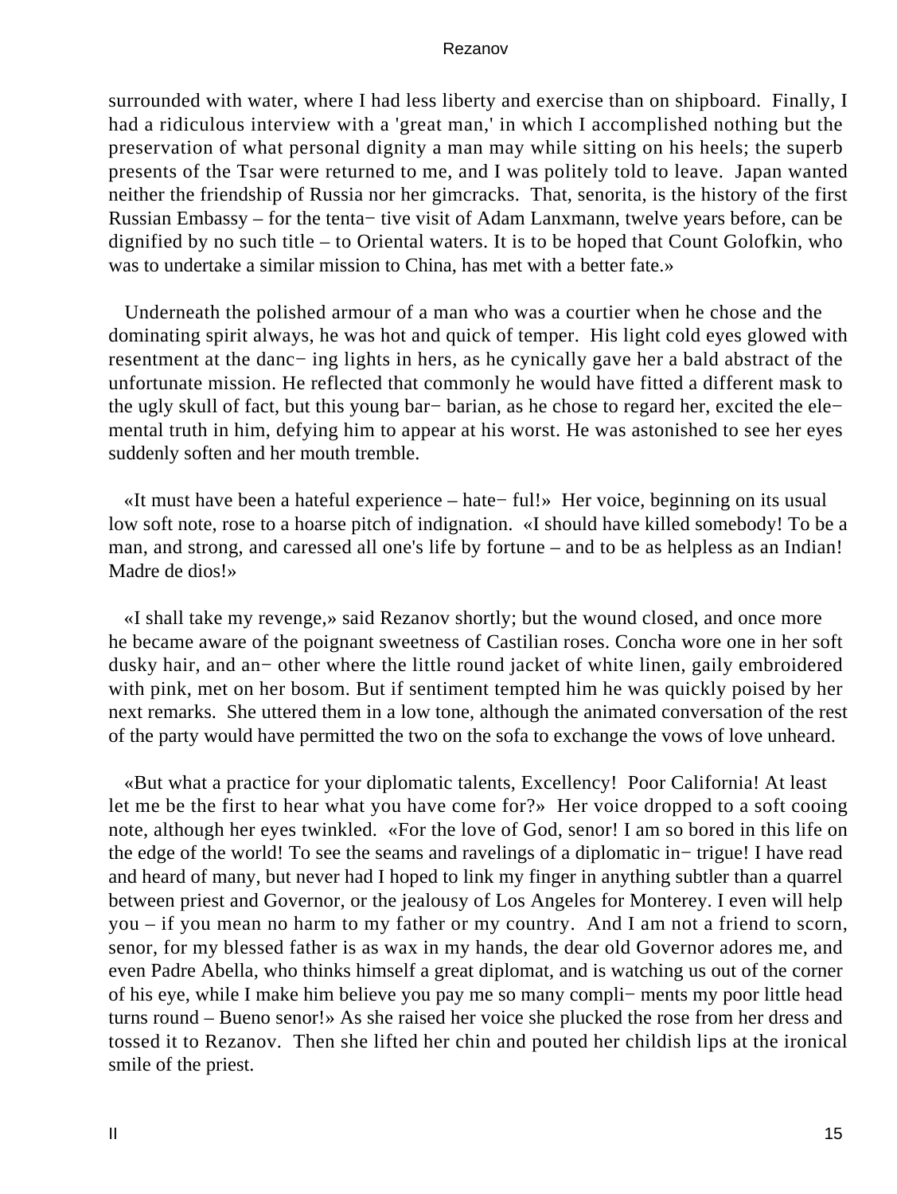surrounded with water, where I had less liberty and exercise than on shipboard. Finally, I had a ridiculous interview with a 'great man,' in which I accomplished nothing but the preservation of what personal dignity a man may while sitting on his heels; the superb presents of the Tsar were returned to me, and I was politely told to leave. Japan wanted neither the friendship of Russia nor her gimcracks. That, senorita, is the history of the first Russian Embassy – for the tentative visit of Adam Lanxmann, twelve years before, can be dignified by no such title – to Oriental waters. It is to be hoped that Count Golofkin, who was to undertake a similar mission to China, has met with a better fate.»

Underneath the polished armour of a man who was a courtier when he chose and the dominating spirit always, he was hot and quick of temper. His light cold eyes glowed with resentment at the dancing lights in hers, as he cynically gave her a bald abstract of the unfortunate mission. He reflected that commonly he would have fitted a different mask to the ugly skull of fact, but this young barbarian, as he chose to regard her, excited the elemental truth in him, defying him to appear at his worst. He was astonished to see her eyes suddenly soften and her mouth tremble.

«It must have been a hateful experience – hateful!» Her voice, beginning on its usual low soft note, rose to a hoarse pitch of indignation. «I should have killed somebody! To be a man, and strong, and caressed all one's life by fortune – and to be as helpless as an Indian! Madre de dios!»

«I shall take my revenge,» said Rezanov shortly; but the wound closed, and once more he became aware of the poignant sweetness of Castilian roses. Concha wore one in her soft dusky hair, and another where the little round jacket of white linen, gaily embroidered with pink, met on her bosom. But if sentiment tempted him he was quickly poised by her next remarks. She uttered them in a low tone, although the animated conversation of the rest of the party would have permitted the two on the sofa to exchange the vows of love unheard.

«But what a practice for your diplomatic talents, Excellency! Poor California! At least let me be the first to hear what you have come for?» Her voice dropped to a soft cooing note, although her eyes twinkled. «For the love of God, senor! I am so bored in this life on the edge of the world! To see the seams and ravelings of a diplomatic intrigue! I have read and heard of many, but never had I hoped to link my finger in anything subtler than a quarrel between priest and Governor, or the jealousy of Los Angeles for Monterey. I even will help you – if you mean no harm to my father or my country. And I am not a friend to scorn, senor, for my blessed father is as wax in my hands, the dear old Governor adores me, and even Padre Abella, who thinks himself a great diplomat, and is watching us out of the corner of his eye, while I make him believe you pay me so many compliments my poor little head turns round – Bueno senor!» As she raised her voice she plucked the rose from her dress and tossed it to Rezanov. Then she lifted her chin and pouted her childish lips at the ironical smile of the priest.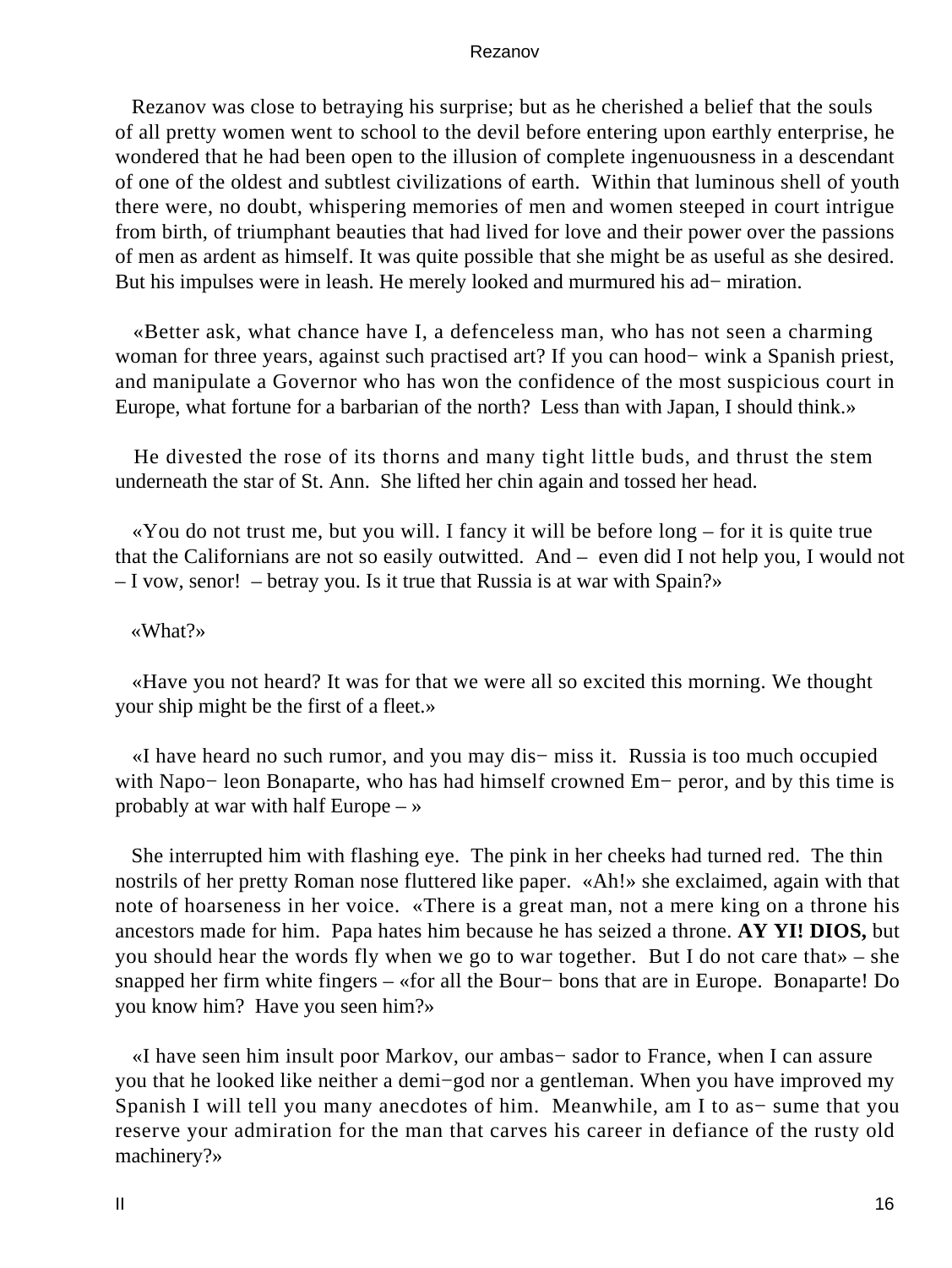Rezanov was close to betraying his surprise; but as he cherished a belief that the souls of all pretty women went to school to the devil before entering upon earthly enterprise, he wondered that he had been open to the illusion of complete ingenuousness in a descendant of one of the oldest and subtlest civilizations of earth. Within that luminous shell of youth there were, no doubt, whispering memories of men and women steeped in court intrigue from birth, of triumphant beauties that had lived for love and their power over the passions of men as ardent as himself. It was quite possible that she might be as useful as she desired. But his impulses were in leash. He merely looked and murmured his ad− miration.

«Better ask, what chance have I, a defenceless man, who has not seen a charming woman for three years, against such practised art? If you can hood− wink a Spanish priest, and manipulate a Governor who has won the confidence of the most suspicious court in Europe, what fortune for a barbarian of the north? Less than with Japan, I should think.»

He divested the rose of its thorns and many tight little buds, and thrust the stem underneath the star of St. Ann. She lifted her chin again and tossed her head.

«You do not trust me, but you will. I fancy it will be before long – for it is quite true that the Californians are not so easily outwitted. And – even did I not help you, I would not – I vow, senor! – betray you. Is it true that Russia is at war with Spain?»

«What?»

«Have you not heard? It was for that we were all so excited this morning. We thought your ship might be the first of a fleet.»

«I have heard no such rumor, and you may dis− miss it. Russia is too much occupied with Napo− leon Bonaparte, who has had himself crowned Em− peror, and by this time is probably at war with half Europe – »

She interrupted him with flashing eye. The pink in her cheeks had turned red. The thin nostrils of her pretty Roman nose fluttered like paper. «Ah!» she exclaimed, again with that note of hoarseness in her voice. «There is a great man, not a mere king on a throne his ancestors made for him. Papa hates him because he has seized a throne. **AY YI! DIOS,** but you should hear the words fly when we go to war together. But I do not care that» – she snapped her firm white fingers – «for all the Bour− bons that are in Europe. Bonaparte! Do you know him? Have you seen him?»

«I have seen him insult poor Markov, our ambas− sador to France, when I can assure you that he looked like neither a demi−god nor a gentleman. When you have improved my Spanish I will tell you many anecdotes of him. Meanwhile, am I to as− sume that you reserve your admiration for the man that carves his career in defiance of the rusty old machinery?»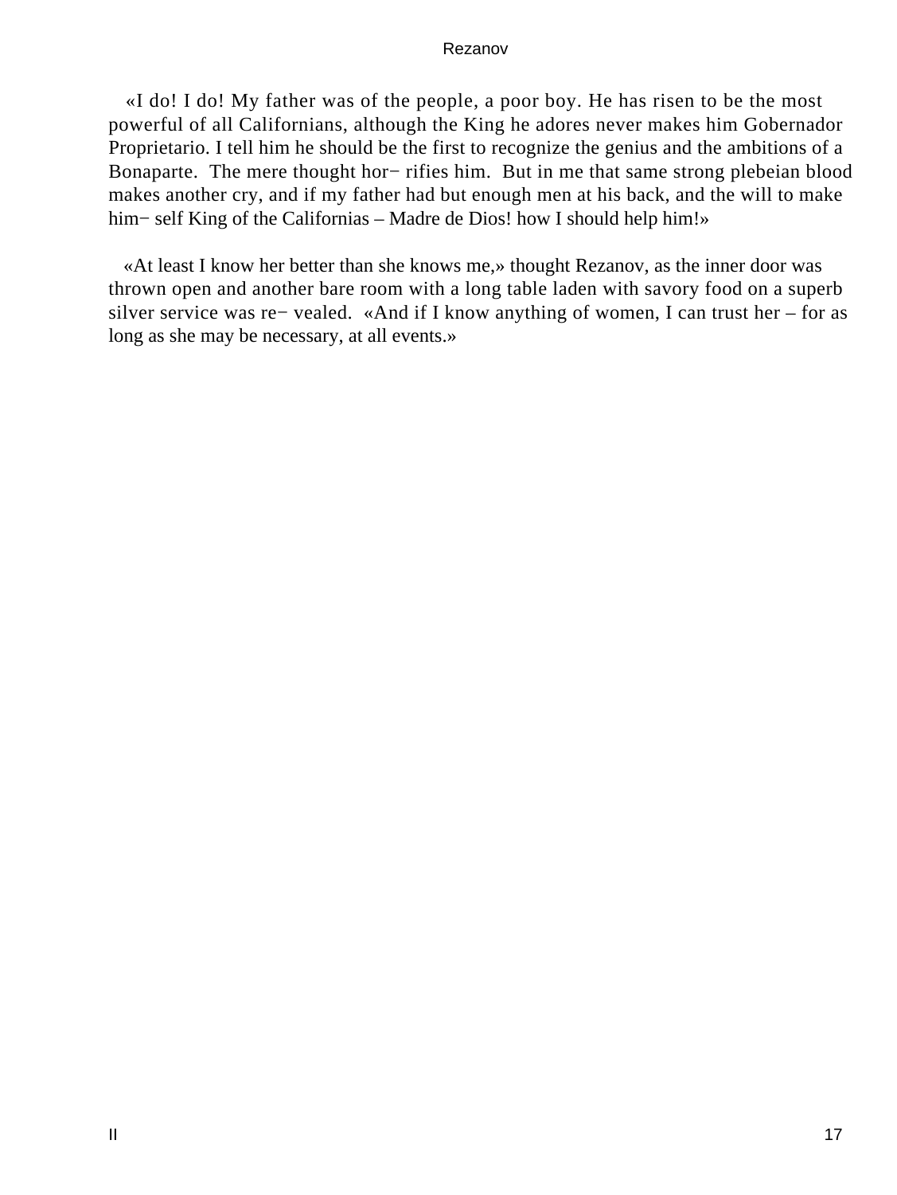«I do! I do! My father was of the people, a poor boy. He has risen to be the most powerful of all Californians, although the King he adores never makes him Gobernador Proprietario. I tell him he should be the first to recognize the genius and the ambitions of a Bonaparte. The mere thought horrifies him. But in me that same strong plebeian blood makes another cry, and if my father had but enough men at his back, and the will to make himself King of the Californias – Madre de Dios! how I should help him!»

«At least I know her better than she knows me,» thought Rezanov, as the inner door was thrown open and another bare room with a long table laden with savory food on a superb silver service was revealed. «And if I know anything of women, I can trust her – for as long as she may be necessary, at all events.»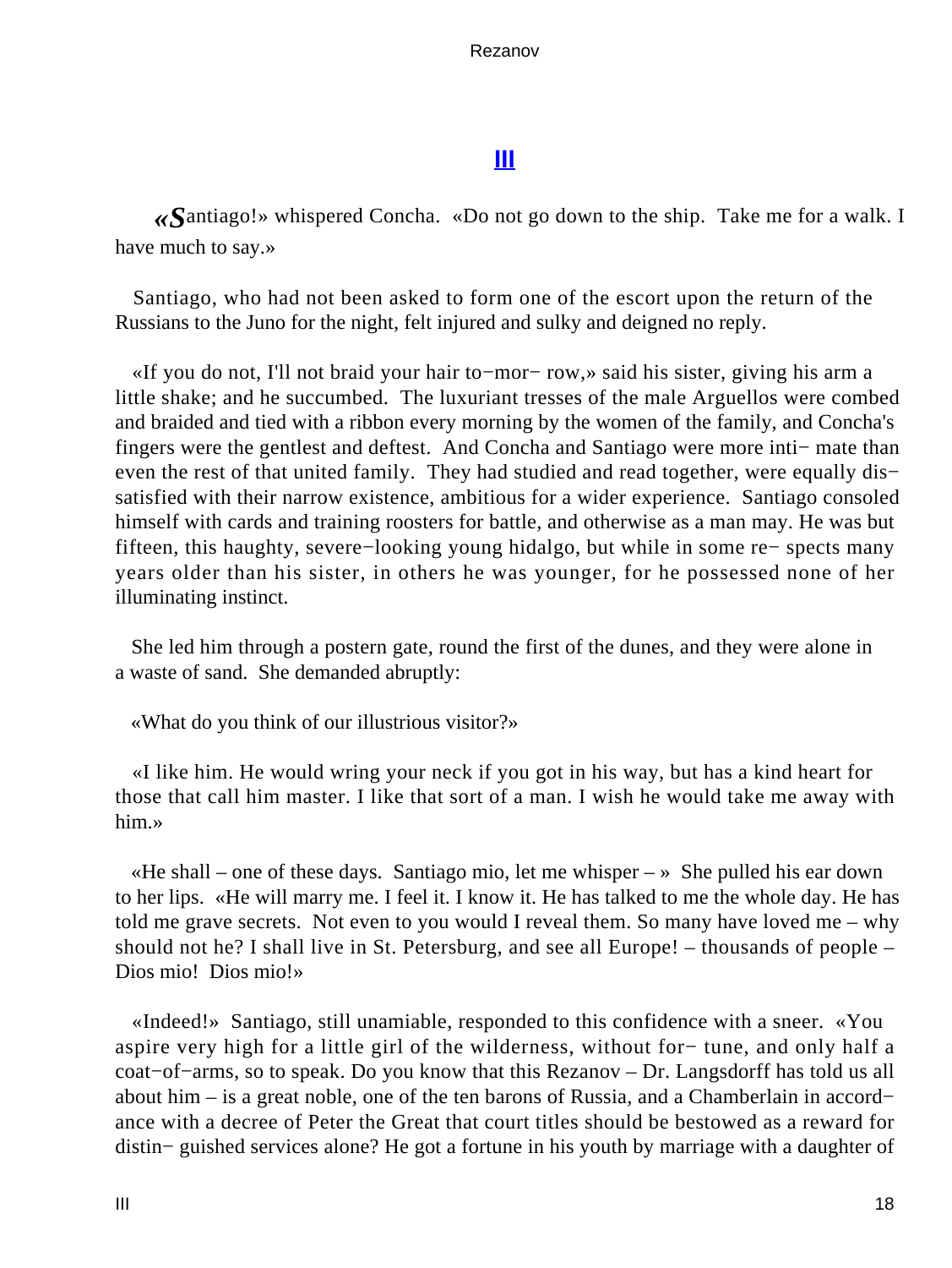## III

«Santiago!» whispered Concha. «Do not go down to the ship. Take me for a walk. I have much to say.»

Santiago, who had not been asked to form one of the escort upon the return of the Russians to the Juno for the night, felt injured and sulky and deigned no reply.

«If you do not, I'll not braid your hair to−mor− row,» said his sister, giving his arm a little shake; and he succumbed. The luxuriant tresses of the male Arguellos were combed and braided and tied with a ribbon every morning by the women of the family, and Concha's fingers were the gentlest and deftest. And Concha and Santiago were more inti− mate than even the rest of that united family. They had studied and read together, were equally dis− satisfied with their narrow existence, ambitious for a wider experience. Santiago consoled himself with cards and training roosters for battle, and otherwise as a man may. He was but fifteen, this haughty, severe−looking young hidalgo, but while in some re− spects many years older than his sister, in others he was younger, for he possessed none of her illuminating instinct.

She led him through a postern gate, round the first of the dunes, and they were alone in a waste of sand. She demanded abruptly:

«What do you think of our illustrious visitor?»

«I like him. He would wring your neck if you got in his way, but has a kind heart for those that call him master. I like that sort of a man. I wish he would take me away with him.»

«He shall – one of these days. Santiago mio, let me whisper – » She pulled his ear down to her lips. «He will marry me. I feel it. I know it. He has talked to me the whole day. He has told me grave secrets. Not even to you would I reveal them. So many have loved me – why should not he? I shall live in St. Petersburg, and see all Europe! – thousands of people – Dios mio! Dios mio!»

«Indeed!» Santiago, still unamiable, responded to this confidence with a sneer. «You aspire very high for a little girl of the wilderness, without for− tune, and only half a coat−of−arms, so to speak. Do you know that this Rezanov – Dr. Langsdorff has told us all about him – is a great noble, one of the ten barons of Russia, and a Chamberlain in accord− ance with a decree of Peter the Great that court titles should be bestowed as a reward for distin− guished services alone? He got a fortune in his youth by marriage with a daughter of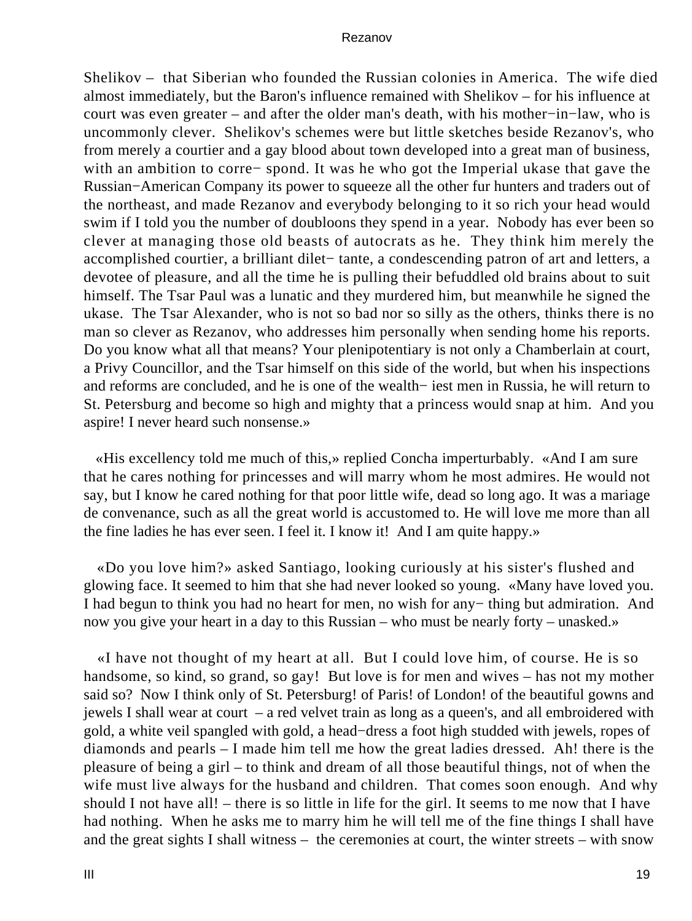Shelikov – that Siberian who founded the Russian colonies in America. The wife died almost immediately, but the Baron's influence remained with Shelikov – for his influence at court was even greater – and after the older man's death, with his mother−in−law, who is uncommonly clever. Shelikov's schemes were but little sketches beside Rezanov's, who from merely a courtier and a gay blood about town developed into a great man of business, with an ambition to corre− spond. It was he who got the Imperial ukase that gave the Russian−American Company its power to squeeze all the other fur hunters and traders out of the northeast, and made Rezanov and everybody belonging to it so rich your head would swim if I told you the number of doubloons they spend in a year. Nobody has ever been so clever at managing those old beasts of autocrats as he. They think him merely the accomplished courtier, a brilliant dilet− tante, a condescending patron of art and letters, a devotee of pleasure, and all the time he is pulling their befuddled old brains about to suit himself. The Tsar Paul was a lunatic and they murdered him, but meanwhile he signed the ukase. The Tsar Alexander, who is not so bad nor so silly as the others, thinks there is no man so clever as Rezanov, who addresses him personally when sending home his reports. Do you know what all that means? Your plenipotentiary is not only a Chamberlain at court, a Privy Councillor, and the Tsar himself on this side of the world, but when his inspections and reforms are concluded, and he is one of the wealth− iest men in Russia, he will return to St. Petersburg and become so high and mighty that a princess would snap at him. And you aspire! I never heard such nonsense.»

«His excellency told me much of this,» replied Concha imperturbably. «And I am sure that he cares nothing for princesses and will marry whom he most admires. He would not say, but I know he cared nothing for that poor little wife, dead so long ago. It was a mariage de convenance, such as all the great world is accustomed to. He will love me more than all the fine ladies he has ever seen. I feel it. I know it! And I am quite happy.»

«Do you love him?» asked Santiago, looking curiously at his sister's flushed and glowing face. It seemed to him that she had never looked so young. «Many have loved you. I had begun to think you had no heart for men, no wish for any− thing but admiration. And now you give your heart in a day to this Russian – who must be nearly forty – unasked.»

«I have not thought of my heart at all. But I could love him, of course. He is so handsome, so kind, so grand, so gay! But love is for men and wives – has not my mother said so? Now I think only of St. Petersburg! of Paris! of London! of the beautiful gowns and jewels I shall wear at court – a red velvet train as long as a queen's, and all embroidered with gold, a white veil spangled with gold, a head−dress a foot high studded with jewels, ropes of diamonds and pearls – I made him tell me how the great ladies dressed. Ah! there is the pleasure of being a girl – to think and dream of all those beautiful things, not of when the wife must live always for the husband and children. That comes soon enough. And why should I not have all! – there is so little in life for the girl. It seems to me now that I have had nothing. When he asks me to marry him he will tell me of the fine things I shall have and the great sights I shall witness – the ceremonies at court, the winter streets – with snow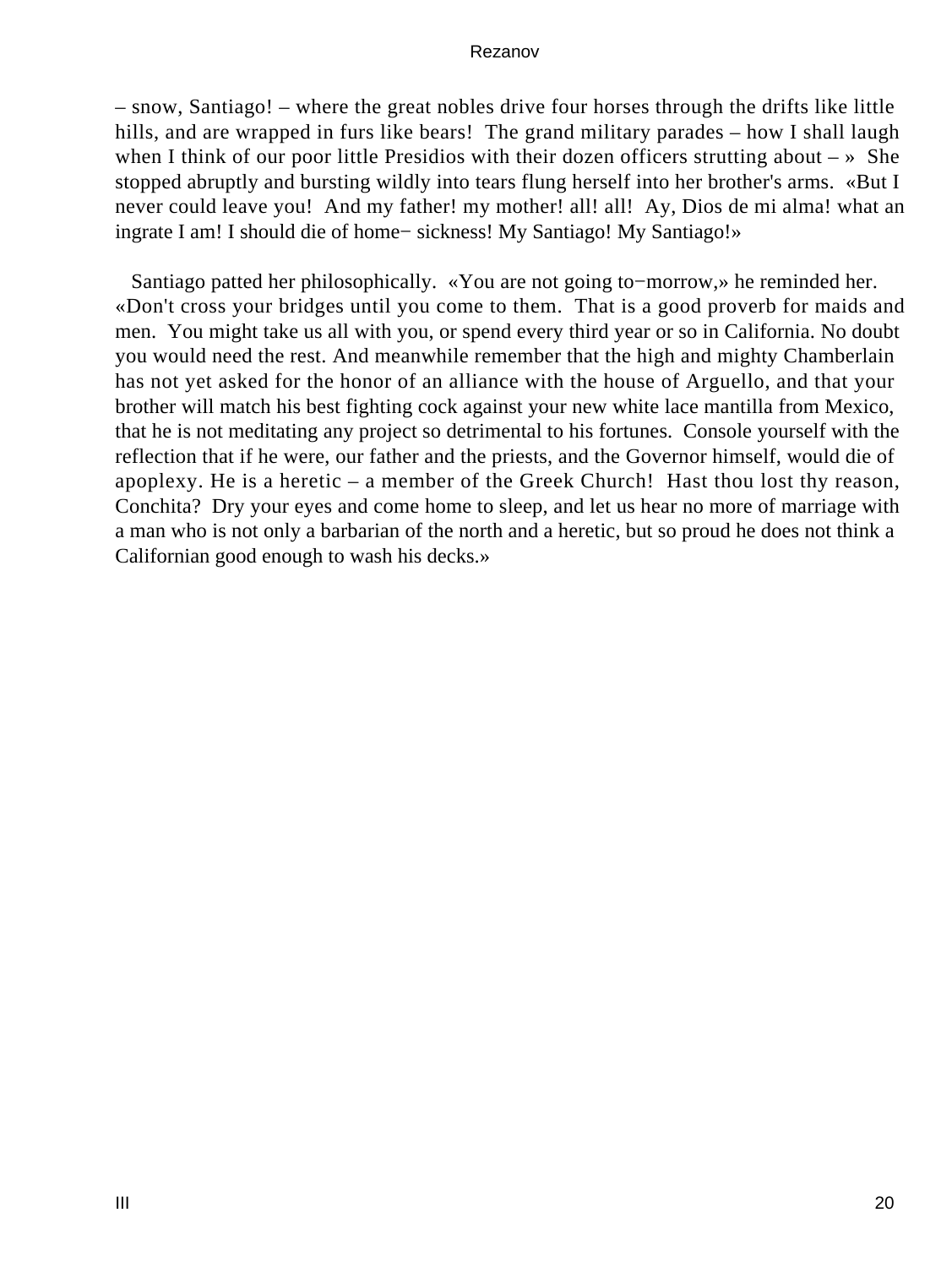– snow, Santiago! – where the great nobles drive four horses through the drifts like little hills, and are wrapped in furs like bears! The grand military parades – how I shall laugh when I think of our poor little Presidios with their dozen officers strutting about – » She stopped abruptly and bursting wildly into tears flung herself into her brother's arms. «But I never could leave you! And my father! my mother! all! all! Ay, Dios de mi alma! what an ingrate I am! I should die of home− sickness! My Santiago! My Santiago!»

Santiago patted her philosophically. «You are not going to−morrow,» he reminded her. «Don't cross your bridges until you come to them. That is a good proverb for maids and men. You might take us all with you, or spend every third year or so in California. No doubt you would need the rest. And meanwhile remember that the high and mighty Chamberlain has not yet asked for the honor of an alliance with the house of Arguello, and that your brother will match his best fighting cock against your new white lace mantilla from Mexico, that he is not meditating any project so detrimental to his fortunes. Console yourself with the reflection that if he were, our father and the priests, and the Governor himself, would die of apoplexy. He is a heretic – a member of the Greek Church! Hast thou lost thy reason, Conchita? Dry your eyes and come home to sleep, and let us hear no more of marriage with a man who is not only a barbarian of the north and a heretic, but so proud he does not think a Californian good enough to wash his decks.»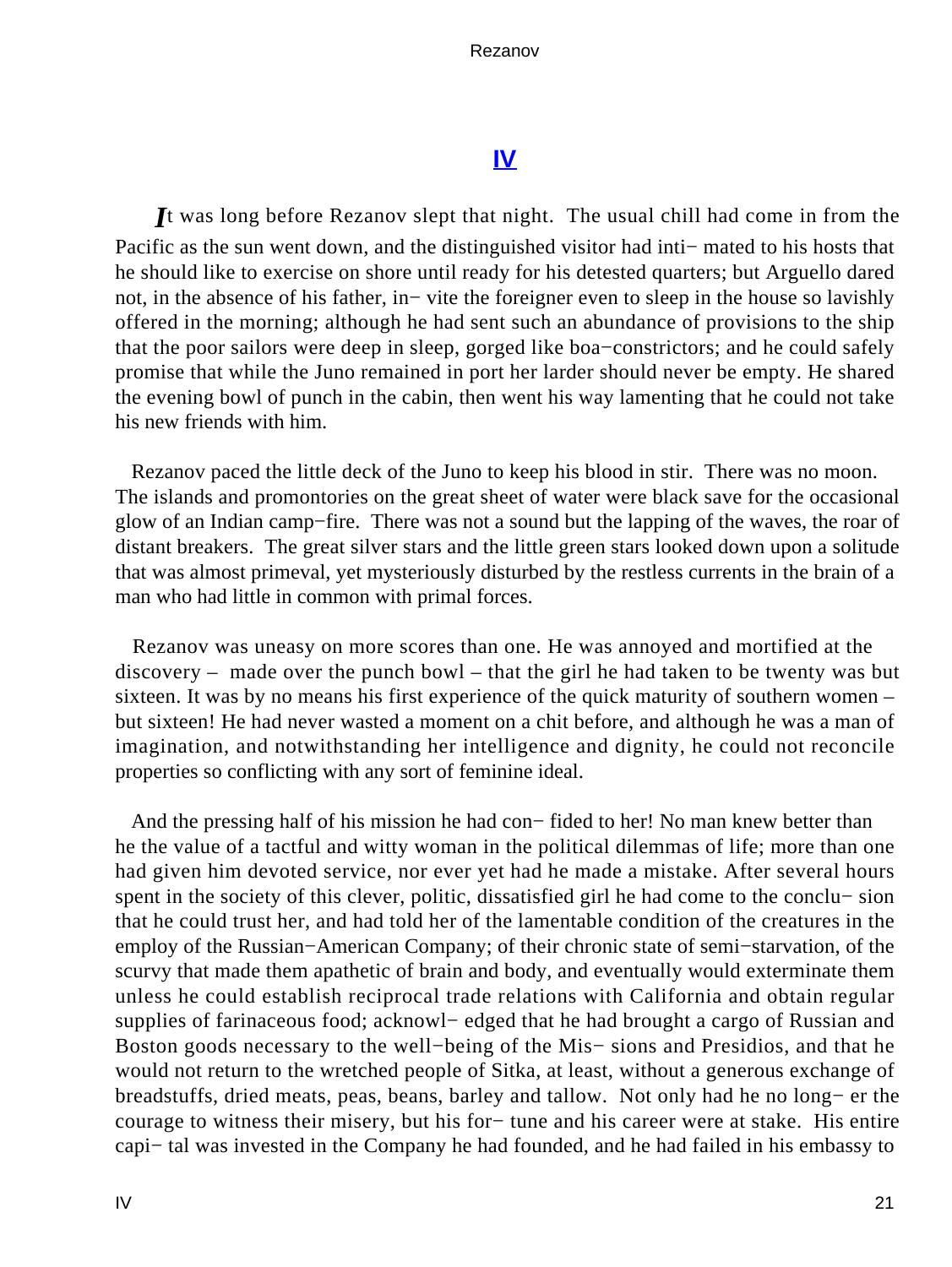## IV

*I*t was long before Rezanov slept that night. The usual chill had come in from the Pacific as the sun went down, and the distinguished visitor had intimated to his hosts that he should like to exercise on shore until ready for his detested quarters; but Arguello dared not, in the absence of his father, invite the foreigner even to sleep in the house so lavishly offered in the morning; although he had sent such an abundance of provisions to the ship that the poor sailors were deep in sleep, gorged like boa−constrictors; and he could safely promise that while the Juno remained in port her larder should never be empty. He shared the evening bowl of punch in the cabin, then went his way lamenting that he could not take his new friends with him.

Rezanov paced the little deck of the Juno to keep his blood in stir. There was no moon. The islands and promontories on the great sheet of water were black save for the occasional glow of an Indian camp−fire. There was not a sound but the lapping of the waves, the roar of distant breakers. The great silver stars and the little green stars looked down upon a solitude that was almost primeval, yet mysteriously disturbed by the restless currents in the brain of a man who had little in common with primal forces.

Rezanov was uneasy on more scores than one. He was annoyed and mortified at the discovery – made over the punch bowl – that the girl he had taken to be twenty was but sixteen. It was by no means his first experience of the quick maturity of southern women – but sixteen! He had never wasted a moment on a chit before, and although he was a man of imagination, and notwithstanding her intelligence and dignity, he could not reconcile properties so conflicting with any sort of feminine ideal.

And the pressing half of his mission he had confided to her! No man knew better than he the value of a tactful and witty woman in the political dilemmas of life; more than one had given him devoted service, nor ever yet had he made a mistake. After several hours spent in the society of this clever, politic, dissatisfied girl he had come to the conclusion that he could trust her, and had told her of the lamentable condition of the creatures in the employ of the Russian−American Company; of their chronic state of semi−starvation, of the scurvy that made them apathetic of brain and body, and eventually would exterminate them unless he could establish reciprocal trade relations with California and obtain regular supplies of farinaceous food; acknowledged that he had brought a cargo of Russian and Boston goods necessary to the well−being of the Missions and Presidios, and that he would not return to the wretched people of Sitka, at least, without a generous exchange of breadstuffs, dried meats, peas, beans, barley and tallow. Not only had he no longer the courage to witness their misery, but his fortune and his career were at stake. His entire capital was invested in the Company he had founded, and he had failed in his embassy to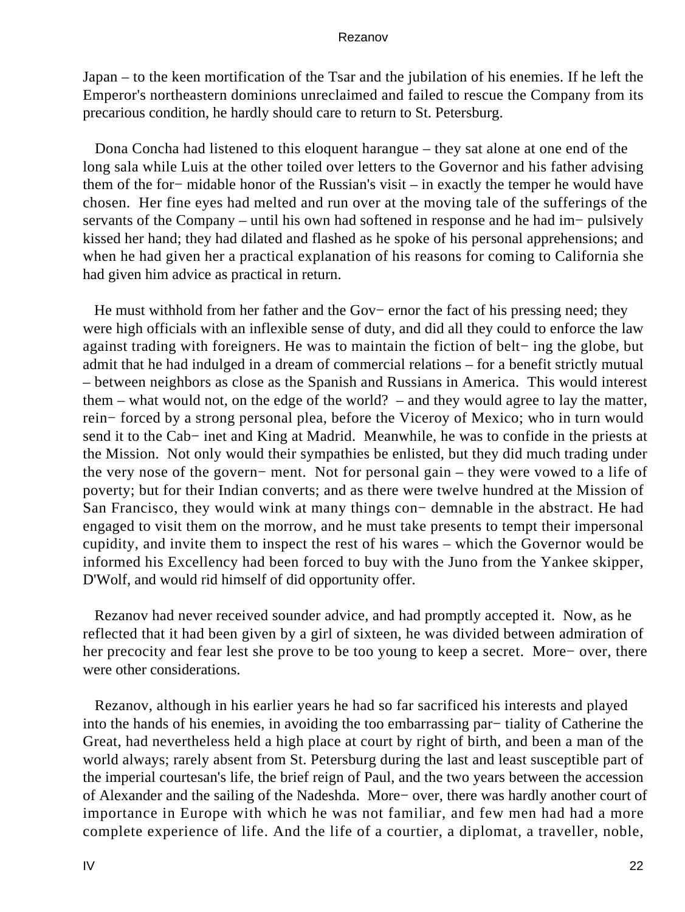Japan – to the keen mortification of the Tsar and the jubilation of his enemies. If he left the Emperor's northeastern dominions unreclaimed and failed to rescue the Company from its precarious condition, he hardly should care to return to St. Petersburg.

Dona Concha had listened to this eloquent harangue – they sat alone at one end of the long sala while Luis at the other toiled over letters to the Governor and his father advising them of the for− midable honor of the Russian's visit – in exactly the temper he would have chosen. Her fine eyes had melted and run over at the moving tale of the sufferings of the servants of the Company – until his own had softened in response and he had im− pulsively kissed her hand; they had dilated and flashed as he spoke of his personal apprehensions; and when he had given her a practical explanation of his reasons for coming to California she had given him advice as practical in return.

He must withhold from her father and the Gov− ernor the fact of his pressing need; they were high officials with an inflexible sense of duty, and did all they could to enforce the law against trading with foreigners. He was to maintain the fiction of belt− ing the globe, but admit that he had indulged in a dream of commercial relations – for a benefit strictly mutual – between neighbors as close as the Spanish and Russians in America. This would interest them – what would not, on the edge of the world? – and they would agree to lay the matter, rein− forced by a strong personal plea, before the Viceroy of Mexico; who in turn would send it to the Cab− inet and King at Madrid. Meanwhile, he was to confide in the priests at the Mission. Not only would their sympathies be enlisted, but they did much trading under the very nose of the govern− ment. Not for personal gain – they were vowed to a life of poverty; but for their Indian converts; and as there were twelve hundred at the Mission of San Francisco, they would wink at many things con− demnable in the abstract. He had engaged to visit them on the morrow, and he must take presents to tempt their impersonal cupidity, and invite them to inspect the rest of his wares – which the Governor would be informed his Excellency had been forced to buy with the Juno from the Yankee skipper, D'Wolf, and would rid himself of did opportunity offer.

Rezanov had never received sounder advice, and had promptly accepted it. Now, as he reflected that it had been given by a girl of sixteen, he was divided between admiration of her precocity and fear lest she prove to be too young to keep a secret. More− over, there were other considerations.

Rezanov, although in his earlier years he had so far sacrificed his interests and played into the hands of his enemies, in avoiding the too embarrassing par− tiality of Catherine the Great, had nevertheless held a high place at court by right of birth, and been a man of the world always; rarely absent from St. Petersburg during the last and least susceptible part of the imperial courtesan's life, the brief reign of Paul, and the two years between the accession of Alexander and the sailing of the Nadeshda. More− over, there was hardly another court of importance in Europe with which he was not familiar, and few men had had a more complete experience of life. And the life of a courtier, a diplomat, a traveller, noble,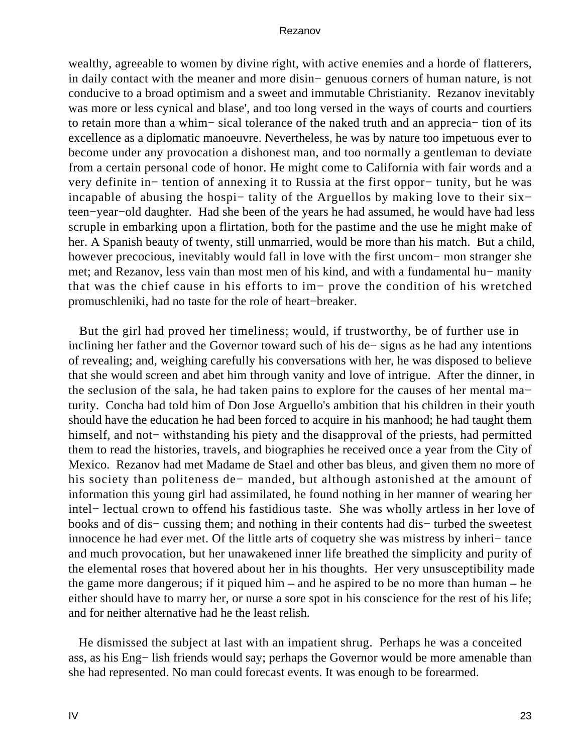wealthy, agreeable to women by divine right, with active enemies and a horde of flatterers, in daily contact with the meaner and more disin− genuous corners of human nature, is not conducive to a broad optimism and a sweet and immutable Christianity. Rezanov inevitably was more or less cynical and blase', and too long versed in the ways of courts and courtiers to retain more than a whim− sical tolerance of the naked truth and an apprecia− tion of its excellence as a diplomatic manoeuvre. Nevertheless, he was by nature too impetuous ever to become under any provocation a dishonest man, and too normally a gentleman to deviate from a certain personal code of honor. He might come to California with fair words and a very definite in− tention of annexing it to Russia at the first oppor− tunity, but he was incapable of abusing the hospi− tality of the Arguellos by making love to their six− teen−year−old daughter. Had she been of the years he had assumed, he would have had less scruple in embarking upon a flirtation, both for the pastime and the use he might make of her. A Spanish beauty of twenty, still unmarried, would be more than his match. But a child, however precocious, inevitably would fall in love with the first uncom− mon stranger she met; and Rezanov, less vain than most men of his kind, and with a fundamental hu− manity that was the chief cause in his efforts to im− prove the condition of his wretched promuschleniki, had no taste for the role of heart−breaker.

But the girl had proved her timeliness; would, if trustworthy, be of further use in inclining her father and the Governor toward such of his de− signs as he had any intentions of revealing; and, weighing carefully his conversations with her, he was disposed to believe that she would screen and abet him through vanity and love of intrigue. After the dinner, in the seclusion of the sala, he had taken pains to explore for the causes of her mental ma− turity. Concha had told him of Don Jose Arguello's ambition that his children in their youth should have the education he had been forced to acquire in his manhood; he had taught them himself, and not− withstanding his piety and the disapproval of the priests, had permitted them to read the histories, travels, and biographies he received once a year from the City of Mexico. Rezanov had met Madame de Stael and other bas bleus, and given them no more of his society than politeness de− manded, but although astonished at the amount of information this young girl had assimilated, he found nothing in her manner of wearing her intel− lectual crown to offend his fastidious taste. She was wholly artless in her love of books and of dis− cussing them; and nothing in their contents had dis− turbed the sweetest innocence he had ever met. Of the little arts of coquetry she was mistress by inheri− tance and much provocation, but her unawakened inner life breathed the simplicity and purity of the elemental roses that hovered about her in his thoughts. Her very unsusceptibility made the game more dangerous; if it piqued him – and he aspired to be no more than human – he either should have to marry her, or nurse a sore spot in his conscience for the rest of his life; and for neither alternative had he the least relish.

He dismissed the subject at last with an impatient shrug. Perhaps he was a conceited ass, as his Eng− lish friends would say; perhaps the Governor would be more amenable than she had represented. No man could forecast events. It was enough to be forearmed.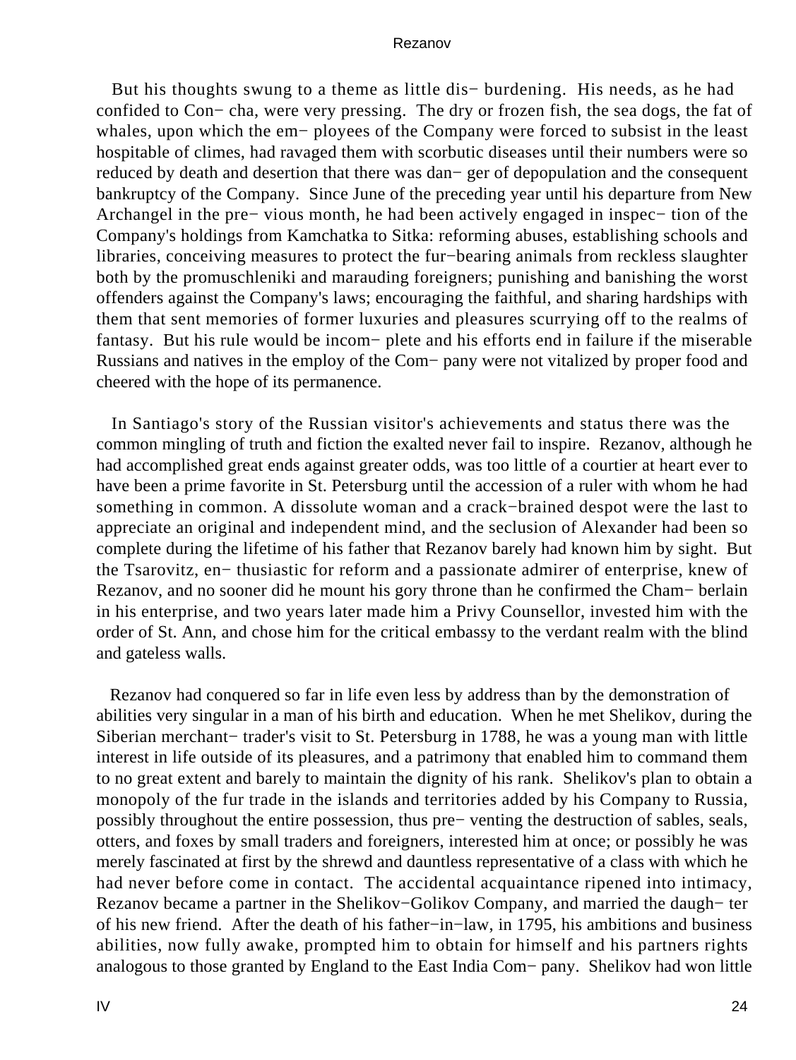But his thoughts swung to a theme as little dis− burdening. His needs, as he had confided to Con− cha, were very pressing. The dry or frozen fish, the sea dogs, the fat of whales, upon which the em− ployees of the Company were forced to subsist in the least hospitable of climes, had ravaged them with scorbutic diseases until their numbers were so reduced by death and desertion that there was dan− ger of depopulation and the consequent bankruptcy of the Company. Since June of the preceding year until his departure from New Archangel in the pre− vious month, he had been actively engaged in inspec− tion of the Company's holdings from Kamchatka to Sitka: reforming abuses, establishing schools and libraries, conceiving measures to protect the fur−bearing animals from reckless slaughter both by the promuschleniki and marauding foreigners; punishing and banishing the worst offenders against the Company's laws; encouraging the faithful, and sharing hardships with them that sent memories of former luxuries and pleasures scurrying off to the realms of fantasy. But his rule would be incom− plete and his efforts end in failure if the miserable Russians and natives in the employ of the Com− pany were not vitalized by proper food and cheered with the hope of its permanence.

In Santiago's story of the Russian visitor's achievements and status there was the common mingling of truth and fiction the exalted never fail to inspire. Rezanov, although he had accomplished great ends against greater odds, was too little of a courtier at heart ever to have been a prime favorite in St. Petersburg until the accession of a ruler with whom he had something in common. A dissolute woman and a crack−brained despot were the last to appreciate an original and independent mind, and the seclusion of Alexander had been so complete during the lifetime of his father that Rezanov barely had known him by sight. But the Tsarovitz, en− thusiastic for reform and a passionate admirer of enterprise, knew of Rezanov, and no sooner did he mount his gory throne than he confirmed the Cham− berlain in his enterprise, and two years later made him a Privy Counsellor, invested him with the order of St. Ann, and chose him for the critical embassy to the verdant realm with the blind and gateless walls.

Rezanov had conquered so far in life even less by address than by the demonstration of abilities very singular in a man of his birth and education. When he met Shelikov, during the Siberian merchant− trader's visit to St. Petersburg in 1788, he was a young man with little interest in life outside of its pleasures, and a patrimony that enabled him to command them to no great extent and barely to maintain the dignity of his rank. Shelikov's plan to obtain a monopoly of the fur trade in the islands and territories added by his Company to Russia, possibly throughout the entire possession, thus pre− venting the destruction of sables, seals, otters, and foxes by small traders and foreigners, interested him at once; or possibly he was merely fascinated at first by the shrewd and dauntless representative of a class with which he had never before come in contact. The accidental acquaintance ripened into intimacy, Rezanov became a partner in the Shelikov−Golikov Company, and married the daugh− ter of his new friend. After the death of his father−in−law, in 1795, his ambitions and business abilities, now fully awake, prompted him to obtain for himself and his partners rights analogous to those granted by England to the East India Com− pany. Shelikov had won little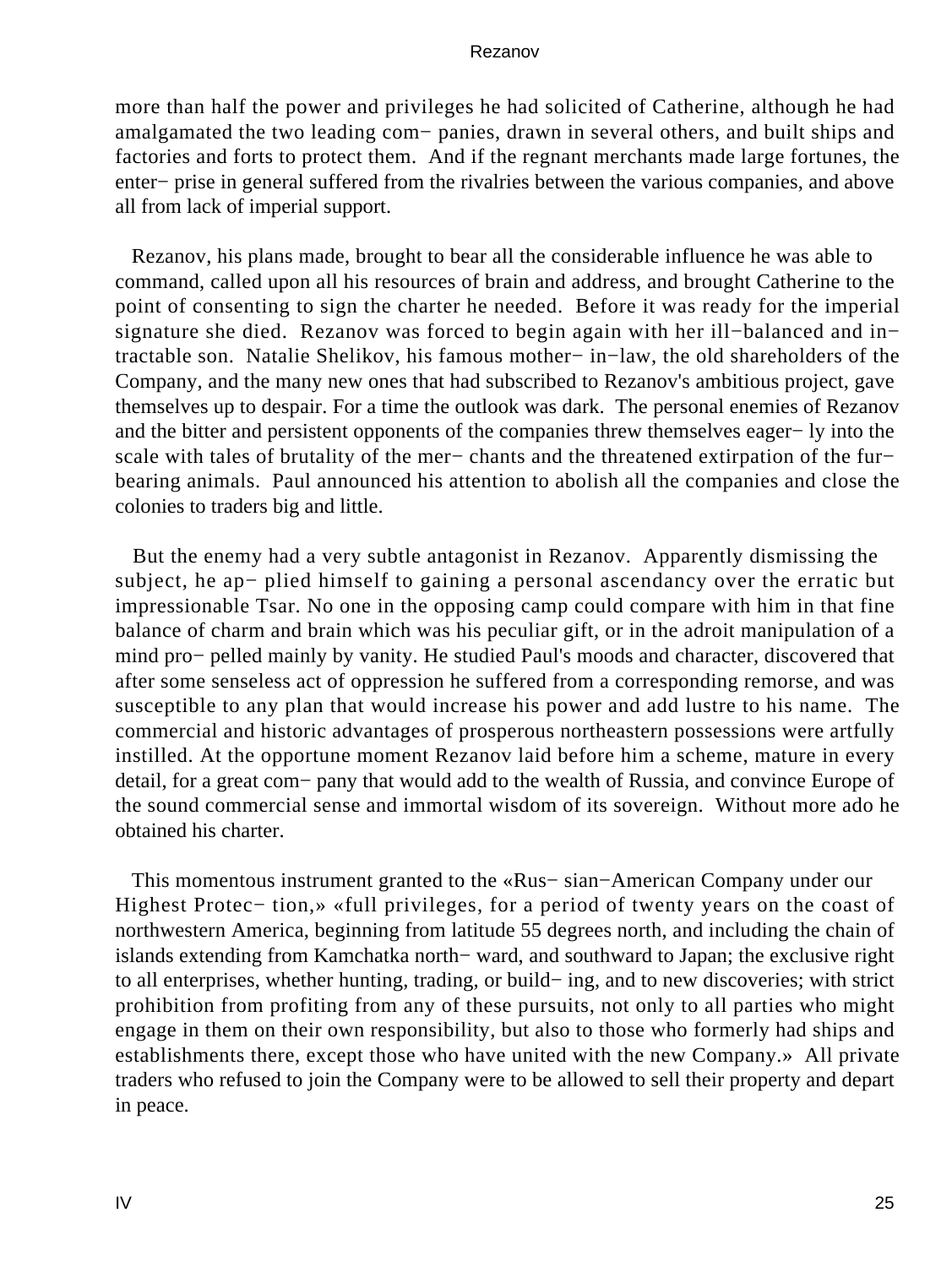more than half the power and privileges he had solicited of Catherine, although he had amalgamated the two leading com− panies, drawn in several others, and built ships and factories and forts to protect them. And if the regnant merchants made large fortunes, the enter− prise in general suffered from the rivalries between the various companies, and above all from lack of imperial support.

Rezanov, his plans made, brought to bear all the considerable influence he was able to command, called upon all his resources of brain and address, and brought Catherine to the point of consenting to sign the charter he needed. Before it was ready for the imperial signature she died. Rezanov was forced to begin again with her ill−balanced and in− tractable son. Natalie Shelikov, his famous mother− in−law, the old shareholders of the Company, and the many new ones that had subscribed to Rezanov's ambitious project, gave themselves up to despair. For a time the outlook was dark. The personal enemies of Rezanov and the bitter and persistent opponents of the companies threw themselves eager− ly into the scale with tales of brutality of the mer− chants and the threatened extirpation of the fur− bearing animals. Paul announced his attention to abolish all the companies and close the colonies to traders big and little.

But the enemy had a very subtle antagonist in Rezanov. Apparently dismissing the subject, he ap− plied himself to gaining a personal ascendancy over the erratic but impressionable Tsar. No one in the opposing camp could compare with him in that fine balance of charm and brain which was his peculiar gift, or in the adroit manipulation of a mind pro− pelled mainly by vanity. He studied Paul's moods and character, discovered that after some senseless act of oppression he suffered from a corresponding remorse, and was susceptible to any plan that would increase his power and add lustre to his name. The commercial and historic advantages of prosperous northeastern possessions were artfully instilled. At the opportune moment Rezanov laid before him a scheme, mature in every detail, for a great com− pany that would add to the wealth of Russia, and convince Europe of the sound commercial sense and immortal wisdom of its sovereign. Without more ado he obtained his charter.

This momentous instrument granted to the «Rus− sian−American Company under our Highest Protec− tion,» «full privileges, for a period of twenty years on the coast of northwestern America, beginning from latitude 55 degrees north, and including the chain of islands extending from Kamchatka north− ward, and southward to Japan; the exclusive right to all enterprises, whether hunting, trading, or build− ing, and to new discoveries; with strict prohibition from profiting from any of these pursuits, not only to all parties who might engage in them on their own responsibility, but also to those who formerly had ships and establishments there, except those who have united with the new Company.» All private traders who refused to join the Company were to be allowed to sell their property and depart in peace.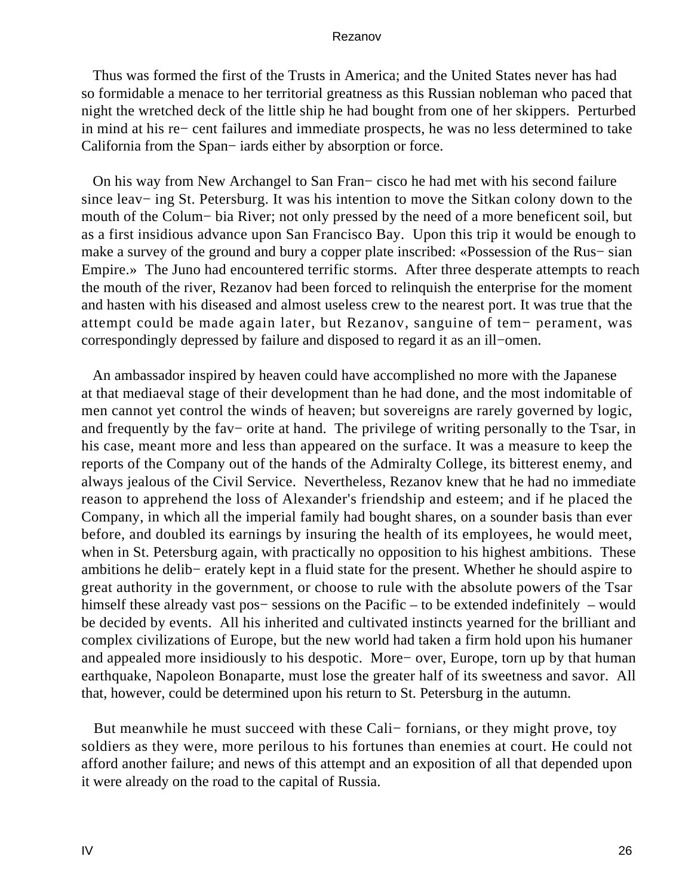Thus was formed the first of the Trusts in America; and the United States never has had so formidable a menace to her territorial greatness as this Russian nobleman who paced that night the wretched deck of the little ship he had bought from one of her skippers. Perturbed in mind at his re− cent failures and immediate prospects, he was no less determined to take California from the Span− iards either by absorption or force.

On his way from New Archangel to San Fran− cisco he had met with his second failure since leav− ing St. Petersburg. It was his intention to move the Sitkan colony down to the mouth of the Colum− bia River; not only pressed by the need of a more beneficent soil, but as a first insidious advance upon San Francisco Bay. Upon this trip it would be enough to make a survey of the ground and bury a copper plate inscribed: «Possession of the Rus− sian Empire.» The Juno had encountered terrific storms. After three desperate attempts to reach the mouth of the river, Rezanov had been forced to relinquish the enterprise for the moment and hasten with his diseased and almost useless crew to the nearest port. It was true that the attempt could be made again later, but Rezanov, sanguine of tem− perament, was correspondingly depressed by failure and disposed to regard it as an ill−omen.

An ambassador inspired by heaven could have accomplished no more with the Japanese at that mediaeval stage of their development than he had done, and the most indomitable of men cannot yet control the winds of heaven; but sovereigns are rarely governed by logic, and frequently by the fav− orite at hand. The privilege of writing personally to the Tsar, in his case, meant more and less than appeared on the surface. It was a measure to keep the reports of the Company out of the hands of the Admiralty College, its bitterest enemy, and always jealous of the Civil Service. Nevertheless, Rezanov knew that he had no immediate reason to apprehend the loss of Alexander's friendship and esteem; and if he placed the Company, in which all the imperial family had bought shares, on a sounder basis than ever before, and doubled its earnings by insuring the health of its employees, he would meet, when in St. Petersburg again, with practically no opposition to his highest ambitions. These ambitions he delib− erately kept in a fluid state for the present. Whether he should aspire to great authority in the government, or choose to rule with the absolute powers of the Tsar himself these already vast pos− sessions on the Pacific – to be extended indefinitely – would be decided by events. All his inherited and cultivated instincts yearned for the brilliant and complex civilizations of Europe, but the new world had taken a firm hold upon his humaner and appealed more insidiously to his despotic. More− over, Europe, torn up by that human earthquake, Napoleon Bonaparte, must lose the greater half of its sweetness and savor. All that, however, could be determined upon his return to St. Petersburg in the autumn.

But meanwhile he must succeed with these Cali− fornians, or they might prove, toy soldiers as they were, more perilous to his fortunes than enemies at court. He could not afford another failure; and news of this attempt and an exposition of all that depended upon it were already on the road to the capital of Russia.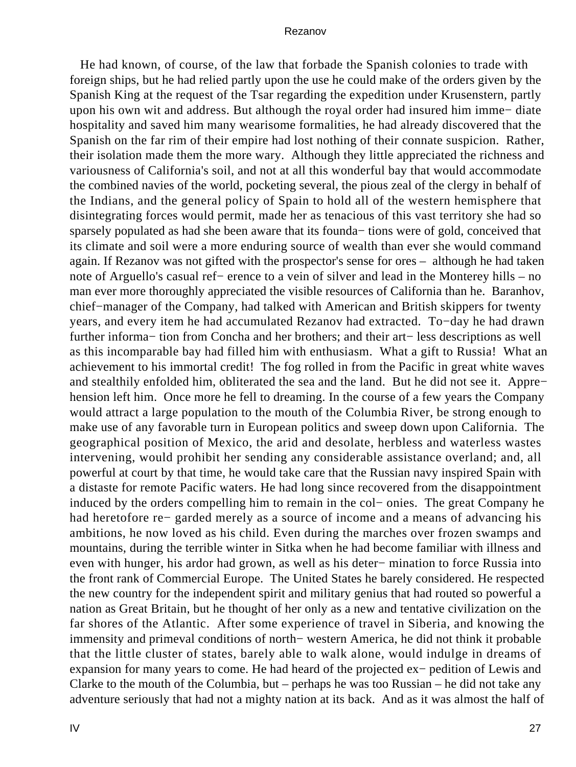He had known, of course, of the law that forbade the Spanish colonies to trade with foreign ships, but he had relied partly upon the use he could make of the orders given by the Spanish King at the request of the Tsar regarding the expedition under Krusenstern, partly upon his own wit and address. But although the royal order had insured him imme− diate hospitality and saved him many wearisome formalities, he had already discovered that the Spanish on the far rim of their empire had lost nothing of their connate suspicion. Rather, their isolation made them the more wary. Although they little appreciated the richness and variousness of California's soil, and not at all this wonderful bay that would accommodate the combined navies of the world, pocketing several, the pious zeal of the clergy in behalf of the Indians, and the general policy of Spain to hold all of the western hemisphere that disintegrating forces would permit, made her as tenacious of this vast territory she had so sparsely populated as had she been aware that its founda− tions were of gold, conceived that its climate and soil were a more enduring source of wealth than ever she would command again. If Rezanov was not gifted with the prospector's sense for ores – although he had taken note of Arguello's casual ref− erence to a vein of silver and lead in the Monterey hills – no man ever more thoroughly appreciated the visible resources of California than he. Baranhov, chief−manager of the Company, had talked with American and British skippers for twenty years, and every item he had accumulated Rezanov had extracted. To−day he had drawn further informa− tion from Concha and her brothers; and their art− less descriptions as well as this incomparable bay had filled him with enthusiasm. What a gift to Russia! What an achievement to his immortal credit! The fog rolled in from the Pacific in great white waves and stealthily enfolded him, obliterated the sea and the land. But he did not see it. Appre− hension left him. Once more he fell to dreaming. In the course of a few years the Company would attract a large population to the mouth of the Columbia River, be strong enough to make use of any favorable turn in European politics and sweep down upon California. The geographical position of Mexico, the arid and desolate, herbless and waterless wastes intervening, would prohibit her sending any considerable assistance overland; and, all powerful at court by that time, he would take care that the Russian navy inspired Spain with a distaste for remote Pacific waters. He had long since recovered from the disappointment induced by the orders compelling him to remain in the col− onies. The great Company he had heretofore re− garded merely as a source of income and a means of advancing his ambitions, he now loved as his child. Even during the marches over frozen swamps and mountains, during the terrible winter in Sitka when he had become familiar with illness and even with hunger, his ardor had grown, as well as his deter− mination to force Russia into the front rank of Commercial Europe. The United States he barely considered. He respected the new country for the independent spirit and military genius that had routed so powerful a nation as Great Britain, but he thought of her only as a new and tentative civilization on the far shores of the Atlantic. After some experience of travel in Siberia, and knowing the immensity and primeval conditions of north− western America, he did not think it probable that the little cluster of states, barely able to walk alone, would indulge in dreams of expansion for many years to come. He had heard of the projected ex− pedition of Lewis and Clarke to the mouth of the Columbia, but – perhaps he was too Russian – he did not take any adventure seriously that had not a mighty nation at its back. And as it was almost the half of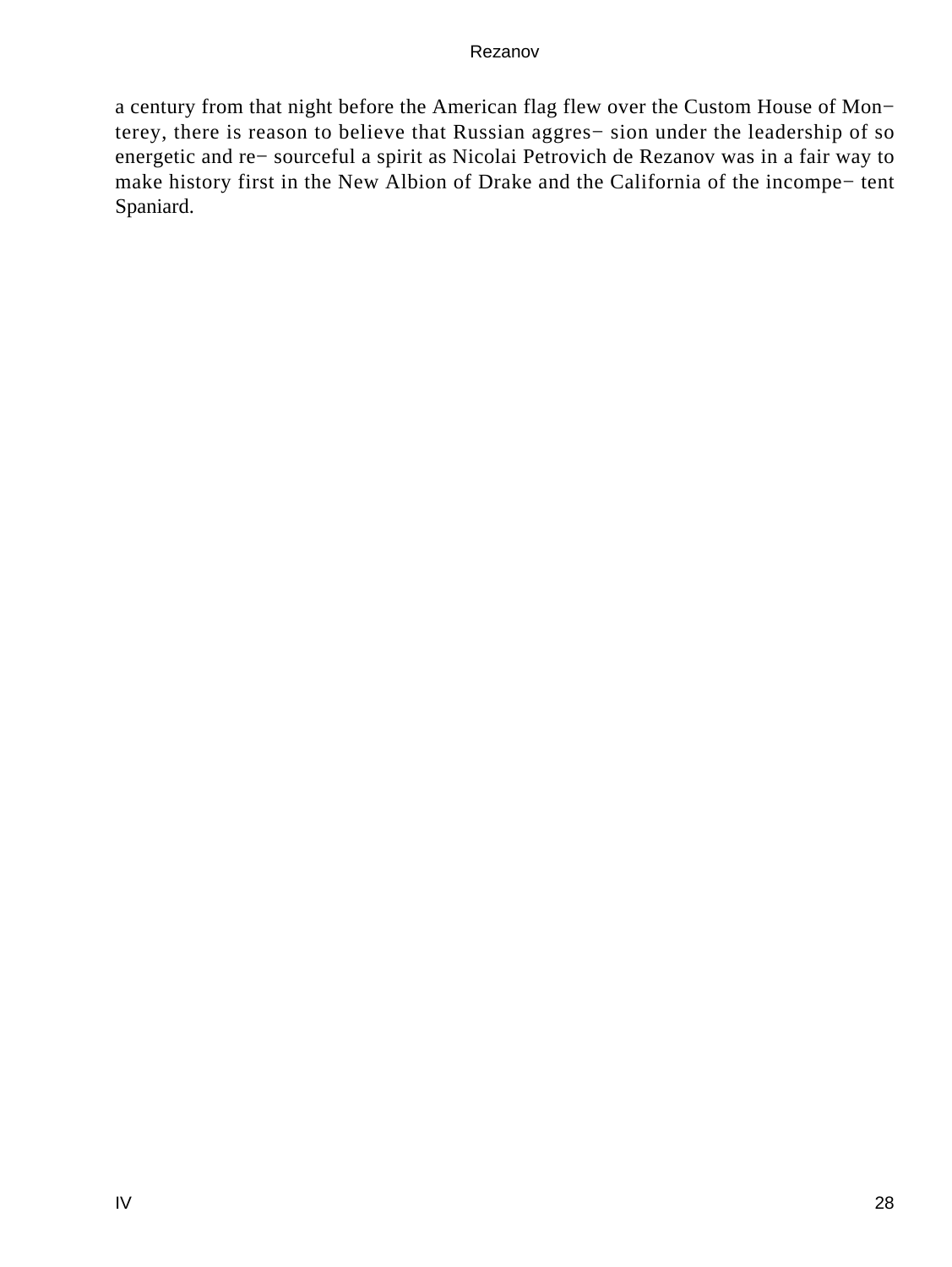a century from that night before the American flag flew over the Custom House of Mon− terey, there is reason to believe that Russian aggres− sion under the leadership of so energetic and re− sourceful a spirit as Nicolai Petrovich de Rezanov was in a fair way to make history first in the New Albion of Drake and the California of the incompe− tent Spaniard.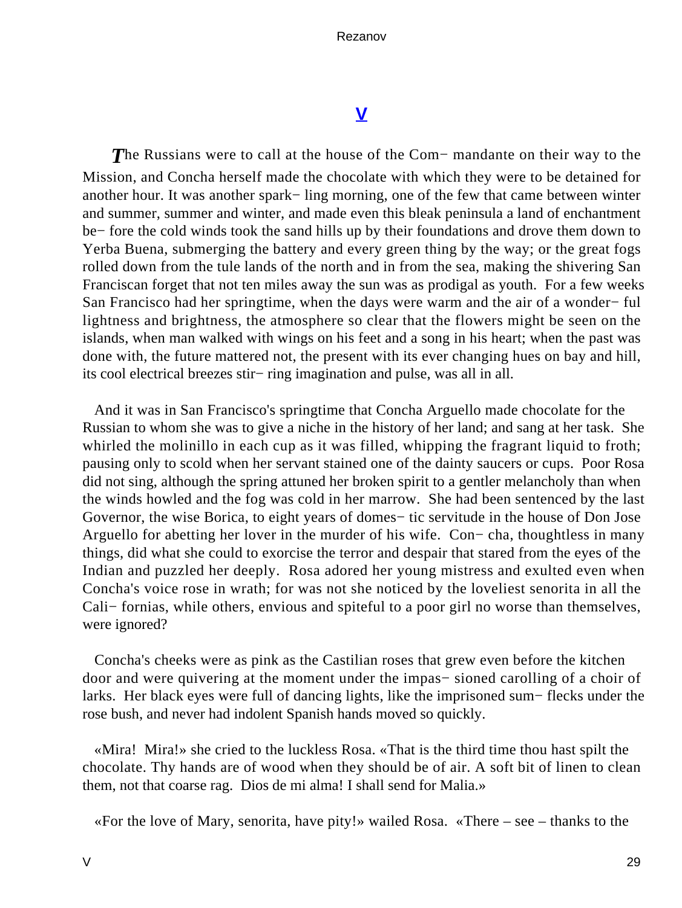## V

*T*he Russians were to call at the house of the Commandante on their way to the Mission, and Concha herself made the chocolate with which they were to be detained for another hour. It was another sparkling morning, one of the few that came between winter and summer, summer and winter, and made even this bleak peninsula a land of enchantment before the cold winds took the sand hills up by their foundations and drove them down to Yerba Buena, submerging the battery and every green thing by the way; or the great fogs rolled down from the tule lands of the north and in from the sea, making the shivering San Franciscan forget that not ten miles away the sun was as prodigal as youth. For a few weeks San Francisco had her springtime, when the days were warm and the air of a wonderful lightness and brightness, the atmosphere so clear that the flowers might be seen on the islands, when man walked with wings on his feet and a song in his heart; when the past was done with, the future mattered not, the present with its ever changing hues on bay and hill, its cool electrical breezes stirring imagination and pulse, was all in all.

And it was in San Francisco's springtime that Concha Arguello made chocolate for the Russian to whom she was to give a niche in the history of her land; and sang at her task. She whirled the molinillo in each cup as it was filled, whipping the fragrant liquid to froth; pausing only to scold when her servant stained one of the dainty saucers or cups. Poor Rosa did not sing, although the spring attuned her broken spirit to a gentler melancholy than when the winds howled and the fog was cold in her marrow. She had been sentenced by the last Governor, the wise Borica, to eight years of domestic servitude in the house of Don Jose Arguello for abetting her lover in the murder of his wife. Concha, thoughtless in many things, did what she could to exorcise the terror and despair that stared from the eyes of the Indian and puzzled her deeply. Rosa adored her young mistress and exulted even when Concha's voice rose in wrath; for was not she noticed by the loveliest senorita in all the Californias, while others, envious and spiteful to a poor girl no worse than themselves, were ignored?

Concha's cheeks were as pink as the Castilian roses that grew even before the kitchen door and were quivering at the moment under the impassioned carolling of a choir of larks. Her black eyes were full of dancing lights, like the imprisoned sumflecks under the rose bush, and never had indolent Spanish hands moved so quickly.

«Mira! Mira!» she cried to the luckless Rosa. «That is the third time thou hast spilt the chocolate. Thy hands are of wood when they should be of air. A soft bit of linen to clean them, not that coarse rag. Dios de mi alma! I shall send for Malia.»

«For the love of Mary, senorita, have pity!» wailed Rosa. «There – see – thanks to the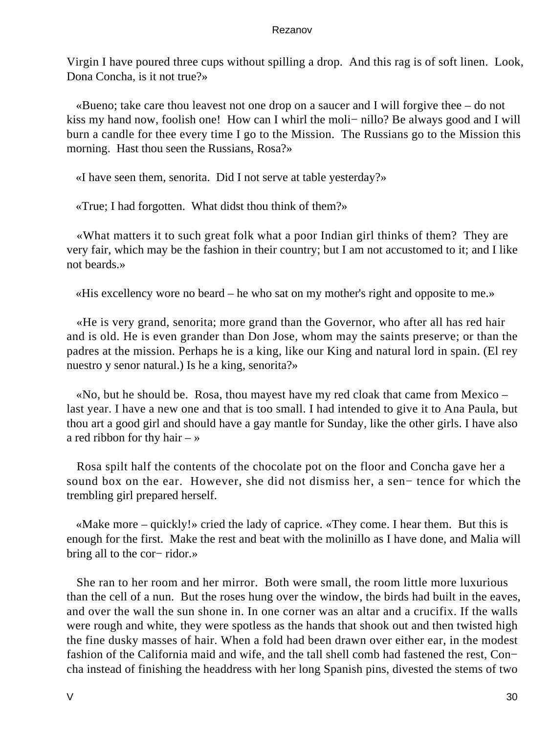Virgin I have poured three cups without spilling a drop. And this rag is of soft linen. Look, Dona Concha, is it not true?»

«Bueno; take care thou leavest not one drop on a saucer and I will forgive thee – do not kiss my hand now, foolish one! How can I whirl the moli− nillo? Be always good and I will burn a candle for thee every time I go to the Mission. The Russians go to the Mission this morning. Hast thou seen the Russians, Rosa?»

«I have seen them, senorita. Did I not serve at table yesterday?»

«True; I had forgotten. What didst thou think of them?»

«What matters it to such great folk what a poor Indian girl thinks of them? They are very fair, which may be the fashion in their country; but I am not accustomed to it; and I like not beards.»

«His excellency wore no beard – he who sat on my mother's right and opposite to me.»

«He is very grand, senorita; more grand than the Governor, who after all has red hair and is old. He is even grander than Don Jose, whom may the saints preserve; or than the padres at the mission. Perhaps he is a king, like our King and natural lord in spain. (El rey nuestro y senor natural.) Is he a king, senorita?»

«No, but he should be. Rosa, thou mayest have my red cloak that came from Mexico – last year. I have a new one and that is too small. I had intended to give it to Ana Paula, but thou art a good girl and should have a gay mantle for Sunday, like the other girls. I have also a red ribbon for thy hair – »

Rosa spilt half the contents of the chocolate pot on the floor and Concha gave her a sound box on the ear. However, she did not dismiss her, a sen− tence for which the trembling girl prepared herself.

«Make more – quickly!» cried the lady of caprice. «They come. I hear them. But this is enough for the first. Make the rest and beat with the molinillo as I have done, and Malia will bring all to the cor− ridor.»

She ran to her room and her mirror. Both were small, the room little more luxurious than the cell of a nun. But the roses hung over the window, the birds had built in the eaves, and over the wall the sun shone in. In one corner was an altar and a crucifix. If the walls were rough and white, they were spotless as the hands that shook out and then twisted high the fine dusky masses of hair. When a fold had been drawn over either ear, in the modest fashion of the California maid and wife, and the tall shell comb had fastened the rest, Con− cha instead of finishing the headdress with her long Spanish pins, divested the stems of two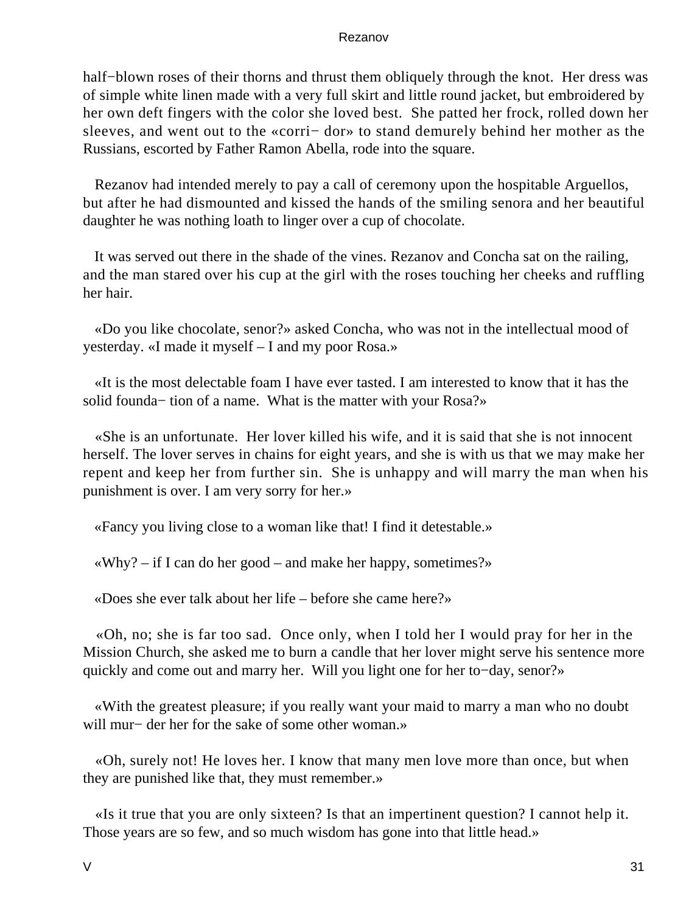half−blown roses of their thorns and thrust them obliquely through the knot. Her dress was of simple white linen made with a very full skirt and little round jacket, but embroidered by her own deft fingers with the color she loved best. She patted her frock, rolled down her sleeves, and went out to the «corri− dor» to stand demurely behind her mother as the Russians, escorted by Father Ramon Abella, rode into the square.

Rezanov had intended merely to pay a call of ceremony upon the hospitable Arguellos, but after he had dismounted and kissed the hands of the smiling senora and her beautiful daughter he was nothing loath to linger over a cup of chocolate.

It was served out there in the shade of the vines. Rezanov and Concha sat on the railing, and the man stared over his cup at the girl with the roses touching her cheeks and ruffling her hair.

«Do you like chocolate, senor?» asked Concha, who was not in the intellectual mood of yesterday. «I made it myself – I and my poor Rosa.»

«It is the most delectable foam I have ever tasted. I am interested to know that it has the solid founda− tion of a name. What is the matter with your Rosa?»

«She is an unfortunate. Her lover killed his wife, and it is said that she is not innocent herself. The lover serves in chains for eight years, and she is with us that we may make her repent and keep her from further sin. She is unhappy and will marry the man when his punishment is over. I am very sorry for her.»

«Fancy you living close to a woman like that! I find it detestable.»

«Why? – if I can do her good – and make her happy, sometimes?»

«Does she ever talk about her life – before she came here?»

«Oh, no; she is far too sad. Once only, when I told her I would pray for her in the Mission Church, she asked me to burn a candle that her lover might serve his sentence more quickly and come out and marry her. Will you light one for her to−day, senor?»

«With the greatest pleasure; if you really want your maid to marry a man who no doubt will mur− der her for the sake of some other woman.»

«Oh, surely not! He loves her. I know that many men love more than once, but when they are punished like that, they must remember.»

«Is it true that you are only sixteen? Is that an impertinent question? I cannot help it. Those years are so few, and so much wisdom has gone into that little head.»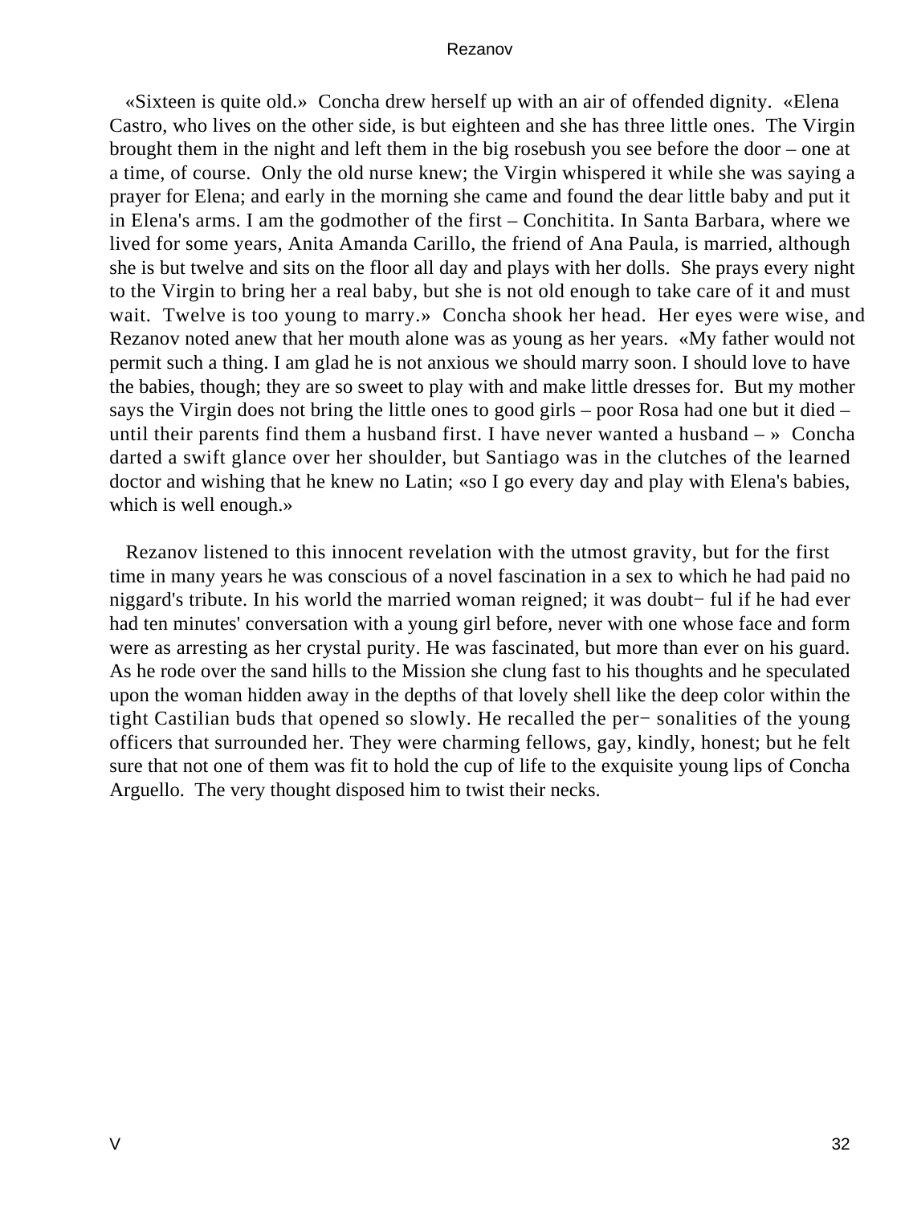«Sixteen is quite old.» Concha drew herself up with an air of offended dignity. «Elena Castro, who lives on the other side, is but eighteen and she has three little ones. The Virgin brought them in the night and left them in the big rosebush you see before the door – one at a time, of course. Only the old nurse knew; the Virgin whispered it while she was saying a prayer for Elena; and early in the morning she came and found the dear little baby and put it in Elena's arms. I am the godmother of the first – Conchitita. In Santa Barbara, where we lived for some years, Anita Amanda Carillo, the friend of Ana Paula, is married, although she is but twelve and sits on the floor all day and plays with her dolls. She prays every night to the Virgin to bring her a real baby, but she is not old enough to take care of it and must wait. Twelve is too young to marry.» Concha shook her head. Her eyes were wise, and Rezanov noted anew that her mouth alone was as young as her years. «My father would not permit such a thing. I am glad he is not anxious we should marry soon. I should love to have the babies, though; they are so sweet to play with and make little dresses for. But my mother says the Virgin does not bring the little ones to good girls – poor Rosa had one but it died – until their parents find them a husband first. I have never wanted a husband – » Concha darted a swift glance over her shoulder, but Santiago was in the clutches of the learned doctor and wishing that he knew no Latin; «so I go every day and play with Elena's babies, which is well enough.»

Rezanov listened to this innocent revelation with the utmost gravity, but for the first time in many years he was conscious of a novel fascination in a sex to which he had paid no niggard's tribute. In his world the married woman reigned; it was doubtful if he had ever had ten minutes' conversation with a young girl before, never with one whose face and form were as arresting as her crystal purity. He was fascinated, but more than ever on his guard. As he rode over the sand hills to the Mission she clung fast to his thoughts and he speculated upon the woman hidden away in the depths of that lovely shell like the deep color within the tight Castilian buds that opened so slowly. He recalled the personalities of the young officers that surrounded her. They were charming fellows, gay, kindly, honest; but he felt sure that not one of them was fit to hold the cup of life to the exquisite young lips of Concha Arguello. The very thought disposed him to twist their necks.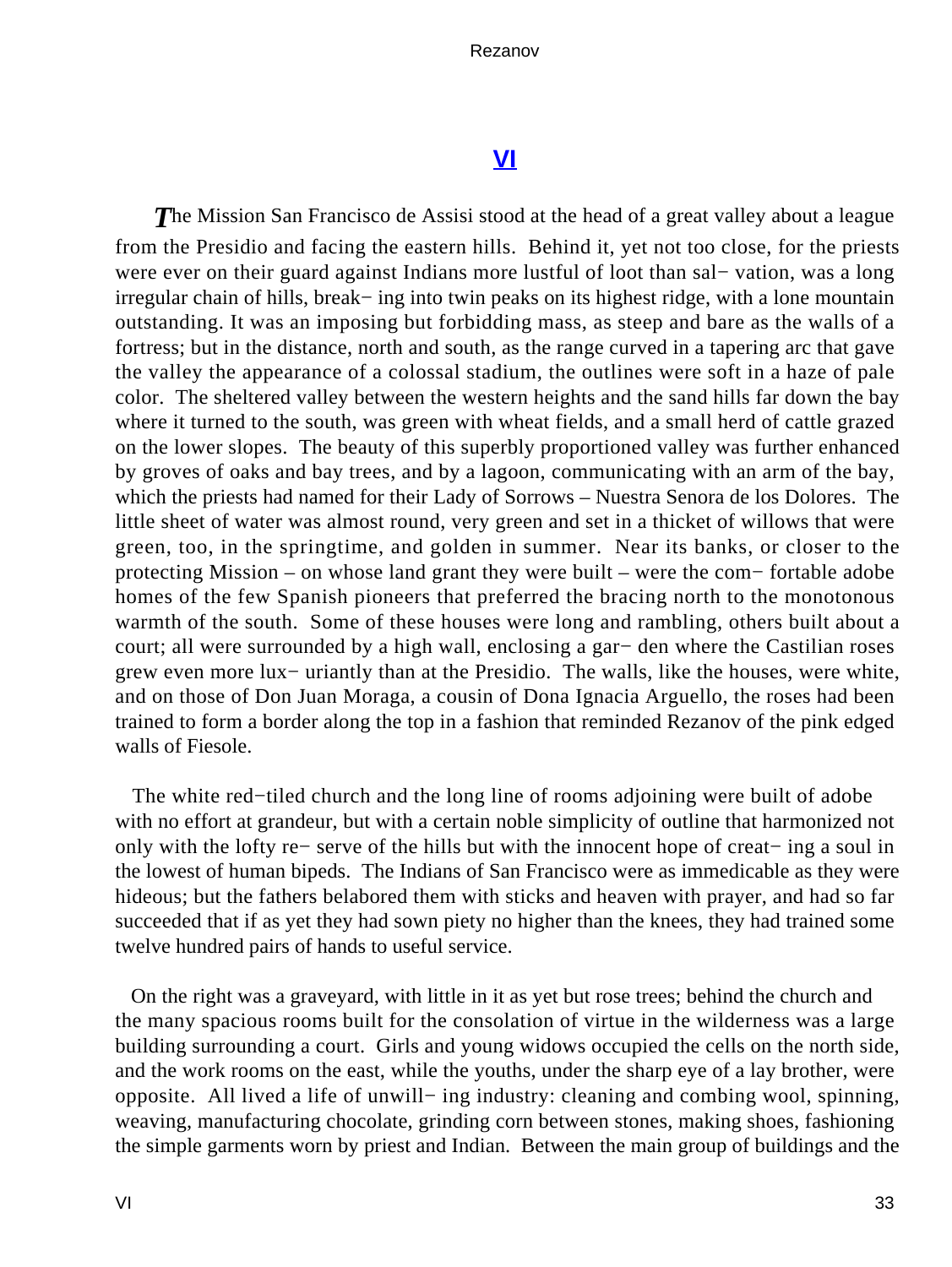## VI

*T*he Mission San Francisco de Assisi stood at the head of a great valley about a league from the Presidio and facing the eastern hills. Behind it, yet not too close, for the priests were ever on their guard against Indians more lustful of loot than sal− vation, was a long irregular chain of hills, break− ing into twin peaks on its highest ridge, with a lone mountain outstanding. It was an imposing but forbidding mass, as steep and bare as the walls of a fortress; but in the distance, north and south, as the range curved in a tapering arc that gave the valley the appearance of a colossal stadium, the outlines were soft in a haze of pale color. The sheltered valley between the western heights and the sand hills far down the bay where it turned to the south, was green with wheat fields, and a small herd of cattle grazed on the lower slopes. The beauty of this superbly proportioned valley was further enhanced by groves of oaks and bay trees, and by a lagoon, communicating with an arm of the bay, which the priests had named for their Lady of Sorrows – Nuestra Senora de los Dolores. The little sheet of water was almost round, very green and set in a thicket of willows that were green, too, in the springtime, and golden in summer. Near its banks, or closer to the protecting Mission – on whose land grant they were built – were the com− fortable adobe homes of the few Spanish pioneers that preferred the bracing north to the monotonous warmth of the south. Some of these houses were long and rambling, others built about a court; all were surrounded by a high wall, enclosing a gar− den where the Castilian roses grew even more lux− uriantly than at the Presidio. The walls, like the houses, were white, and on those of Don Juan Moraga, a cousin of Dona Ignacia Arguello, the roses had been trained to form a border along the top in a fashion that reminded Rezanov of the pink edged walls of Fiesole.

The white red−tiled church and the long line of rooms adjoining were built of adobe with no effort at grandeur, but with a certain noble simplicity of outline that harmonized not only with the lofty re− serve of the hills but with the innocent hope of creat− ing a soul in the lowest of human bipeds. The Indians of San Francisco were as immedicable as they were hideous; but the fathers belabored them with sticks and heaven with prayer, and had so far succeeded that if as yet they had sown piety no higher than the knees, they had trained some twelve hundred pairs of hands to useful service.

On the right was a graveyard, with little in it as yet but rose trees; behind the church and the many spacious rooms built for the consolation of virtue in the wilderness was a large building surrounding a court. Girls and young widows occupied the cells on the north side, and the work rooms on the east, while the youths, under the sharp eye of a lay brother, were opposite. All lived a life of unwill− ing industry: cleaning and combing wool, spinning, weaving, manufacturing chocolate, grinding corn between stones, making shoes, fashioning the simple garments worn by priest and Indian. Between the main group of buildings and the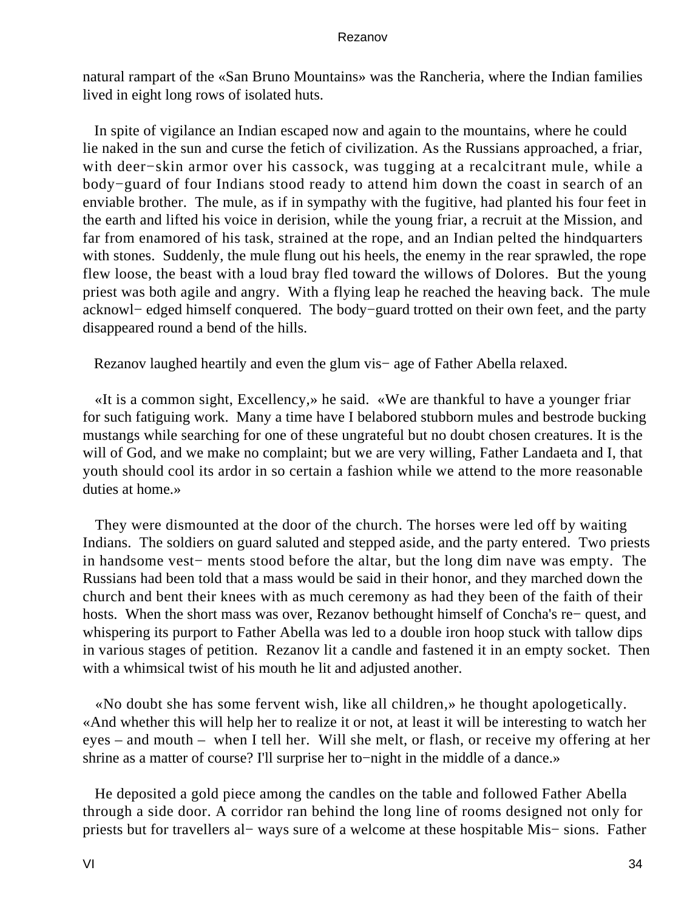natural rampart of the «San Bruno Mountains» was the Rancheria, where the Indian families lived in eight long rows of isolated huts.

In spite of vigilance an Indian escaped now and again to the mountains, where he could lie naked in the sun and curse the fetich of civilization. As the Russians approached, a friar, with deer−skin armor over his cassock, was tugging at a recalcitrant mule, while a body−guard of four Indians stood ready to attend him down the coast in search of an enviable brother. The mule, as if in sympathy with the fugitive, had planted his four feet in the earth and lifted his voice in derision, while the young friar, a recruit at the Mission, and far from enamored of his task, strained at the rope, and an Indian pelted the hindquarters with stones. Suddenly, the mule flung out his heels, the enemy in the rear sprawled, the rope flew loose, the beast with a loud bray fled toward the willows of Dolores. But the young priest was both agile and angry. With a flying leap he reached the heaving back. The mule acknowl− edged himself conquered. The body−guard trotted on their own feet, and the party disappeared round a bend of the hills.

Rezanov laughed heartily and even the glum vis− age of Father Abella relaxed.

«It is a common sight, Excellency,» he said. «We are thankful to have a younger friar for such fatiguing work. Many a time have I belabored stubborn mules and bestrode bucking mustangs while searching for one of these ungrateful but no doubt chosen creatures. It is the will of God, and we make no complaint; but we are very willing, Father Landaeta and I, that youth should cool its ardor in so certain a fashion while we attend to the more reasonable duties at home.»

They were dismounted at the door of the church. The horses were led off by waiting Indians. The soldiers on guard saluted and stepped aside, and the party entered. Two priests in handsome vest− ments stood before the altar, but the long dim nave was empty. The Russians had been told that a mass would be said in their honor, and they marched down the church and bent their knees with as much ceremony as had they been of the faith of their hosts. When the short mass was over, Rezanov bethought himself of Concha's re− quest, and whispering its purport to Father Abella was led to a double iron hoop stuck with tallow dips in various stages of petition. Rezanov lit a candle and fastened it in an empty socket. Then with a whimsical twist of his mouth he lit and adjusted another.

«No doubt she has some fervent wish, like all children,» he thought apologetically. «And whether this will help her to realize it or not, at least it will be interesting to watch her eyes – and mouth – when I tell her. Will she melt, or flash, or receive my offering at her shrine as a matter of course? I'll surprise her to−night in the middle of a dance.»

He deposited a gold piece among the candles on the table and followed Father Abella through a side door. A corridor ran behind the long line of rooms designed not only for priests but for travellers al− ways sure of a welcome at these hospitable Mis− sions. Father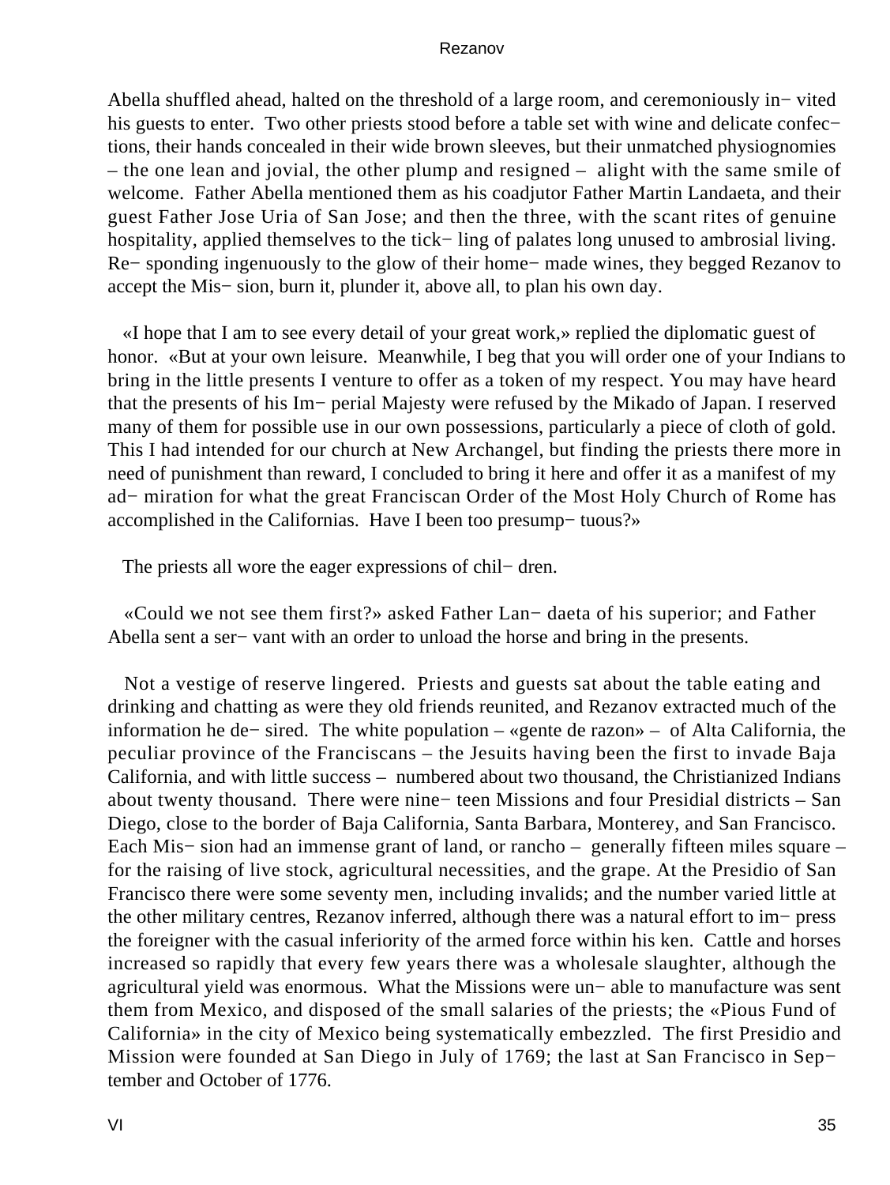Abella shuffled ahead, halted on the threshold of a large room, and ceremoniously in− vited his guests to enter. Two other priests stood before a table set with wine and delicate confec− tions, their hands concealed in their wide brown sleeves, but their unmatched physiognomies – the one lean and jovial, the other plump and resigned – alight with the same smile of welcome. Father Abella mentioned them as his coadjutor Father Martin Landaeta, and their guest Father Jose Uria of San Jose; and then the three, with the scant rites of genuine hospitality, applied themselves to the tick− ling of palates long unused to ambrosial living. Re− sponding ingenuously to the glow of their home− made wines, they begged Rezanov to accept the Mis− sion, burn it, plunder it, above all, to plan his own day.

«I hope that I am to see every detail of your great work,» replied the diplomatic guest of honor. «But at your own leisure. Meanwhile, I beg that you will order one of your Indians to bring in the little presents I venture to offer as a token of my respect. You may have heard that the presents of his Im− perial Majesty were refused by the Mikado of Japan. I reserved many of them for possible use in our own possessions, particularly a piece of cloth of gold. This I had intended for our church at New Archangel, but finding the priests there more in need of punishment than reward, I concluded to bring it here and offer it as a manifest of my ad− miration for what the great Franciscan Order of the Most Holy Church of Rome has accomplished in the Californias. Have I been too presump− tuous?»

The priests all wore the eager expressions of chil− dren.

«Could we not see them first?» asked Father Lan− daeta of his superior; and Father Abella sent a ser− vant with an order to unload the horse and bring in the presents.

Not a vestige of reserve lingered. Priests and guests sat about the table eating and drinking and chatting as were they old friends reunited, and Rezanov extracted much of the information he de− sired. The white population – «gente de razon» – of Alta California, the peculiar province of the Franciscans – the Jesuits having been the first to invade Baja California, and with little success – numbered about two thousand, the Christianized Indians about twenty thousand. There were nine− teen Missions and four Presidial districts – San Diego, close to the border of Baja California, Santa Barbara, Monterey, and San Francisco. Each Mis− sion had an immense grant of land, or rancho – generally fifteen miles square – for the raising of live stock, agricultural necessities, and the grape. At the Presidio of San Francisco there were some seventy men, including invalids; and the number varied little at the other military centres, Rezanov inferred, although there was a natural effort to im− press the foreigner with the casual inferiority of the armed force within his ken. Cattle and horses increased so rapidly that every few years there was a wholesale slaughter, although the agricultural yield was enormous. What the Missions were un− able to manufacture was sent them from Mexico, and disposed of the small salaries of the priests; the «Pious Fund of California» in the city of Mexico being systematically embezzled. The first Presidio and Mission were founded at San Diego in July of 1769; the last at San Francisco in Sep− tember and October of 1776.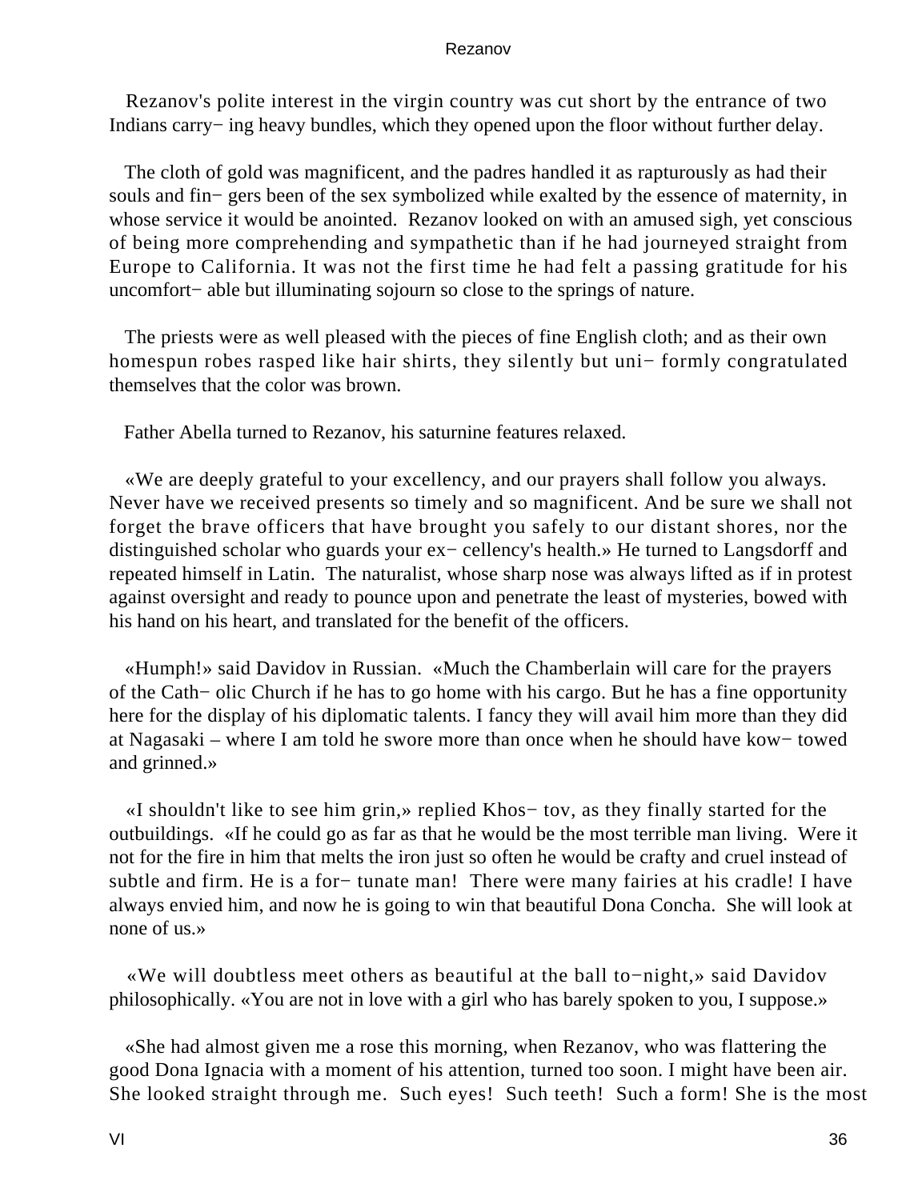Rezanov's polite interest in the virgin country was cut short by the entrance of two Indians carrying heavy bundles, which they opened upon the floor without further delay.

The cloth of gold was magnificent, and the padres handled it as rapturously as had their souls and fingers been of the sex symbolized while exalted by the essence of maternity, in whose service it would be anointed. Rezanov looked on with an amused sigh, yet conscious of being more comprehending and sympathetic than if he had journeyed straight from Europe to California. It was not the first time he had felt a passing gratitude for his uncomfortable but illuminating sojourn so close to the springs of nature.

The priests were as well pleased with the pieces of fine English cloth; and as their own homespun robes rasped like hair shirts, they silently but uniformly congratulated themselves that the color was brown.

Father Abella turned to Rezanov, his saturnine features relaxed.

«We are deeply grateful to your excellency, and our prayers shall follow you always. Never have we received presents so timely and so magnificent. And be sure we shall not forget the brave officers that have brought you safely to our distant shores, nor the distinguished scholar who guards your excellency's health.» He turned to Langsdorff and repeated himself in Latin. The naturalist, whose sharp nose was always lifted as if in protest against oversight and ready to pounce upon and penetrate the least of mysteries, bowed with his hand on his heart, and translated for the benefit of the officers.

«Humph!» said Davidov in Russian. «Much the Chamberlain will care for the prayers of the Catholic Church if he has to go home with his cargo. But he has a fine opportunity here for the display of his diplomatic talents. I fancy they will avail him more than they did at Nagasaki – where I am told he swore more than once when he should have kowtowed and grinned.»

«I shouldn't like to see him grin,» replied Khostov, as they finally started for the outbuildings. «If he could go as far as that he would be the most terrible man living. Were it not for the fire in him that melts the iron just so often he would be crafty and cruel instead of subtle and firm. He is a fortunate man! There were many fairies at his cradle! I have always envied him, and now he is going to win that beautiful Dona Concha. She will look at none of us.»

«We will doubtless meet others as beautiful at the ball to-night,» said Davidov philosophically. «You are not in love with a girl who has barely spoken to you, I suppose.»

«She had almost given me a rose this morning, when Rezanov, who was flattering the good Dona Ignacia with a moment of his attention, turned too soon. I might have been air. She looked straight through me. Such eyes! Such teeth! Such a form! She is the most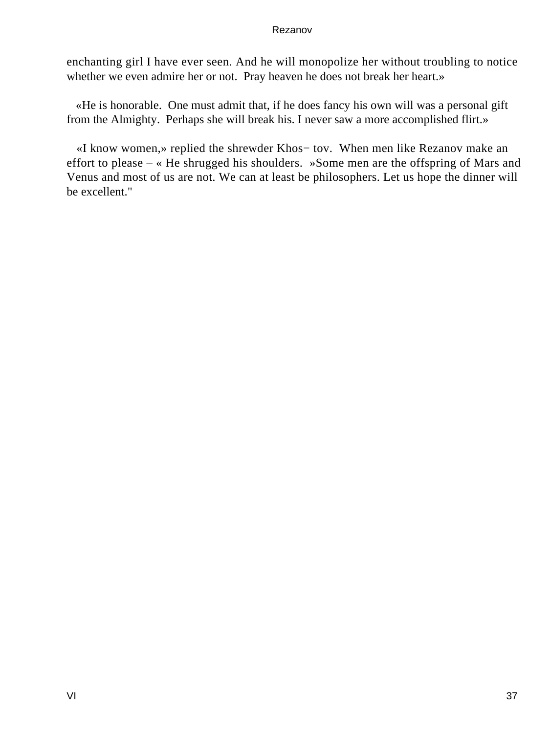enchanting girl I have ever seen. And he will monopolize her without troubling to notice whether we even admire her or not.  Pray heaven he does not break her heart.»

«He is honorable.  One must admit that, if he does fancy his own will was a personal gift from the Almighty.  Perhaps she will break his. I never saw a more accomplished flirt.»

«I know women,» replied the shrewder Khos− tov.  When men like Rezanov make an effort to please – « He shrugged his shoulders.  »Some men are the offspring of Mars and Venus and most of us are not. We can at least be philosophers. Let us hope the dinner will be excellent."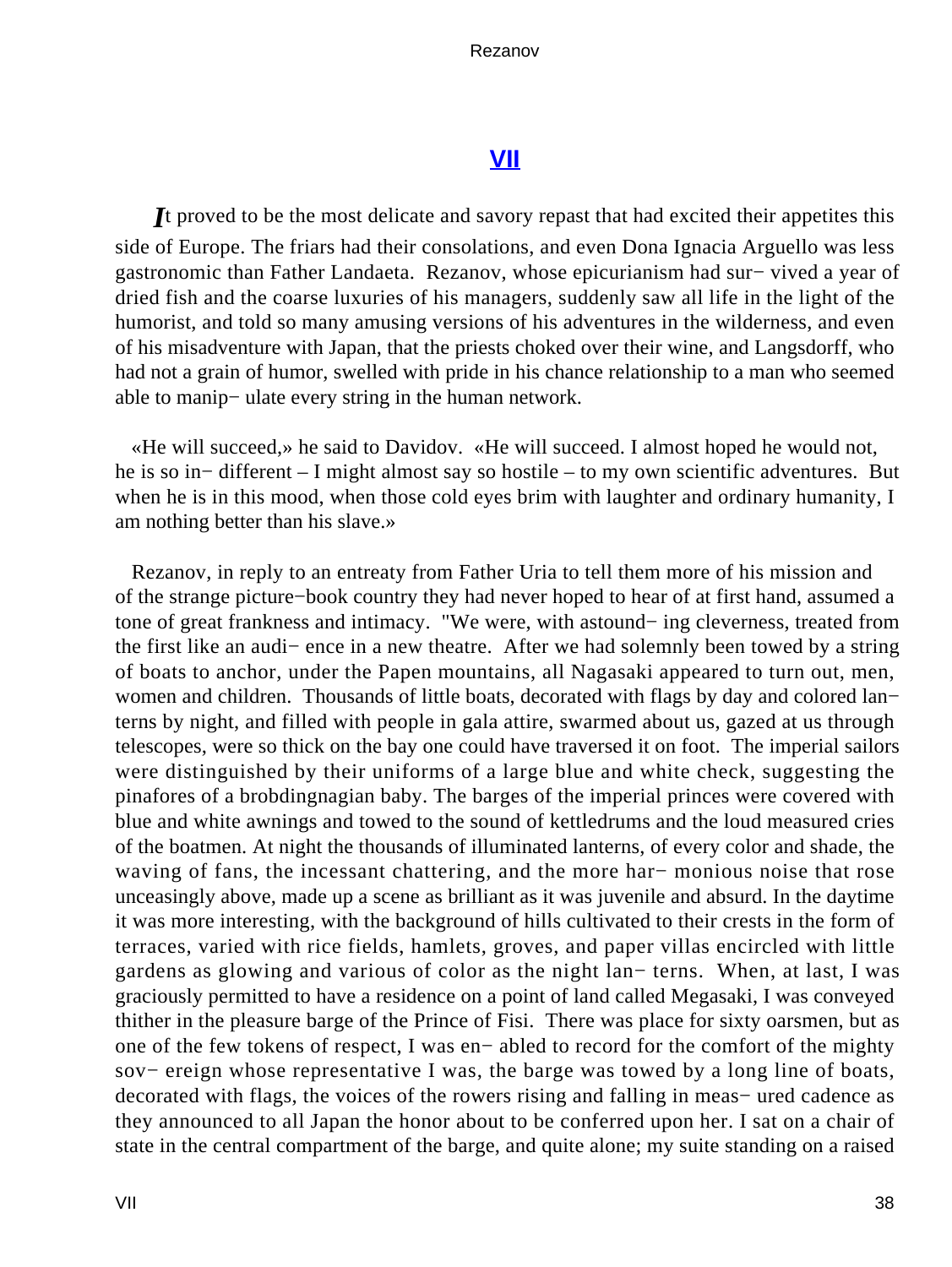## VII

*I*t proved to be the most delicate and savory repast that had excited their appetites this side of Europe. The friars had their consolations, and even Dona Ignacia Arguello was less gastronomic than Father Landaeta. Rezanov, whose epicurianism had survived a year of dried fish and the coarse luxuries of his managers, suddenly saw all life in the light of the humorist, and told so many amusing versions of his adventures in the wilderness, and even of his misadventure with Japan, that the priests choked over their wine, and Langsdorff, who had not a grain of humor, swelled with pride in his chance relationship to a man who seemed able to manipulate every string in the human network.

«He will succeed,» he said to Davidov. «He will succeed. I almost hoped he would not, he is so indifferent – I might almost say so hostile – to my own scientific adventures. But when he is in this mood, when those cold eyes brim with laughter and ordinary humanity, I am nothing better than his slave.»

Rezanov, in reply to an entreaty from Father Uria to tell them more of his mission and of the strange picture−book country they had never hoped to hear of at first hand, assumed a tone of great frankness and intimacy. "We were, with astounding cleverness, treated from the first like an audience in a new theatre. After we had solemnly been towed by a string of boats to anchor, under the Papen mountains, all Nagasaki appeared to turn out, men, women and children. Thousands of little boats, decorated with flags by day and colored lanterns by night, and filled with people in gala attire, swarmed about us, gazed at us through telescopes, were so thick on the bay one could have traversed it on foot. The imperial sailors were distinguished by their uniforms of a large blue and white check, suggesting the pinafores of a brobdingnagian baby. The barges of the imperial princes were covered with blue and white awnings and towed to the sound of kettledrums and the loud measured cries of the boatmen. At night the thousands of illuminated lanterns, of every color and shade, the waving of fans, the incessant chattering, and the more harmonious noise that rose unceasingly above, made up a scene as brilliant as it was juvenile and absurd. In the daytime it was more interesting, with the background of hills cultivated to their crests in the form of terraces, varied with rice fields, hamlets, groves, and paper villas encircled with little gardens as glowing and various of color as the night lanterns. When, at last, I was graciously permitted to have a residence on a point of land called Megasaki, I was conveyed thither in the pleasure barge of the Prince of Fisi. There was place for sixty oarsmen, but as one of the few tokens of respect, I was enabled to record for the comfort of the mighty sovereign whose representative I was, the barge was towed by a long line of boats, decorated with flags, the voices of the rowers rising and falling in measured cadence as they announced to all Japan the honor about to be conferred upon her. I sat on a chair of state in the central compartment of the barge, and quite alone; my suite standing on a raised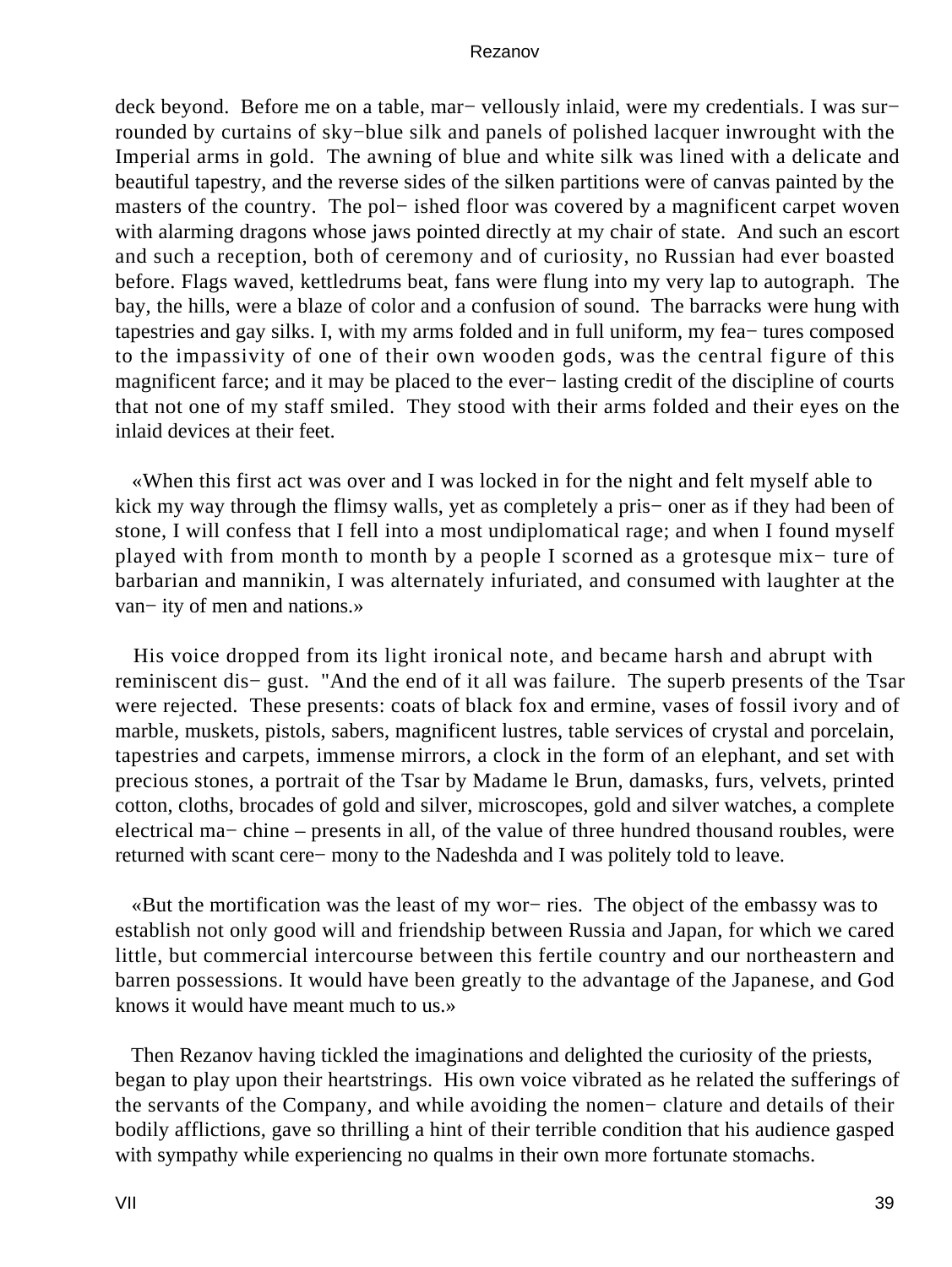deck beyond. Before me on a table, mar− vellously inlaid, were my credentials. I was sur− rounded by curtains of sky−blue silk and panels of polished lacquer inwrought with the Imperial arms in gold. The awning of blue and white silk was lined with a delicate and beautiful tapestry, and the reverse sides of the silken partitions were of canvas painted by the masters of the country. The pol− ished floor was covered by a magnificent carpet woven with alarming dragons whose jaws pointed directly at my chair of state. And such an escort and such a reception, both of ceremony and of curiosity, no Russian had ever boasted before. Flags waved, kettledrums beat, fans were flung into my very lap to autograph. The bay, the hills, were a blaze of color and a confusion of sound. The barracks were hung with tapestries and gay silks. I, with my arms folded and in full uniform, my fea− tures composed to the impassivity of one of their own wooden gods, was the central figure of this magnificent farce; and it may be placed to the ever− lasting credit of the discipline of courts that not one of my staff smiled. They stood with their arms folded and their eyes on the inlaid devices at their feet.

«When this first act was over and I was locked in for the night and felt myself able to kick my way through the flimsy walls, yet as completely a pris− oner as if they had been of stone, I will confess that I fell into a most undiplomatical rage; and when I found myself played with from month to month by a people I scorned as a grotesque mix− ture of barbarian and mannikin, I was alternately infuriated, and consumed with laughter at the van− ity of men and nations.»

His voice dropped from its light ironical note, and became harsh and abrupt with reminiscent dis− gust. "And the end of it all was failure. The superb presents of the Tsar were rejected. These presents: coats of black fox and ermine, vases of fossil ivory and of marble, muskets, pistols, sabers, magnificent lustres, table services of crystal and porcelain, tapestries and carpets, immense mirrors, a clock in the form of an elephant, and set with precious stones, a portrait of the Tsar by Madame le Brun, damasks, furs, velvets, printed cotton, cloths, brocades of gold and silver, microscopes, gold and silver watches, a complete electrical ma− chine – presents in all, of the value of three hundred thousand roubles, were returned with scant cere− mony to the Nadeshda and I was politely told to leave.

«But the mortification was the least of my wor− ries. The object of the embassy was to establish not only good will and friendship between Russia and Japan, for which we cared little, but commercial intercourse between this fertile country and our northeastern and barren possessions. It would have been greatly to the advantage of the Japanese, and God knows it would have meant much to us.»

Then Rezanov having tickled the imaginations and delighted the curiosity of the priests, began to play upon their heartstrings. His own voice vibrated as he related the sufferings of the servants of the Company, and while avoiding the nomen− clature and details of their bodily afflictions, gave so thrilling a hint of their terrible condition that his audience gasped with sympathy while experiencing no qualms in their own more fortunate stomachs.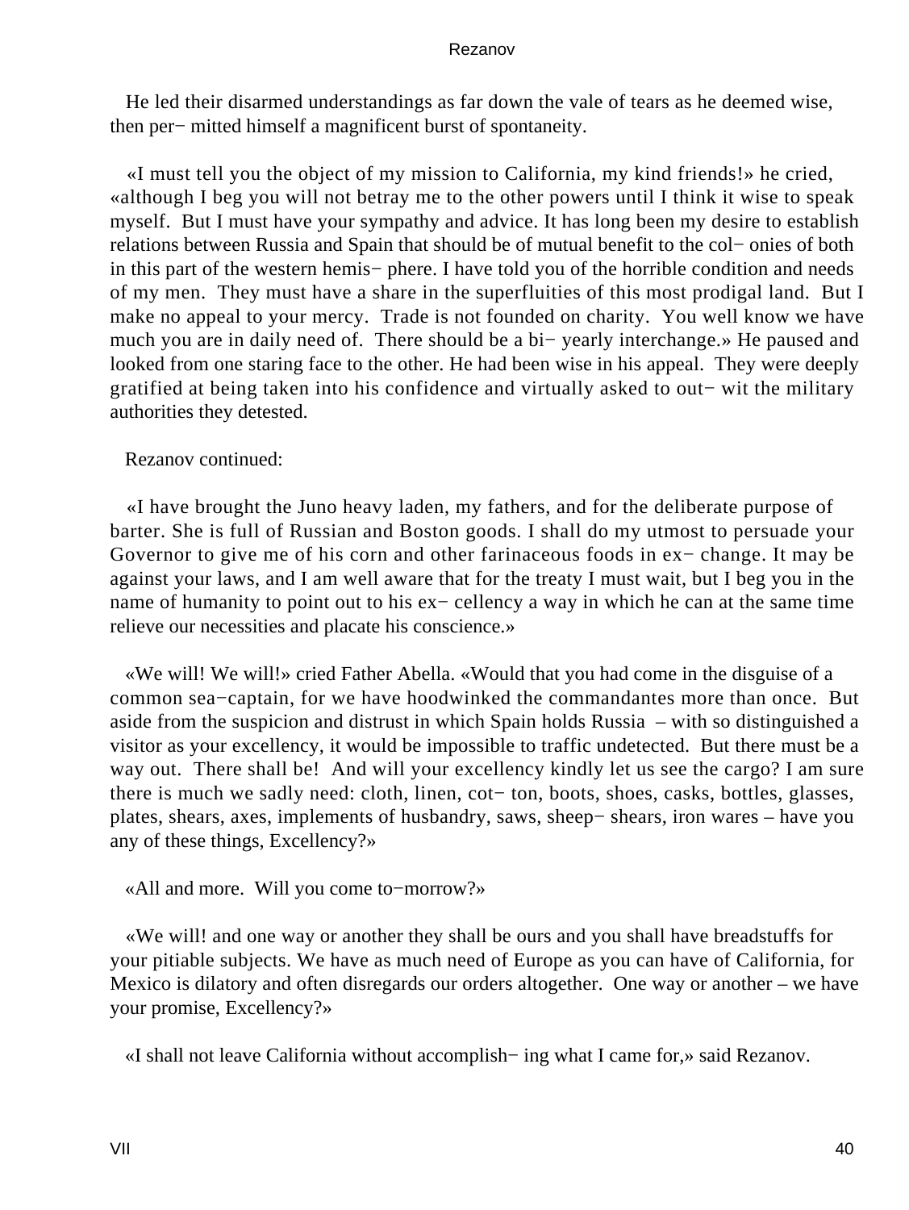He led their disarmed understandings as far down the vale of tears as he deemed wise, then per− mitted himself a magnificent burst of spontaneity.

«I must tell you the object of my mission to California, my kind friends!» he cried, «although I beg you will not betray me to the other powers until I think it wise to speak myself. But I must have your sympathy and advice. It has long been my desire to establish relations between Russia and Spain that should be of mutual benefit to the col− onies of both in this part of the western hemis− phere. I have told you of the horrible condition and needs of my men. They must have a share in the superfluities of this most prodigal land. But I make no appeal to your mercy. Trade is not founded on charity. You well know we have much you are in daily need of. There should be a bi− yearly interchange.» He paused and looked from one staring face to the other. He had been wise in his appeal. They were deeply gratified at being taken into his confidence and virtually asked to out− wit the military authorities they detested.

Rezanov continued:

«I have brought the Juno heavy laden, my fathers, and for the deliberate purpose of barter. She is full of Russian and Boston goods. I shall do my utmost to persuade your Governor to give me of his corn and other farinaceous foods in ex− change. It may be against your laws, and I am well aware that for the treaty I must wait, but I beg you in the name of humanity to point out to his ex− cellency a way in which he can at the same time relieve our necessities and placate his conscience.»

«We will! We will!» cried Father Abella. «Would that you had come in the disguise of a common sea−captain, for we have hoodwinked the commandantes more than once. But aside from the suspicion and distrust in which Spain holds Russia – with so distinguished a visitor as your excellency, it would be impossible to traffic undetected. But there must be a way out. There shall be! And will your excellency kindly let us see the cargo? I am sure there is much we sadly need: cloth, linen, cot− ton, boots, shoes, casks, bottles, glasses, plates, shears, axes, implements of husbandry, saws, sheep− shears, iron wares – have you any of these things, Excellency?»

«All and more. Will you come to−morrow?»

«We will! and one way or another they shall be ours and you shall have breadstuffs for your pitiable subjects. We have as much need of Europe as you can have of California, for Mexico is dilatory and often disregards our orders altogether. One way or another – we have your promise, Excellency?»

«I shall not leave California without accomplish− ing what I came for,» said Rezanov.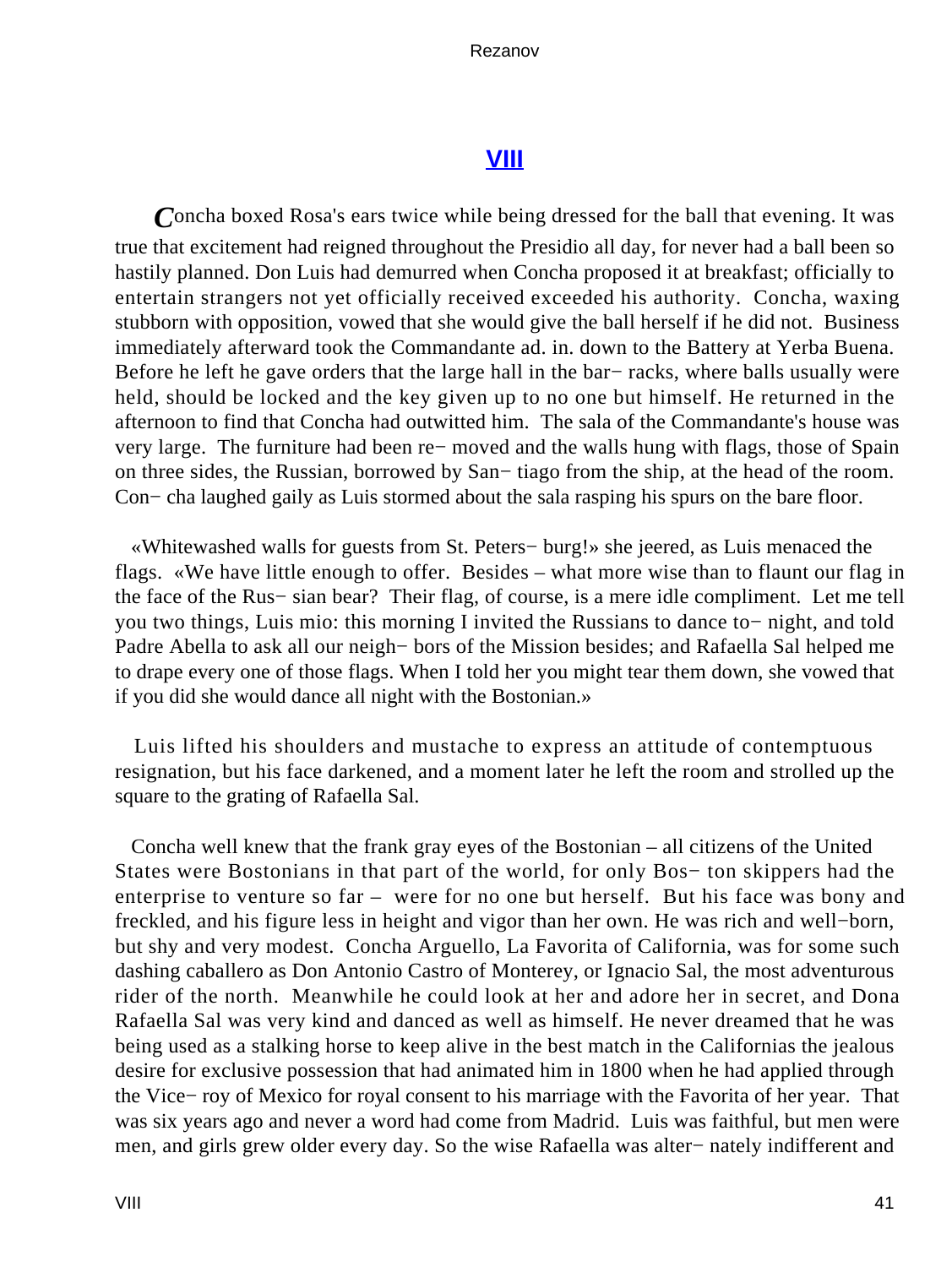## VIII

*C*oncha boxed Rosa's ears twice while being dressed for the ball that evening. It was true that excitement had reigned throughout the Presidio all day, for never had a ball been so hastily planned. Don Luis had demurred when Concha proposed it at breakfast; officially to entertain strangers not yet officially received exceeded his authority. Concha, waxing stubborn with opposition, vowed that she would give the ball herself if he did not. Business immediately afterward took the Commandante ad. in. down to the Battery at Yerba Buena. Before he left he gave orders that the large hall in the bar− racks, where balls usually were held, should be locked and the key given up to no one but himself. He returned in the afternoon to find that Concha had outwitted him. The sala of the Commandante's house was very large. The furniture had been re− moved and the walls hung with flags, those of Spain on three sides, the Russian, borrowed by San− tiago from the ship, at the head of the room. Con− cha laughed gaily as Luis stormed about the sala rasping his spurs on the bare floor.

«Whitewashed walls for guests from St. Peters− burg!» she jeered, as Luis menaced the flags. «We have little enough to offer. Besides – what more wise than to flaunt our flag in the face of the Rus− sian bear? Their flag, of course, is a mere idle compliment. Let me tell you two things, Luis mio: this morning I invited the Russians to dance to− night, and told Padre Abella to ask all our neigh− bors of the Mission besides; and Rafaella Sal helped me to drape every one of those flags. When I told her you might tear them down, she vowed that if you did she would dance all night with the Bostonian.»

Luis lifted his shoulders and mustache to express an attitude of contemptuous resignation, but his face darkened, and a moment later he left the room and strolled up the square to the grating of Rafaella Sal.

Concha well knew that the frank gray eyes of the Bostonian – all citizens of the United States were Bostonians in that part of the world, for only Bos− ton skippers had the enterprise to venture so far – were for no one but herself. But his face was bony and freckled, and his figure less in height and vigor than her own. He was rich and well−born, but shy and very modest. Concha Arguello, La Favorita of California, was for some such dashing caballero as Don Antonio Castro of Monterey, or Ignacio Sal, the most adventurous rider of the north. Meanwhile he could look at her and adore her in secret, and Dona Rafaella Sal was very kind and danced as well as himself. He never dreamed that he was being used as a stalking horse to keep alive in the best match in the Californias the jealous desire for exclusive possession that had animated him in 1800 when he had applied through the Vice− roy of Mexico for royal consent to his marriage with the Favorita of her year. That was six years ago and never a word had come from Madrid. Luis was faithful, but men were men, and girls grew older every day. So the wise Rafaella was alter− nately indifferent and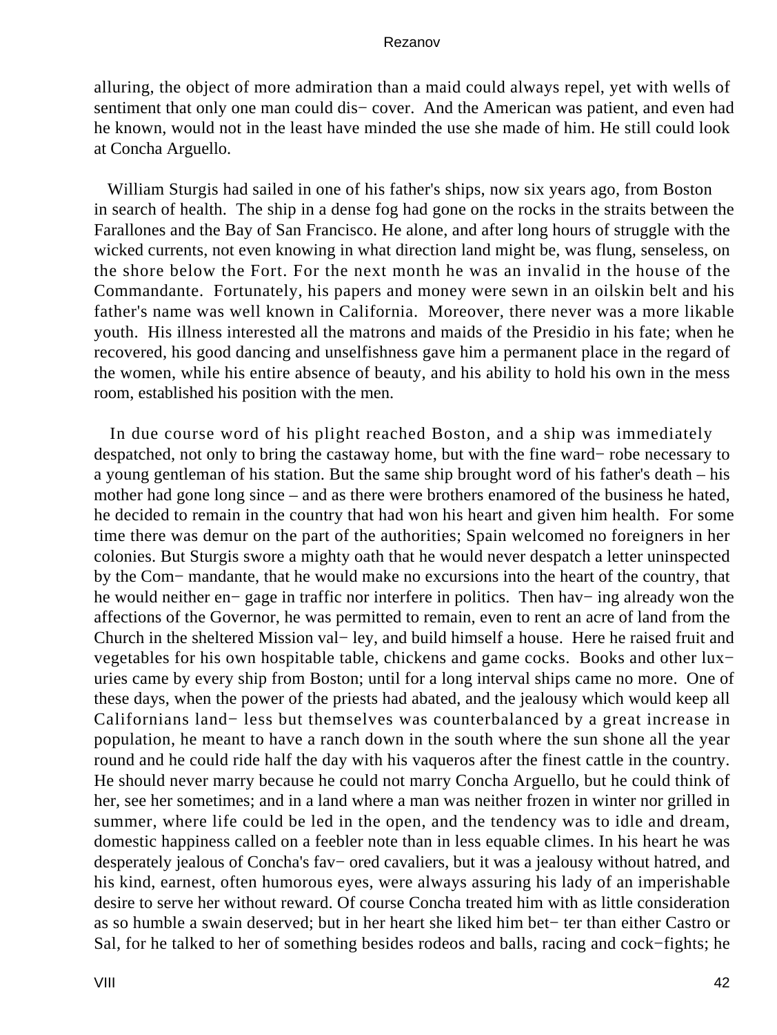alluring, the object of more admiration than a maid could always repel, yet with wells of sentiment that only one man could dis− cover. And the American was patient, and even had he known, would not in the least have minded the use she made of him. He still could look at Concha Arguello.

William Sturgis had sailed in one of his father's ships, now six years ago, from Boston in search of health. The ship in a dense fog had gone on the rocks in the straits between the Farallones and the Bay of San Francisco. He alone, and after long hours of struggle with the wicked currents, not even knowing in what direction land might be, was flung, senseless, on the shore below the Fort. For the next month he was an invalid in the house of the Commandante. Fortunately, his papers and money were sewn in an oilskin belt and his father's name was well known in California. Moreover, there never was a more likable youth. His illness interested all the matrons and maids of the Presidio in his fate; when he recovered, his good dancing and unselfishness gave him a permanent place in the regard of the women, while his entire absence of beauty, and his ability to hold his own in the mess room, established his position with the men.

In due course word of his plight reached Boston, and a ship was immediately despatched, not only to bring the castaway home, but with the fine ward− robe necessary to a young gentleman of his station. But the same ship brought word of his father's death – his mother had gone long since – and as there were brothers enamored of the business he hated, he decided to remain in the country that had won his heart and given him health. For some time there was demur on the part of the authorities; Spain welcomed no foreigners in her colonies. But Sturgis swore a mighty oath that he would never despatch a letter uninspected by the Com− mandante, that he would make no excursions into the heart of the country, that he would neither en− gage in traffic nor interfere in politics. Then hav− ing already won the affections of the Governor, he was permitted to remain, even to rent an acre of land from the Church in the sheltered Mission val− ley, and build himself a house. Here he raised fruit and vegetables for his own hospitable table, chickens and game cocks. Books and other lux− uries came by every ship from Boston; until for a long interval ships came no more. One of these days, when the power of the priests had abated, and the jealousy which would keep all Californians land− less but themselves was counterbalanced by a great increase in population, he meant to have a ranch down in the south where the sun shone all the year round and he could ride half the day with his vaqueros after the finest cattle in the country. He should never marry because he could not marry Concha Arguello, but he could think of her, see her sometimes; and in a land where a man was neither frozen in winter nor grilled in summer, where life could be led in the open, and the tendency was to idle and dream, domestic happiness called on a feebler note than in less equable climes. In his heart he was desperately jealous of Concha's fav− ored cavaliers, but it was a jealousy without hatred, and his kind, earnest, often humorous eyes, were always assuring his lady of an imperishable desire to serve her without reward. Of course Concha treated him with as little consideration as so humble a swain deserved; but in her heart she liked him bet− ter than either Castro or Sal, for he talked to her of something besides rodeos and balls, racing and cock−fights; he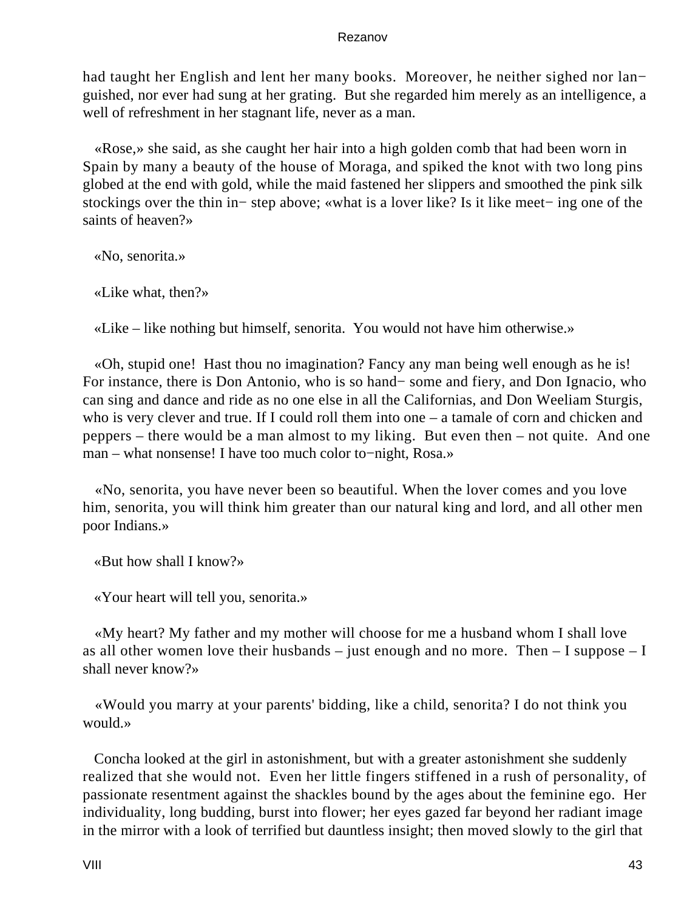had taught her English and lent her many books. Moreover, he neither sighed nor languished, nor ever had sung at her grating. But she regarded him merely as an intelligence, a well of refreshment in her stagnant life, never as a man.

«Rose,» she said, as she caught her hair into a high golden comb that had been worn in Spain by many a beauty of the house of Moraga, and spiked the knot with two long pins globed at the end with gold, while the maid fastened her slippers and smoothed the pink silk stockings over the thin in− step above; «what is a lover like? Is it like meet− ing one of the saints of heaven?»

«No, senorita.»

«Like what, then?»

«Like – like nothing but himself, senorita. You would not have him otherwise.»

«Oh, stupid one! Hast thou no imagination? Fancy any man being well enough as he is! For instance, there is Don Antonio, who is so hand− some and fiery, and Don Ignacio, who can sing and dance and ride as no one else in all the Californias, and Don Weeliam Sturgis, who is very clever and true. If I could roll them into one – a tamale of corn and chicken and peppers – there would be a man almost to my liking. But even then – not quite. And one man – what nonsense! I have too much color to−night, Rosa.»

«No, senorita, you have never been so beautiful. When the lover comes and you love him, senorita, you will think him greater than our natural king and lord, and all other men poor Indians.»

«But how shall I know?»

«Your heart will tell you, senorita.»

«My heart? My father and my mother will choose for me a husband whom I shall love as all other women love their husbands – just enough and no more. Then – I suppose – I shall never know?»

«Would you marry at your parents' bidding, like a child, senorita? I do not think you would.»

Concha looked at the girl in astonishment, but with a greater astonishment she suddenly realized that she would not. Even her little fingers stiffened in a rush of personality, of passionate resentment against the shackles bound by the ages about the feminine ego. Her individuality, long budding, burst into flower; her eyes gazed far beyond her radiant image in the mirror with a look of terrified but dauntless insight; then moved slowly to the girl that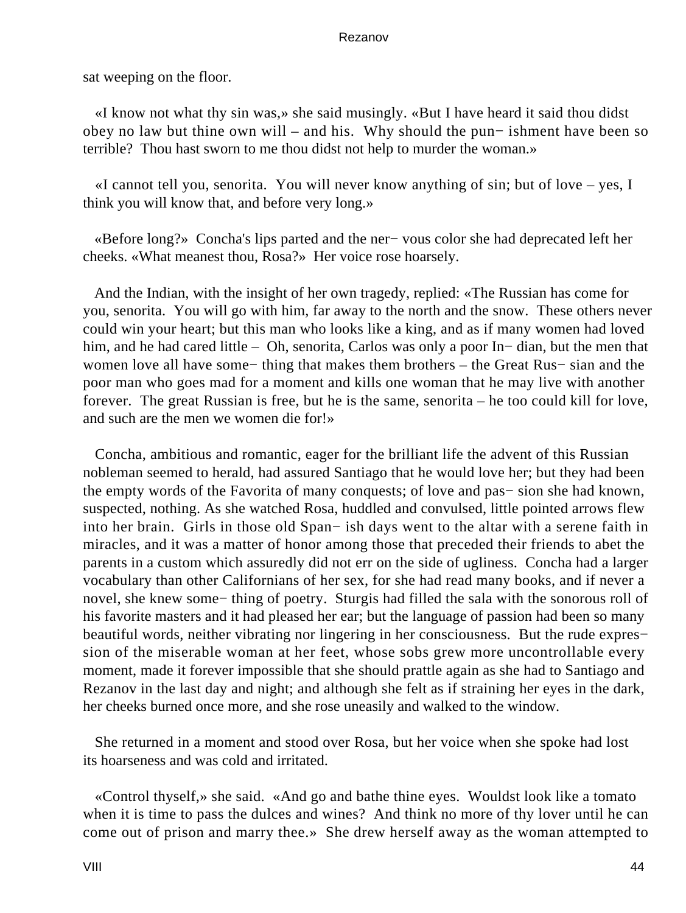sat weeping on the floor.

«I know not what thy sin was,» she said musingly. «But I have heard it said thou didst obey no law but thine own will – and his. Why should the punishment have been so terrible? Thou hast sworn to me thou didst not help to murder the woman.»

«I cannot tell you, senorita. You will never know anything of sin; but of love – yes, I think you will know that, and before very long.»

«Before long?» Concha's lips parted and the nervous color she had deprecated left her cheeks. «What meanest thou, Rosa?» Her voice rose hoarsely.

And the Indian, with the insight of her own tragedy, replied: «The Russian has come for you, senorita. You will go with him, far away to the north and the snow. These others never could win your heart; but this man who looks like a king, and as if many women had loved him, and he had cared little – Oh, senorita, Carlos was only a poor Indian, but the men that women love all have something that makes them brothers – the Great Russian and the poor man who goes mad for a moment and kills one woman that he may live with another forever. The great Russian is free, but he is the same, senorita – he too could kill for love, and such are the men we women die for!»

Concha, ambitious and romantic, eager for the brilliant life the advent of this Russian nobleman seemed to herald, had assured Santiago that he would love her; but they had been the empty words of the Favorita of many conquests; of love and passion she had known, suspected, nothing. As she watched Rosa, huddled and convulsed, little pointed arrows flew into her brain. Girls in those old Spanish days went to the altar with a serene faith in miracles, and it was a matter of honor among those that preceded their friends to abet the parents in a custom which assuredly did not err on the side of ugliness. Concha had a larger vocabulary than other Californians of her sex, for she had read many books, and if never a novel, she knew something of poetry. Sturgis had filled the sala with the sonorous roll of his favorite masters and it had pleased her ear; but the language of passion had been so many beautiful words, neither vibrating nor lingering in her consciousness. But the rude expression of the miserable woman at her feet, whose sobs grew more uncontrollable every moment, made it forever impossible that she should prattle again as she had to Santiago and Rezanov in the last day and night; and although she felt as if straining her eyes in the dark, her cheeks burned once more, and she rose uneasily and walked to the window.

She returned in a moment and stood over Rosa, but her voice when she spoke had lost its hoarseness and was cold and irritated.

«Control thyself,» she said. «And go and bathe thine eyes. Wouldst look like a tomato when it is time to pass the dulces and wines? And think no more of thy lover until he can come out of prison and marry thee.» She drew herself away as the woman attempted to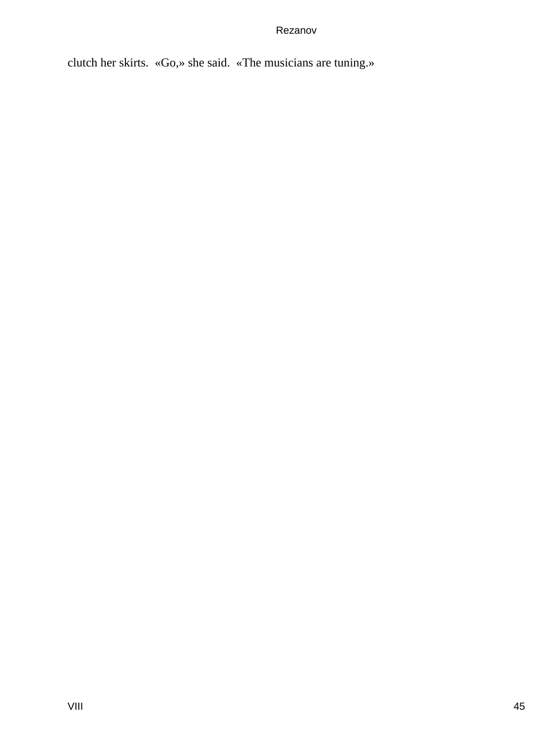clutch her skirts. «Go,» she said. «The musicians are tuning.»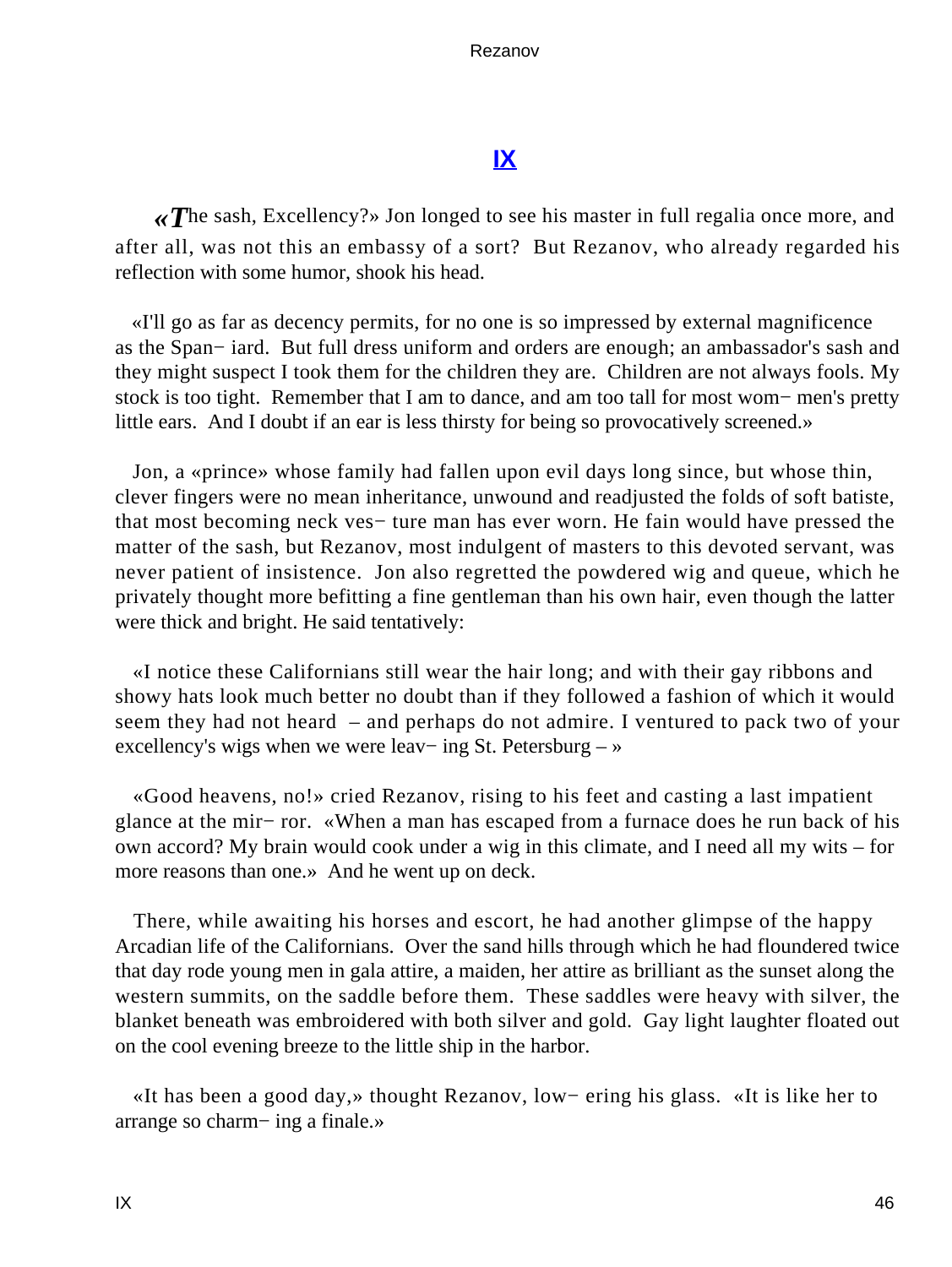## IX

«The sash, Excellency?» Jon longed to see his master in full regalia once more, and after all, was not this an embassy of a sort? But Rezanov, who already regarded his reflection with some humor, shook his head.

«I'll go as far as decency permits, for no one is so impressed by external magnificence as the Spaniard. But full dress uniform and orders are enough; an ambassador's sash and they might suspect I took them for the children they are. Children are not always fools. My stock is too tight. Remember that I am to dance, and am too tall for most women's pretty little ears. And I doubt if an ear is less thirsty for being so provocatively screened.»

Jon, a «prince» whose family had fallen upon evil days long since, but whose thin, clever fingers were no mean inheritance, unwound and readjusted the folds of soft batiste, that most becoming neck vesture man has ever worn. He fain would have pressed the matter of the sash, but Rezanov, most indulgent of masters to this devoted servant, was never patient of insistence. Jon also regretted the powdered wig and queue, which he privately thought more befitting a fine gentleman than his own hair, even though the latter were thick and bright. He said tentatively:

«I notice these Californians still wear the hair long; and with their gay ribbons and showy hats look much better no doubt than if they followed a fashion of which it would seem they had not heard – and perhaps do not admire. I ventured to pack two of your excellency's wigs when we were leaving St. Petersburg – »

«Good heavens, no!» cried Rezanov, rising to his feet and casting a last impatient glance at the mirror. «When a man has escaped from a furnace does he run back of his own accord? My brain would cook under a wig in this climate, and I need all my wits – for more reasons than one.» And he went up on deck.

There, while awaiting his horses and escort, he had another glimpse of the happy Arcadian life of the Californians. Over the sand hills through which he had floundered twice that day rode young men in gala attire, a maiden, her attire as brilliant as the sunset along the western summits, on the saddle before them. These saddles were heavy with silver, the blanket beneath was embroidered with both silver and gold. Gay light laughter floated out on the cool evening breeze to the little ship in the harbor.

«It has been a good day,» thought Rezanov, lowering his glass. «It is like her to arrange so charming a finale.»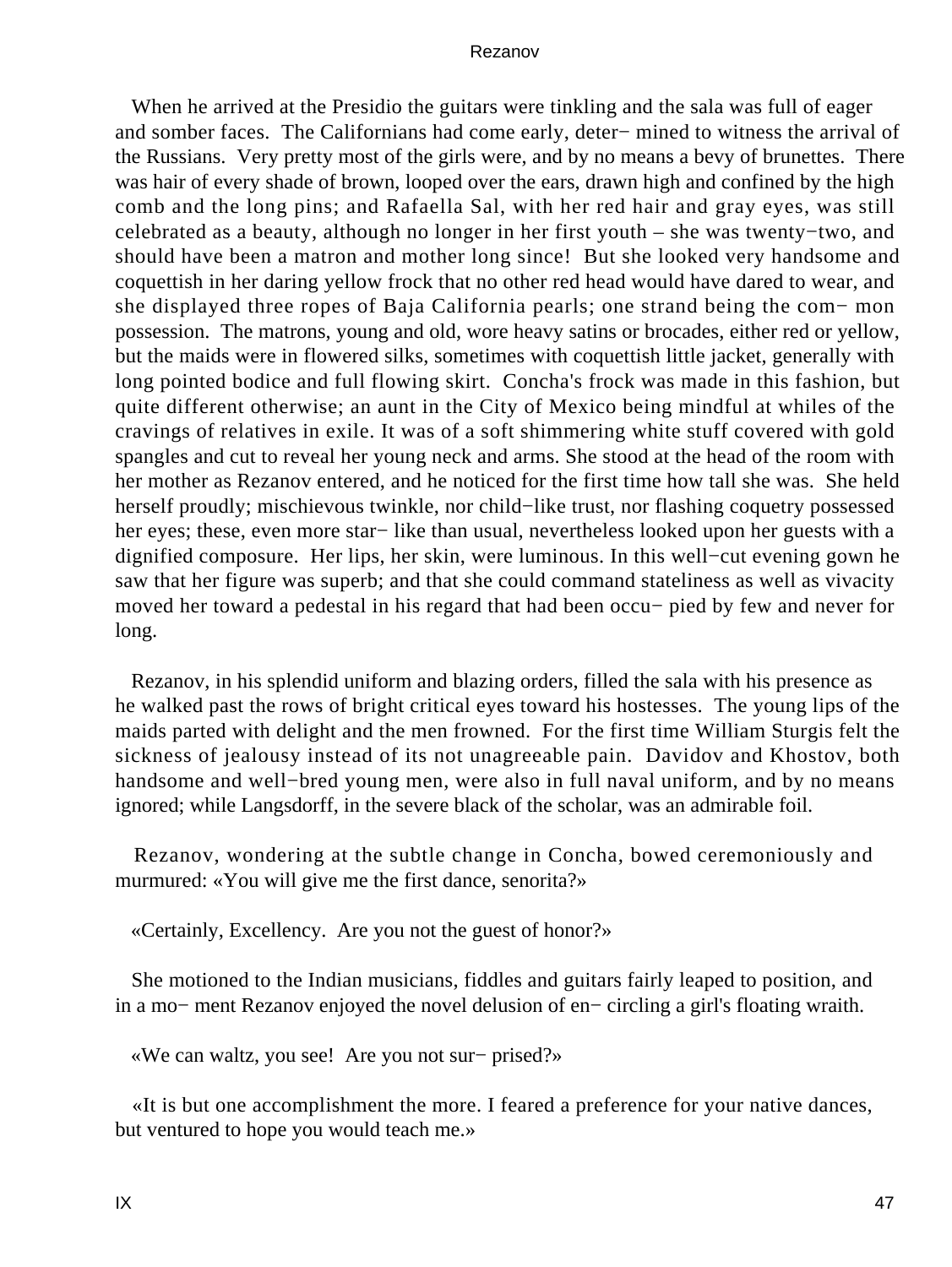When he arrived at the Presidio the guitars were tinkling and the sala was full of eager and somber faces. The Californians had come early, deter− mined to witness the arrival of the Russians. Very pretty most of the girls were, and by no means a bevy of brunettes. There was hair of every shade of brown, looped over the ears, drawn high and confined by the high comb and the long pins; and Rafaella Sal, with her red hair and gray eyes, was still celebrated as a beauty, although no longer in her first youth – she was twenty−two, and should have been a matron and mother long since! But she looked very handsome and coquettish in her daring yellow frock that no other red head would have dared to wear, and she displayed three ropes of Baja California pearls; one strand being the com− mon possession. The matrons, young and old, wore heavy satins or brocades, either red or yellow, but the maids were in flowered silks, sometimes with coquettish little jacket, generally with long pointed bodice and full flowing skirt. Concha's frock was made in this fashion, but quite different otherwise; an aunt in the City of Mexico being mindful at whiles of the cravings of relatives in exile. It was of a soft shimmering white stuff covered with gold spangles and cut to reveal her young neck and arms. She stood at the head of the room with her mother as Rezanov entered, and he noticed for the first time how tall she was. She held herself proudly; mischievous twinkle, nor child−like trust, nor flashing coquetry possessed her eyes; these, even more star− like than usual, nevertheless looked upon her guests with a dignified composure. Her lips, her skin, were luminous. In this well−cut evening gown he saw that her figure was superb; and that she could command stateliness as well as vivacity moved her toward a pedestal in his regard that had been occu− pied by few and never for long.

Rezanov, in his splendid uniform and blazing orders, filled the sala with his presence as he walked past the rows of bright critical eyes toward his hostesses. The young lips of the maids parted with delight and the men frowned. For the first time William Sturgis felt the sickness of jealousy instead of its not unagreeable pain. Davidov and Khostov, both handsome and well−bred young men, were also in full naval uniform, and by no means ignored; while Langsdorff, in the severe black of the scholar, was an admirable foil.

Rezanov, wondering at the subtle change in Concha, bowed ceremoniously and murmured: «You will give me the first dance, senorita?»

«Certainly, Excellency. Are you not the guest of honor?»

She motioned to the Indian musicians, fiddles and guitars fairly leaped to position, and in a mo− ment Rezanov enjoyed the novel delusion of en− circling a girl's floating wraith.

«We can waltz, you see! Are you not sur− prised?»

«It is but one accomplishment the more. I feared a preference for your native dances, but ventured to hope you would teach me.»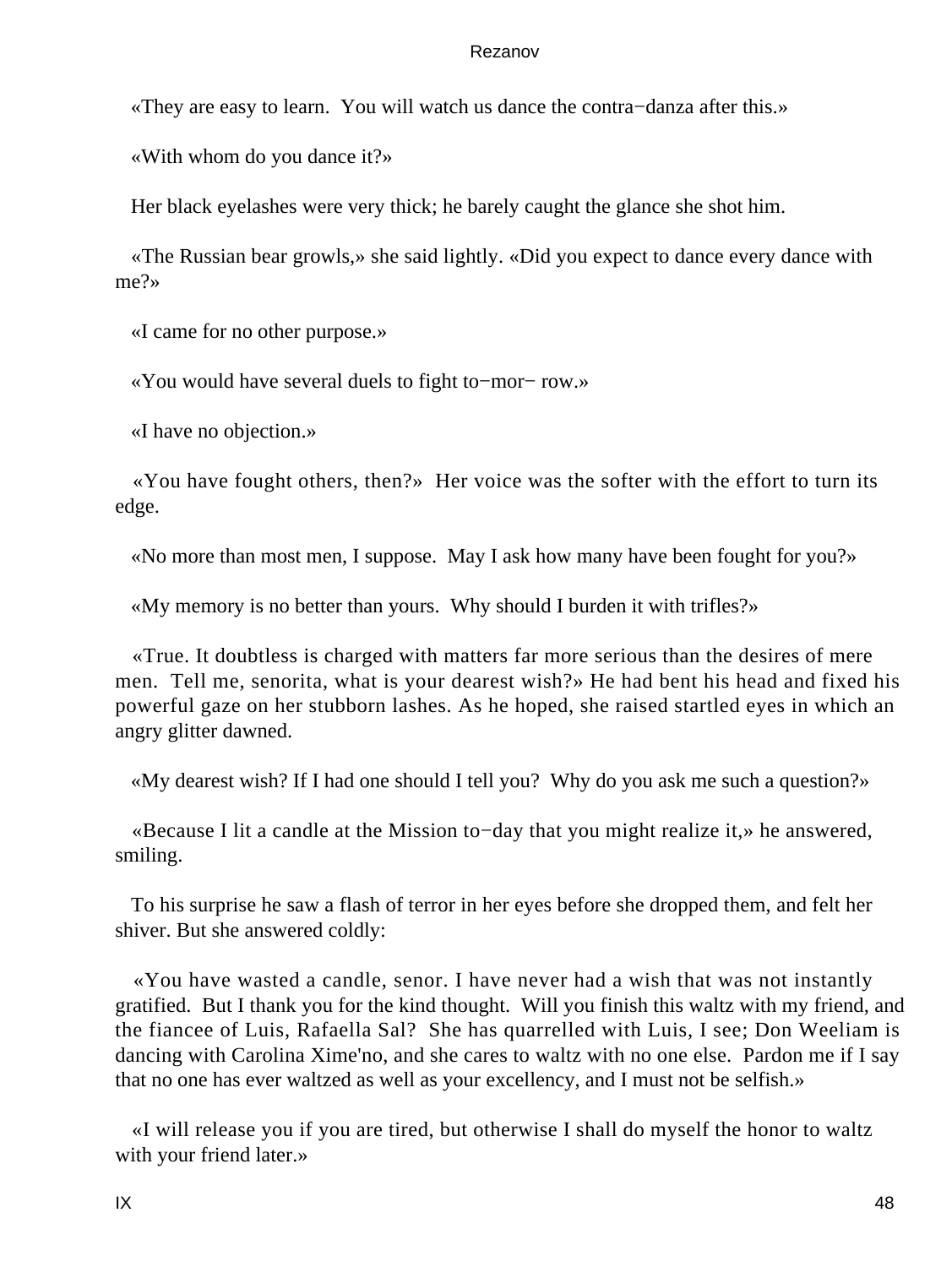«They are easy to learn. You will watch us dance the contra−danza after this.»

«With whom do you dance it?»

Her black eyelashes were very thick; he barely caught the glance she shot him.

«The Russian bear growls,» she said lightly. «Did you expect to dance every dance with me?»

«I came for no other purpose.»

«You would have several duels to fight to−mor− row.»

«I have no objection.»

«You have fought others, then?» Her voice was the softer with the effort to turn its edge.

«No more than most men, I suppose. May I ask how many have been fought for you?»

«My memory is no better than yours. Why should I burden it with trifles?»

«True. It doubtless is charged with matters far more serious than the desires of mere men. Tell me, senorita, what is your dearest wish?» He had bent his head and fixed his powerful gaze on her stubborn lashes. As he hoped, she raised startled eyes in which an angry glitter dawned.

«My dearest wish? If I had one should I tell you? Why do you ask me such a question?»

«Because I lit a candle at the Mission to−day that you might realize it,» he answered, smiling.

To his surprise he saw a flash of terror in her eyes before she dropped them, and felt her shiver. But she answered coldly:

«You have wasted a candle, senor. I have never had a wish that was not instantly gratified. But I thank you for the kind thought. Will you finish this waltz with my friend, and the fiancee of Luis, Rafaella Sal? She has quarrelled with Luis, I see; Don Weeliam is dancing with Carolina Xime'no, and she cares to waltz with no one else. Pardon me if I say that no one has ever waltzed as well as your excellency, and I must not be selfish.»

«I will release you if you are tired, but otherwise I shall do myself the honor to waltz with your friend later.»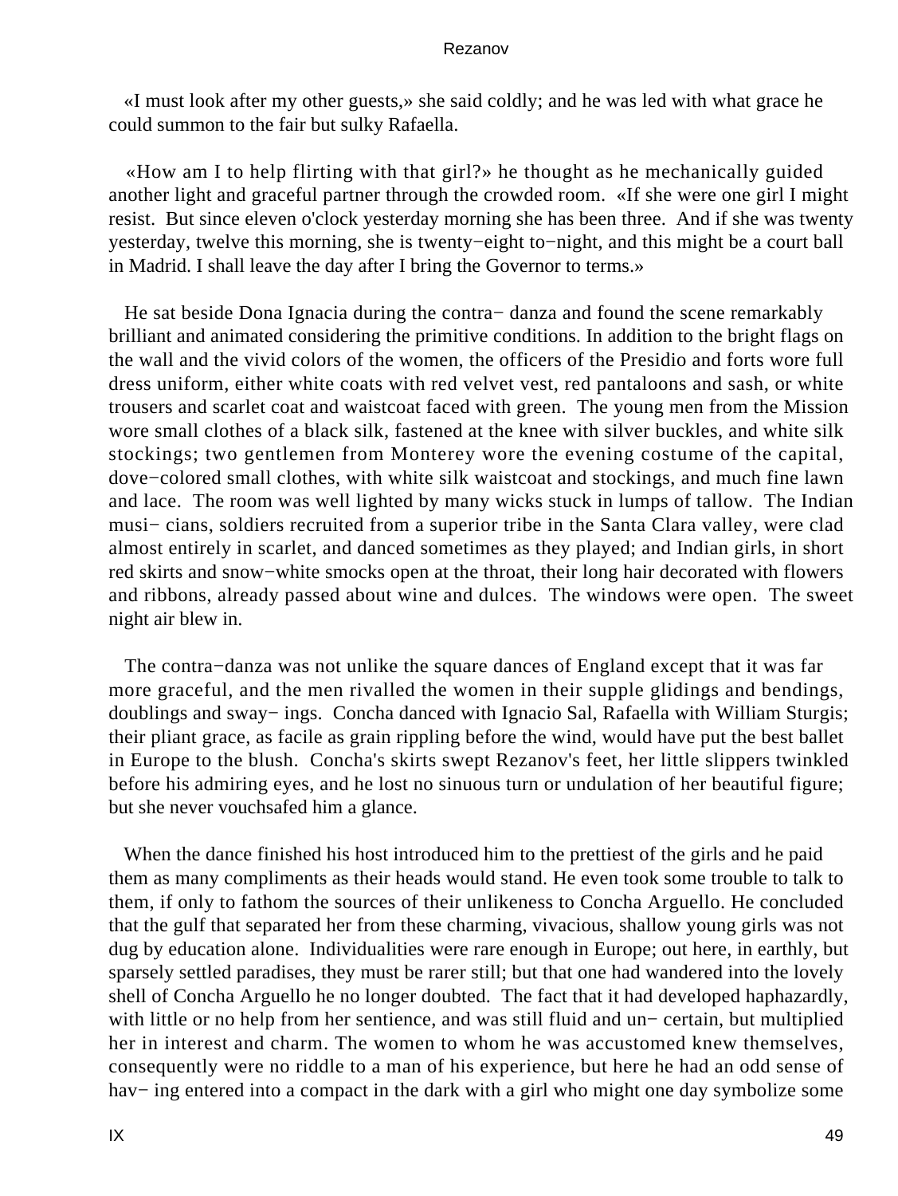«I must look after my other guests,» she said coldly; and he was led with what grace he could summon to the fair but sulky Rafaella.

«How am I to help flirting with that girl?» he thought as he mechanically guided another light and graceful partner through the crowded room. «If she were one girl I might resist. But since eleven o'clock yesterday morning she has been three. And if she was twenty yesterday, twelve this morning, she is twenty−eight to−night, and this might be a court ball in Madrid. I shall leave the day after I bring the Governor to terms.»

He sat beside Dona Ignacia during the contra− danza and found the scene remarkably brilliant and animated considering the primitive conditions. In addition to the bright flags on the wall and the vivid colors of the women, the officers of the Presidio and forts wore full dress uniform, either white coats with red velvet vest, red pantaloons and sash, or white trousers and scarlet coat and waistcoat faced with green. The young men from the Mission wore small clothes of a black silk, fastened at the knee with silver buckles, and white silk stockings; two gentlemen from Monterey wore the evening costume of the capital, dove−colored small clothes, with white silk waistcoat and stockings, and much fine lawn and lace. The room was well lighted by many wicks stuck in lumps of tallow. The Indian musi− cians, soldiers recruited from a superior tribe in the Santa Clara valley, were clad almost entirely in scarlet, and danced sometimes as they played; and Indian girls, in short red skirts and snow−white smocks open at the throat, their long hair decorated with flowers and ribbons, already passed about wine and dulces. The windows were open. The sweet night air blew in.

The contra−danza was not unlike the square dances of England except that it was far more graceful, and the men rivalled the women in their supple glidings and bendings, doublings and sway− ings. Concha danced with Ignacio Sal, Rafaella with William Sturgis; their pliant grace, as facile as grain rippling before the wind, would have put the best ballet in Europe to the blush. Concha's skirts swept Rezanov's feet, her little slippers twinkled before his admiring eyes, and he lost no sinuous turn or undulation of her beautiful figure; but she never vouchsafed him a glance.

When the dance finished his host introduced him to the prettiest of the girls and he paid them as many compliments as their heads would stand. He even took some trouble to talk to them, if only to fathom the sources of their unlikeness to Concha Arguello. He concluded that the gulf that separated her from these charming, vivacious, shallow young girls was not dug by education alone. Individualities were rare enough in Europe; out here, in earthly, but sparsely settled paradises, they must be rarer still; but that one had wandered into the lovely shell of Concha Arguello he no longer doubted. The fact that it had developed haphazardly, with little or no help from her sentience, and was still fluid and un− certain, but multiplied her in interest and charm. The women to whom he was accustomed knew themselves, consequently were no riddle to a man of his experience, but here he had an odd sense of hav− ing entered into a compact in the dark with a girl who might one day symbolize some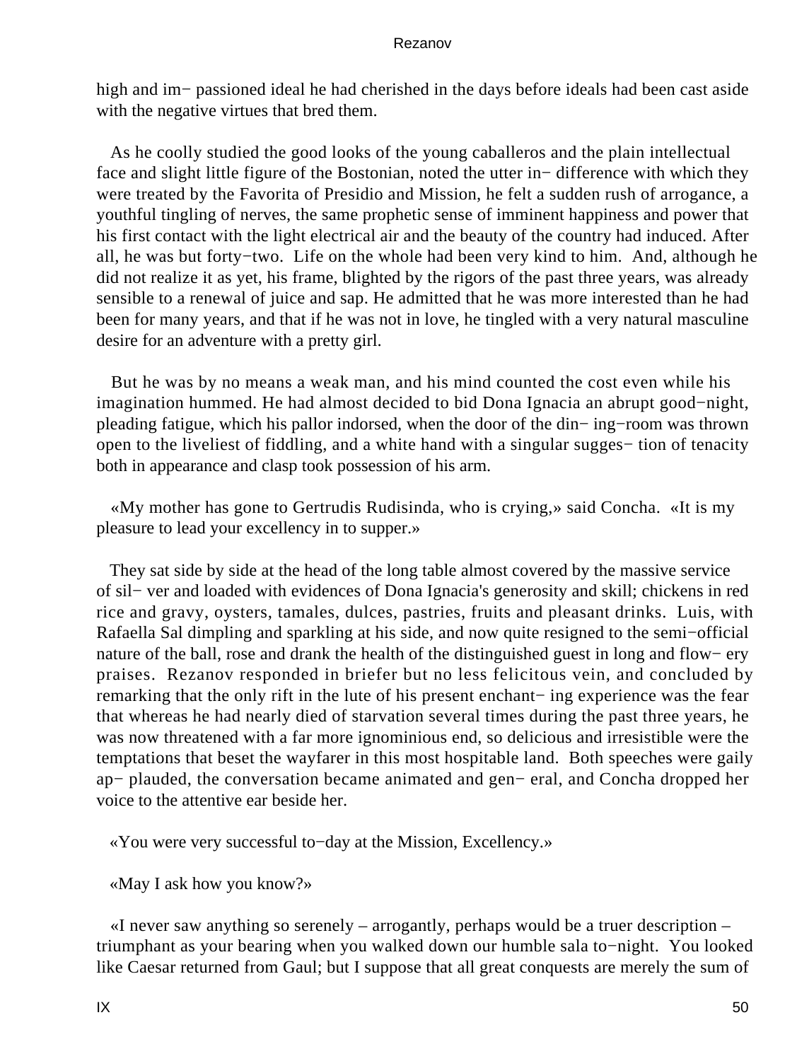high and im− passioned ideal he had cherished in the days before ideals had been cast aside with the negative virtues that bred them.

As he coolly studied the good looks of the young caballeros and the plain intellectual face and slight little figure of the Bostonian, noted the utter in− difference with which they were treated by the Favorita of Presidio and Mission, he felt a sudden rush of arrogance, a youthful tingling of nerves, the same prophetic sense of imminent happiness and power that his first contact with the light electrical air and the beauty of the country had induced. After all, he was but forty−two. Life on the whole had been very kind to him. And, although he did not realize it as yet, his frame, blighted by the rigors of the past three years, was already sensible to a renewal of juice and sap. He admitted that he was more interested than he had been for many years, and that if he was not in love, he tingled with a very natural masculine desire for an adventure with a pretty girl.

But he was by no means a weak man, and his mind counted the cost even while his imagination hummed. He had almost decided to bid Dona Ignacia an abrupt good−night, pleading fatigue, which his pallor indorsed, when the door of the din− ing−room was thrown open to the liveliest of fiddling, and a white hand with a singular sugges− tion of tenacity both in appearance and clasp took possession of his arm.

«My mother has gone to Gertrudis Rudisinda, who is crying,» said Concha. «It is my pleasure to lead your excellency in to supper.»

They sat side by side at the head of the long table almost covered by the massive service of sil− ver and loaded with evidences of Dona Ignacia's generosity and skill; chickens in red rice and gravy, oysters, tamales, dulces, pastries, fruits and pleasant drinks. Luis, with Rafaella Sal dimpling and sparkling at his side, and now quite resigned to the semi−official nature of the ball, rose and drank the health of the distinguished guest in long and flow− ery praises. Rezanov responded in briefer but no less felicitous vein, and concluded by remarking that the only rift in the lute of his present enchant− ing experience was the fear that whereas he had nearly died of starvation several times during the past three years, he was now threatened with a far more ignominious end, so delicious and irresistible were the temptations that beset the wayfarer in this most hospitable land. Both speeches were gaily ap− plauded, the conversation became animated and gen− eral, and Concha dropped her voice to the attentive ear beside her.

«You were very successful to−day at the Mission, Excellency.»

«May I ask how you know?»

«I never saw anything so serenely – arrogantly, perhaps would be a truer description – triumphant as your bearing when you walked down our humble sala to−night. You looked like Caesar returned from Gaul; but I suppose that all great conquests are merely the sum of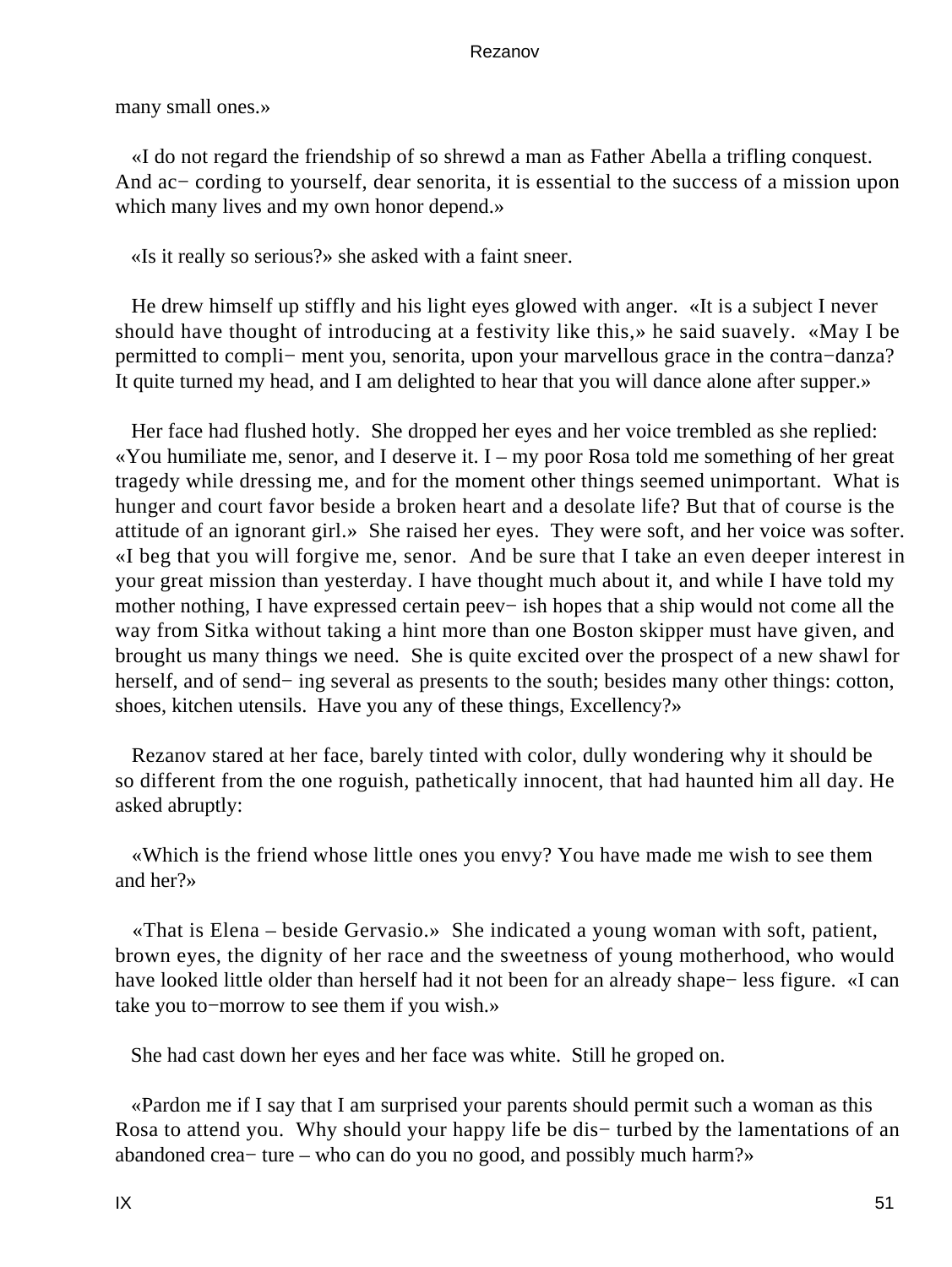many small ones.»

«I do not regard the friendship of so shrewd a man as Father Abella a trifling conquest. And ac− cording to yourself, dear senorita, it is essential to the success of a mission upon which many lives and my own honor depend.»

«Is it really so serious?» she asked with a faint sneer.

He drew himself up stiffly and his light eyes glowed with anger. «It is a subject I never should have thought of introducing at a festivity like this,» he said suavely. «May I be permitted to compli− ment you, senorita, upon your marvellous grace in the contra−danza? It quite turned my head, and I am delighted to hear that you will dance alone after supper.»

Her face had flushed hotly. She dropped her eyes and her voice trembled as she replied: «You humiliate me, senor, and I deserve it. I – my poor Rosa told me something of her great tragedy while dressing me, and for the moment other things seemed unimportant. What is hunger and court favor beside a broken heart and a desolate life? But that of course is the attitude of an ignorant girl.» She raised her eyes. They were soft, and her voice was softer. «I beg that you will forgive me, senor. And be sure that I take an even deeper interest in your great mission than yesterday. I have thought much about it, and while I have told my mother nothing, I have expressed certain peev− ish hopes that a ship would not come all the way from Sitka without taking a hint more than one Boston skipper must have given, and brought us many things we need. She is quite excited over the prospect of a new shawl for herself, and of send− ing several as presents to the south; besides many other things: cotton, shoes, kitchen utensils. Have you any of these things, Excellency?»

Rezanov stared at her face, barely tinted with color, dully wondering why it should be so different from the one roguish, pathetically innocent, that had haunted him all day. He asked abruptly:

«Which is the friend whose little ones you envy? You have made me wish to see them and her?»

«That is Elena – beside Gervasio.» She indicated a young woman with soft, patient, brown eyes, the dignity of her race and the sweetness of young motherhood, who would have looked little older than herself had it not been for an already shape− less figure. «I can take you to−morrow to see them if you wish.»

She had cast down her eyes and her face was white. Still he groped on.

«Pardon me if I say that I am surprised your parents should permit such a woman as this Rosa to attend you. Why should your happy life be dis− turbed by the lamentations of an abandoned crea− ture – who can do you no good, and possibly much harm?»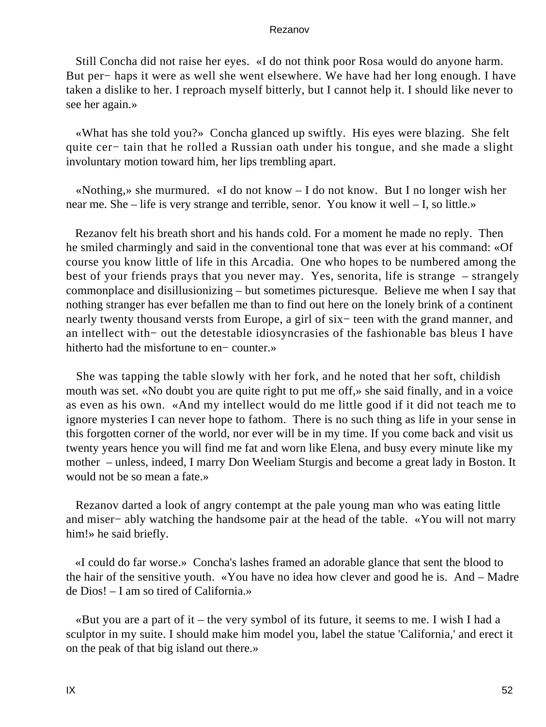Still Concha did not raise her eyes. «I do not think poor Rosa would do anyone harm. But per− haps it were as well she went elsewhere. We have had her long enough. I have taken a dislike to her. I reproach myself bitterly, but I cannot help it. I should like never to see her again.»

«What has she told you?» Concha glanced up swiftly. His eyes were blazing. She felt quite cer− tain that he rolled a Russian oath under his tongue, and she made a slight involuntary motion toward him, her lips trembling apart.

«Nothing,» she murmured. «I do not know – I do not know. But I no longer wish her near me. She – life is very strange and terrible, senor. You know it well – I, so little.»

Rezanov felt his breath short and his hands cold. For a moment he made no reply. Then he smiled charmingly and said in the conventional tone that was ever at his command: «Of course you know little of life in this Arcadia. One who hopes to be numbered among the best of your friends prays that you never may. Yes, senorita, life is strange – strangely commonplace and disillusionizing – but sometimes picturesque. Believe me when I say that nothing stranger has ever befallen me than to find out here on the lonely brink of a continent nearly twenty thousand versts from Europe, a girl of six− teen with the grand manner, and an intellect with− out the detestable idiosyncrasies of the fashionable bas bleus I have hitherto had the misfortune to en− counter.»

She was tapping the table slowly with her fork, and he noted that her soft, childish mouth was set. «No doubt you are quite right to put me off,» she said finally, and in a voice as even as his own. «And my intellect would do me little good if it did not teach me to ignore mysteries I can never hope to fathom. There is no such thing as life in your sense in this forgotten corner of the world, nor ever will be in my time. If you come back and visit us twenty years hence you will find me fat and worn like Elena, and busy every minute like my mother – unless, indeed, I marry Don Weeliam Sturgis and become a great lady in Boston. It would not be so mean a fate.»

Rezanov darted a look of angry contempt at the pale young man who was eating little and miser− ably watching the handsome pair at the head of the table. «You will not marry him!» he said briefly.

«I could do far worse.» Concha's lashes framed an adorable glance that sent the blood to the hair of the sensitive youth. «You have no idea how clever and good he is. And – Madre de Dios! – I am so tired of California.»

«But you are a part of it – the very symbol of its future, it seems to me. I wish I had a sculptor in my suite. I should make him model you, label the statue 'California,' and erect it on the peak of that big island out there.»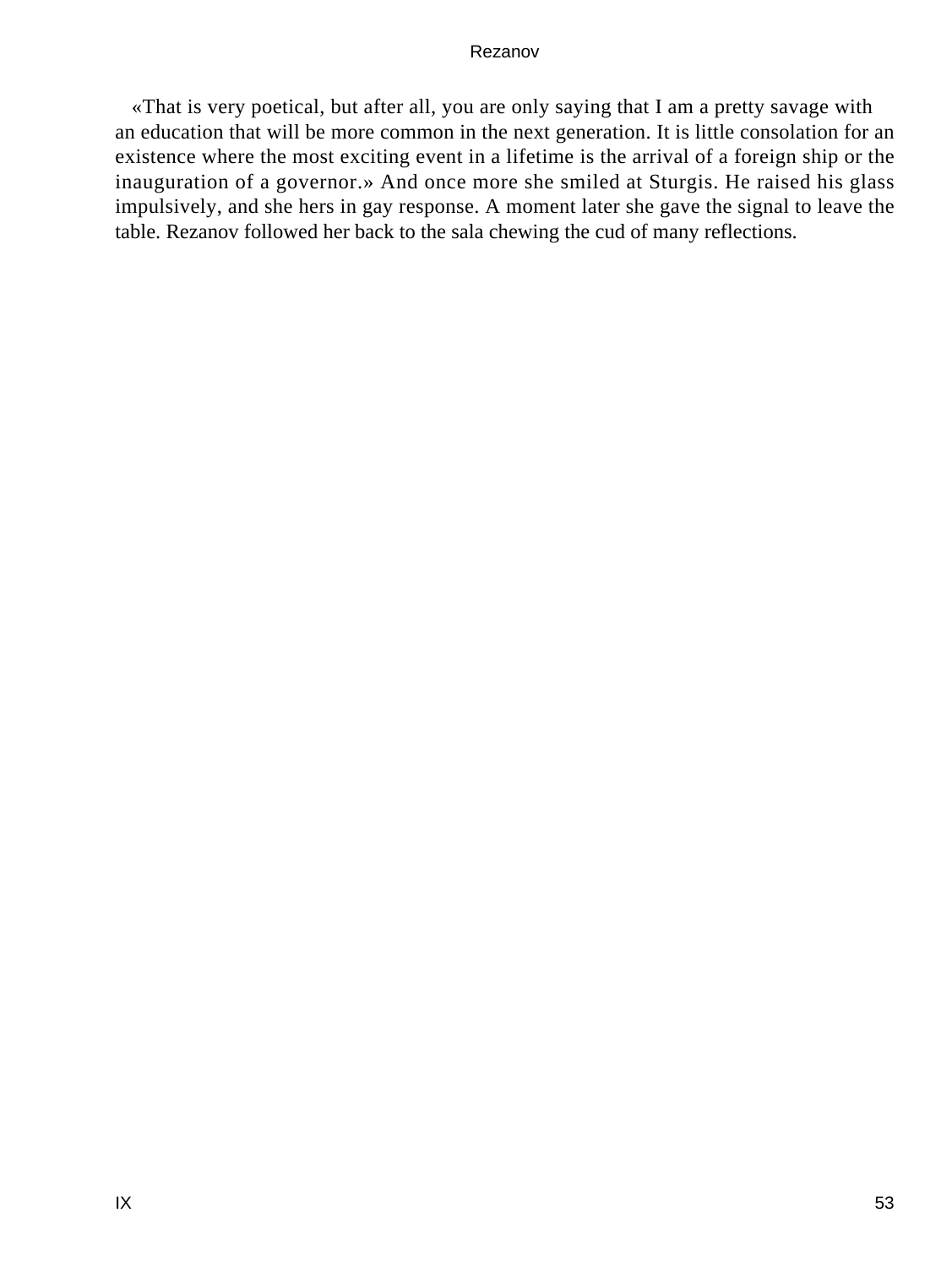«That is very poetical, but after all, you are only saying that I am a pretty savage with an education that will be more common in the next generation. It is little consolation for an existence where the most exciting event in a lifetime is the arrival of a foreign ship or the inauguration of a governor.» And once more she smiled at Sturgis. He raised his glass impulsively, and she hers in gay response. A moment later she gave the signal to leave the table. Rezanov followed her back to the sala chewing the cud of many reflections.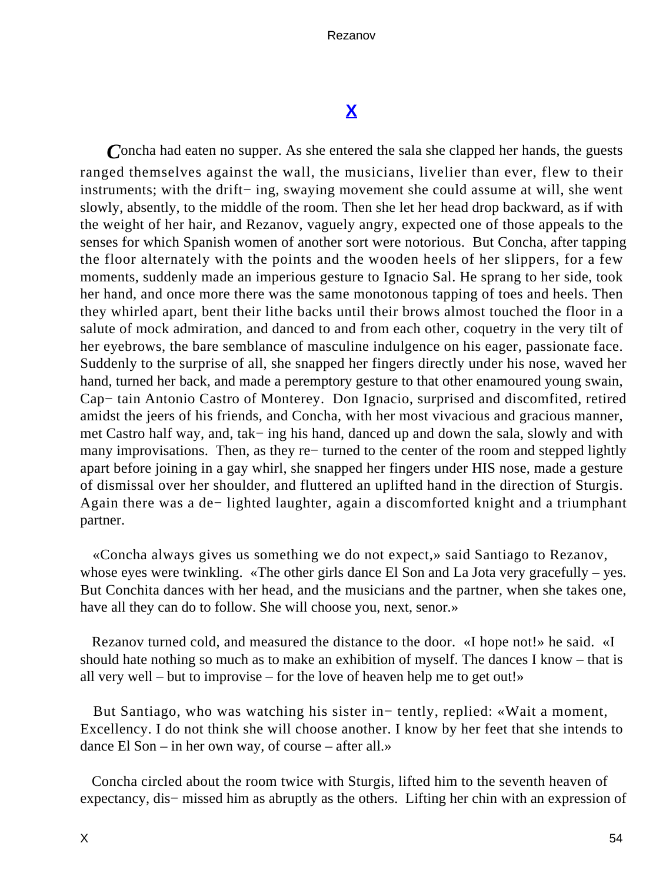## X

Concha had eaten no supper. As she entered the sala she clapped her hands, the guests ranged themselves against the wall, the musicians, livelier than ever, flew to their instruments; with the drifting, swaying movement she could assume at will, she went slowly, absently, to the middle of the room. Then she let her head drop backward, as if with the weight of her hair, and Rezanov, vaguely angry, expected one of those appeals to the senses for which Spanish women of another sort were notorious. But Concha, after tapping the floor alternately with the points and the wooden heels of her slippers, for a few moments, suddenly made an imperious gesture to Ignacio Sal. He sprang to her side, took her hand, and once more there was the same monotonous tapping of toes and heels. Then they whirled apart, bent their lithe backs until their brows almost touched the floor in a salute of mock admiration, and danced to and from each other, coquetry in the very tilt of her eyebrows, the bare semblance of masculine indulgence on his eager, passionate face. Suddenly to the surprise of all, she snapped her fingers directly under his nose, waved her hand, turned her back, and made a peremptory gesture to that other enamoured young swain, Captain Antonio Castro of Monterey. Don Ignacio, surprised and discomfited, retired amidst the jeers of his friends, and Concha, with her most vivacious and gracious manner, met Castro half way, and, taking his hand, danced up and down the sala, slowly and with many improvisations. Then, as they returned to the center of the room and stepped lightly apart before joining in a gay whirl, she snapped her fingers under HIS nose, made a gesture of dismissal over her shoulder, and fluttered an uplifted hand in the direction of Sturgis. Again there was a delighted laughter, again a discomforted knight and a triumphant partner.

«Concha always gives us something we do not expect,» said Santiago to Rezanov, whose eyes were twinkling. «The other girls dance El Son and La Jota very gracefully – yes. But Conchita dances with her head, and the musicians and the partner, when she takes one, have all they can do to follow. She will choose you, next, senor.»

Rezanov turned cold, and measured the distance to the door. «I hope not!» he said. «I should hate nothing so much as to make an exhibition of myself. The dances I know – that is all very well – but to improvise – for the love of heaven help me to get out!»

But Santiago, who was watching his sister intently, replied: «Wait a moment, Excellency. I do not think she will choose another. I know by her feet that she intends to dance El Son – in her own way, of course – after all.»

Concha circled about the room twice with Sturgis, lifted him to the seventh heaven of expectancy, dismissed him as abruptly as the others. Lifting her chin with an expression of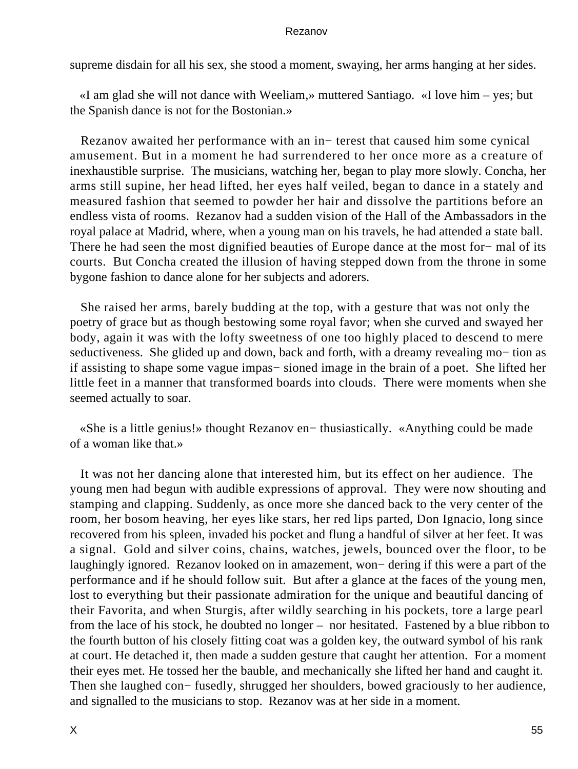supreme disdain for all his sex, she stood a moment, swaying, her arms hanging at her sides.

«I am glad she will not dance with Weeliam,» muttered Santiago. «I love him – yes; but the Spanish dance is not for the Bostonian.»

Rezanov awaited her performance with an in− terest that caused him some cynical amusement. But in a moment he had surrendered to her once more as a creature of inexhaustible surprise. The musicians, watching her, began to play more slowly. Concha, her arms still supine, her head lifted, her eyes half veiled, began to dance in a stately and measured fashion that seemed to powder her hair and dissolve the partitions before an endless vista of rooms. Rezanov had a sudden vision of the Hall of the Ambassadors in the royal palace at Madrid, where, when a young man on his travels, he had attended a state ball. There he had seen the most dignified beauties of Europe dance at the most for− mal of its courts. But Concha created the illusion of having stepped down from the throne in some bygone fashion to dance alone for her subjects and adorers.

She raised her arms, barely budding at the top, with a gesture that was not only the poetry of grace but as though bestowing some royal favor; when she curved and swayed her body, again it was with the lofty sweetness of one too highly placed to descend to mere seductiveness. She glided up and down, back and forth, with a dreamy revealing mo− tion as if assisting to shape some vague impas− sioned image in the brain of a poet. She lifted her little feet in a manner that transformed boards into clouds. There were moments when she seemed actually to soar.

«She is a little genius!» thought Rezanov en− thusiastically. «Anything could be made of a woman like that.»

It was not her dancing alone that interested him, but its effect on her audience. The young men had begun with audible expressions of approval. They were now shouting and stamping and clapping. Suddenly, as once more she danced back to the very center of the room, her bosom heaving, her eyes like stars, her red lips parted, Don Ignacio, long since recovered from his spleen, invaded his pocket and flung a handful of silver at her feet. It was a signal. Gold and silver coins, chains, watches, jewels, bounced over the floor, to be laughingly ignored. Rezanov looked on in amazement, won− dering if this were a part of the performance and if he should follow suit. But after a glance at the faces of the young men, lost to everything but their passionate admiration for the unique and beautiful dancing of their Favorita, and when Sturgis, after wildly searching in his pockets, tore a large pearl from the lace of his stock, he doubted no longer – nor hesitated. Fastened by a blue ribbon to the fourth button of his closely fitting coat was a golden key, the outward symbol of his rank at court. He detached it, then made a sudden gesture that caught her attention. For a moment their eyes met. He tossed her the bauble, and mechanically she lifted her hand and caught it. Then she laughed con− fusedly, shrugged her shoulders, bowed graciously to her audience, and signalled to the musicians to stop. Rezanov was at her side in a moment.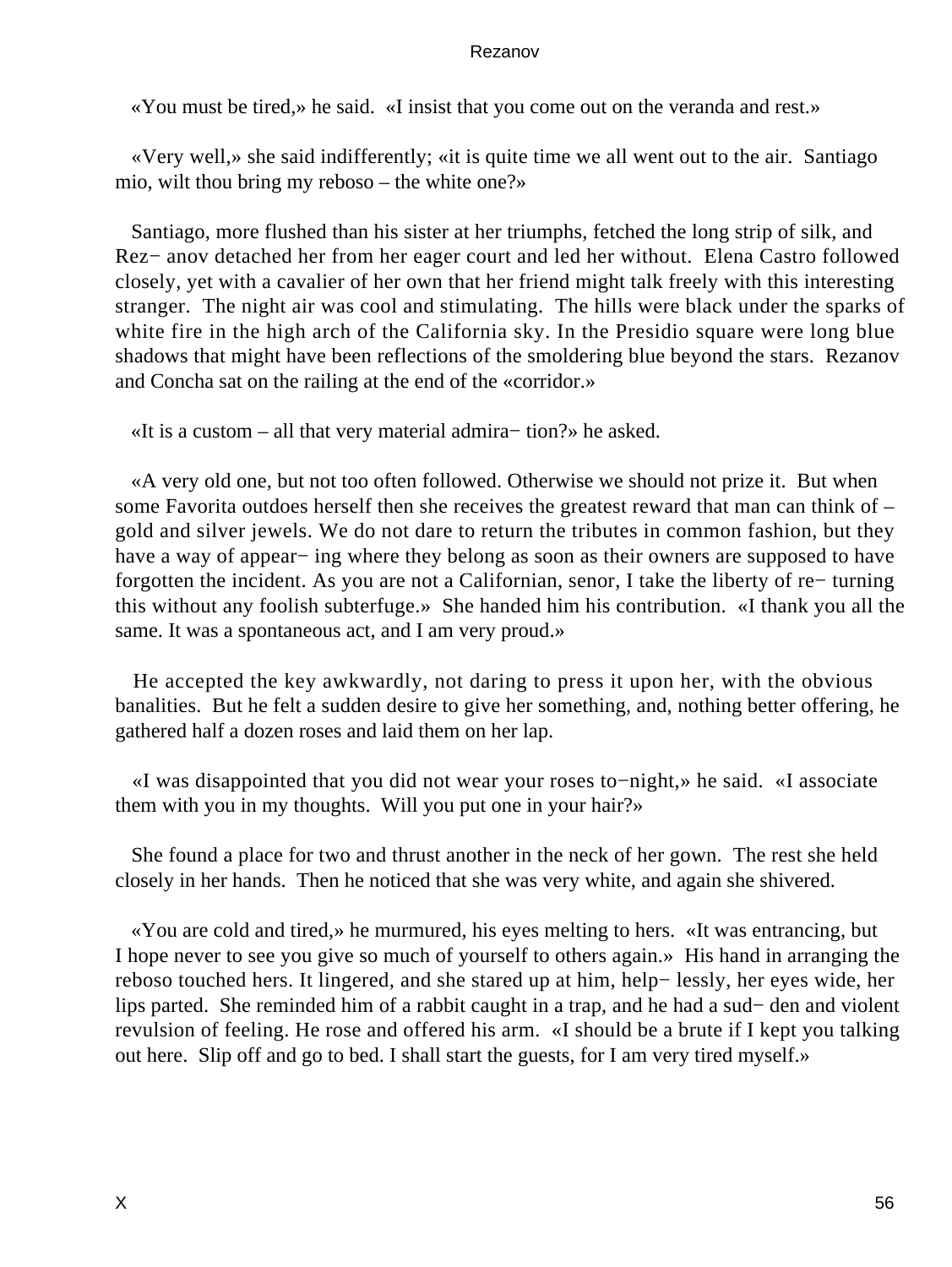«You must be tired,» he said. «I insist that you come out on the veranda and rest.»

«Very well,» she said indifferently; «it is quite time we all went out to the air. Santiago mio, wilt thou bring my reboso – the white one?»

Santiago, more flushed than his sister at her triumphs, fetched the long strip of silk, and Rez− anov detached her from her eager court and led her without. Elena Castro followed closely, yet with a cavalier of her own that her friend might talk freely with this interesting stranger. The night air was cool and stimulating. The hills were black under the sparks of white fire in the high arch of the California sky. In the Presidio square were long blue shadows that might have been reflections of the smoldering blue beyond the stars. Rezanov and Concha sat on the railing at the end of the «corridor.»

«It is a custom – all that very material admira− tion?» he asked.

«A very old one, but not too often followed. Otherwise we should not prize it. But when some Favorita outdoes herself then she receives the greatest reward that man can think of – gold and silver jewels. We do not dare to return the tributes in common fashion, but they have a way of appear− ing where they belong as soon as their owners are supposed to have forgotten the incident. As you are not a Californian, senor, I take the liberty of re− turning this without any foolish subterfuge.» She handed him his contribution. «I thank you all the same. It was a spontaneous act, and I am very proud.»

He accepted the key awkwardly, not daring to press it upon her, with the obvious banalities. But he felt a sudden desire to give her something, and, nothing better offering, he gathered half a dozen roses and laid them on her lap.

«I was disappointed that you did not wear your roses to−night,» he said. «I associate them with you in my thoughts. Will you put one in your hair?»

She found a place for two and thrust another in the neck of her gown. The rest she held closely in her hands. Then he noticed that she was very white, and again she shivered.

«You are cold and tired,» he murmured, his eyes melting to hers. «It was entrancing, but I hope never to see you give so much of yourself to others again.» His hand in arranging the reboso touched hers. It lingered, and she stared up at him, help− lessly, her eyes wide, her lips parted. She reminded him of a rabbit caught in a trap, and he had a sud− den and violent revulsion of feeling. He rose and offered his arm. «I should be a brute if I kept you talking out here. Slip off and go to bed. I shall start the guests, for I am very tired myself.»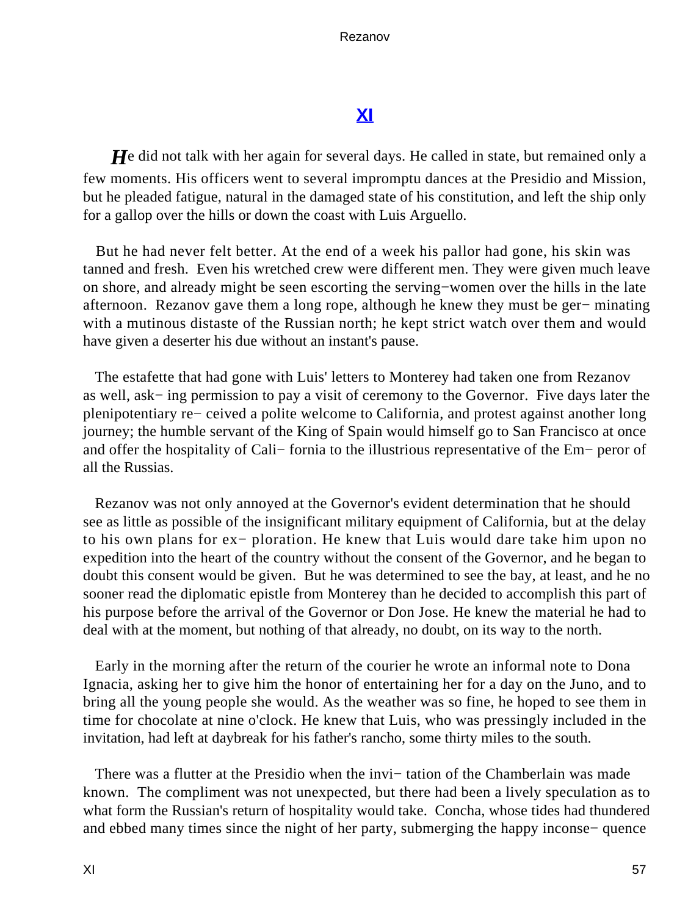## XI

*H*e did not talk with her again for several days. He called in state, but remained only a few moments. His officers went to several impromptu dances at the Presidio and Mission, but he pleaded fatigue, natural in the damaged state of his constitution, and left the ship only for a gallop over the hills or down the coast with Luis Arguello.

But he had never felt better. At the end of a week his pallor had gone, his skin was tanned and fresh. Even his wretched crew were different men. They were given much leave on shore, and already might be seen escorting the serving−women over the hills in the late afternoon. Rezanov gave them a long rope, although he knew they must be ger− minating with a mutinous distaste of the Russian north; he kept strict watch over them and would have given a deserter his due without an instant's pause.

The estafette that had gone with Luis' letters to Monterey had taken one from Rezanov as well, ask− ing permission to pay a visit of ceremony to the Governor. Five days later the plenipotentiary re− ceived a polite welcome to California, and protest against another long journey; the humble servant of the King of Spain would himself go to San Francisco at once and offer the hospitality of Cali− fornia to the illustrious representative of the Em− peror of all the Russias.

Rezanov was not only annoyed at the Governor's evident determination that he should see as little as possible of the insignificant military equipment of California, but at the delay to his own plans for ex− ploration. He knew that Luis would dare take him upon no expedition into the heart of the country without the consent of the Governor, and he began to doubt this consent would be given. But he was determined to see the bay, at least, and he no sooner read the diplomatic epistle from Monterey than he decided to accomplish this part of his purpose before the arrival of the Governor or Don Jose. He knew the material he had to deal with at the moment, but nothing of that already, no doubt, on its way to the north.

Early in the morning after the return of the courier he wrote an informal note to Dona Ignacia, asking her to give him the honor of entertaining her for a day on the Juno, and to bring all the young people she would. As the weather was so fine, he hoped to see them in time for chocolate at nine o'clock. He knew that Luis, who was pressingly included in the invitation, had left at daybreak for his father's rancho, some thirty miles to the south.

There was a flutter at the Presidio when the invi− tation of the Chamberlain was made known. The compliment was not unexpected, but there had been a lively speculation as to what form the Russian's return of hospitality would take. Concha, whose tides had thundered and ebbed many times since the night of her party, submerging the happy inconse− quence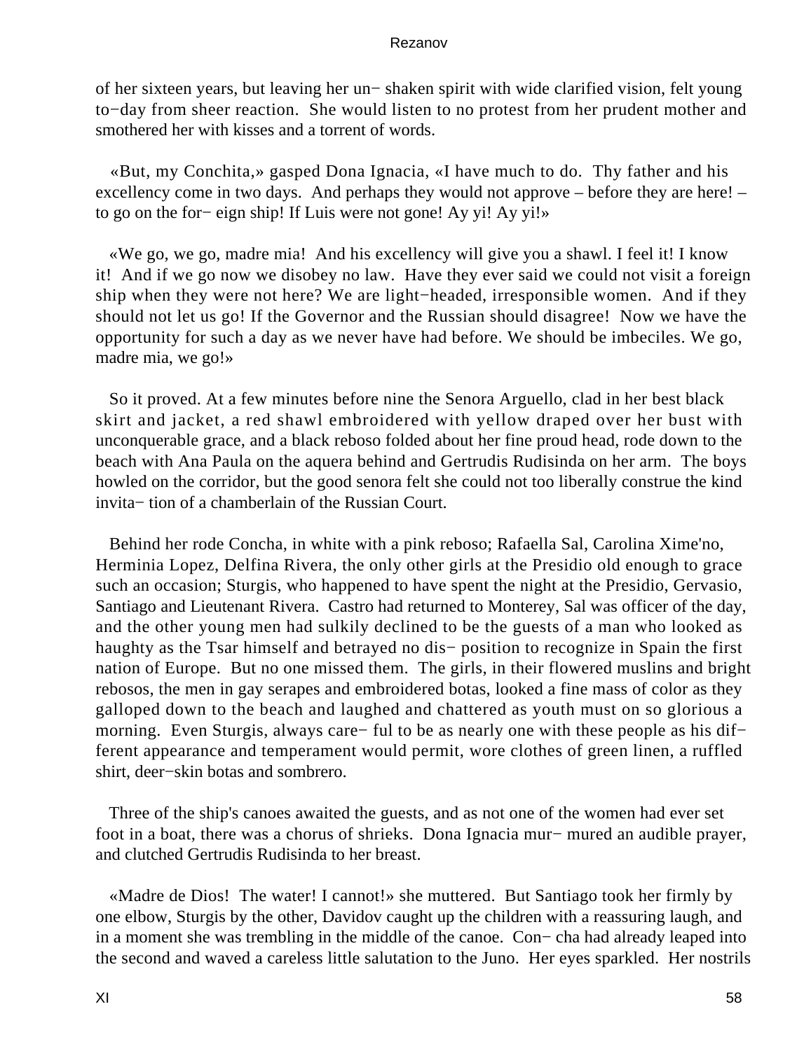of her sixteen years, but leaving her un− shaken spirit with wide clarified vision, felt young to−day from sheer reaction. She would listen to no protest from her prudent mother and smothered her with kisses and a torrent of words.

«But, my Conchita,» gasped Dona Ignacia, «I have much to do. Thy father and his excellency come in two days. And perhaps they would not approve – before they are here! – to go on the for− eign ship! If Luis were not gone! Ay yi! Ay yi!»

«We go, we go, madre mia! And his excellency will give you a shawl. I feel it! I know it! And if we go now we disobey no law. Have they ever said we could not visit a foreign ship when they were not here? We are light−headed, irresponsible women. And if they should not let us go! If the Governor and the Russian should disagree! Now we have the opportunity for such a day as we never have had before. We should be imbeciles. We go, madre mia, we go!»

So it proved. At a few minutes before nine the Senora Arguello, clad in her best black skirt and jacket, a red shawl embroidered with yellow draped over her bust with unconquerable grace, and a black reboso folded about her fine proud head, rode down to the beach with Ana Paula on the aquera behind and Gertrudis Rudisinda on her arm. The boys howled on the corridor, but the good senora felt she could not too liberally construe the kind invita− tion of a chamberlain of the Russian Court.

Behind her rode Concha, in white with a pink reboso; Rafaella Sal, Carolina Xime'no, Herminia Lopez, Delfina Rivera, the only other girls at the Presidio old enough to grace such an occasion; Sturgis, who happened to have spent the night at the Presidio, Gervasio, Santiago and Lieutenant Rivera. Castro had returned to Monterey, Sal was officer of the day, and the other young men had sulkily declined to be the guests of a man who looked as haughty as the Tsar himself and betrayed no dis− position to recognize in Spain the first nation of Europe. But no one missed them. The girls, in their flowered muslins and bright rebosos, the men in gay serapes and embroidered botas, looked a fine mass of color as they galloped down to the beach and laughed and chattered as youth must on so glorious a morning. Even Sturgis, always care− ful to be as nearly one with these people as his dif− ferent appearance and temperament would permit, wore clothes of green linen, a ruffled shirt, deer−skin botas and sombrero.

Three of the ship's canoes awaited the guests, and as not one of the women had ever set foot in a boat, there was a chorus of shrieks. Dona Ignacia mur− mured an audible prayer, and clutched Gertrudis Rudisinda to her breast.

«Madre de Dios! The water! I cannot!» she muttered. But Santiago took her firmly by one elbow, Sturgis by the other, Davidov caught up the children with a reassuring laugh, and in a moment she was trembling in the middle of the canoe. Con− cha had already leaped into the second and waved a careless little salutation to the Juno. Her eyes sparkled. Her nostrils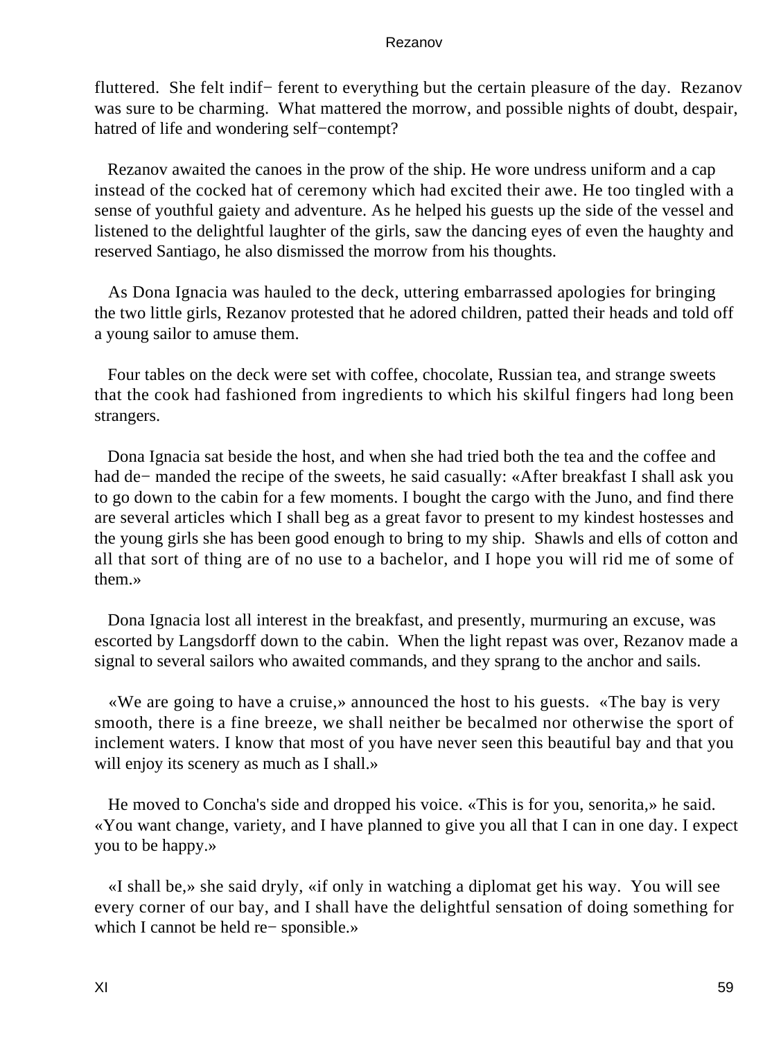fluttered. She felt indif− ferent to everything but the certain pleasure of the day. Rezanov was sure to be charming. What mattered the morrow, and possible nights of doubt, despair, hatred of life and wondering self−contempt?

Rezanov awaited the canoes in the prow of the ship. He wore undress uniform and a cap instead of the cocked hat of ceremony which had excited their awe. He too tingled with a sense of youthful gaiety and adventure. As he helped his guests up the side of the vessel and listened to the delightful laughter of the girls, saw the dancing eyes of even the haughty and reserved Santiago, he also dismissed the morrow from his thoughts.

As Dona Ignacia was hauled to the deck, uttering embarrassed apologies for bringing the two little girls, Rezanov protested that he adored children, patted their heads and told off a young sailor to amuse them.

Four tables on the deck were set with coffee, chocolate, Russian tea, and strange sweets that the cook had fashioned from ingredients to which his skilful fingers had long been strangers.

Dona Ignacia sat beside the host, and when she had tried both the tea and the coffee and had de− manded the recipe of the sweets, he said casually: «After breakfast I shall ask you to go down to the cabin for a few moments. I bought the cargo with the Juno, and find there are several articles which I shall beg as a great favor to present to my kindest hostesses and the young girls she has been good enough to bring to my ship. Shawls and ells of cotton and all that sort of thing are of no use to a bachelor, and I hope you will rid me of some of them.»

Dona Ignacia lost all interest in the breakfast, and presently, murmuring an excuse, was escorted by Langsdorff down to the cabin. When the light repast was over, Rezanov made a signal to several sailors who awaited commands, and they sprang to the anchor and sails.

«We are going to have a cruise,» announced the host to his guests. «The bay is very smooth, there is a fine breeze, we shall neither be becalmed nor otherwise the sport of inclement waters. I know that most of you have never seen this beautiful bay and that you will enjoy its scenery as much as I shall.»

He moved to Concha's side and dropped his voice. «This is for you, senorita,» he said. «You want change, variety, and I have planned to give you all that I can in one day. I expect you to be happy.»

«I shall be,» she said dryly, «if only in watching a diplomat get his way. You will see every corner of our bay, and I shall have the delightful sensation of doing something for which I cannot be held re− sponsible.»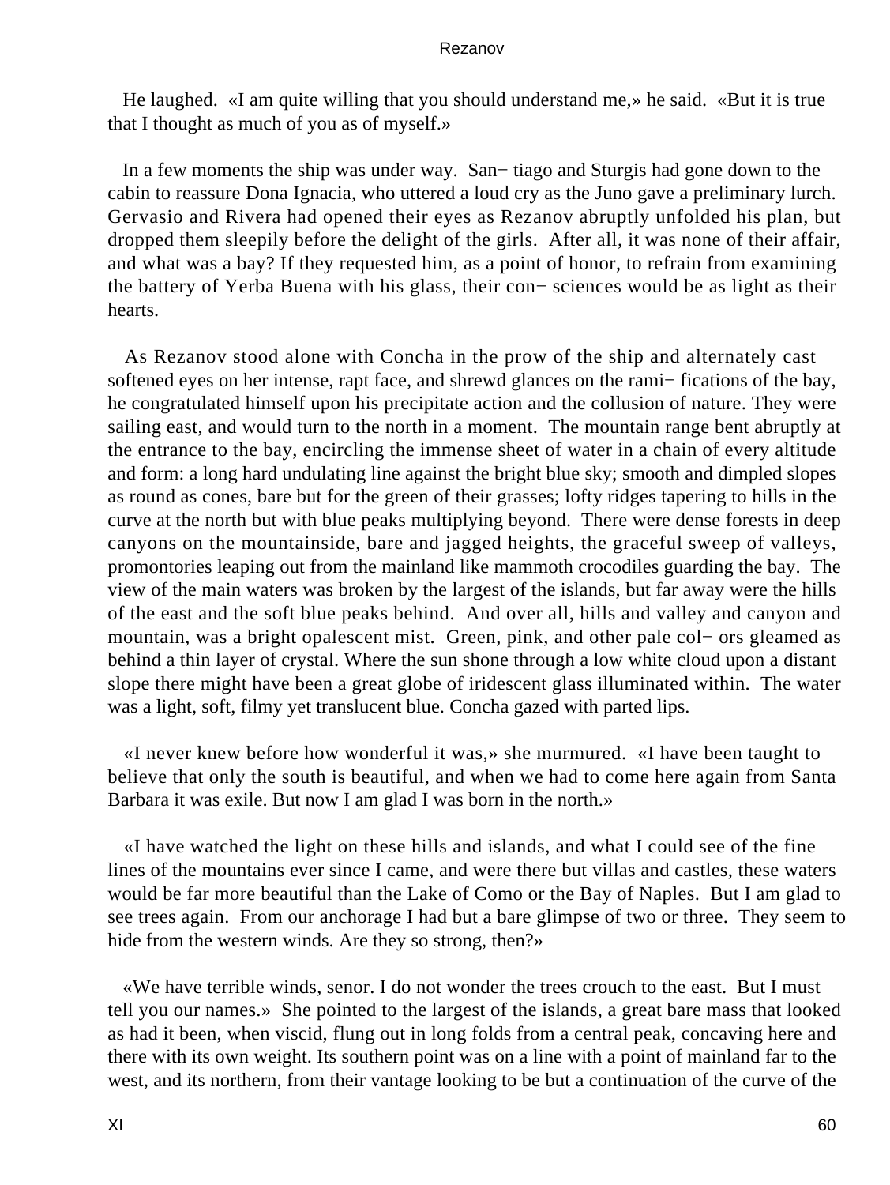He laughed. «I am quite willing that you should understand me,» he said. «But it is true that I thought as much of you as of myself.»

In a few moments the ship was under way. San− tiago and Sturgis had gone down to the cabin to reassure Dona Ignacia, who uttered a loud cry as the Juno gave a preliminary lurch. Gervasio and Rivera had opened their eyes as Rezanov abruptly unfolded his plan, but dropped them sleepily before the delight of the girls. After all, it was none of their affair, and what was a bay? If they requested him, as a point of honor, to refrain from examining the battery of Yerba Buena with his glass, their con− sciences would be as light as their hearts.

As Rezanov stood alone with Concha in the prow of the ship and alternately cast softened eyes on her intense, rapt face, and shrewd glances on the rami− fications of the bay, he congratulated himself upon his precipitate action and the collusion of nature. They were sailing east, and would turn to the north in a moment. The mountain range bent abruptly at the entrance to the bay, encircling the immense sheet of water in a chain of every altitude and form: a long hard undulating line against the bright blue sky; smooth and dimpled slopes as round as cones, bare but for the green of their grasses; lofty ridges tapering to hills in the curve at the north but with blue peaks multiplying beyond. There were dense forests in deep canyons on the mountainside, bare and jagged heights, the graceful sweep of valleys, promontories leaping out from the mainland like mammoth crocodiles guarding the bay. The view of the main waters was broken by the largest of the islands, but far away were the hills of the east and the soft blue peaks behind. And over all, hills and valley and canyon and mountain, was a bright opalescent mist. Green, pink, and other pale col− ors gleamed as behind a thin layer of crystal. Where the sun shone through a low white cloud upon a distant slope there might have been a great globe of iridescent glass illuminated within. The water was a light, soft, filmy yet translucent blue. Concha gazed with parted lips.

«I never knew before how wonderful it was,» she murmured. «I have been taught to believe that only the south is beautiful, and when we had to come here again from Santa Barbara it was exile. But now I am glad I was born in the north.»

«I have watched the light on these hills and islands, and what I could see of the fine lines of the mountains ever since I came, and were there but villas and castles, these waters would be far more beautiful than the Lake of Como or the Bay of Naples. But I am glad to see trees again. From our anchorage I had but a bare glimpse of two or three. They seem to hide from the western winds. Are they so strong, then?»

«We have terrible winds, senor. I do not wonder the trees crouch to the east. But I must tell you our names.» She pointed to the largest of the islands, a great bare mass that looked as had it been, when viscid, flung out in long folds from a central peak, concaving here and there with its own weight. Its southern point was on a line with a point of mainland far to the west, and its northern, from their vantage looking to be but a continuation of the curve of the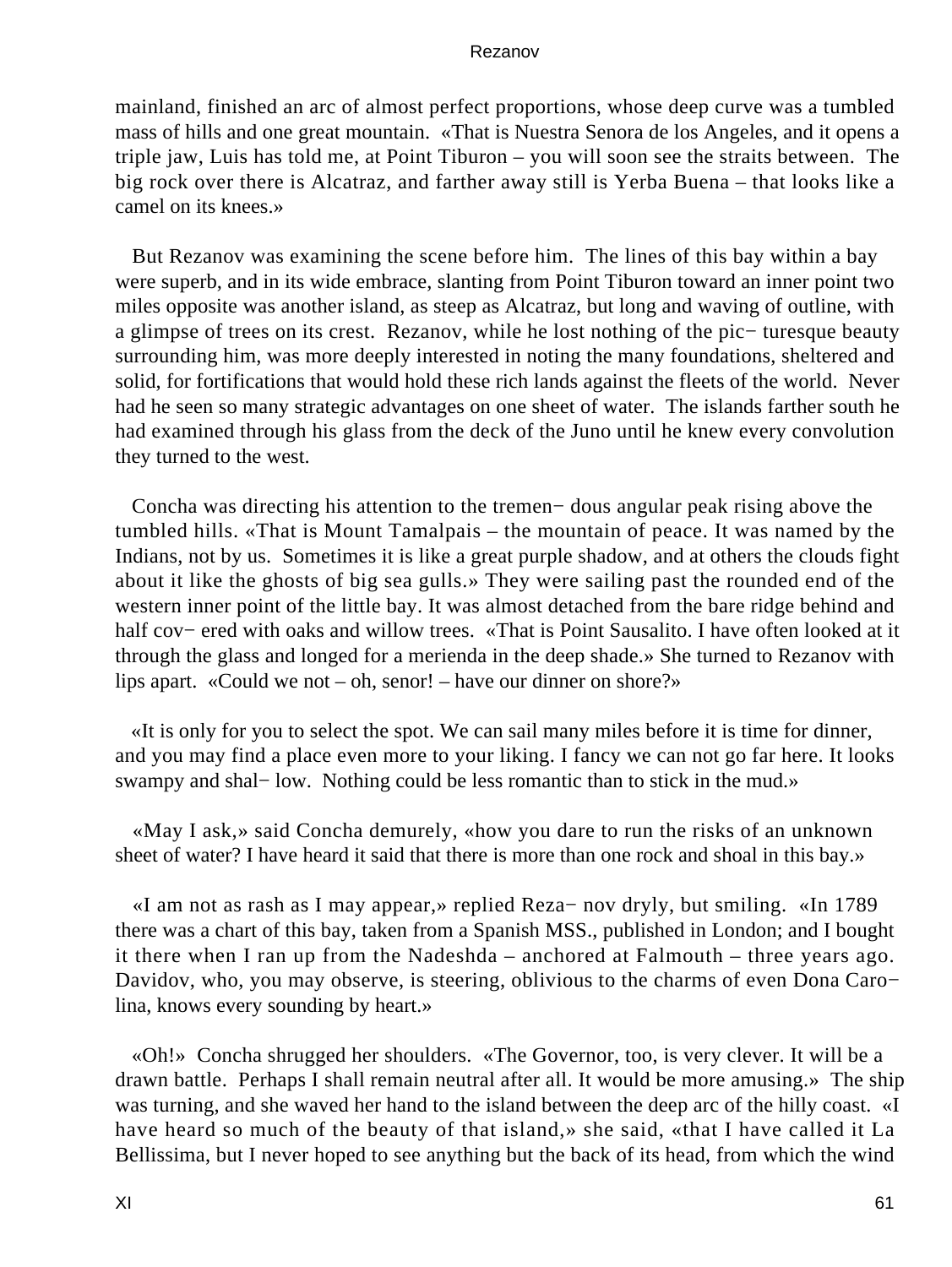mainland, finished an arc of almost perfect proportions, whose deep curve was a tumbled mass of hills and one great mountain. «That is Nuestra Senora de los Angeles, and it opens a triple jaw, Luis has told me, at Point Tiburon – you will soon see the straits between. The big rock over there is Alcatraz, and farther away still is Yerba Buena – that looks like a camel on its knees.»

But Rezanov was examining the scene before him. The lines of this bay within a bay were superb, and in its wide embrace, slanting from Point Tiburon toward an inner point two miles opposite was another island, as steep as Alcatraz, but long and waving of outline, with a glimpse of trees on its crest. Rezanov, while he lost nothing of the picturesque beauty surrounding him, was more deeply interested in noting the many foundations, sheltered and solid, for fortifications that would hold these rich lands against the fleets of the world. Never had he seen so many strategic advantages on one sheet of water. The islands farther south he had examined through his glass from the deck of the Juno until he knew every convolution they turned to the west.

Concha was directing his attention to the tremendous angular peak rising above the tumbled hills. «That is Mount Tamalpais – the mountain of peace. It was named by the Indians, not by us. Sometimes it is like a great purple shadow, and at others the clouds fight about it like the ghosts of big sea gulls.» They were sailing past the rounded end of the western inner point of the little bay. It was almost detached from the bare ridge behind and half covered with oaks and willow trees. «That is Point Sausalito. I have often looked at it through the glass and longed for a merienda in the deep shade.» She turned to Rezanov with lips apart. «Could we not – oh, senor! – have our dinner on shore?»

«It is only for you to select the spot. We can sail many miles before it is time for dinner, and you may find a place even more to your liking. I fancy we can not go far here. It looks swampy and shallow. Nothing could be less romantic than to stick in the mud.»

«May I ask,» said Concha demurely, «how you dare to run the risks of an unknown sheet of water? I have heard it said that there is more than one rock and shoal in this bay.»

«I am not as rash as I may appear,» replied Rezanov dryly, but smiling. «In 1789 there was a chart of this bay, taken from a Spanish MSS., published in London; and I bought it there when I ran up from the Nadeshda – anchored at Falmouth – three years ago. Davidov, who, you may observe, is steering, oblivious to the charms of even Dona Carolina, knows every sounding by heart.»

«Oh!» Concha shrugged her shoulders. «The Governor, too, is very clever. It will be a drawn battle. Perhaps I shall remain neutral after all. It would be more amusing.» The ship was turning, and she waved her hand to the island between the deep arc of the hilly coast. «I have heard so much of the beauty of that island,» she said, «that I have called it La Bellissima, but I never hoped to see anything but the back of its head, from which the wind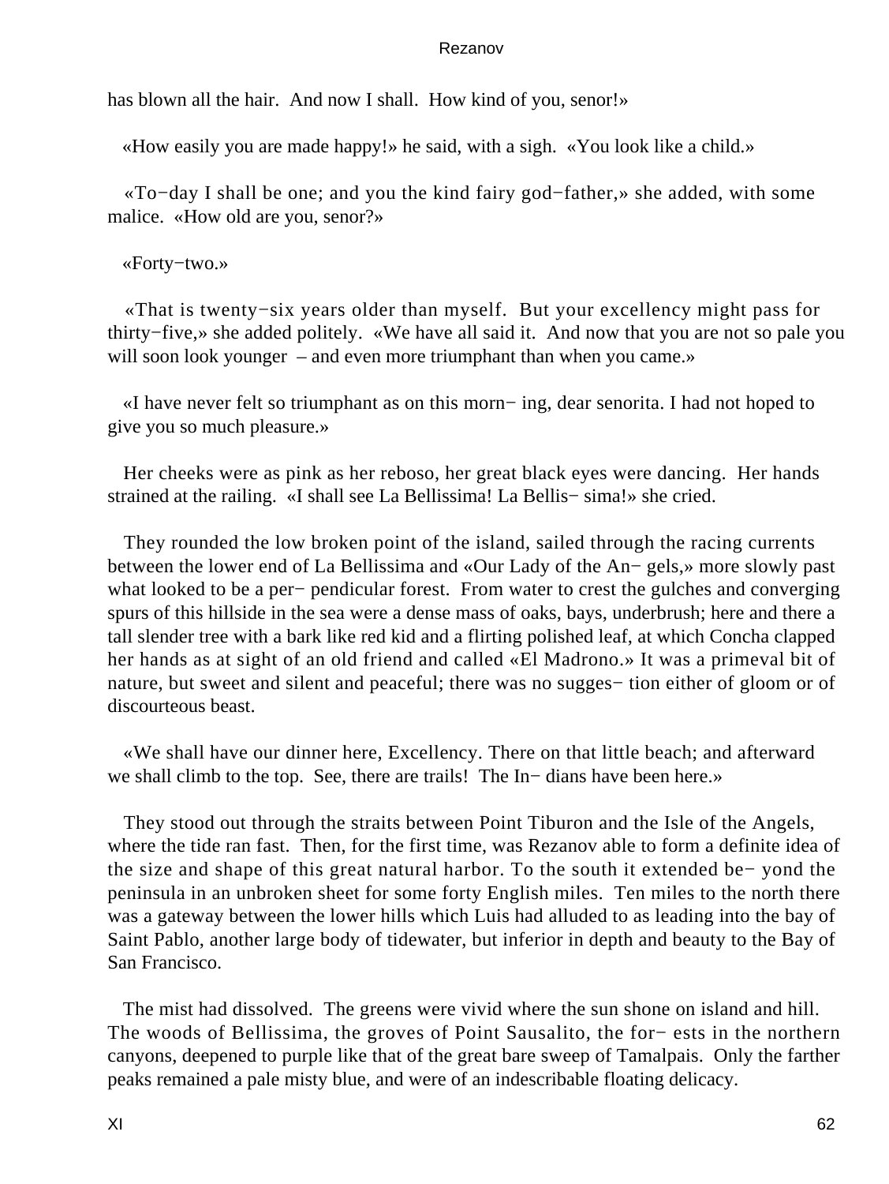has blown all the hair. And now I shall. How kind of you, senor!»

«How easily you are made happy!» he said, with a sigh. «You look like a child.»

«To−day I shall be one; and you the kind fairy god−father,» she added, with some malice. «How old are you, senor?»

«Forty−two.»

«That is twenty−six years older than myself. But your excellency might pass for thirty−five,» she added politely. «We have all said it. And now that you are not so pale you will soon look younger – and even more triumphant than when you came.»

«I have never felt so triumphant as on this morn− ing, dear senorita. I had not hoped to give you so much pleasure.»

Her cheeks were as pink as her reboso, her great black eyes were dancing. Her hands strained at the railing. «I shall see La Bellissima! La Bellis− sima!» she cried.

They rounded the low broken point of the island, sailed through the racing currents between the lower end of La Bellissima and «Our Lady of the An− gels,» more slowly past what looked to be a per− pendicular forest. From water to crest the gulches and converging spurs of this hillside in the sea were a dense mass of oaks, bays, underbrush; here and there a tall slender tree with a bark like red kid and a flirting polished leaf, at which Concha clapped her hands as at sight of an old friend and called «El Madrono.» It was a primeval bit of nature, but sweet and silent and peaceful; there was no sugges− tion either of gloom or of discourteous beast.

«We shall have our dinner here, Excellency. There on that little beach; and afterward we shall climb to the top. See, there are trails! The In− dians have been here.»

They stood out through the straits between Point Tiburon and the Isle of the Angels, where the tide ran fast. Then, for the first time, was Rezanov able to form a definite idea of the size and shape of this great natural harbor. To the south it extended be− yond the peninsula in an unbroken sheet for some forty English miles. Ten miles to the north there was a gateway between the lower hills which Luis had alluded to as leading into the bay of Saint Pablo, another large body of tidewater, but inferior in depth and beauty to the Bay of San Francisco.

The mist had dissolved. The greens were vivid where the sun shone on island and hill. The woods of Bellissima, the groves of Point Sausalito, the for− ests in the northern canyons, deepened to purple like that of the great bare sweep of Tamalpais. Only the farther peaks remained a pale misty blue, and were of an indescribable floating delicacy.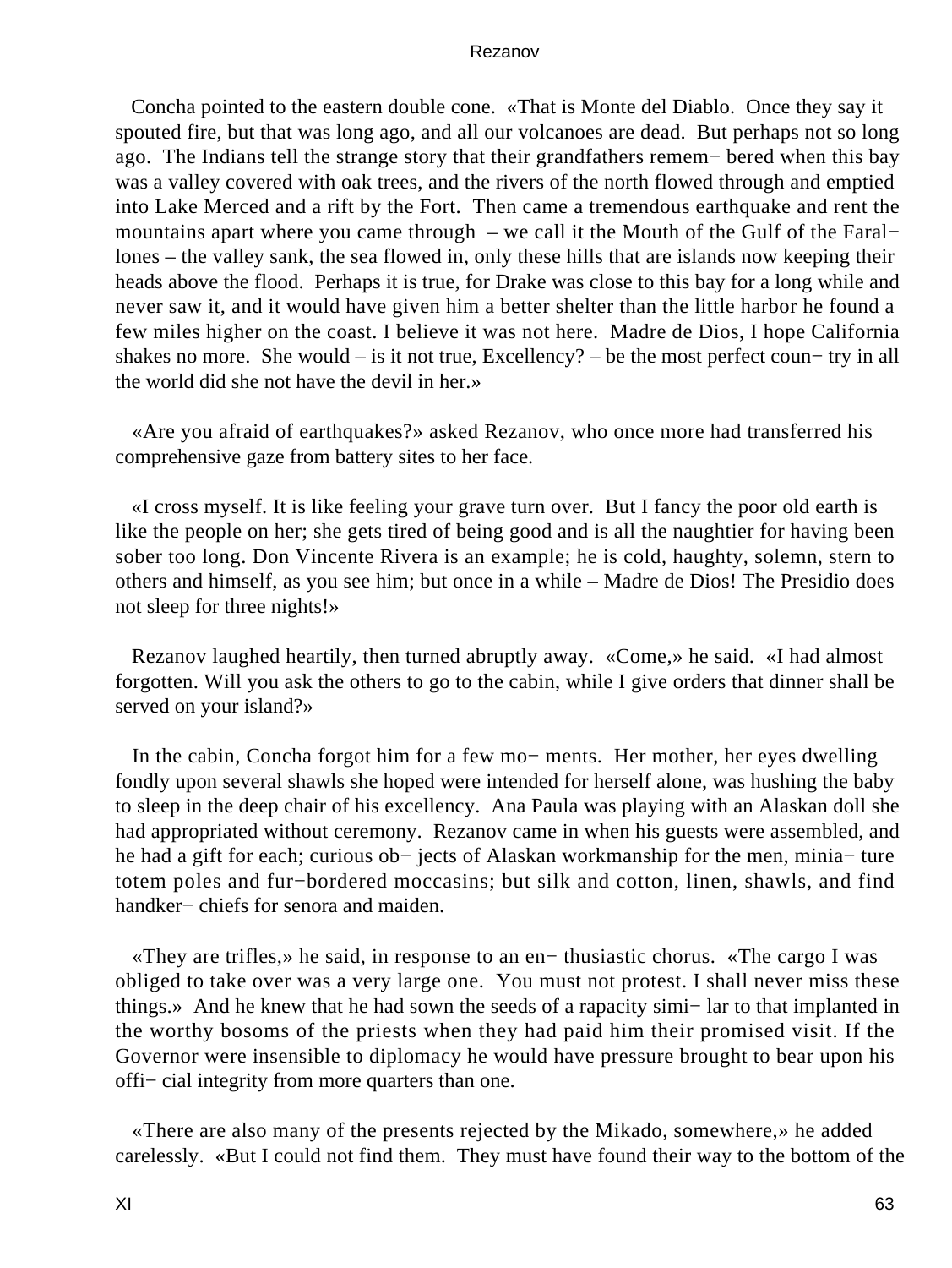Concha pointed to the eastern double cone. «That is Monte del Diablo. Once they say it spouted fire, but that was long ago, and all our volcanoes are dead. But perhaps not so long ago. The Indians tell the strange story that their grandfathers remembered when this bay was a valley covered with oak trees, and the rivers of the north flowed through and emptied into Lake Merced and a rift by the Fort. Then came a tremendous earthquake and rent the mountains apart where you came through – we call it the Mouth of the Gulf of the Farallones – the valley sank, the sea flowed in, only these hills that are islands now keeping their heads above the flood. Perhaps it is true, for Drake was close to this bay for a long while and never saw it, and it would have given him a better shelter than the little harbor he found a few miles higher on the coast. I believe it was not here. Madre de Dios, I hope California shakes no more. She would – is it not true, Excellency? – be the most perfect country in all the world did she not have the devil in her.»

«Are you afraid of earthquakes?» asked Rezanov, who once more had transferred his comprehensive gaze from battery sites to her face.

«I cross myself. It is like feeling your grave turn over. But I fancy the poor old earth is like the people on her; she gets tired of being good and is all the naughtier for having been sober too long. Don Vincente Rivera is an example; he is cold, haughty, solemn, stern to others and himself, as you see him; but once in a while – Madre de Dios! The Presidio does not sleep for three nights!»

Rezanov laughed heartily, then turned abruptly away. «Come,» he said. «I had almost forgotten. Will you ask the others to go to the cabin, while I give orders that dinner shall be served on your island?»

In the cabin, Concha forgot him for a few moments. Her mother, her eyes dwelling fondly upon several shawls she hoped were intended for herself alone, was hushing the baby to sleep in the deep chair of his excellency. Ana Paula was playing with an Alaskan doll she had appropriated without ceremony. Rezanov came in when his guests were assembled, and he had a gift for each; curious objects of Alaskan workmanship for the men, miniature totem poles and fur−bordered moccasins; but silk and cotton, linen, shawls, and find handkerchiefs for senora and maiden.

«They are trifles,» he said, in response to an enthusiastic chorus. «The cargo I was obliged to take over was a very large one. You must not protest. I shall never miss these things.» And he knew that he had sown the seeds of a rapacity similar to that implanted in the worthy bosoms of the priests when they had paid him their promised visit. If the Governor were insensible to diplomacy he would have pressure brought to bear upon his official integrity from more quarters than one.

«There are also many of the presents rejected by the Mikado, somewhere,» he added carelessly. «But I could not find them. They must have found their way to the bottom of the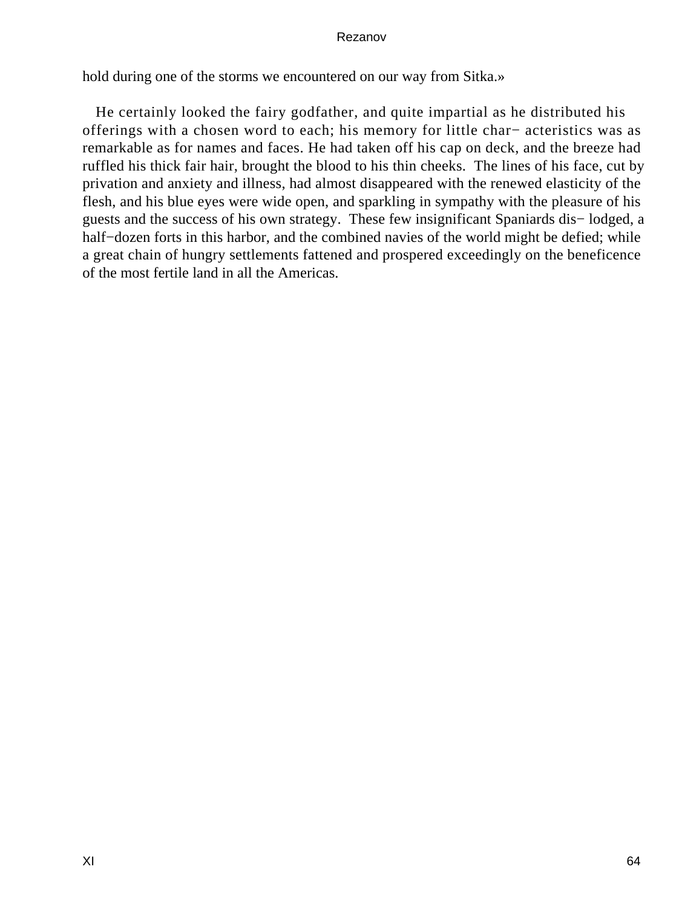hold during one of the storms we encountered on our way from Sitka.»

He certainly looked the fairy godfather, and quite impartial as he distributed his offerings with a chosen word to each; his memory for little characteristics was as remarkable as for names and faces. He had taken off his cap on deck, and the breeze had ruffled his thick fair hair, brought the blood to his thin cheeks. The lines of his face, cut by privation and anxiety and illness, had almost disappeared with the renewed elasticity of the flesh, and his blue eyes were wide open, and sparkling in sympathy with the pleasure of his guests and the success of his own strategy. These few insignificant Spaniards dislodged, a half−dozen forts in this harbor, and the combined navies of the world might be defied; while a great chain of hungry settlements fattened and prospered exceedingly on the beneficence of the most fertile land in all the Americas.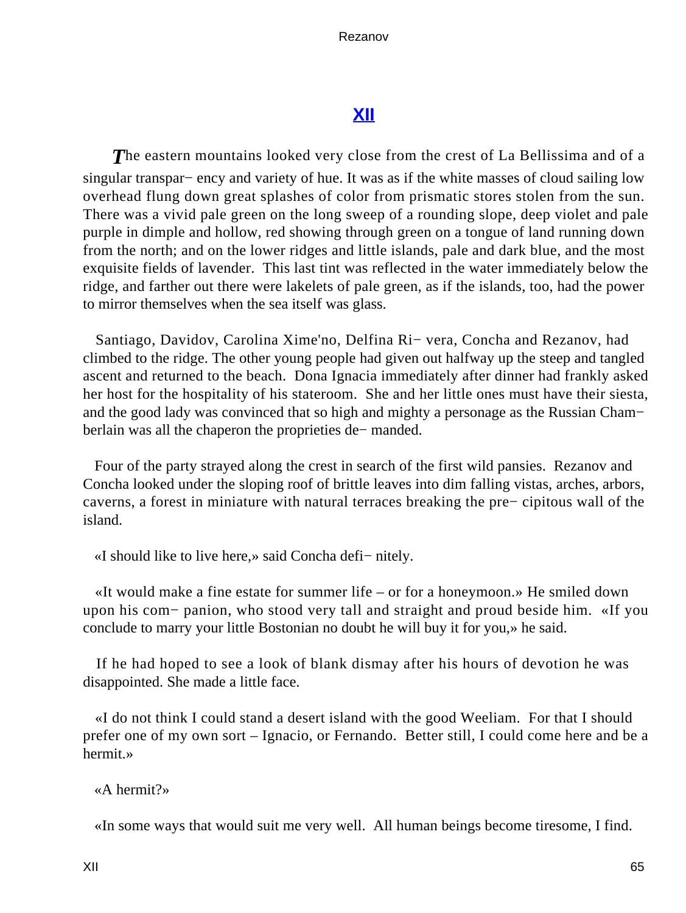## XII

*T*he eastern mountains looked very close from the crest of La Bellissima and of a singular transpar− ency and variety of hue. It was as if the white masses of cloud sailing low overhead flung down great splashes of color from prismatic stores stolen from the sun. There was a vivid pale green on the long sweep of a rounding slope, deep violet and pale purple in dimple and hollow, red showing through green on a tongue of land running down from the north; and on the lower ridges and little islands, pale and dark blue, and the most exquisite fields of lavender. This last tint was reflected in the water immediately below the ridge, and farther out there were lakelets of pale green, as if the islands, too, had the power to mirror themselves when the sea itself was glass.

Santiago, Davidov, Carolina Xime'no, Delfina Ri− vera, Concha and Rezanov, had climbed to the ridge. The other young people had given out halfway up the steep and tangled ascent and returned to the beach. Dona Ignacia immediately after dinner had frankly asked her host for the hospitality of his stateroom. She and her little ones must have their siesta, and the good lady was convinced that so high and mighty a personage as the Russian Cham− berlain was all the chaperon the proprieties de− manded.

Four of the party strayed along the crest in search of the first wild pansies. Rezanov and Concha looked under the sloping roof of brittle leaves into dim falling vistas, arches, arbors, caverns, a forest in miniature with natural terraces breaking the pre− cipitous wall of the island.

«I should like to live here,» said Concha defi− nitely.

«It would make a fine estate for summer life – or for a honeymoon.» He smiled down upon his com− panion, who stood very tall and straight and proud beside him. «If you conclude to marry your little Bostonian no doubt he will buy it for you,» he said.

If he had hoped to see a look of blank dismay after his hours of devotion he was disappointed. She made a little face.

«I do not think I could stand a desert island with the good Weeliam. For that I should prefer one of my own sort – Ignacio, or Fernando. Better still, I could come here and be a hermit.»

«A hermit?»

«In some ways that would suit me very well. All human beings become tiresome, I find.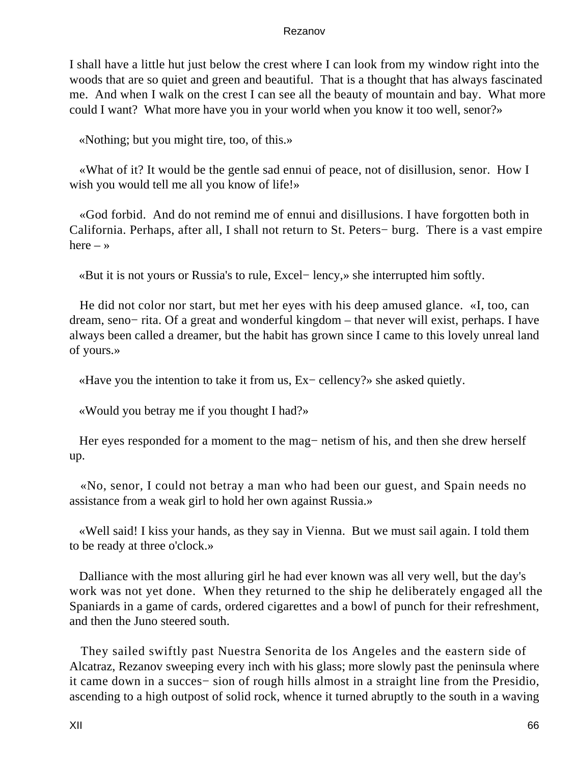I shall have a little hut just below the crest where I can look from my window right into the woods that are so quiet and green and beautiful. That is a thought that has always fascinated me. And when I walk on the crest I can see all the beauty of mountain and bay. What more could I want? What more have you in your world when you know it too well, senor?»

«Nothing; but you might tire, too, of this.»

«What of it? It would be the gentle sad ennui of peace, not of disillusion, senor. How I wish you would tell me all you know of life!»

«God forbid. And do not remind me of ennui and disillusions. I have forgotten both in California. Perhaps, after all, I shall not return to St. Peters− burg. There is a vast empire here – »

«But it is not yours or Russia's to rule, Excel− lency,» she interrupted him softly.

He did not color nor start, but met her eyes with his deep amused glance. «I, too, can dream, seno− rita. Of a great and wonderful kingdom – that never will exist, perhaps. I have always been called a dreamer, but the habit has grown since I came to this lovely unreal land of yours.»

«Have you the intention to take it from us, Ex− cellency?» she asked quietly.

«Would you betray me if you thought I had?»

Her eyes responded for a moment to the mag− netism of his, and then she drew herself up.

«No, senor, I could not betray a man who had been our guest, and Spain needs no assistance from a weak girl to hold her own against Russia.»

«Well said! I kiss your hands, as they say in Vienna. But we must sail again. I told them to be ready at three o'clock.»

Dalliance with the most alluring girl he had ever known was all very well, but the day's work was not yet done. When they returned to the ship he deliberately engaged all the Spaniards in a game of cards, ordered cigarettes and a bowl of punch for their refreshment, and then the Juno steered south.

They sailed swiftly past Nuestra Senorita de los Angeles and the eastern side of Alcatraz, Rezanov sweeping every inch with his glass; more slowly past the peninsula where it came down in a succes− sion of rough hills almost in a straight line from the Presidio, ascending to a high outpost of solid rock, whence it turned abruptly to the south in a waving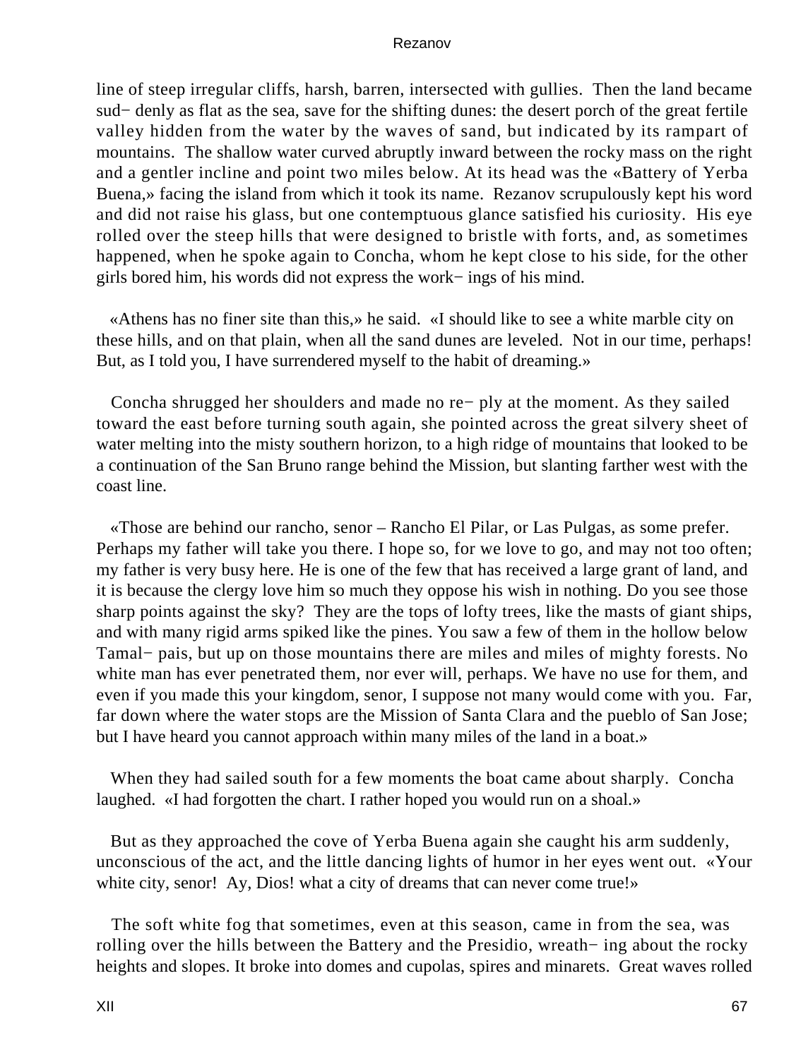line of steep irregular cliffs, harsh, barren, intersected with gullies. Then the land became sud− denly as flat as the sea, save for the shifting dunes: the desert porch of the great fertile valley hidden from the water by the waves of sand, but indicated by its rampart of mountains. The shallow water curved abruptly inward between the rocky mass on the right and a gentler incline and point two miles below. At its head was the «Battery of Yerba Buena,» facing the island from which it took its name. Rezanov scrupulously kept his word and did not raise his glass, but one contemptuous glance satisfied his curiosity. His eye rolled over the steep hills that were designed to bristle with forts, and, as sometimes happened, when he spoke again to Concha, whom he kept close to his side, for the other girls bored him, his words did not express the work− ings of his mind.

«Athens has no finer site than this,» he said. «I should like to see a white marble city on these hills, and on that plain, when all the sand dunes are leveled. Not in our time, perhaps! But, as I told you, I have surrendered myself to the habit of dreaming.»

Concha shrugged her shoulders and made no re− ply at the moment. As they sailed toward the east before turning south again, she pointed across the great silvery sheet of water melting into the misty southern horizon, to a high ridge of mountains that looked to be a continuation of the San Bruno range behind the Mission, but slanting farther west with the coast line.

«Those are behind our rancho, senor – Rancho El Pilar, or Las Pulgas, as some prefer. Perhaps my father will take you there. I hope so, for we love to go, and may not too often; my father is very busy here. He is one of the few that has received a large grant of land, and it is because the clergy love him so much they oppose his wish in nothing. Do you see those sharp points against the sky? They are the tops of lofty trees, like the masts of giant ships, and with many rigid arms spiked like the pines. You saw a few of them in the hollow below Tamal− pais, but up on those mountains there are miles and miles of mighty forests. No white man has ever penetrated them, nor ever will, perhaps. We have no use for them, and even if you made this your kingdom, senor, I suppose not many would come with you. Far, far down where the water stops are the Mission of Santa Clara and the pueblo of San Jose; but I have heard you cannot approach within many miles of the land in a boat.»

When they had sailed south for a few moments the boat came about sharply. Concha laughed. «I had forgotten the chart. I rather hoped you would run on a shoal.»

But as they approached the cove of Yerba Buena again she caught his arm suddenly, unconscious of the act, and the little dancing lights of humor in her eyes went out. «Your white city, senor! Ay, Dios! what a city of dreams that can never come true!»

The soft white fog that sometimes, even at this season, came in from the sea, was rolling over the hills between the Battery and the Presidio, wreath− ing about the rocky heights and slopes. It broke into domes and cupolas, spires and minarets. Great waves rolled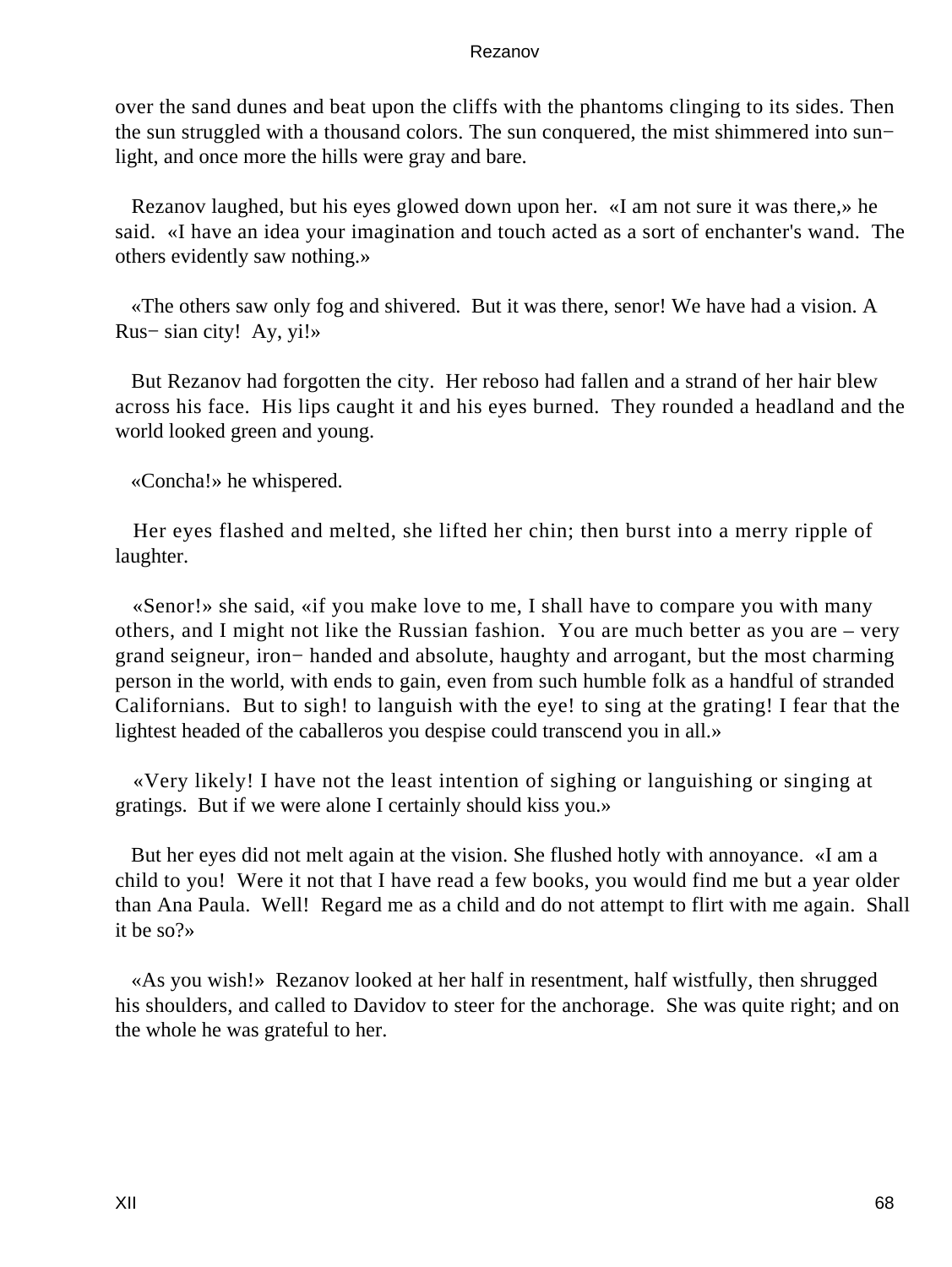over the sand dunes and beat upon the cliffs with the phantoms clinging to its sides. Then the sun struggled with a thousand colors. The sun conquered, the mist shimmered into sun− light, and once more the hills were gray and bare.

Rezanov laughed, but his eyes glowed down upon her. «I am not sure it was there,» he said. «I have an idea your imagination and touch acted as a sort of enchanter's wand. The others evidently saw nothing.»

«The others saw only fog and shivered. But it was there, senor! We have had a vision. A Rus− sian city! Ay, yi!»

But Rezanov had forgotten the city. Her reboso had fallen and a strand of her hair blew across his face. His lips caught it and his eyes burned. They rounded a headland and the world looked green and young.

«Concha!» he whispered.

Her eyes flashed and melted, she lifted her chin; then burst into a merry ripple of laughter.

«Senor!» she said, «if you make love to me, I shall have to compare you with many others, and I might not like the Russian fashion. You are much better as you are – very grand seigneur, iron− handed and absolute, haughty and arrogant, but the most charming person in the world, with ends to gain, even from such humble folk as a handful of stranded Californians. But to sigh! to languish with the eye! to sing at the grating! I fear that the lightest headed of the caballeros you despise could transcend you in all.»

«Very likely! I have not the least intention of sighing or languishing or singing at gratings. But if we were alone I certainly should kiss you.»

But her eyes did not melt again at the vision. She flushed hotly with annoyance. «I am a child to you! Were it not that I have read a few books, you would find me but a year older than Ana Paula. Well! Regard me as a child and do not attempt to flirt with me again. Shall it be so?»

«As you wish!» Rezanov looked at her half in resentment, half wistfully, then shrugged his shoulders, and called to Davidov to steer for the anchorage. She was quite right; and on the whole he was grateful to her.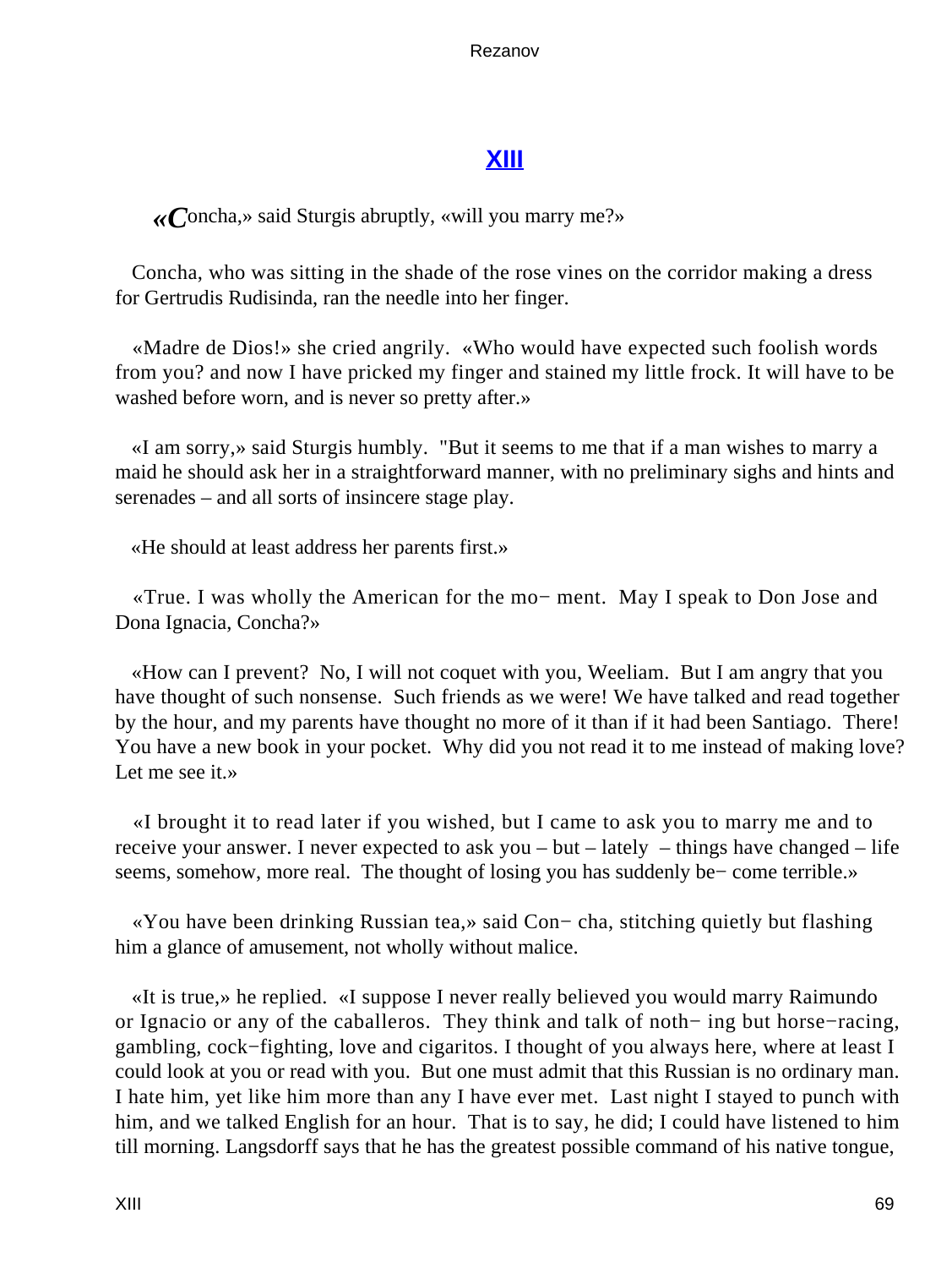## XIII

«Concha,» said Sturgis abruptly, «will you marry me?»

Concha, who was sitting in the shade of the rose vines on the corridor making a dress for Gertrudis Rudisinda, ran the needle into her finger.

«Madre de Dios!» she cried angrily. «Who would have expected such foolish words from you? and now I have pricked my finger and stained my little frock. It will have to be washed before worn, and is never so pretty after.»

«I am sorry,» said Sturgis humbly. "But it seems to me that if a man wishes to marry a maid he should ask her in a straightforward manner, with no preliminary sighs and hints and serenades – and all sorts of insincere stage play.

«He should at least address her parents first.»

«True. I was wholly the American for the mo− ment. May I speak to Don Jose and Dona Ignacia, Concha?»

«How can I prevent? No, I will not coquet with you, Weeliam. But I am angry that you have thought of such nonsense. Such friends as we were! We have talked and read together by the hour, and my parents have thought no more of it than if it had been Santiago. There! You have a new book in your pocket. Why did you not read it to me instead of making love? Let me see it.»

«I brought it to read later if you wished, but I came to ask you to marry me and to receive your answer. I never expected to ask you – but – lately – things have changed – life seems, somehow, more real. The thought of losing you has suddenly be− come terrible.»

«You have been drinking Russian tea,» said Con− cha, stitching quietly but flashing him a glance of amusement, not wholly without malice.

«It is true,» he replied. «I suppose I never really believed you would marry Raimundo or Ignacio or any of the caballeros. They think and talk of noth− ing but horse−racing, gambling, cock−fighting, love and cigaritos. I thought of you always here, where at least I could look at you or read with you. But one must admit that this Russian is no ordinary man. I hate him, yet like him more than any I have ever met. Last night I stayed to punch with him, and we talked English for an hour. That is to say, he did; I could have listened to him till morning. Langsdorff says that he has the greatest possible command of his native tongue,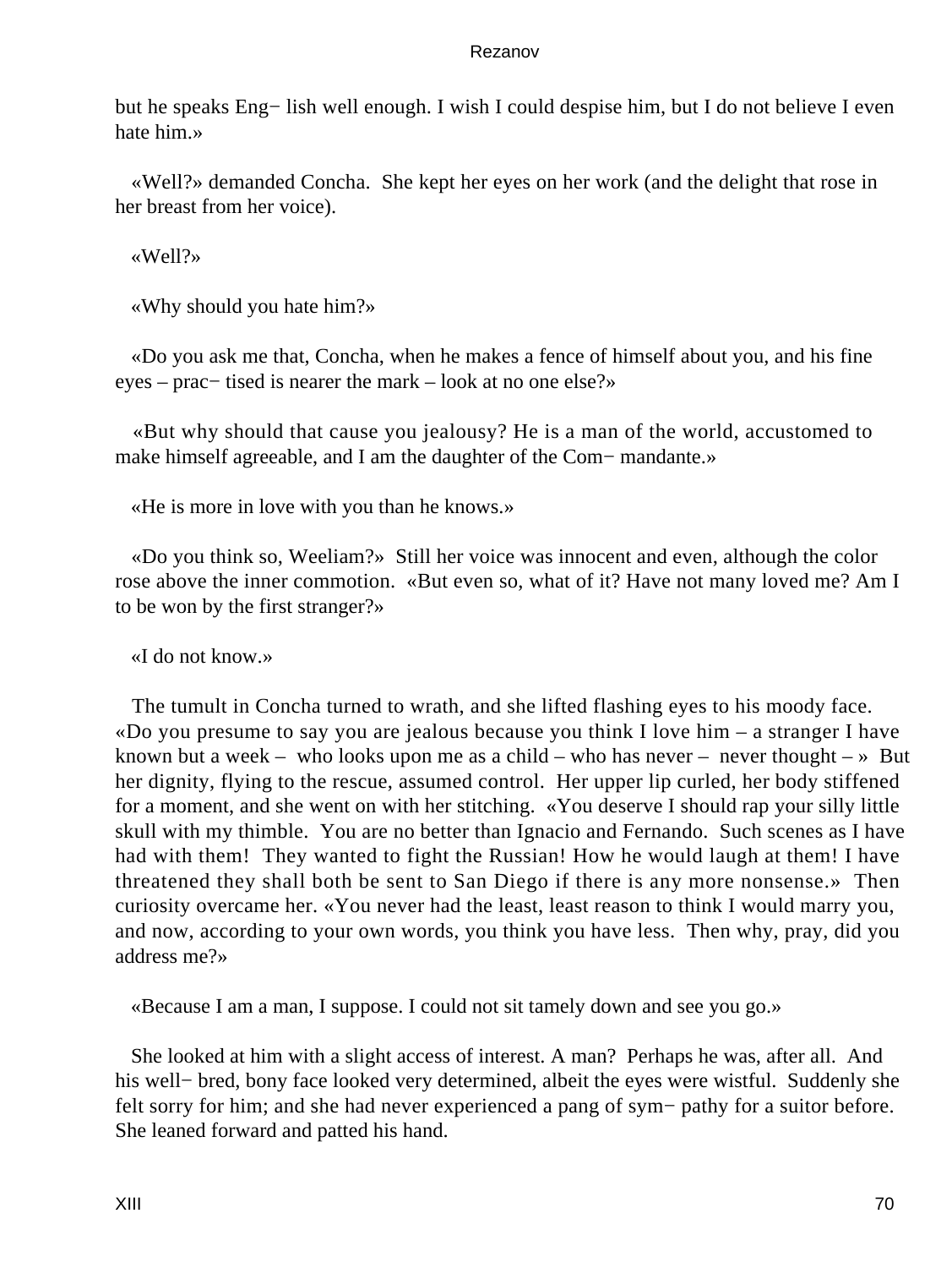but he speaks Eng− lish well enough. I wish I could despise him, but I do not believe I even hate him.»

«Well?» demanded Concha. She kept her eyes on her work (and the delight that rose in her breast from her voice).

«Well?»

«Why should you hate him?»

«Do you ask me that, Concha, when he makes a fence of himself about you, and his fine eyes – prac− tised is nearer the mark – look at no one else?»

«But why should that cause you jealousy? He is a man of the world, accustomed to make himself agreeable, and I am the daughter of the Com− mandante.»

«He is more in love with you than he knows.»

«Do you think so, Weeliam?» Still her voice was innocent and even, although the color rose above the inner commotion. «But even so, what of it? Have not many loved me? Am I to be won by the first stranger?»

«I do not know.»

The tumult in Concha turned to wrath, and she lifted flashing eyes to his moody face. «Do you presume to say you are jealous because you think I love him – a stranger I have known but a week – who looks upon me as a child – who has never – never thought – » But her dignity, flying to the rescue, assumed control. Her upper lip curled, her body stiffened for a moment, and she went on with her stitching. «You deserve I should rap your silly little skull with my thimble. You are no better than Ignacio and Fernando. Such scenes as I have had with them! They wanted to fight the Russian! How he would laugh at them! I have threatened they shall both be sent to San Diego if there is any more nonsense.» Then curiosity overcame her. «You never had the least, least reason to think I would marry you, and now, according to your own words, you think you have less. Then why, pray, did you address me?»

«Because I am a man, I suppose. I could not sit tamely down and see you go.»

She looked at him with a slight access of interest. A man? Perhaps he was, after all. And his well− bred, bony face looked very determined, albeit the eyes were wistful. Suddenly she felt sorry for him; and she had never experienced a pang of sym− pathy for a suitor before. She leaned forward and patted his hand.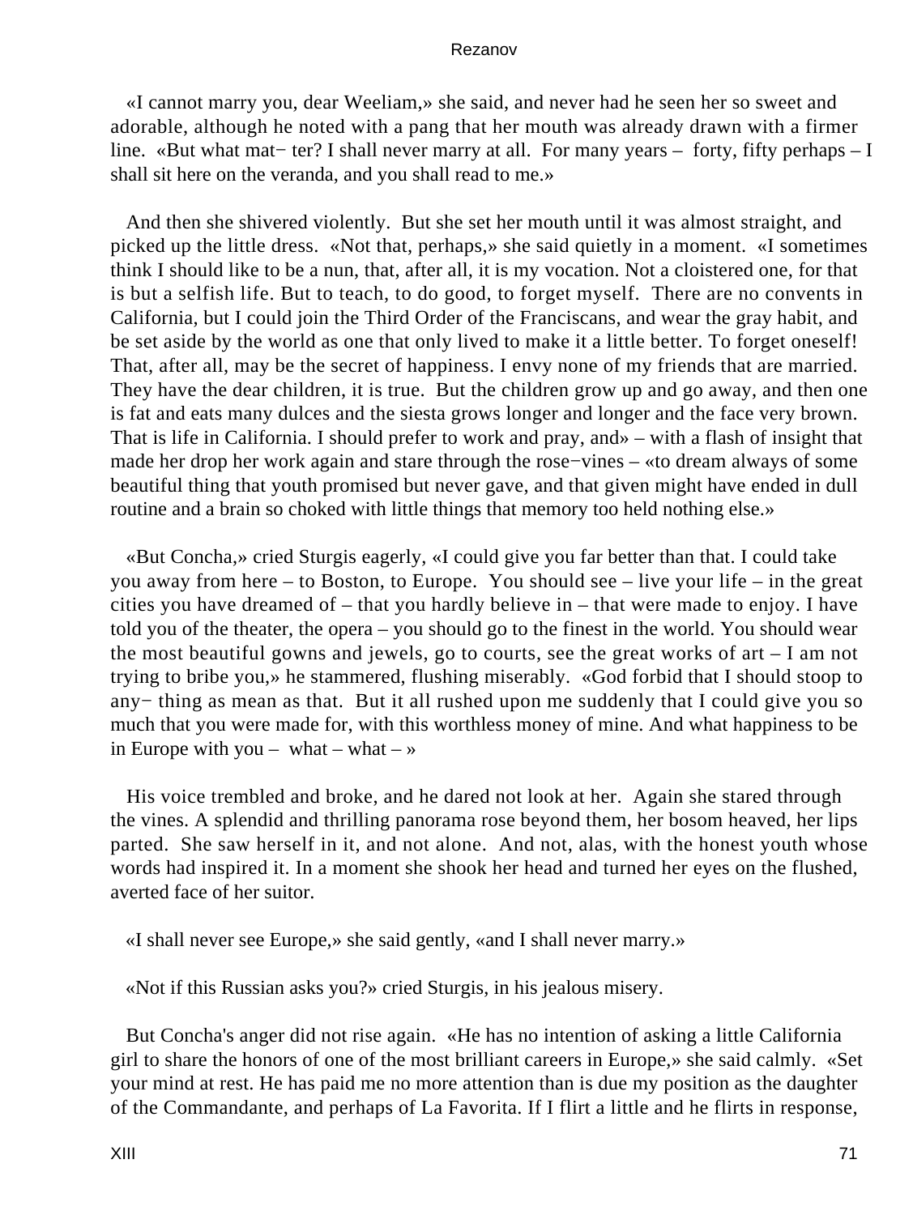«I cannot marry you, dear Weeliam,» she said, and never had he seen her so sweet and adorable, although he noted with a pang that her mouth was already drawn with a firmer line. «But what mat− ter? I shall never marry at all. For many years – forty, fifty perhaps – I shall sit here on the veranda, and you shall read to me.»

And then she shivered violently. But she set her mouth until it was almost straight, and picked up the little dress. «Not that, perhaps,» she said quietly in a moment. «I sometimes think I should like to be a nun, that, after all, it is my vocation. Not a cloistered one, for that is but a selfish life. But to teach, to do good, to forget myself. There are no convents in California, but I could join the Third Order of the Franciscans, and wear the gray habit, and be set aside by the world as one that only lived to make it a little better. To forget oneself! That, after all, may be the secret of happiness. I envy none of my friends that are married. They have the dear children, it is true. But the children grow up and go away, and then one is fat and eats many dulces and the siesta grows longer and longer and the face very brown. That is life in California. I should prefer to work and pray, and» – with a flash of insight that made her drop her work again and stare through the rose−vines – «to dream always of some beautiful thing that youth promised but never gave, and that given might have ended in dull routine and a brain so choked with little things that memory too held nothing else.»

«But Concha,» cried Sturgis eagerly, «I could give you far better than that. I could take you away from here – to Boston, to Europe. You should see – live your life – in the great cities you have dreamed of – that you hardly believe in – that were made to enjoy. I have told you of the theater, the opera – you should go to the finest in the world. You should wear the most beautiful gowns and jewels, go to courts, see the great works of art – I am not trying to bribe you,» he stammered, flushing miserably. «God forbid that I should stoop to any− thing as mean as that. But it all rushed upon me suddenly that I could give you so much that you were made for, with this worthless money of mine. And what happiness to be in Europe with you – what – what – »

His voice trembled and broke, and he dared not look at her. Again she stared through the vines. A splendid and thrilling panorama rose beyond them, her bosom heaved, her lips parted. She saw herself in it, and not alone. And not, alas, with the honest youth whose words had inspired it. In a moment she shook her head and turned her eyes on the flushed, averted face of her suitor.

«I shall never see Europe,» she said gently, «and I shall never marry.»

«Not if this Russian asks you?» cried Sturgis, in his jealous misery.

But Concha's anger did not rise again. «He has no intention of asking a little California girl to share the honors of one of the most brilliant careers in Europe,» she said calmly. «Set your mind at rest. He has paid me no more attention than is due my position as the daughter of the Commandante, and perhaps of La Favorita. If I flirt a little and he flirts in response,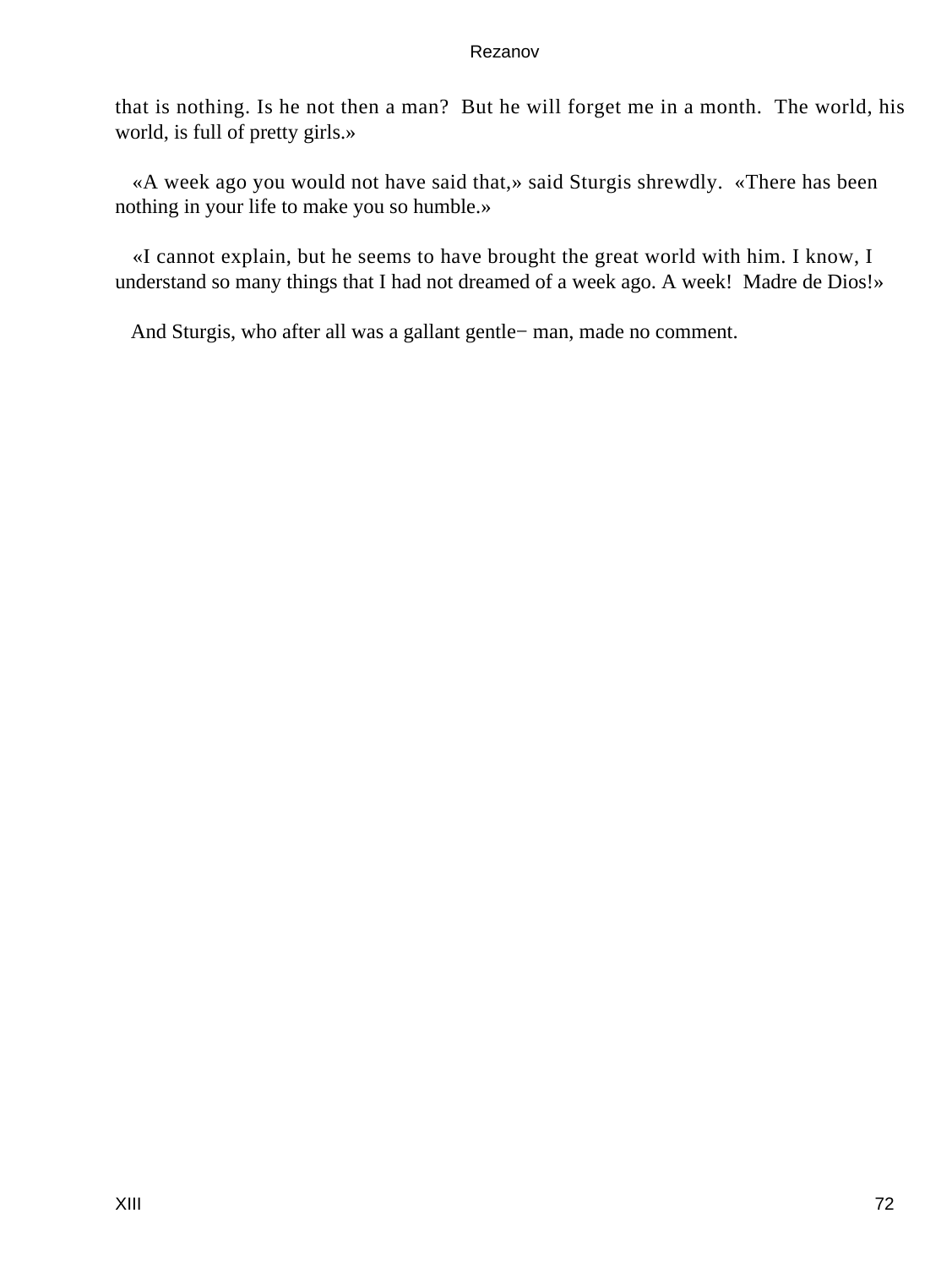that is nothing. Is he not then a man?  But he will forget me in a month.  The world, his world, is full of pretty girls.»

«A week ago you would not have said that,» said Sturgis shrewdly.  «There has been nothing in your life to make you so humble.»

«I cannot explain, but he seems to have brought the great world with him. I know, I understand so many things that I had not dreamed of a week ago. A week!  Madre de Dios!»

And Sturgis, who after all was a gallant gentle− man, made no comment.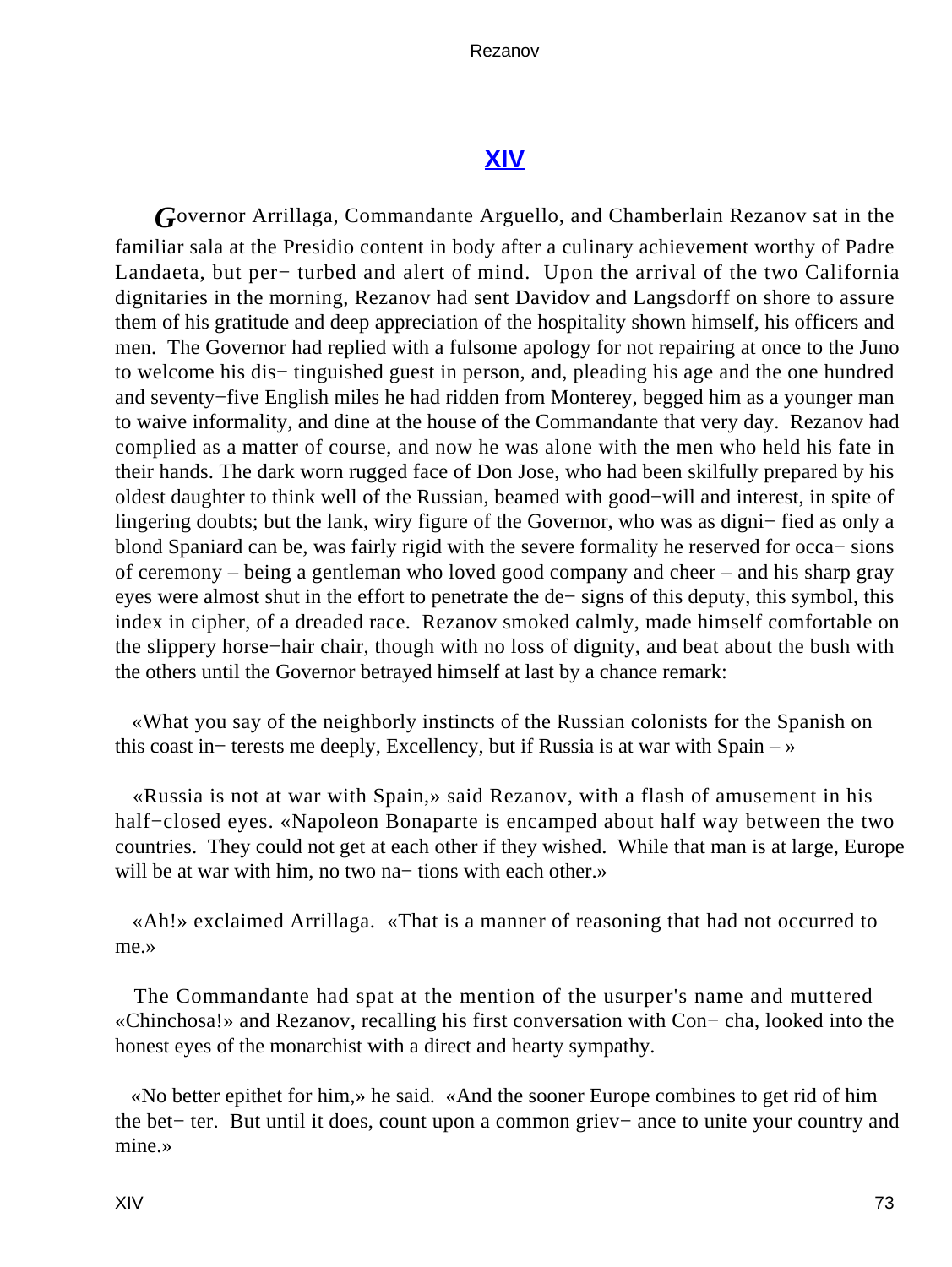## XIV

*G*overnor Arrillaga, Commandante Arguello, and Chamberlain Rezanov sat in the familiar sala at the Presidio content in body after a culinary achievement worthy of Padre Landaeta, but perturbed and alert of mind. Upon the arrival of the two California dignitaries in the morning, Rezanov had sent Davidov and Langsdorff on shore to assure them of his gratitude and deep appreciation of the hospitality shown himself, his officers and men. The Governor had replied with a fulsome apology for not repairing at once to the Juno to welcome his distinguished guest in person, and, pleading his age and the one hundred and seventy−five English miles he had ridden from Monterey, begged him as a younger man to waive informality, and dine at the house of the Commandante that very day. Rezanov had complied as a matter of course, and now he was alone with the men who held his fate in their hands. The dark worn rugged face of Don Jose, who had been skilfully prepared by his oldest daughter to think well of the Russian, beamed with good−will and interest, in spite of lingering doubts; but the lank, wiry figure of the Governor, who was as dignified as only a blond Spaniard can be, was fairly rigid with the severe formality he reserved for occasions of ceremony – being a gentleman who loved good company and cheer – and his sharp gray eyes were almost shut in the effort to penetrate the designs of this deputy, this symbol, this index in cipher, of a dreaded race. Rezanov smoked calmly, made himself comfortable on the slippery horse−hair chair, though with no loss of dignity, and beat about the bush with the others until the Governor betrayed himself at last by a chance remark:

«What you say of the neighborly instincts of the Russian colonists for the Spanish on this coast interests me deeply, Excellency, but if Russia is at war with Spain – »

«Russia is not at war with Spain,» said Rezanov, with a flash of amusement in his half−closed eyes. «Napoleon Bonaparte is encamped about half way between the two countries. They could not get at each other if they wished. While that man is at large, Europe will be at war with him, no two nations with each other.»

«Ah!» exclaimed Arrillaga. «That is a manner of reasoning that had not occurred to me.»

The Commandante had spat at the mention of the usurper's name and muttered «Chinchosa!» and Rezanov, recalling his first conversation with Concha, looked into the honest eyes of the monarchist with a direct and hearty sympathy.

«No better epithet for him,» he said. «And the sooner Europe combines to get rid of him the better. But until it does, count upon a common grievance to unite your country and mine.»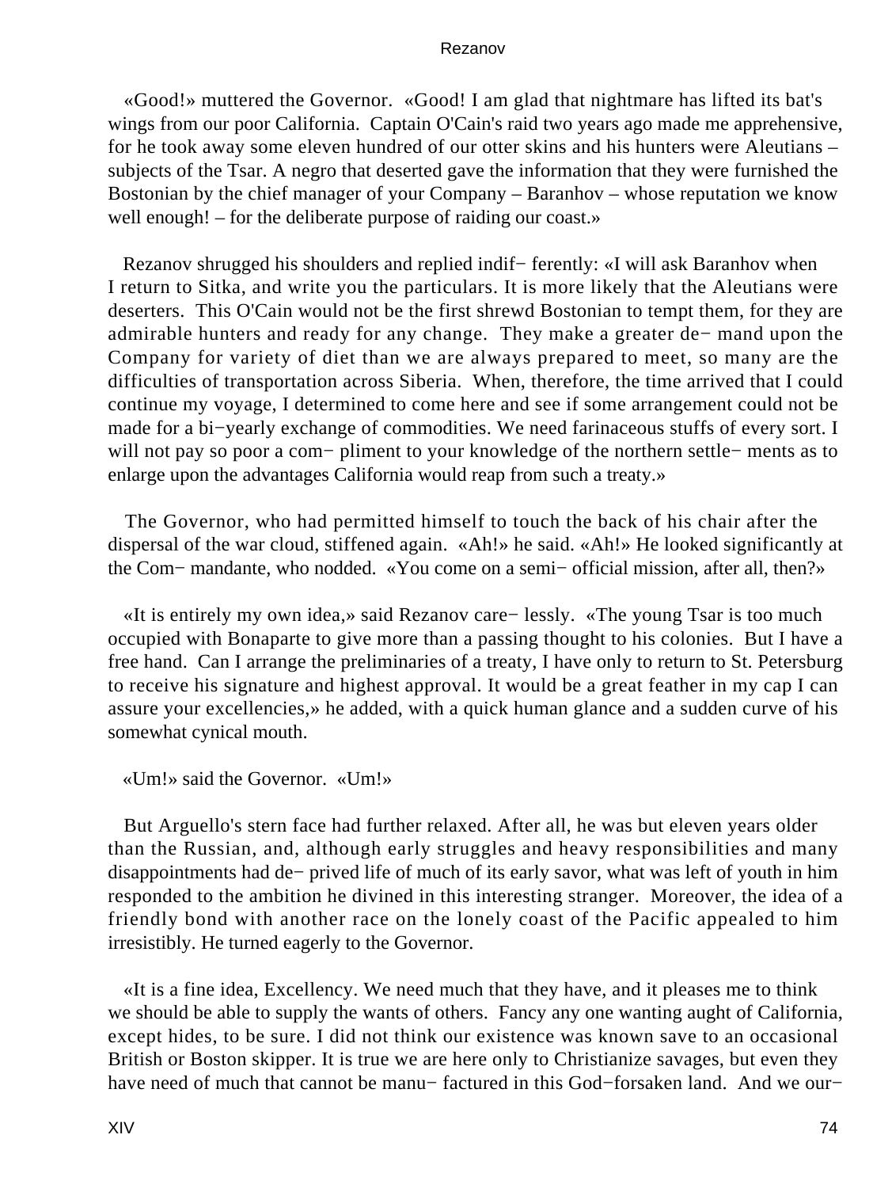«Good!» muttered the Governor. «Good! I am glad that nightmare has lifted its bat's wings from our poor California. Captain O'Cain's raid two years ago made me apprehensive, for he took away some eleven hundred of our otter skins and his hunters were Aleutians – subjects of the Tsar. A negro that deserted gave the information that they were furnished the Bostonian by the chief manager of your Company – Baranhov – whose reputation we know well enough! – for the deliberate purpose of raiding our coast.»

Rezanov shrugged his shoulders and replied indif− ferently: «I will ask Baranhov when I return to Sitka, and write you the particulars. It is more likely that the Aleutians were deserters. This O'Cain would not be the first shrewd Bostonian to tempt them, for they are admirable hunters and ready for any change. They make a greater de− mand upon the Company for variety of diet than we are always prepared to meet, so many are the difficulties of transportation across Siberia. When, therefore, the time arrived that I could continue my voyage, I determined to come here and see if some arrangement could not be made for a bi−yearly exchange of commodities. We need farinaceous stuffs of every sort. I will not pay so poor a com− pliment to your knowledge of the northern settle− ments as to enlarge upon the advantages California would reap from such a treaty.»

The Governor, who had permitted himself to touch the back of his chair after the dispersal of the war cloud, stiffened again. «Ah!» he said. «Ah!» He looked significantly at the Com− mandante, who nodded. «You come on a semi− official mission, after all, then?»

«It is entirely my own idea,» said Rezanov care− lessly. «The young Tsar is too much occupied with Bonaparte to give more than a passing thought to his colonies. But I have a free hand. Can I arrange the preliminaries of a treaty, I have only to return to St. Petersburg to receive his signature and highest approval. It would be a great feather in my cap I can assure your excellencies,» he added, with a quick human glance and a sudden curve of his somewhat cynical mouth.

«Um!» said the Governor. «Um!»

But Arguello's stern face had further relaxed. After all, he was but eleven years older than the Russian, and, although early struggles and heavy responsibilities and many disappointments had de− prived life of much of its early savor, what was left of youth in him responded to the ambition he divined in this interesting stranger. Moreover, the idea of a friendly bond with another race on the lonely coast of the Pacific appealed to him irresistibly. He turned eagerly to the Governor.

«It is a fine idea, Excellency. We need much that they have, and it pleases me to think we should be able to supply the wants of others. Fancy any one wanting aught of California, except hides, to be sure. I did not think our existence was known save to an occasional British or Boston skipper. It is true we are here only to Christianize savages, but even they have need of much that cannot be manu− factured in this God−forsaken land. And we our−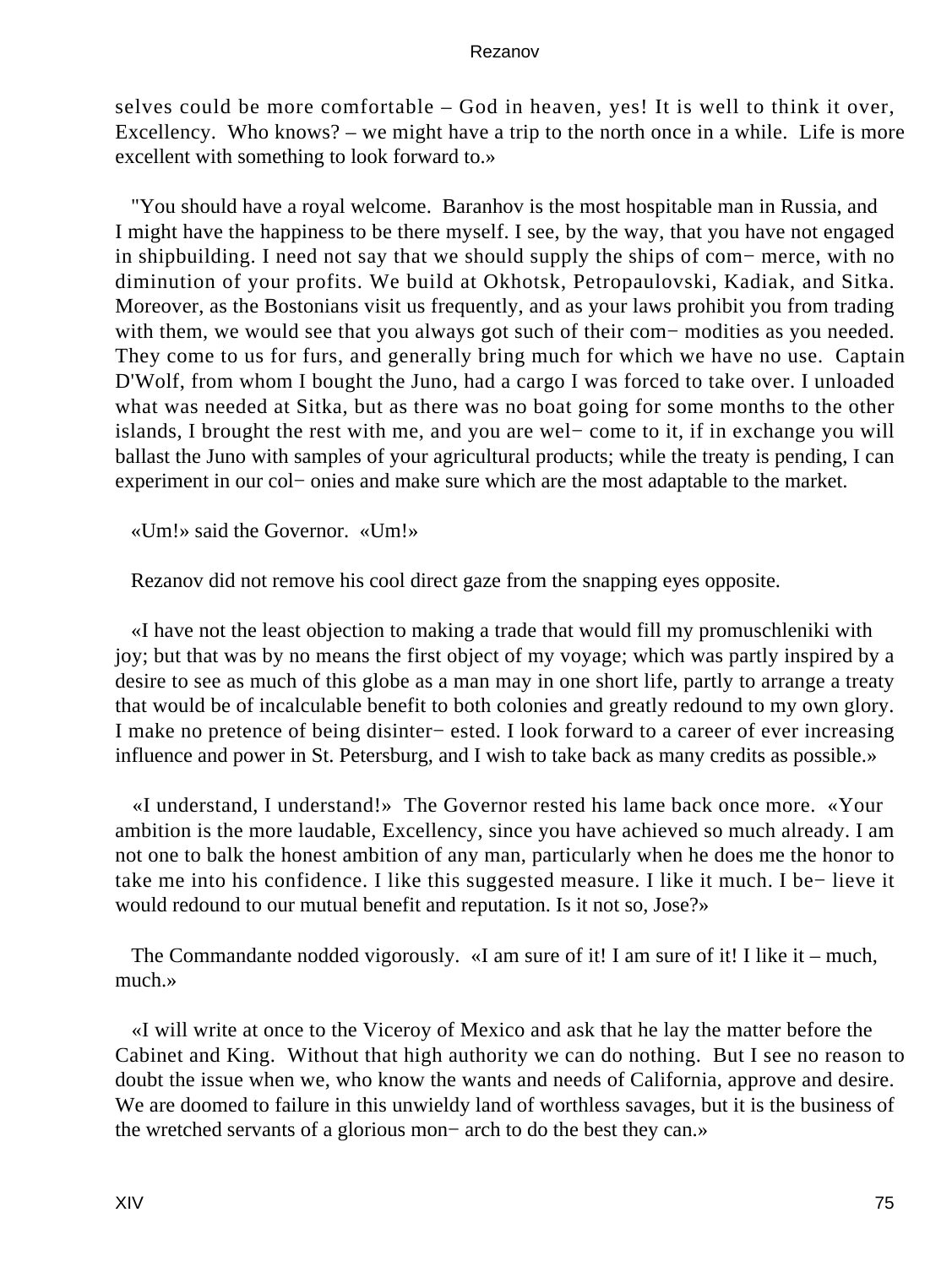selves could be more comfortable – God in heaven, yes! It is well to think it over, Excellency. Who knows? – we might have a trip to the north once in a while. Life is more excellent with something to look forward to.»

"You should have a royal welcome. Baranhov is the most hospitable man in Russia, and I might have the happiness to be there myself. I see, by the way, that you have not engaged in shipbuilding. I need not say that we should supply the ships of com− merce, with no diminution of your profits. We build at Okhotsk, Petropaulovski, Kadiak, and Sitka. Moreover, as the Bostonians visit us frequently, and as your laws prohibit you from trading with them, we would see that you always got such of their com− modities as you needed. They come to us for furs, and generally bring much for which we have no use. Captain D'Wolf, from whom I bought the Juno, had a cargo I was forced to take over. I unloaded what was needed at Sitka, but as there was no boat going for some months to the other islands, I brought the rest with me, and you are wel− come to it, if in exchange you will ballast the Juno with samples of your agricultural products; while the treaty is pending, I can experiment in our col− onies and make sure which are the most adaptable to the market.

«Um!» said the Governor. «Um!»

Rezanov did not remove his cool direct gaze from the snapping eyes opposite.

«I have not the least objection to making a trade that would fill my promuschleniki with joy; but that was by no means the first object of my voyage; which was partly inspired by a desire to see as much of this globe as a man may in one short life, partly to arrange a treaty that would be of incalculable benefit to both colonies and greatly redound to my own glory. I make no pretence of being disinter− ested. I look forward to a career of ever increasing influence and power in St. Petersburg, and I wish to take back as many credits as possible.»

«I understand, I understand!» The Governor rested his lame back once more. «Your ambition is the more laudable, Excellency, since you have achieved so much already. I am not one to balk the honest ambition of any man, particularly when he does me the honor to take me into his confidence. I like this suggested measure. I like it much. I be− lieve it would redound to our mutual benefit and reputation. Is it not so, Jose?»

The Commandante nodded vigorously. «I am sure of it! I am sure of it! I like it – much, much.»

«I will write at once to the Viceroy of Mexico and ask that he lay the matter before the Cabinet and King. Without that high authority we can do nothing. But I see no reason to doubt the issue when we, who know the wants and needs of California, approve and desire. We are doomed to failure in this unwieldy land of worthless savages, but it is the business of the wretched servants of a glorious mon− arch to do the best they can.»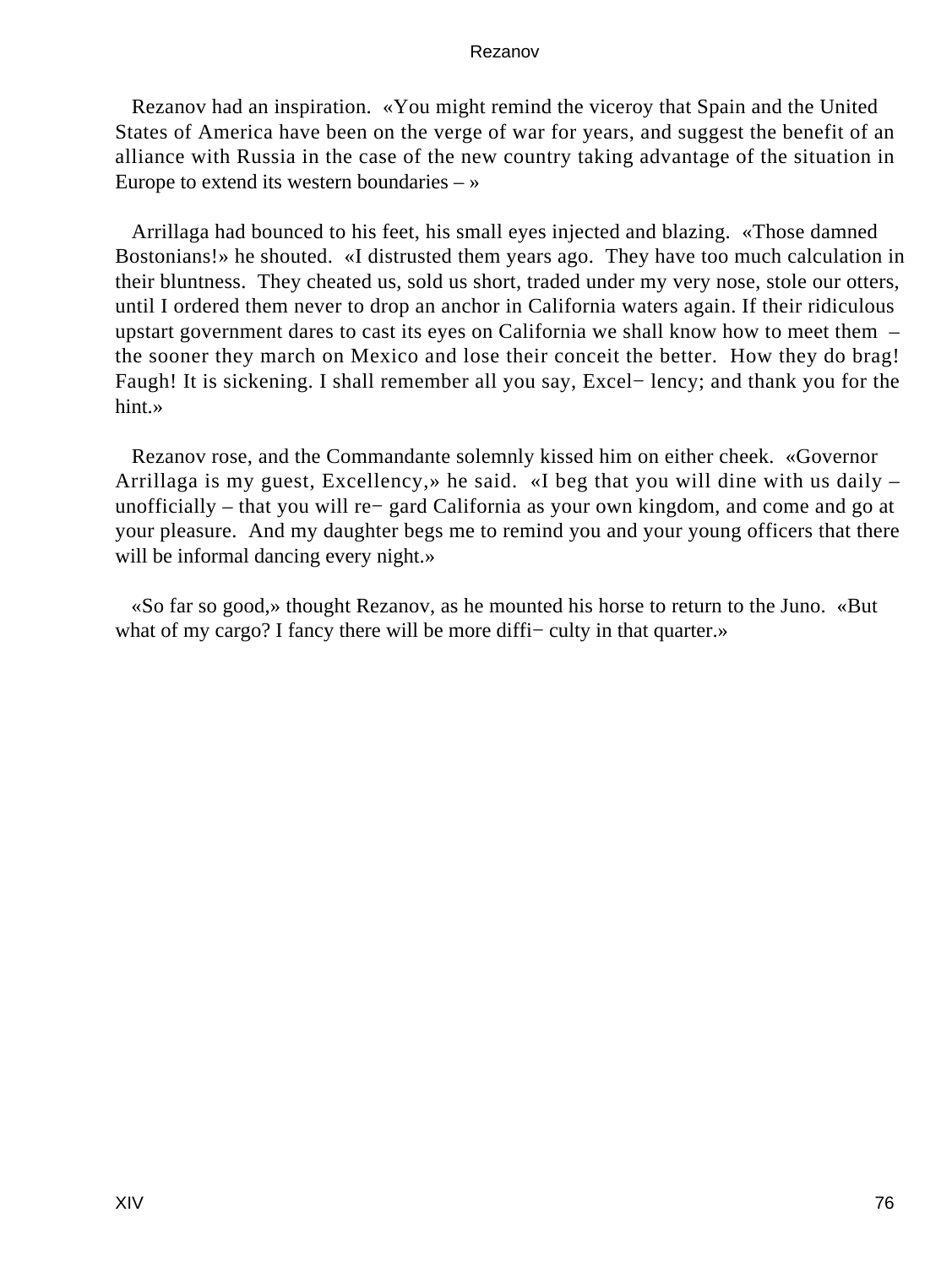Rezanov had an inspiration. «You might remind the viceroy that Spain and the United States of America have been on the verge of war for years, and suggest the benefit of an alliance with Russia in the case of the new country taking advantage of the situation in Europe to extend its western boundaries – »

Arrillaga had bounced to his feet, his small eyes injected and blazing. «Those damned Bostonians!» he shouted. «I distrusted them years ago. They have too much calculation in their bluntness. They cheated us, sold us short, traded under my very nose, stole our otters, until I ordered them never to drop an anchor in California waters again. If their ridiculous upstart government dares to cast its eyes on California we shall know how to meet them – the sooner they march on Mexico and lose their conceit the better. How they do brag! Faugh! It is sickening. I shall remember all you say, Excel− lency; and thank you for the hint.»

Rezanov rose, and the Commandante solemnly kissed him on either cheek. «Governor Arrillaga is my guest, Excellency,» he said. «I beg that you will dine with us daily – unofficially – that you will re− gard California as your own kingdom, and come and go at your pleasure. And my daughter begs me to remind you and your young officers that there will be informal dancing every night.»

«So far so good,» thought Rezanov, as he mounted his horse to return to the Juno. «But what of my cargo? I fancy there will be more diffi− culty in that quarter.»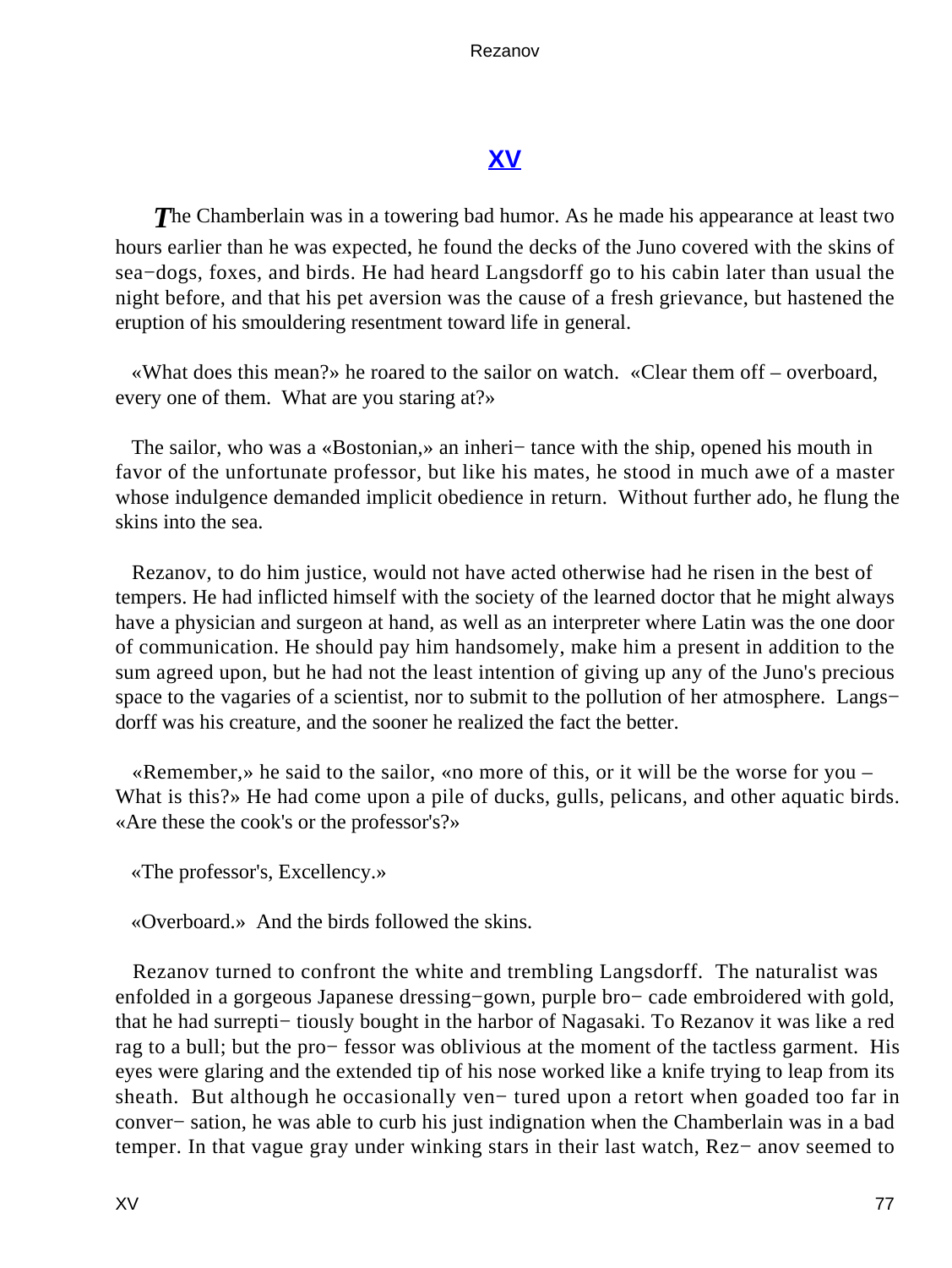## XV

*T*he Chamberlain was in a towering bad humor. As he made his appearance at least two hours earlier than he was expected, he found the decks of the Juno covered with the skins of sea−dogs, foxes, and birds. He had heard Langsdorff go to his cabin later than usual the night before, and that his pet aversion was the cause of a fresh grievance, but hastened the eruption of his smouldering resentment toward life in general.

«What does this mean?» he roared to the sailor on watch. «Clear them off – overboard, every one of them. What are you staring at?»

The sailor, who was a «Bostonian,» an inheri− tance with the ship, opened his mouth in favor of the unfortunate professor, but like his mates, he stood in much awe of a master whose indulgence demanded implicit obedience in return. Without further ado, he flung the skins into the sea.

Rezanov, to do him justice, would not have acted otherwise had he risen in the best of tempers. He had inflicted himself with the society of the learned doctor that he might always have a physician and surgeon at hand, as well as an interpreter where Latin was the one door of communication. He should pay him handsomely, make him a present in addition to the sum agreed upon, but he had not the least intention of giving up any of the Juno's precious space to the vagaries of a scientist, nor to submit to the pollution of her atmosphere. Langs− dorff was his creature, and the sooner he realized the fact the better.

«Remember,» he said to the sailor, «no more of this, or it will be the worse for you – What is this?» He had come upon a pile of ducks, gulls, pelicans, and other aquatic birds. «Are these the cook's or the professor's?»

«The professor's, Excellency.»

«Overboard.» And the birds followed the skins.

Rezanov turned to confront the white and trembling Langsdorff. The naturalist was enfolded in a gorgeous Japanese dressing−gown, purple bro− cade embroidered with gold, that he had surrepti− tiously bought in the harbor of Nagasaki. To Rezanov it was like a red rag to a bull; but the pro− fessor was oblivious at the moment of the tactless garment. His eyes were glaring and the extended tip of his nose worked like a knife trying to leap from its sheath. But although he occasionally ven− tured upon a retort when goaded too far in conver− sation, he was able to curb his just indignation when the Chamberlain was in a bad temper. In that vague gray under winking stars in their last watch, Rez− anov seemed to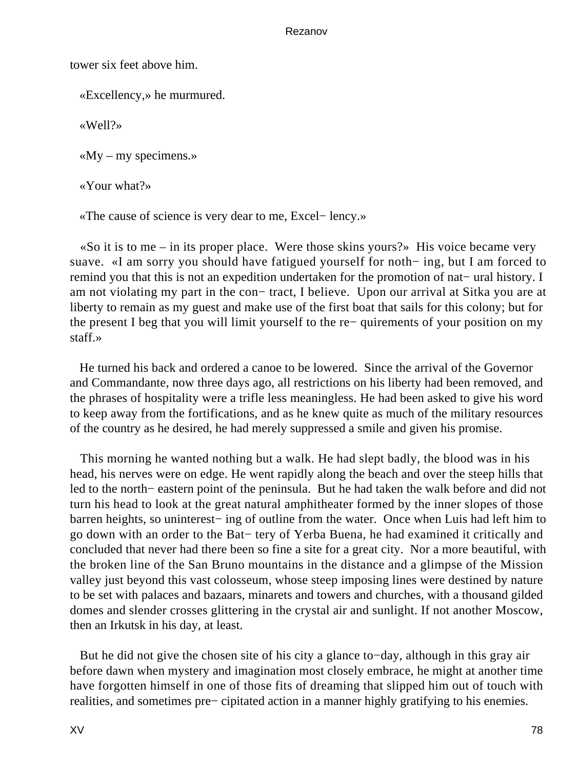tower six feet above him.

«Excellency,» he murmured.

«Well?»

«My – my specimens.»

«Your what?»

«The cause of science is very dear to me, Excel− lency.»

«So it is to me – in its proper place. Were those skins yours?» His voice became very suave. «I am sorry you should have fatigued yourself for noth− ing, but I am forced to remind you that this is not an expedition undertaken for the promotion of nat− ural history. I am not violating my part in the con− tract, I believe. Upon our arrival at Sitka you are at liberty to remain as my guest and make use of the first boat that sails for this colony; but for the present I beg that you will limit yourself to the re− quirements of your position on my staff.»

He turned his back and ordered a canoe to be lowered. Since the arrival of the Governor and Commandante, now three days ago, all restrictions on his liberty had been removed, and the phrases of hospitality were a trifle less meaningless. He had been asked to give his word to keep away from the fortifications, and as he knew quite as much of the military resources of the country as he desired, he had merely suppressed a smile and given his promise.

This morning he wanted nothing but a walk. He had slept badly, the blood was in his head, his nerves were on edge. He went rapidly along the beach and over the steep hills that led to the north− eastern point of the peninsula. But he had taken the walk before and did not turn his head to look at the great natural amphitheater formed by the inner slopes of those barren heights, so uninterest− ing of outline from the water. Once when Luis had left him to go down with an order to the Bat− tery of Yerba Buena, he had examined it critically and concluded that never had there been so fine a site for a great city. Nor a more beautiful, with the broken line of the San Bruno mountains in the distance and a glimpse of the Mission valley just beyond this vast colosseum, whose steep imposing lines were destined by nature to be set with palaces and bazaars, minarets and towers and churches, with a thousand gilded domes and slender crosses glittering in the crystal air and sunlight. If not another Moscow, then an Irkutsk in his day, at least.

But he did not give the chosen site of his city a glance to−day, although in this gray air before dawn when mystery and imagination most closely embrace, he might at another time have forgotten himself in one of those fits of dreaming that slipped him out of touch with realities, and sometimes pre− cipitated action in a manner highly gratifying to his enemies.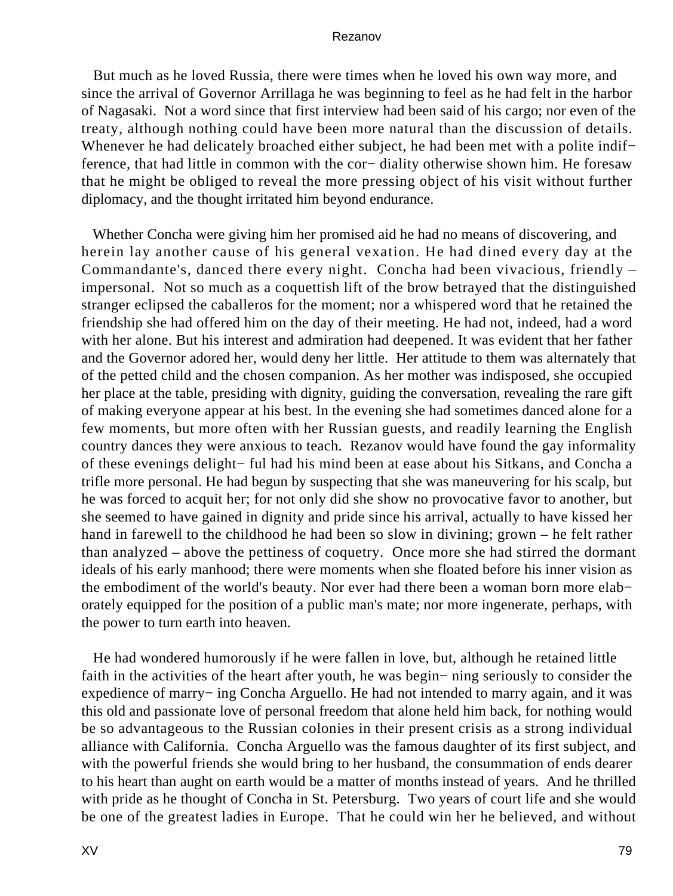But much as he loved Russia, there were times when he loved his own way more, and since the arrival of Governor Arrillaga he was beginning to feel as he had felt in the harbor of Nagasaki. Not a word since that first interview had been said of his cargo; nor even of the treaty, although nothing could have been more natural than the discussion of details. Whenever he had delicately broached either subject, he had been met with a polite indifference, that had little in common with the cordiality otherwise shown him. He foresaw that he might be obliged to reveal the more pressing object of his visit without further diplomacy, and the thought irritated him beyond endurance.

Whether Concha were giving him her promised aid he had no means of discovering, and herein lay another cause of his general vexation. He had dined every day at the Commandante's, danced there every night. Concha had been vivacious, friendly – impersonal. Not so much as a coquettish lift of the brow betrayed that the distinguished stranger eclipsed the caballeros for the moment; nor a whispered word that he retained the friendship she had offered him on the day of their meeting. He had not, indeed, had a word with her alone. But his interest and admiration had deepened. It was evident that her father and the Governor adored her, would deny her little. Her attitude to them was alternately that of the petted child and the chosen companion. As her mother was indisposed, she occupied her place at the table, presiding with dignity, guiding the conversation, revealing the rare gift of making everyone appear at his best. In the evening she had sometimes danced alone for a few moments, but more often with her Russian guests, and readily learning the English country dances they were anxious to teach. Rezanov would have found the gay informality of these evenings delightful had his mind been at ease about his Sitkans, and Concha a trifle more personal. He had begun by suspecting that she was maneuvering for his scalp, but he was forced to acquit her; for not only did she show no provocative favor to another, but she seemed to have gained in dignity and pride since his arrival, actually to have kissed her hand in farewell to the childhood he had been so slow in divining; grown – he felt rather than analyzed – above the pettiness of coquetry. Once more she had stirred the dormant ideals of his early manhood; there were moments when she floated before his inner vision as the embodiment of the world's beauty. Nor ever had there been a woman born more elaborately equipped for the position of a public man's mate; nor more ingenerate, perhaps, with the power to turn earth into heaven.

He had wondered humorously if he were fallen in love, but, although he retained little faith in the activities of the heart after youth, he was beginning seriously to consider the expedience of marrying Concha Arguello. He had not intended to marry again, and it was this old and passionate love of personal freedom that alone held him back, for nothing would be so advantageous to the Russian colonies in their present crisis as a strong individual alliance with California. Concha Arguello was the famous daughter of its first subject, and with the powerful friends she would bring to her husband, the consummation of ends dearer to his heart than aught on earth would be a matter of months instead of years. And he thrilled with pride as he thought of Concha in St. Petersburg. Two years of court life and she would be one of the greatest ladies in Europe. That he could win her he believed, and without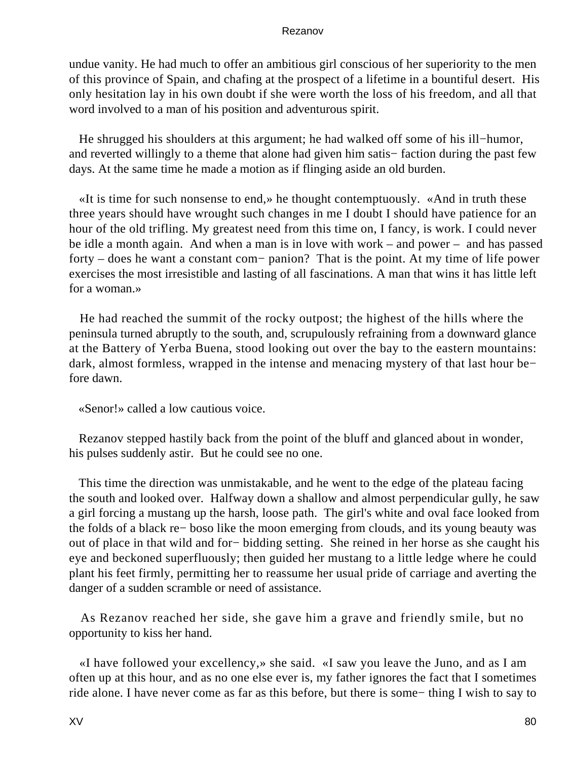undue vanity. He had much to offer an ambitious girl conscious of her superiority to the men of this province of Spain, and chafing at the prospect of a lifetime in a bountiful desert. His only hesitation lay in his own doubt if she were worth the loss of his freedom, and all that word involved to a man of his position and adventurous spirit.

He shrugged his shoulders at this argument; he had walked off some of his ill−humor, and reverted willingly to a theme that alone had given him satis− faction during the past few days. At the same time he made a motion as if flinging aside an old burden.

«It is time for such nonsense to end,» he thought contemptuously. «And in truth these three years should have wrought such changes in me I doubt I should have patience for an hour of the old trifling. My greatest need from this time on, I fancy, is work. I could never be idle a month again. And when a man is in love with work – and power – and has passed forty – does he want a constant com− panion? That is the point. At my time of life power exercises the most irresistible and lasting of all fascinations. A man that wins it has little left for a woman.»

He had reached the summit of the rocky outpost; the highest of the hills where the peninsula turned abruptly to the south, and, scrupulously refraining from a downward glance at the Battery of Yerba Buena, stood looking out over the bay to the eastern mountains: dark, almost formless, wrapped in the intense and menacing mystery of that last hour be− fore dawn.

«Senor!» called a low cautious voice.

Rezanov stepped hastily back from the point of the bluff and glanced about in wonder, his pulses suddenly astir. But he could see no one.

This time the direction was unmistakable, and he went to the edge of the plateau facing the south and looked over. Halfway down a shallow and almost perpendicular gully, he saw a girl forcing a mustang up the harsh, loose path. The girl's white and oval face looked from the folds of a black re− boso like the moon emerging from clouds, and its young beauty was out of place in that wild and for− bidding setting. She reined in her horse as she caught his eye and beckoned superfluously; then guided her mustang to a little ledge where he could plant his feet firmly, permitting her to reassume her usual pride of carriage and averting the danger of a sudden scramble or need of assistance.

As Rezanov reached her side, she gave him a grave and friendly smile, but no opportunity to kiss her hand.

«I have followed your excellency,» she said. «I saw you leave the Juno, and as I am often up at this hour, and as no one else ever is, my father ignores the fact that I sometimes ride alone. I have never come as far as this before, but there is some− thing I wish to say to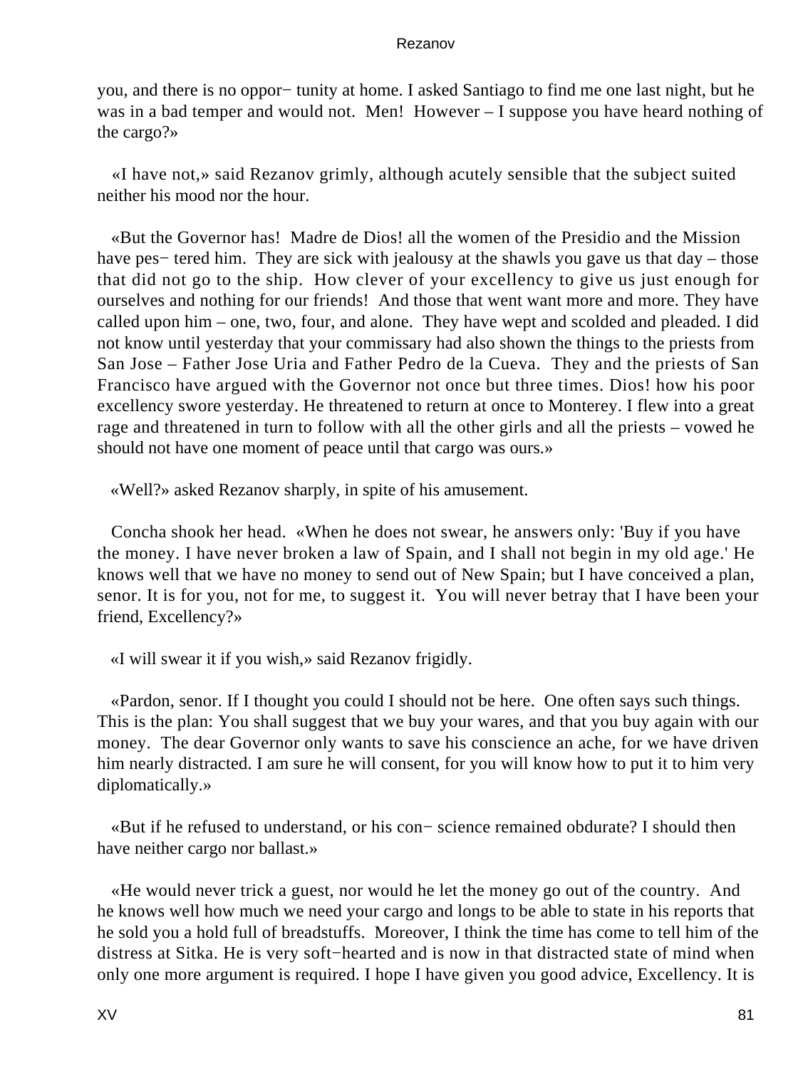you, and there is no oppor− tunity at home. I asked Santiago to find me one last night, but he was in a bad temper and would not.  Men!  However – I suppose you have heard nothing of the cargo?»

«I have not,» said Rezanov grimly, although acutely sensible that the subject suited neither his mood nor the hour.

«But the Governor has!  Madre de Dios! all the women of the Presidio and the Mission have pes− tered him.  They are sick with jealousy at the shawls you gave us that day – those that did not go to the ship.  How clever of your excellency to give us just enough for ourselves and nothing for our friends!  And those that went want more and more. They have called upon him – one, two, four, and alone.  They have wept and scolded and pleaded. I did not know until yesterday that your commissary had also shown the things to the priests from San Jose – Father Jose Uria and Father Pedro de la Cueva.  They and the priests of San Francisco have argued with the Governor not once but three times. Dios! how his poor excellency swore yesterday. He threatened to return at once to Monterey. I flew into a great rage and threatened in turn to follow with all the other girls and all the priests – vowed he should not have one moment of peace until that cargo was ours.»

«Well?» asked Rezanov sharply, in spite of his amusement.

Concha shook her head.  «When he does not swear, he answers only: 'Buy if you have the money. I have never broken a law of Spain, and I shall not begin in my old age.' He knows well that we have no money to send out of New Spain; but I have conceived a plan, senor. It is for you, not for me, to suggest it.  You will never betray that I have been your friend, Excellency?»

«I will swear it if you wish,» said Rezanov frigidly.

«Pardon, senor. If I thought you could I should not be here.  One often says such things. This is the plan: You shall suggest that we buy your wares, and that you buy again with our money.  The dear Governor only wants to save his conscience an ache, for we have driven him nearly distracted. I am sure he will consent, for you will know how to put it to him very diplomatically.»

«But if he refused to understand, or his con− science remained obdurate? I should then have neither cargo nor ballast.»

«He would never trick a guest, nor would he let the money go out of the country.  And he knows well how much we need your cargo and longs to be able to state in his reports that he sold you a hold full of breadstuffs.  Moreover, I think the time has come to tell him of the distress at Sitka. He is very soft−hearted and is now in that distracted state of mind when only one more argument is required. I hope I have given you good advice, Excellency. It is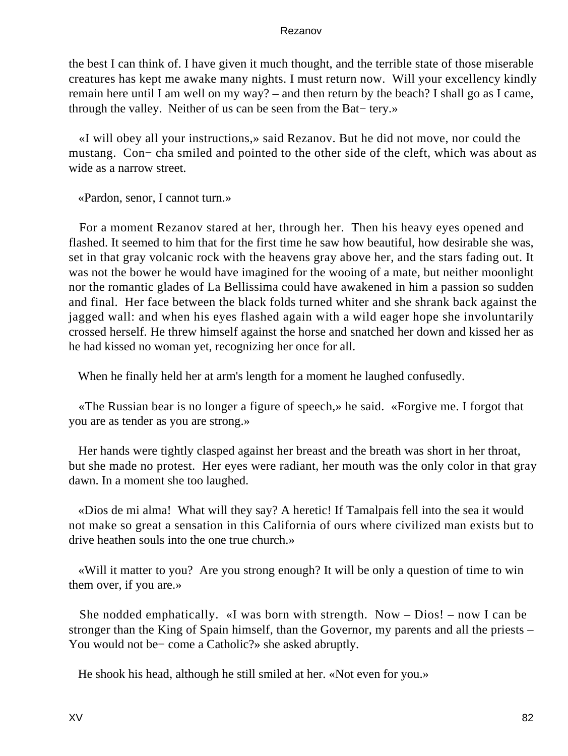the best I can think of. I have given it much thought, and the terrible state of those miserable creatures has kept me awake many nights. I must return now. Will your excellency kindly remain here until I am well on my way? – and then return by the beach? I shall go as I came, through the valley. Neither of us can be seen from the Battery.»

«I will obey all your instructions,» said Rezanov. But he did not move, nor could the mustang. Concha smiled and pointed to the other side of the cleft, which was about as wide as a narrow street.

«Pardon, senor, I cannot turn.»

For a moment Rezanov stared at her, through her. Then his heavy eyes opened and flashed. It seemed to him that for the first time he saw how beautiful, how desirable she was, set in that gray volcanic rock with the heavens gray above her, and the stars fading out. It was not the bower he would have imagined for the wooing of a mate, but neither moonlight nor the romantic glades of La Bellissima could have awakened in him a passion so sudden and final. Her face between the black folds turned whiter and she shrank back against the jagged wall: and when his eyes flashed again with a wild eager hope she involuntarily crossed herself. He threw himself against the horse and snatched her down and kissed her as he had kissed no woman yet, recognizing her once for all.

When he finally held her at arm's length for a moment he laughed confusedly.

«The Russian bear is no longer a figure of speech,» he said. «Forgive me. I forgot that you are as tender as you are strong.»

Her hands were tightly clasped against her breast and the breath was short in her throat, but she made no protest. Her eyes were radiant, her mouth was the only color in that gray dawn. In a moment she too laughed.

«Dios de mi alma! What will they say? A heretic! If Tamalpais fell into the sea it would not make so great a sensation in this California of ours where civilized man exists but to drive heathen souls into the one true church.»

«Will it matter to you? Are you strong enough? It will be only a question of time to win them over, if you are.»

She nodded emphatically. «I was born with strength. Now – Dios! – now I can be stronger than the King of Spain himself, than the Governor, my parents and all the priests – You would not become a Catholic?» she asked abruptly.

He shook his head, although he still smiled at her. «Not even for you.»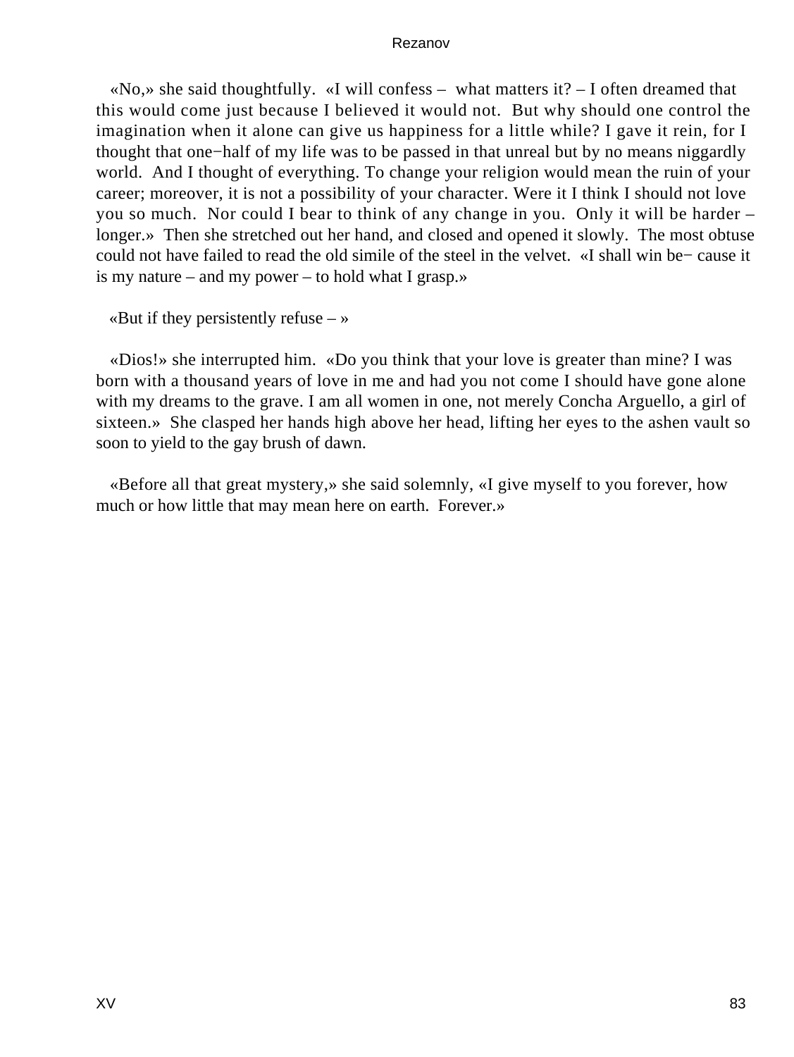«No,» she said thoughtfully. «I will confess – what matters it? – I often dreamed that this would come just because I believed it would not. But why should one control the imagination when it alone can give us happiness for a little while? I gave it rein, for I thought that one−half of my life was to be passed in that unreal but by no means niggardly world. And I thought of everything. To change your religion would mean the ruin of your career; moreover, it is not a possibility of your character. Were it I think I should not love you so much. Nor could I bear to think of any change in you. Only it will be harder – longer.» Then she stretched out her hand, and closed and opened it slowly. The most obtuse could not have failed to read the old simile of the steel in the velvet. «I shall win be− cause it is my nature – and my power – to hold what I grasp.»

«But if they persistently refuse – »

«Dios!» she interrupted him. «Do you think that your love is greater than mine? I was born with a thousand years of love in me and had you not come I should have gone alone with my dreams to the grave. I am all women in one, not merely Concha Arguello, a girl of sixteen.» She clasped her hands high above her head, lifting her eyes to the ashen vault so soon to yield to the gay brush of dawn.

«Before all that great mystery,» she said solemnly, «I give myself to you forever, how much or how little that may mean here on earth. Forever.»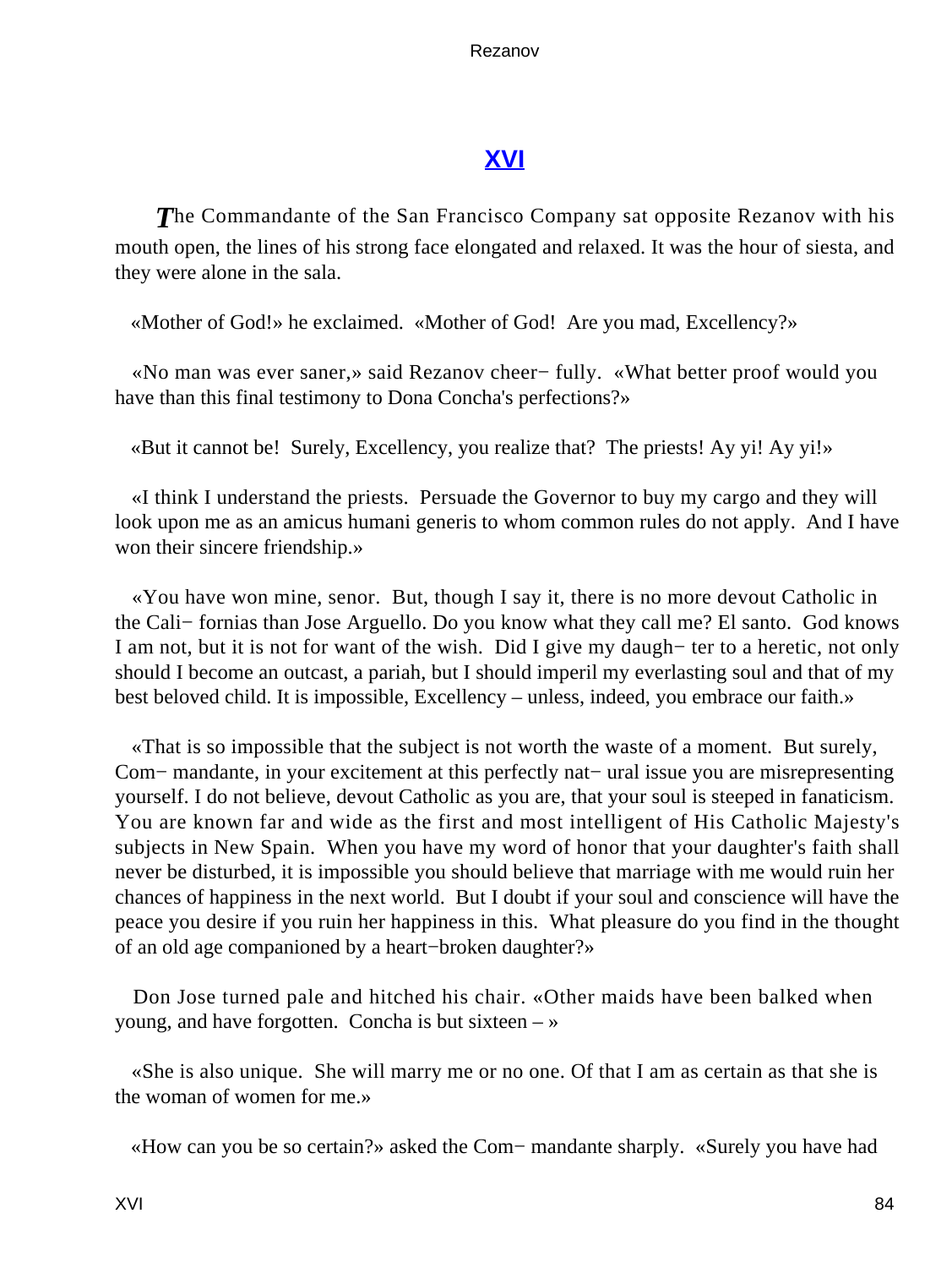## XVI

*T*he Commandante of the San Francisco Company sat opposite Rezanov with his mouth open, the lines of his strong face elongated and relaxed. It was the hour of siesta, and they were alone in the sala.

«Mother of God!» he exclaimed. «Mother of God! Are you mad, Excellency?»

«No man was ever saner,» said Rezanov cheerfully. «What better proof would you have than this final testimony to Dona Concha's perfections?»

«But it cannot be! Surely, Excellency, you realize that? The priests! Ay yi! Ay yi!»

«I think I understand the priests. Persuade the Governor to buy my cargo and they will look upon me as an amicus humani generis to whom common rules do not apply. And I have won their sincere friendship.»

«You have won mine, senor. But, though I say it, there is no more devout Catholic in the Californias than Jose Arguello. Do you know what they call me? El santo. God knows I am not, but it is not for want of the wish. Did I give my daughter to a heretic, not only should I become an outcast, a pariah, but I should imperil my everlasting soul and that of my best beloved child. It is impossible, Excellency – unless, indeed, you embrace our faith.»

«That is so impossible that the subject is not worth the waste of a moment. But surely, Commandante, in your excitement at this perfectly natural issue you are misrepresenting yourself. I do not believe, devout Catholic as you are, that your soul is steeped in fanaticism. You are known far and wide as the first and most intelligent of His Catholic Majesty's subjects in New Spain. When you have my word of honor that your daughter's faith shall never be disturbed, it is impossible you should believe that marriage with me would ruin her chances of happiness in the next world. But I doubt if your soul and conscience will have the peace you desire if you ruin her happiness in this. What pleasure do you find in the thought of an old age companioned by a heart-broken daughter?»

Don Jose turned pale and hitched his chair. «Other maids have been balked when young, and have forgotten. Concha is but sixteen – »

«She is also unique. She will marry me or no one. Of that I am as certain as that she is the woman of women for me.»

«How can you be so certain?» asked the Commandante sharply. «Surely you have had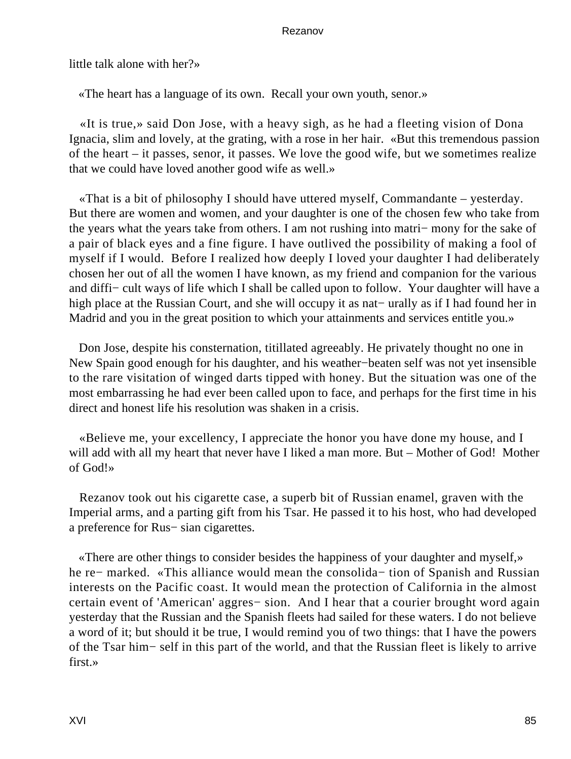little talk alone with her?»

«The heart has a language of its own. Recall your own youth, senor.»

«It is true,» said Don Jose, with a heavy sigh, as he had a fleeting vision of Dona Ignacia, slim and lovely, at the grating, with a rose in her hair. «But this tremendous passion of the heart – it passes, senor, it passes. We love the good wife, but we sometimes realize that we could have loved another good wife as well.»

«That is a bit of philosophy I should have uttered myself, Commandante – yesterday. But there are women and women, and your daughter is one of the chosen few who take from the years what the years take from others. I am not rushing into matrimony for the sake of a pair of black eyes and a fine figure. I have outlived the possibility of making a fool of myself if I would. Before I realized how deeply I loved your daughter I had deliberately chosen her out of all the women I have known, as my friend and companion for the various and difficult ways of life which I shall be called upon to follow. Your daughter will have a high place at the Russian Court, and she will occupy it as naturally as if I had found her in Madrid and you in the great position to which your attainments and services entitle you.»

Don Jose, despite his consternation, titillated agreeably. He privately thought no one in New Spain good enough for his daughter, and his weather−beaten self was not yet insensible to the rare visitation of winged darts tipped with honey. But the situation was one of the most embarrassing he had ever been called upon to face, and perhaps for the first time in his direct and honest life his resolution was shaken in a crisis.

«Believe me, your excellency, I appreciate the honor you have done my house, and I will add with all my heart that never have I liked a man more. But – Mother of God! Mother of God!»

Rezanov took out his cigarette case, a superb bit of Russian enamel, graven with the Imperial arms, and a parting gift from his Tsar. He passed it to his host, who had developed a preference for Russian cigarettes.

«There are other things to consider besides the happiness of your daughter and myself,» he remarked. «This alliance would mean the consolidation of Spanish and Russian interests on the Pacific coast. It would mean the protection of California in the almost certain event of 'American' aggression. And I hear that a courier brought word again yesterday that the Russian and the Spanish fleets had sailed for these waters. I do not believe a word of it; but should it be true, I would remind you of two things: that I have the powers of the Tsar himself in this part of the world, and that the Russian fleet is likely to arrive first.»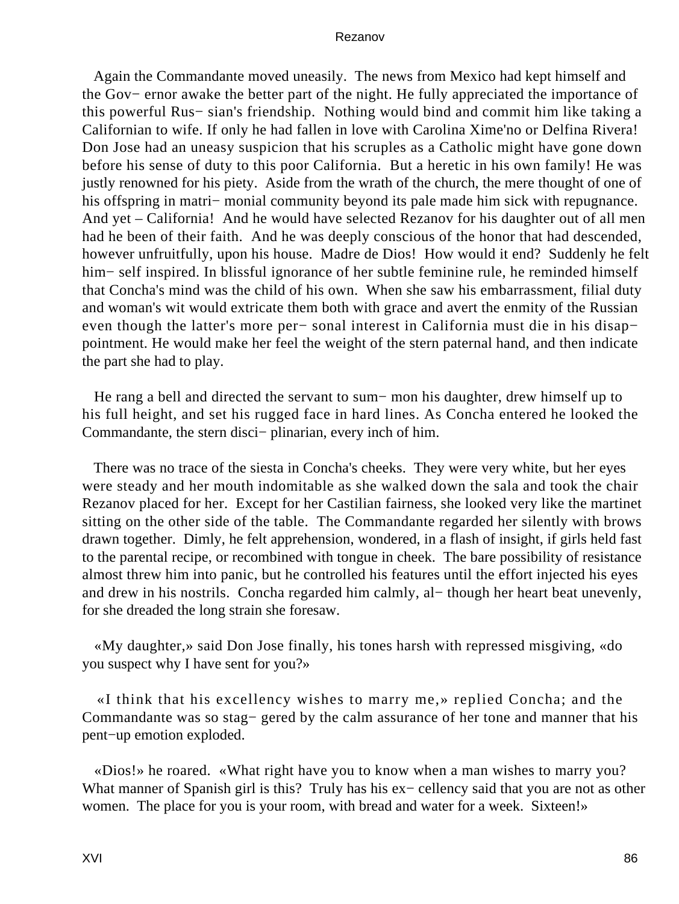Again the Commandante moved uneasily. The news from Mexico had kept himself and the Gov− ernor awake the better part of the night. He fully appreciated the importance of this powerful Rus− sian's friendship. Nothing would bind and commit him like taking a Californian to wife. If only he had fallen in love with Carolina Xime'no or Delfina Rivera! Don Jose had an uneasy suspicion that his scruples as a Catholic might have gone down before his sense of duty to this poor California. But a heretic in his own family! He was justly renowned for his piety. Aside from the wrath of the church, the mere thought of one of his offspring in matri− monial community beyond its pale made him sick with repugnance. And yet – California! And he would have selected Rezanov for his daughter out of all men had he been of their faith. And he was deeply conscious of the honor that had descended, however unfruitfully, upon his house. Madre de Dios! How would it end? Suddenly he felt him− self inspired. In blissful ignorance of her subtle feminine rule, he reminded himself that Concha's mind was the child of his own. When she saw his embarrassment, filial duty and woman's wit would extricate them both with grace and avert the enmity of the Russian even though the latter's more per− sonal interest in California must die in his disap− pointment. He would make her feel the weight of the stern paternal hand, and then indicate the part she had to play.

He rang a bell and directed the servant to sum− mon his daughter, drew himself up to his full height, and set his rugged face in hard lines. As Concha entered he looked the Commandante, the stern disci− plinarian, every inch of him.

There was no trace of the siesta in Concha's cheeks. They were very white, but her eyes were steady and her mouth indomitable as she walked down the sala and took the chair Rezanov placed for her. Except for her Castilian fairness, she looked very like the martinet sitting on the other side of the table. The Commandante regarded her silently with brows drawn together. Dimly, he felt apprehension, wondered, in a flash of insight, if girls held fast to the parental recipe, or recombined with tongue in cheek. The bare possibility of resistance almost threw him into panic, but he controlled his features until the effort injected his eyes and drew in his nostrils. Concha regarded him calmly, al− though her heart beat unevenly, for she dreaded the long strain she foresaw.

«My daughter,» said Don Jose finally, his tones harsh with repressed misgiving, «do you suspect why I have sent for you?»

«I think that his excellency wishes to marry me,» replied Concha; and the Commandante was so stag− gered by the calm assurance of her tone and manner that his pent−up emotion exploded.

«Dios!» he roared. «What right have you to know when a man wishes to marry you? What manner of Spanish girl is this? Truly has his ex− cellency said that you are not as other women. The place for you is your room, with bread and water for a week. Sixteen!»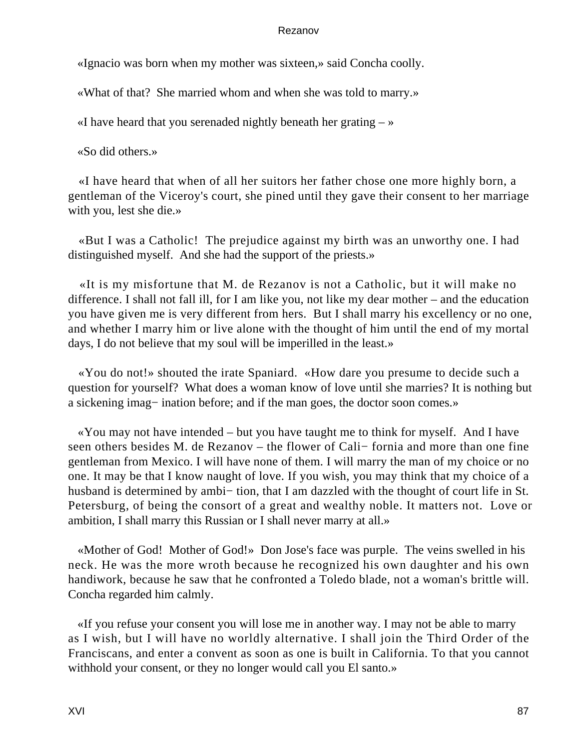«Ignacio was born when my mother was sixteen,» said Concha coolly.

«What of that? She married whom and when she was told to marry.»

«I have heard that you serenaded nightly beneath her grating – »

«So did others.»

«I have heard that when of all her suitors her father chose one more highly born, a gentleman of the Viceroy's court, she pined until they gave their consent to her marriage with you, lest she die.»

«But I was a Catholic! The prejudice against my birth was an unworthy one. I had distinguished myself. And she had the support of the priests.»

«It is my misfortune that M. de Rezanov is not a Catholic, but it will make no difference. I shall not fall ill, for I am like you, not like my dear mother – and the education you have given me is very different from hers. But I shall marry his excellency or no one, and whether I marry him or live alone with the thought of him until the end of my mortal days, I do not believe that my soul will be imperilled in the least.»

«You do not!» shouted the irate Spaniard. «How dare you presume to decide such a question for yourself? What does a woman know of love until she marries? It is nothing but a sickening imagination before; and if the man goes, the doctor soon comes.»

«You may not have intended – but you have taught me to think for myself. And I have seen others besides M. de Rezanov – the flower of California and more than one fine gentleman from Mexico. I will have none of them. I will marry the man of my choice or no one. It may be that I know naught of love. If you wish, you may think that my choice of a husband is determined by ambition, that I am dazzled with the thought of court life in St. Petersburg, of being the consort of a great and wealthy noble. It matters not. Love or ambition, I shall marry this Russian or I shall never marry at all.»

«Mother of God! Mother of God!» Don Jose's face was purple. The veins swelled in his neck. He was the more wroth because he recognized his own daughter and his own handiwork, because he saw that he confronted a Toledo blade, not a woman's brittle will. Concha regarded him calmly.

«If you refuse your consent you will lose me in another way. I may not be able to marry as I wish, but I will have no worldly alternative. I shall join the Third Order of the Franciscans, and enter a convent as soon as one is built in California. To that you cannot withhold your consent, or they no longer would call you El santo.»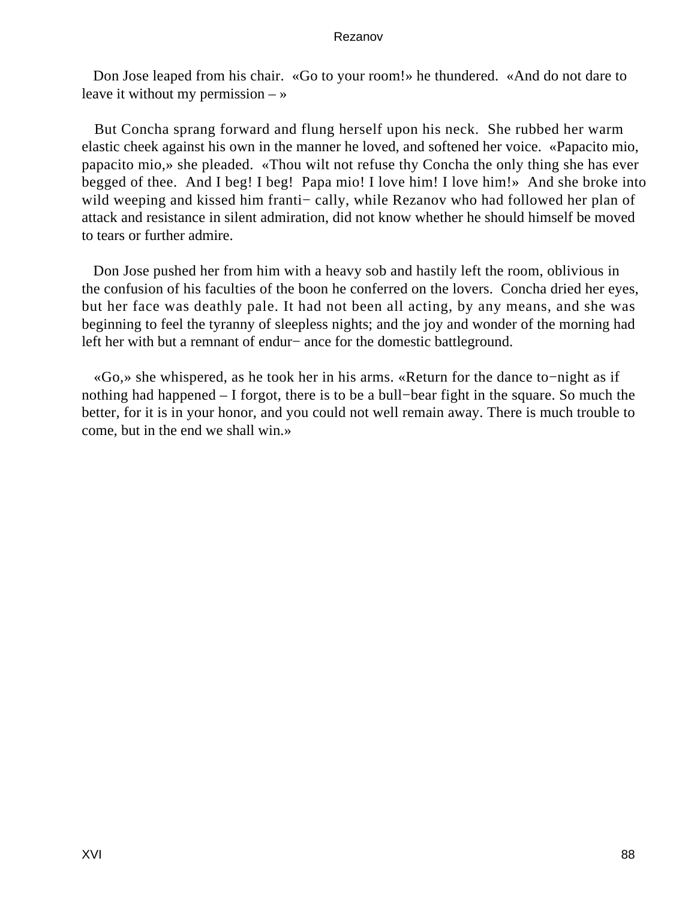Don Jose leaped from his chair. «Go to your room!» he thundered. «And do not dare to leave it without my permission – »

But Concha sprang forward and flung herself upon his neck. She rubbed her warm elastic cheek against his own in the manner he loved, and softened her voice. «Papacito mio, papacito mio,» she pleaded. «Thou wilt not refuse thy Concha the only thing she has ever begged of thee. And I beg! I beg! Papa mio! I love him! I love him!» And she broke into wild weeping and kissed him franti− cally, while Rezanov who had followed her plan of attack and resistance in silent admiration, did not know whether he should himself be moved to tears or further admire.

Don Jose pushed her from him with a heavy sob and hastily left the room, oblivious in the confusion of his faculties of the boon he conferred on the lovers. Concha dried her eyes, but her face was deathly pale. It had not been all acting, by any means, and she was beginning to feel the tyranny of sleepless nights; and the joy and wonder of the morning had left her with but a remnant of endur− ance for the domestic battleground.

«Go,» she whispered, as he took her in his arms. «Return for the dance to−night as if nothing had happened – I forgot, there is to be a bull−bear fight in the square. So much the better, for it is in your honor, and you could not well remain away. There is much trouble to come, but in the end we shall win.»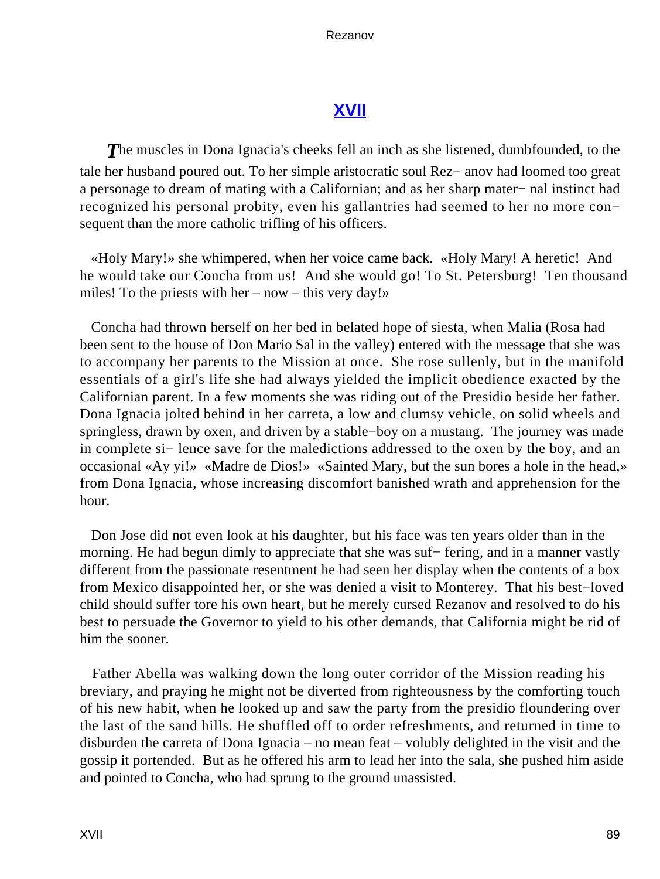## XVII

*T*he muscles in Dona Ignacia's cheeks fell an inch as she listened, dumbfounded, to the tale her husband poured out. To her simple aristocratic soul Rez− anov had loomed too great a personage to dream of mating with a Californian; and as her sharp mater− nal instinct had recognized his personal probity, even his gallantries had seemed to her no more con− sequent than the more catholic trifling of his officers.

«Holy Mary!» she whimpered, when her voice came back. «Holy Mary! A heretic! And he would take our Concha from us! And she would go! To St. Petersburg! Ten thousand miles! To the priests with her – now – this very day!»

Concha had thrown herself on her bed in belated hope of siesta, when Malia (Rosa had been sent to the house of Don Mario Sal in the valley) entered with the message that she was to accompany her parents to the Mission at once. She rose sullenly, but in the manifold essentials of a girl's life she had always yielded the implicit obedience exacted by the Californian parent. In a few moments she was riding out of the Presidio beside her father. Dona Ignacia jolted behind in her carreta, a low and clumsy vehicle, on solid wheels and springless, drawn by oxen, and driven by a stable−boy on a mustang. The journey was made in complete si− lence save for the maledictions addressed to the oxen by the boy, and an occasional «Ay yi!» «Madre de Dios!» «Sainted Mary, but the sun bores a hole in the head,» from Dona Ignacia, whose increasing discomfort banished wrath and apprehension for the hour.

Don Jose did not even look at his daughter, but his face was ten years older than in the morning. He had begun dimly to appreciate that she was suf− fering, and in a manner vastly different from the passionate resentment he had seen her display when the contents of a box from Mexico disappointed her, or she was denied a visit to Monterey. That his best−loved child should suffer tore his own heart, but he merely cursed Rezanov and resolved to do his best to persuade the Governor to yield to his other demands, that California might be rid of him the sooner.

Father Abella was walking down the long outer corridor of the Mission reading his breviary, and praying he might not be diverted from righteousness by the comforting touch of his new habit, when he looked up and saw the party from the presidio floundering over the last of the sand hills. He shuffled off to order refreshments, and returned in time to disburden the carreta of Dona Ignacia – no mean feat – volubly delighted in the visit and the gossip it portended. But as he offered his arm to lead her into the sala, she pushed him aside and pointed to Concha, who had sprung to the ground unassisted.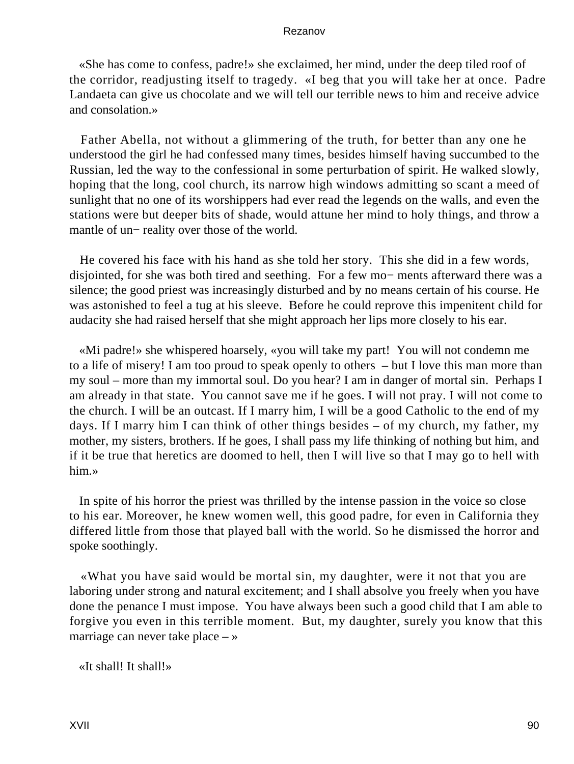«She has come to confess, padre!» she exclaimed, her mind, under the deep tiled roof of the corridor, readjusting itself to tragedy. «I beg that you will take her at once. Padre Landaeta can give us chocolate and we will tell our terrible news to him and receive advice and consolation.»

Father Abella, not without a glimmering of the truth, for better than any one he understood the girl he had confessed many times, besides himself having succumbed to the Russian, led the way to the confessional in some perturbation of spirit. He walked slowly, hoping that the long, cool church, its narrow high windows admitting so scant a meed of sunlight that no one of its worshippers had ever read the legends on the walls, and even the stations were but deeper bits of shade, would attune her mind to holy things, and throw a mantle of un− reality over those of the world.

He covered his face with his hand as she told her story. This she did in a few words, disjointed, for she was both tired and seething. For a few mo− ments afterward there was a silence; the good priest was increasingly disturbed and by no means certain of his course. He was astonished to feel a tug at his sleeve. Before he could reprove this impenitent child for audacity she had raised herself that she might approach her lips more closely to his ear.

«Mi padre!» she whispered hoarsely, «you will take my part! You will not condemn me to a life of misery! I am too proud to speak openly to others – but I love this man more than my soul – more than my immortal soul. Do you hear? I am in danger of mortal sin. Perhaps I am already in that state. You cannot save me if he goes. I will not pray. I will not come to the church. I will be an outcast. If I marry him, I will be a good Catholic to the end of my days. If I marry him I can think of other things besides – of my church, my father, my mother, my sisters, brothers. If he goes, I shall pass my life thinking of nothing but him, and if it be true that heretics are doomed to hell, then I will live so that I may go to hell with him.»

In spite of his horror the priest was thrilled by the intense passion in the voice so close to his ear. Moreover, he knew women well, this good padre, for even in California they differed little from those that played ball with the world. So he dismissed the horror and spoke soothingly.

«What you have said would be mortal sin, my daughter, were it not that you are laboring under strong and natural excitement; and I shall absolve you freely when you have done the penance I must impose. You have always been such a good child that I am able to forgive you even in this terrible moment. But, my daughter, surely you know that this marriage can never take place – »

«It shall! It shall!»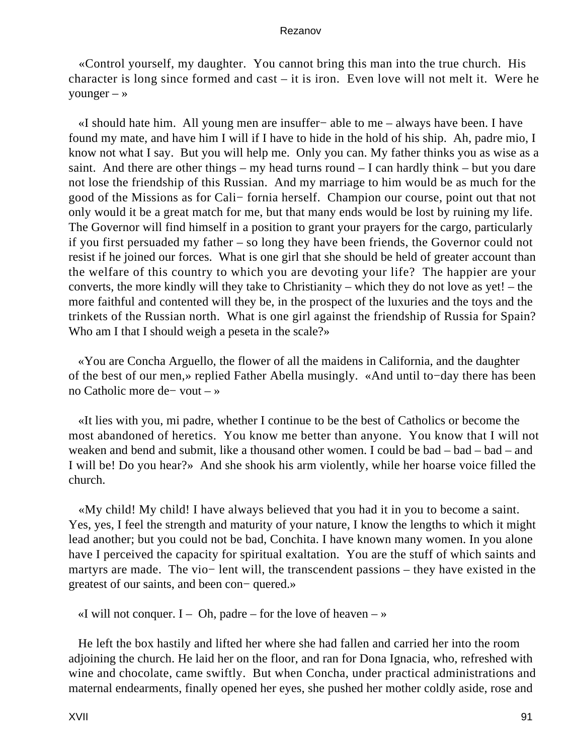«Control yourself, my daughter. You cannot bring this man into the true church. His character is long since formed and cast – it is iron. Even love will not melt it. Were he younger – »

«I should hate him. All young men are insuffer− able to me – always have been. I have found my mate, and have him I will if I have to hide in the hold of his ship. Ah, padre mio, I know not what I say. But you will help me. Only you can. My father thinks you as wise as a saint. And there are other things – my head turns round – I can hardly think – but you dare not lose the friendship of this Russian. And my marriage to him would be as much for the good of the Missions as for Cali− fornia herself. Champion our course, point out that not only would it be a great match for me, but that many ends would be lost by ruining my life. The Governor will find himself in a position to grant your prayers for the cargo, particularly if you first persuaded my father – so long they have been friends, the Governor could not resist if he joined our forces. What is one girl that she should be held of greater account than the welfare of this country to which you are devoting your life? The happier are your converts, the more kindly will they take to Christianity – which they do not love as yet! – the more faithful and contented will they be, in the prospect of the luxuries and the toys and the trinkets of the Russian north. What is one girl against the friendship of Russia for Spain? Who am I that I should weigh a peseta in the scale?»

«You are Concha Arguello, the flower of all the maidens in California, and the daughter of the best of our men,» replied Father Abella musingly. «And until to−day there has been no Catholic more de− vout – »

«It lies with you, mi padre, whether I continue to be the best of Catholics or become the most abandoned of heretics. You know me better than anyone. You know that I will not weaken and bend and submit, like a thousand other women. I could be bad – bad – bad – and I will be! Do you hear?» And she shook his arm violently, while her hoarse voice filled the church.

«My child! My child! I have always believed that you had it in you to become a saint. Yes, yes, I feel the strength and maturity of your nature, I know the lengths to which it might lead another; but you could not be bad, Conchita. I have known many women. In you alone have I perceived the capacity for spiritual exaltation. You are the stuff of which saints and martyrs are made. The vio− lent will, the transcendent passions – they have existed in the greatest of our saints, and been con− quered.»

«I will not conquer. I – Oh, padre – for the love of heaven – »

He left the box hastily and lifted her where she had fallen and carried her into the room adjoining the church. He laid her on the floor, and ran for Dona Ignacia, who, refreshed with wine and chocolate, came swiftly. But when Concha, under practical administrations and maternal endearments, finally opened her eyes, she pushed her mother coldly aside, rose and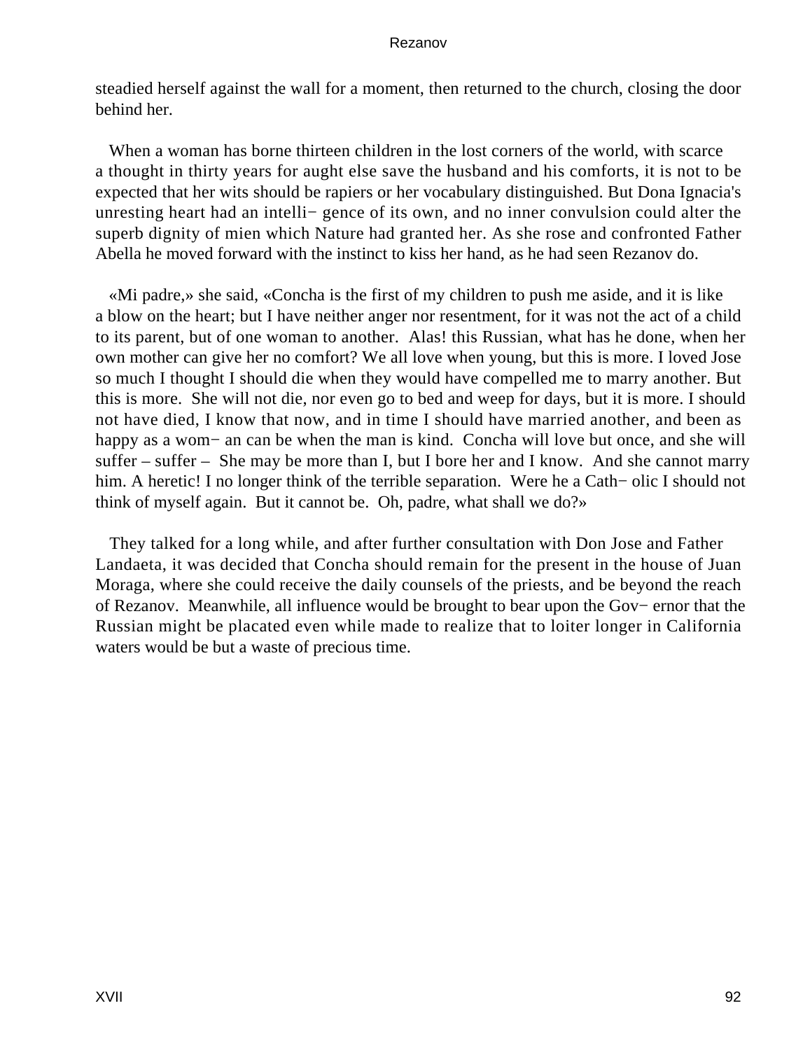steadied herself against the wall for a moment, then returned to the church, closing the door behind her.

When a woman has borne thirteen children in the lost corners of the world, with scarce a thought in thirty years for aught else save the husband and his comforts, it is not to be expected that her wits should be rapiers or her vocabulary distinguished. But Dona Ignacia's unresting heart had an intelligence of its own, and no inner convulsion could alter the superb dignity of mien which Nature had granted her. As she rose and confronted Father Abella he moved forward with the instinct to kiss her hand, as he had seen Rezanov do.

«Mi padre,» she said, «Concha is the first of my children to push me aside, and it is like a blow on the heart; but I have neither anger nor resentment, for it was not the act of a child to its parent, but of one woman to another. Alas! this Russian, what has he done, when her own mother can give her no comfort? We all love when young, but this is more. I loved Jose so much I thought I should die when they would have compelled me to marry another. But this is more. She will not die, nor even go to bed and weep for days, but it is more. I should not have died, I know that now, and in time I should have married another, and been as happy as a woman can be when the man is kind. Concha will love but once, and she will suffer – suffer – She may be more than I, but I bore her and I know. And she cannot marry him. A heretic! I no longer think of the terrible separation. Were he a Catholic I should not think of myself again. But it cannot be. Oh, padre, what shall we do?»

They talked for a long while, and after further consultation with Don Jose and Father Landaeta, it was decided that Concha should remain for the present in the house of Juan Moraga, where she could receive the daily counsels of the priests, and be beyond the reach of Rezanov. Meanwhile, all influence would be brought to bear upon the Governor that the Russian might be placated even while made to realize that to loiter longer in California waters would be but a waste of precious time.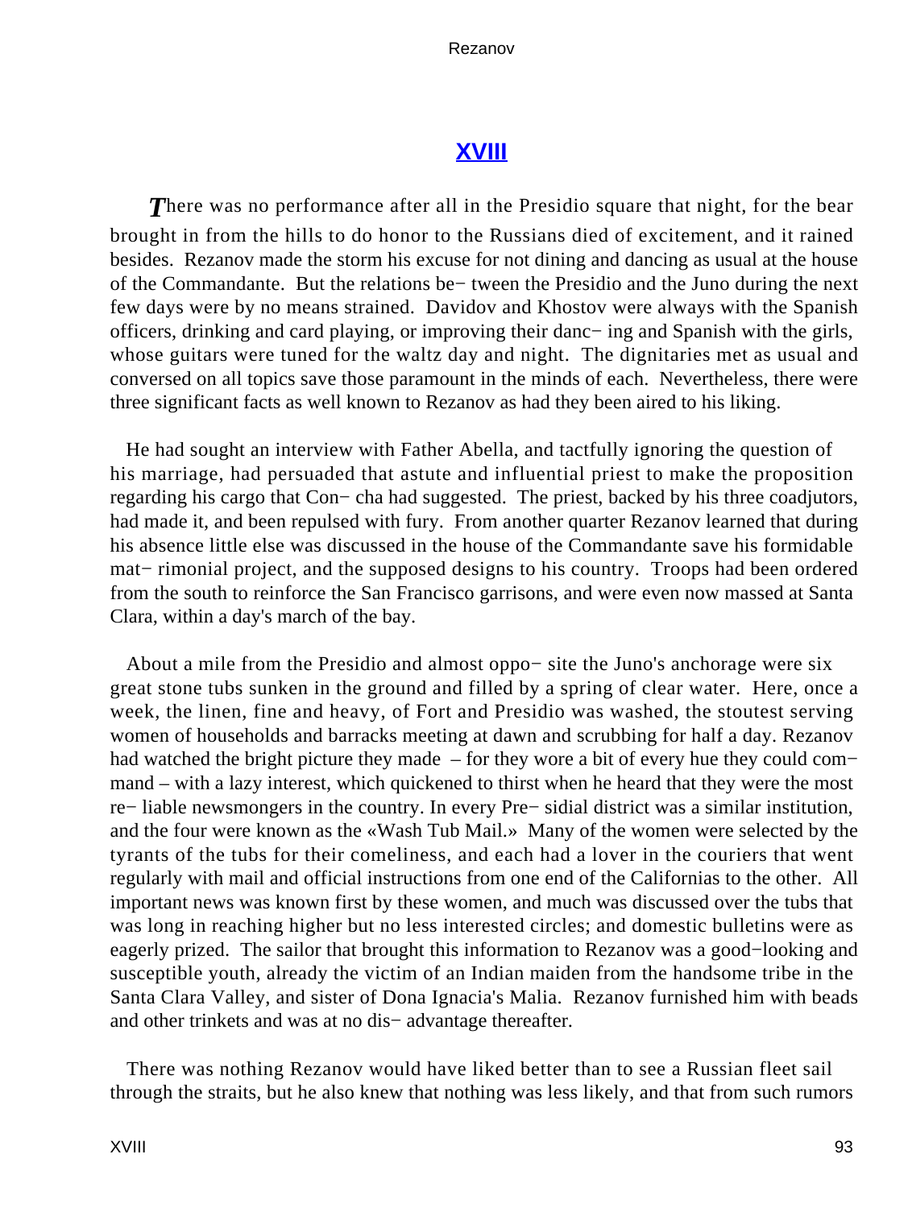## XVIII

*T*here was no performance after all in the Presidio square that night, for the bear brought in from the hills to do honor to the Russians died of excitement, and it rained besides. Rezanov made the storm his excuse for not dining and dancing as usual at the house of the Commandante. But the relations between the Presidio and the Juno during the next few days were by no means strained. Davidov and Khostov were always with the Spanish officers, drinking and card playing, or improving their dancing and Spanish with the girls, whose guitars were tuned for the waltz day and night. The dignitaries met as usual and conversed on all topics save those paramount in the minds of each. Nevertheless, there were three significant facts as well known to Rezanov as had they been aired to his liking.

He had sought an interview with Father Abella, and tactfully ignoring the question of his marriage, had persuaded that astute and influential priest to make the proposition regarding his cargo that Concha had suggested. The priest, backed by his three coadjutors, had made it, and been repulsed with fury. From another quarter Rezanov learned that during his absence little else was discussed in the house of the Commandante save his formidable matrimonial project, and the supposed designs to his country. Troops had been ordered from the south to reinforce the San Francisco garrisons, and were even now massed at Santa Clara, within a day's march of the bay.

About a mile from the Presidio and almost opposite the Juno's anchorage were six great stone tubs sunken in the ground and filled by a spring of clear water. Here, once a week, the linen, fine and heavy, of Fort and Presidio was washed, the stoutest serving women of households and barracks meeting at dawn and scrubbing for half a day. Rezanov had watched the bright picture they made – for they wore a bit of every hue they could command – with a lazy interest, which quickened to thirst when he heard that they were the most reliable newsmongers in the country. In every Presidial district was a similar institution, and the four were known as the «Wash Tub Mail.» Many of the women were selected by the tyrants of the tubs for their comeliness, and each had a lover in the couriers that went regularly with mail and official instructions from one end of the Californias to the other. All important news was known first by these women, and much was discussed over the tubs that was long in reaching higher but no less interested circles; and domestic bulletins were as eagerly prized. The sailor that brought this information to Rezanov was a good-looking and susceptible youth, already the victim of an Indian maiden from the handsome tribe in the Santa Clara Valley, and sister of Dona Ignacia's Malia. Rezanov furnished him with beads and other trinkets and was at no disadvantage thereafter.

There was nothing Rezanov would have liked better than to see a Russian fleet sail through the straits, but he also knew that nothing was less likely, and that from such rumors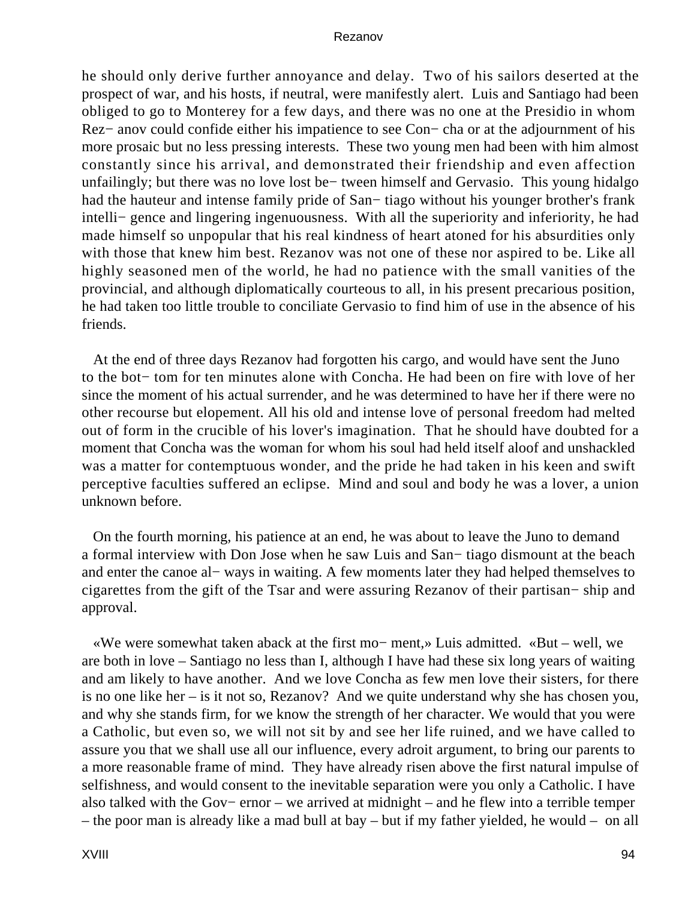he should only derive further annoyance and delay. Two of his sailors deserted at the prospect of war, and his hosts, if neutral, were manifestly alert. Luis and Santiago had been obliged to go to Monterey for a few days, and there was no one at the Presidio in whom Rez− anov could confide either his impatience to see Con− cha or at the adjournment of his more prosaic but no less pressing interests. These two young men had been with him almost constantly since his arrival, and demonstrated their friendship and even affection unfailingly; but there was no love lost be− tween himself and Gervasio. This young hidalgo had the hauteur and intense family pride of San− tiago without his younger brother's frank intelli− gence and lingering ingenuousness. With all the superiority and inferiority, he had made himself so unpopular that his real kindness of heart atoned for his absurdities only with those that knew him best. Rezanov was not one of these nor aspired to be. Like all highly seasoned men of the world, he had no patience with the small vanities of the provincial, and although diplomatically courteous to all, in his present precarious position, he had taken too little trouble to conciliate Gervasio to find him of use in the absence of his friends.

At the end of three days Rezanov had forgotten his cargo, and would have sent the Juno to the bot− tom for ten minutes alone with Concha. He had been on fire with love of her since the moment of his actual surrender, and he was determined to have her if there were no other recourse but elopement. All his old and intense love of personal freedom had melted out of form in the crucible of his lover's imagination. That he should have doubted for a moment that Concha was the woman for whom his soul had held itself aloof and unshackled was a matter for contemptuous wonder, and the pride he had taken in his keen and swift perceptive faculties suffered an eclipse. Mind and soul and body he was a lover, a union unknown before.

On the fourth morning, his patience at an end, he was about to leave the Juno to demand a formal interview with Don Jose when he saw Luis and San− tiago dismount at the beach and enter the canoe al− ways in waiting. A few moments later they had helped themselves to cigarettes from the gift of the Tsar and were assuring Rezanov of their partisan− ship and approval.

«We were somewhat taken aback at the first mo− ment,» Luis admitted. «But – well, we are both in love – Santiago no less than I, although I have had these six long years of waiting and am likely to have another. And we love Concha as few men love their sisters, for there is no one like her – is it not so, Rezanov? And we quite understand why she has chosen you, and why she stands firm, for we know the strength of her character. We would that you were a Catholic, but even so, we will not sit by and see her life ruined, and we have called to assure you that we shall use all our influence, every adroit argument, to bring our parents to a more reasonable frame of mind. They have already risen above the first natural impulse of selfishness, and would consent to the inevitable separation were you only a Catholic. I have also talked with the Gov− ernor – we arrived at midnight – and he flew into a terrible temper – the poor man is already like a mad bull at bay – but if my father yielded, he would – on all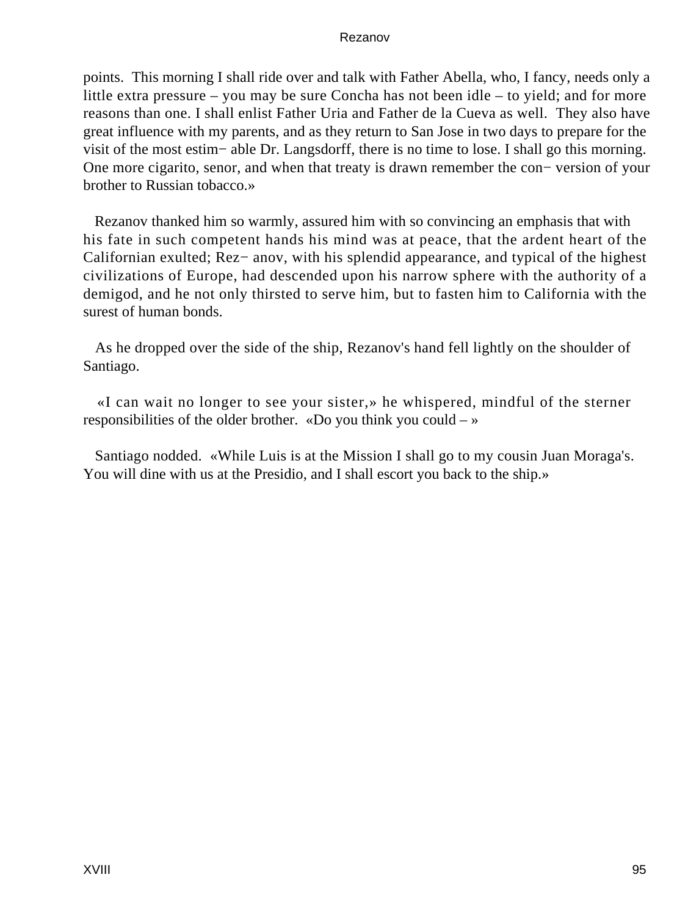points. This morning I shall ride over and talk with Father Abella, who, I fancy, needs only a little extra pressure – you may be sure Concha has not been idle – to yield; and for more reasons than one. I shall enlist Father Uria and Father de la Cueva as well. They also have great influence with my parents, and as they return to San Jose in two days to prepare for the visit of the most estim− able Dr. Langsdorff, there is no time to lose. I shall go this morning. One more cigarito, senor, and when that treaty is drawn remember the con− version of your brother to Russian tobacco.»

Rezanov thanked him so warmly, assured him with so convincing an emphasis that with his fate in such competent hands his mind was at peace, that the ardent heart of the Californian exulted; Rez− anov, with his splendid appearance, and typical of the highest civilizations of Europe, had descended upon his narrow sphere with the authority of a demigod, and he not only thirsted to serve him, but to fasten him to California with the surest of human bonds.

As he dropped over the side of the ship, Rezanov's hand fell lightly on the shoulder of Santiago.

«I can wait no longer to see your sister,» he whispered, mindful of the sterner responsibilities of the older brother. «Do you think you could – »

Santiago nodded. «While Luis is at the Mission I shall go to my cousin Juan Moraga's. You will dine with us at the Presidio, and I shall escort you back to the ship.»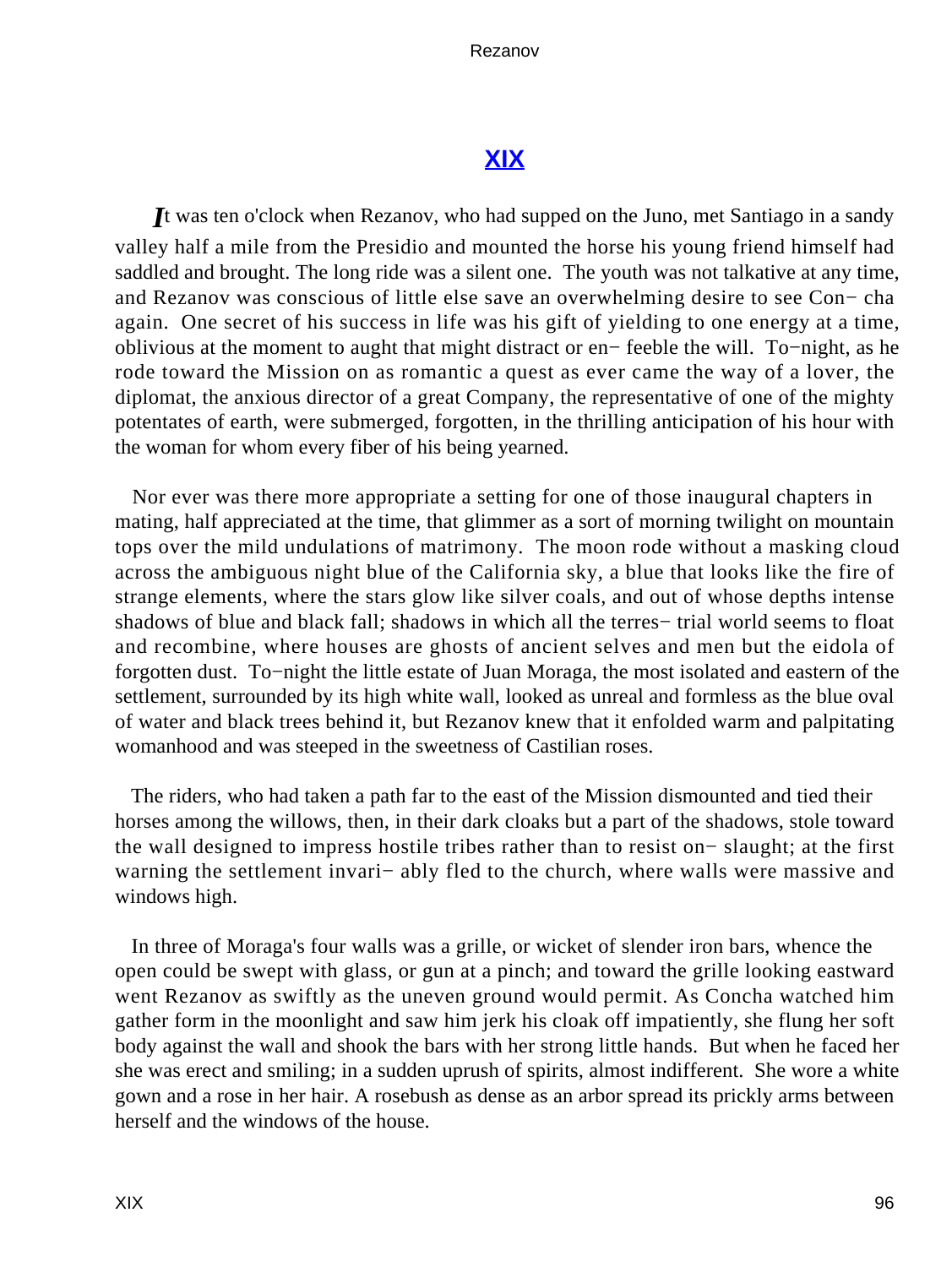## XIX

*I*t was ten o'clock when Rezanov, who had supped on the Juno, met Santiago in a sandy valley half a mile from the Presidio and mounted the horse his young friend himself had saddled and brought. The long ride was a silent one. The youth was not talkative at any time, and Rezanov was conscious of little else save an overwhelming desire to see Concha again. One secret of his success in life was his gift of yielding to one energy at a time, oblivious at the moment to aught that might distract or enfeeble the will. To−night, as he rode toward the Mission on as romantic a quest as ever came the way of a lover, the diplomat, the anxious director of a great Company, the representative of one of the mighty potentates of earth, were submerged, forgotten, in the thrilling anticipation of his hour with the woman for whom every fiber of his being yearned.

Nor ever was there more appropriate a setting for one of those inaugural chapters in mating, half appreciated at the time, that glimmer as a sort of morning twilight on mountain tops over the mild undulations of matrimony. The moon rode without a masking cloud across the ambiguous night blue of the California sky, a blue that looks like the fire of strange elements, where the stars glow like silver coals, and out of whose depths intense shadows of blue and black fall; shadows in which all the terrestrial world seems to float and recombine, where houses are ghosts of ancient selves and men but the eidola of forgotten dust. To−night the little estate of Juan Moraga, the most isolated and eastern of the settlement, surrounded by its high white wall, looked as unreal and formless as the blue oval of water and black trees behind it, but Rezanov knew that it enfolded warm and palpitating womanhood and was steeped in the sweetness of Castilian roses.

The riders, who had taken a path far to the east of the Mission dismounted and tied their horses among the willows, then, in their dark cloaks but a part of the shadows, stole toward the wall designed to impress hostile tribes rather than to resist onslaught; at the first warning the settlement invariably fled to the church, where walls were massive and windows high.

In three of Moraga's four walls was a grille, or wicket of slender iron bars, whence the open could be swept with glass, or gun at a pinch; and toward the grille looking eastward went Rezanov as swiftly as the uneven ground would permit. As Concha watched him gather form in the moonlight and saw him jerk his cloak off impatiently, she flung her soft body against the wall and shook the bars with her strong little hands. But when he faced her she was erect and smiling; in a sudden uprush of spirits, almost indifferent. She wore a white gown and a rose in her hair. A rosebush as dense as an arbor spread its prickly arms between herself and the windows of the house.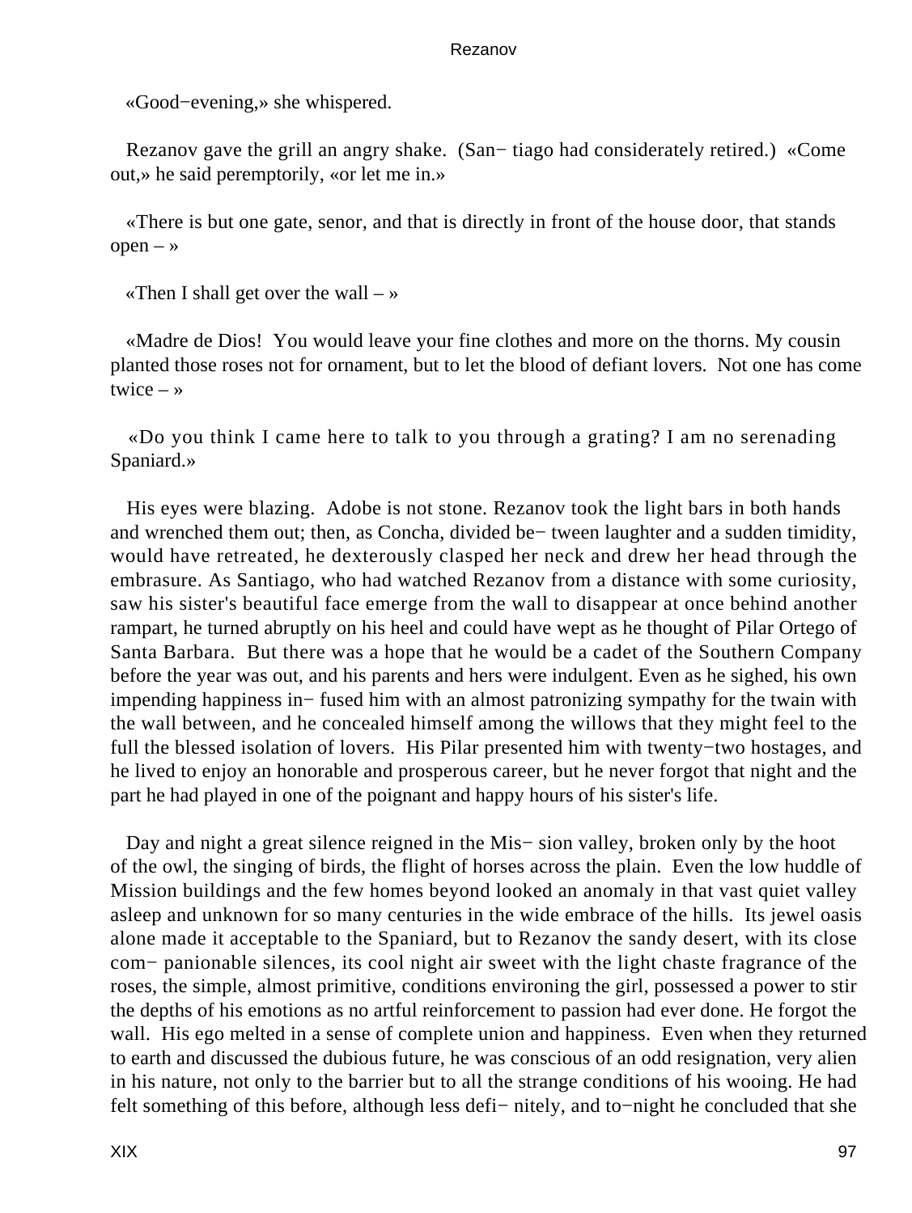«Good−evening,» she whispered.

Rezanov gave the grill an angry shake. (San− tiago had considerately retired.) «Come out,» he said peremptorily, «or let me in.»

«There is but one gate, senor, and that is directly in front of the house door, that stands open – »

«Then I shall get over the wall – »

«Madre de Dios! You would leave your fine clothes and more on the thorns. My cousin planted those roses not for ornament, but to let the blood of defiant lovers. Not one has come twice – »

«Do you think I came here to talk to you through a grating? I am no serenading Spaniard.»

His eyes were blazing. Adobe is not stone. Rezanov took the light bars in both hands and wrenched them out; then, as Concha, divided be− tween laughter and a sudden timidity, would have retreated, he dexterously clasped her neck and drew her head through the embrasure. As Santiago, who had watched Rezanov from a distance with some curiosity, saw his sister's beautiful face emerge from the wall to disappear at once behind another rampart, he turned abruptly on his heel and could have wept as he thought of Pilar Ortego of Santa Barbara. But there was a hope that he would be a cadet of the Southern Company before the year was out, and his parents and hers were indulgent. Even as he sighed, his own impending happiness in− fused him with an almost patronizing sympathy for the twain with the wall between, and he concealed himself among the willows that they might feel to the full the blessed isolation of lovers. His Pilar presented him with twenty−two hostages, and he lived to enjoy an honorable and prosperous career, but he never forgot that night and the part he had played in one of the poignant and happy hours of his sister's life.

Day and night a great silence reigned in the Mis− sion valley, broken only by the hoot of the owl, the singing of birds, the flight of horses across the plain. Even the low huddle of Mission buildings and the few homes beyond looked an anomaly in that vast quiet valley asleep and unknown for so many centuries in the wide embrace of the hills. Its jewel oasis alone made it acceptable to the Spaniard, but to Rezanov the sandy desert, with its close com− panionable silences, its cool night air sweet with the light chaste fragrance of the roses, the simple, almost primitive, conditions environing the girl, possessed a power to stir the depths of his emotions as no artful reinforcement to passion had ever done. He forgot the wall. His ego melted in a sense of complete union and happiness. Even when they returned to earth and discussed the dubious future, he was conscious of an odd resignation, very alien in his nature, not only to the barrier but to all the strange conditions of his wooing. He had felt something of this before, although less defi− nitely, and to−night he concluded that she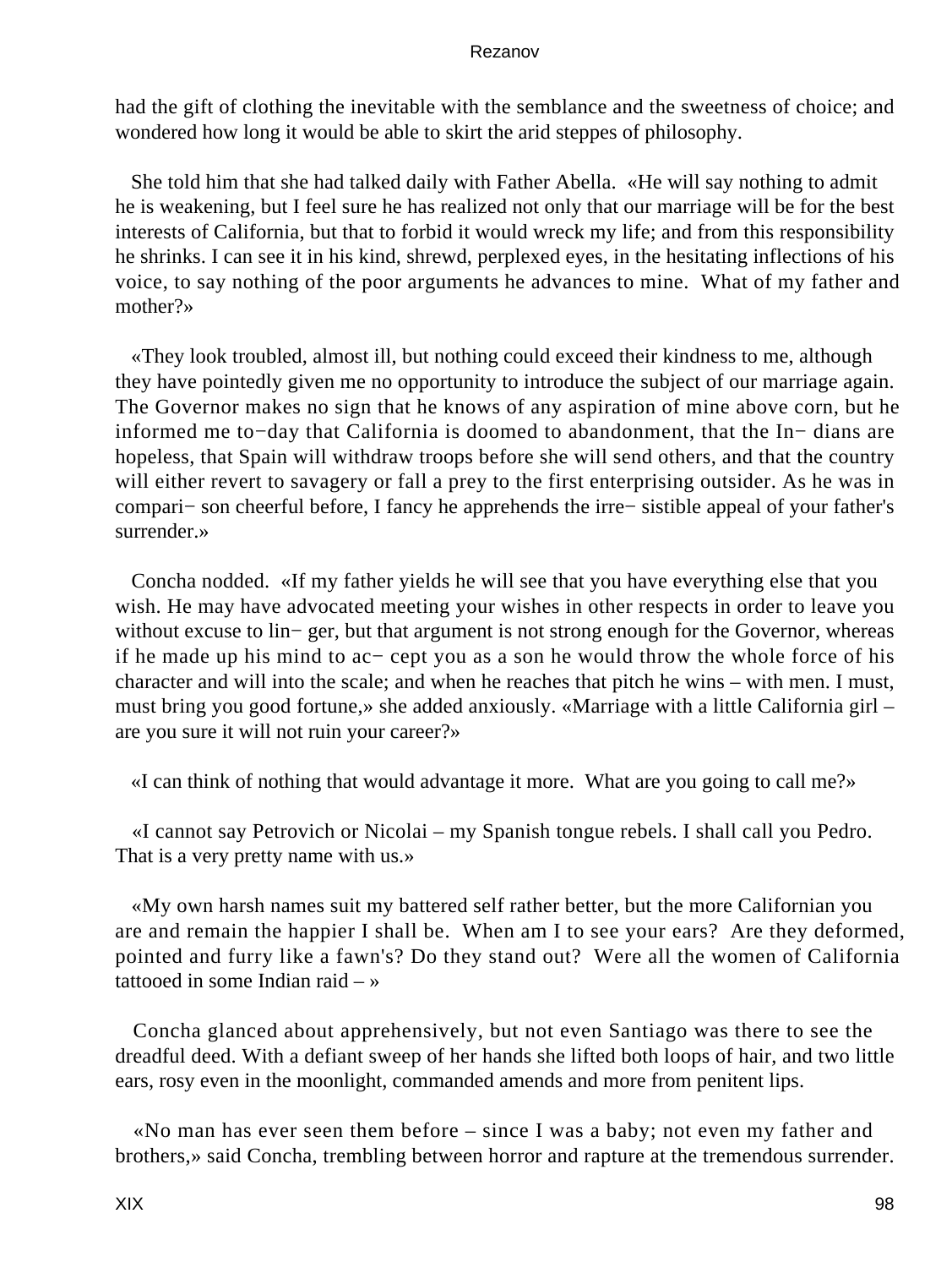had the gift of clothing the inevitable with the semblance and the sweetness of choice; and wondered how long it would be able to skirt the arid steppes of philosophy.

She told him that she had talked daily with Father Abella. «He will say nothing to admit he is weakening, but I feel sure he has realized not only that our marriage will be for the best interests of California, but that to forbid it would wreck my life; and from this responsibility he shrinks. I can see it in his kind, shrewd, perplexed eyes, in the hesitating inflections of his voice, to say nothing of the poor arguments he advances to mine. What of my father and mother?»

«They look troubled, almost ill, but nothing could exceed their kindness to me, although they have pointedly given me no opportunity to introduce the subject of our marriage again. The Governor makes no sign that he knows of any aspiration of mine above corn, but he informed me to−day that California is doomed to abandonment, that the In− dians are hopeless, that Spain will withdraw troops before she will send others, and that the country will either revert to savagery or fall a prey to the first enterprising outsider. As he was in compari− son cheerful before, I fancy he apprehends the irre− sistible appeal of your father's surrender.»

Concha nodded. «If my father yields he will see that you have everything else that you wish. He may have advocated meeting your wishes in other respects in order to leave you without excuse to lin− ger, but that argument is not strong enough for the Governor, whereas if he made up his mind to ac− cept you as a son he would throw the whole force of his character and will into the scale; and when he reaches that pitch he wins – with men. I must, must bring you good fortune,» she added anxiously. «Marriage with a little California girl – are you sure it will not ruin your career?»

«I can think of nothing that would advantage it more. What are you going to call me?»

«I cannot say Petrovich or Nicolai – my Spanish tongue rebels. I shall call you Pedro. That is a very pretty name with us.»

«My own harsh names suit my battered self rather better, but the more Californian you are and remain the happier I shall be. When am I to see your ears? Are they deformed, pointed and furry like a fawn's? Do they stand out? Were all the women of California tattooed in some Indian raid – »

Concha glanced about apprehensively, but not even Santiago was there to see the dreadful deed. With a defiant sweep of her hands she lifted both loops of hair, and two little ears, rosy even in the moonlight, commanded amends and more from penitent lips.

«No man has ever seen them before – since I was a baby; not even my father and brothers,» said Concha, trembling between horror and rapture at the tremendous surrender.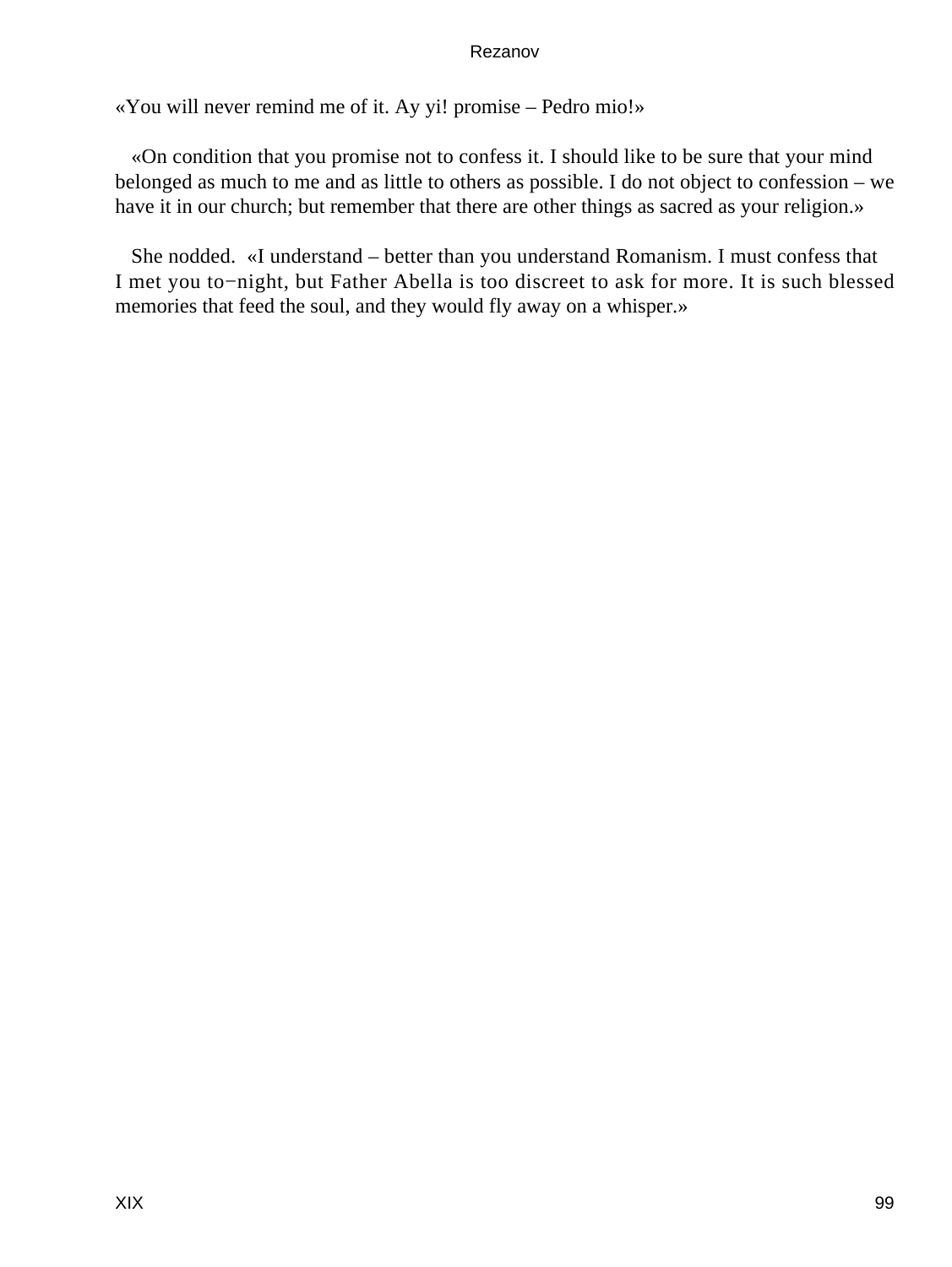«You will never remind me of it. Ay yi! promise – Pedro mio!»

«On condition that you promise not to confess it. I should like to be sure that your mind belonged as much to me and as little to others as possible. I do not object to confession – we have it in our church; but remember that there are other things as sacred as your religion.»

She nodded. «I understand – better than you understand Romanism. I must confess that I met you to−night, but Father Abella is too discreet to ask for more. It is such blessed memories that feed the soul, and they would fly away on a whisper.»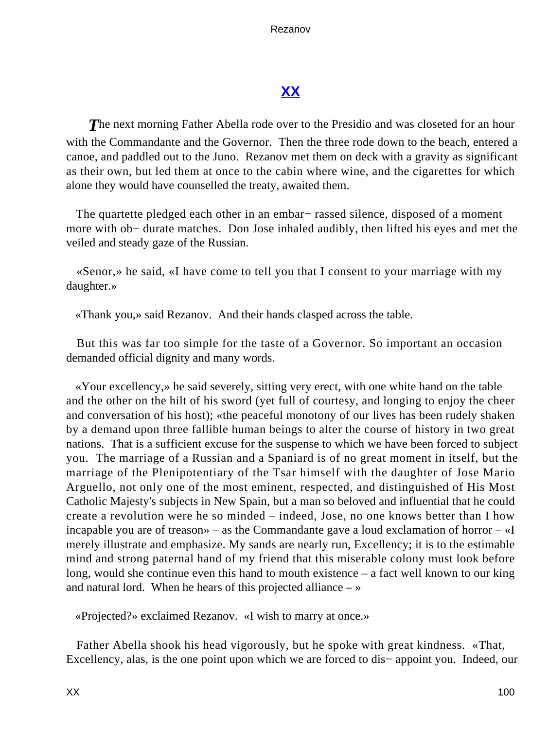## XX

*T*he next morning Father Abella rode over to the Presidio and was closeted for an hour with the Commandante and the Governor. Then the three rode down to the beach, entered a canoe, and paddled out to the Juno. Rezanov met them on deck with a gravity as significant as their own, but led them at once to the cabin where wine, and the cigarettes for which alone they would have counselled the treaty, awaited them.

The quartette pledged each other in an embar− rassed silence, disposed of a moment more with ob− durate matches. Don Jose inhaled audibly, then lifted his eyes and met the veiled and steady gaze of the Russian.

«Senor,» he said, «I have come to tell you that I consent to your marriage with my daughter.»

«Thank you,» said Rezanov. And their hands clasped across the table.

But this was far too simple for the taste of a Governor. So important an occasion demanded official dignity and many words.

«Your excellency,» he said severely, sitting very erect, with one white hand on the table and the other on the hilt of his sword (yet full of courtesy, and longing to enjoy the cheer and conversation of his host); «the peaceful monotony of our lives has been rudely shaken by a demand upon three fallible human beings to alter the course of history in two great nations. That is a sufficient excuse for the suspense to which we have been forced to subject you. The marriage of a Russian and a Spaniard is of no great moment in itself, but the marriage of the Plenipotentiary of the Tsar himself with the daughter of Jose Mario Arguello, not only one of the most eminent, respected, and distinguished of His Most Catholic Majesty's subjects in New Spain, but a man so beloved and influential that he could create a revolution were he so minded – indeed, Jose, no one knows better than I how incapable you are of treason» – as the Commandante gave a loud exclamation of horror – «I merely illustrate and emphasize. My sands are nearly run, Excellency; it is to the estimable mind and strong paternal hand of my friend that this miserable colony must look before long, would she continue even this hand to mouth existence – a fact well known to our king and natural lord. When he hears of this projected alliance – »

«Projected?» exclaimed Rezanov. «I wish to marry at once.»

Father Abella shook his head vigorously, but he spoke with great kindness. «That, Excellency, alas, is the one point upon which we are forced to dis− appoint you. Indeed, our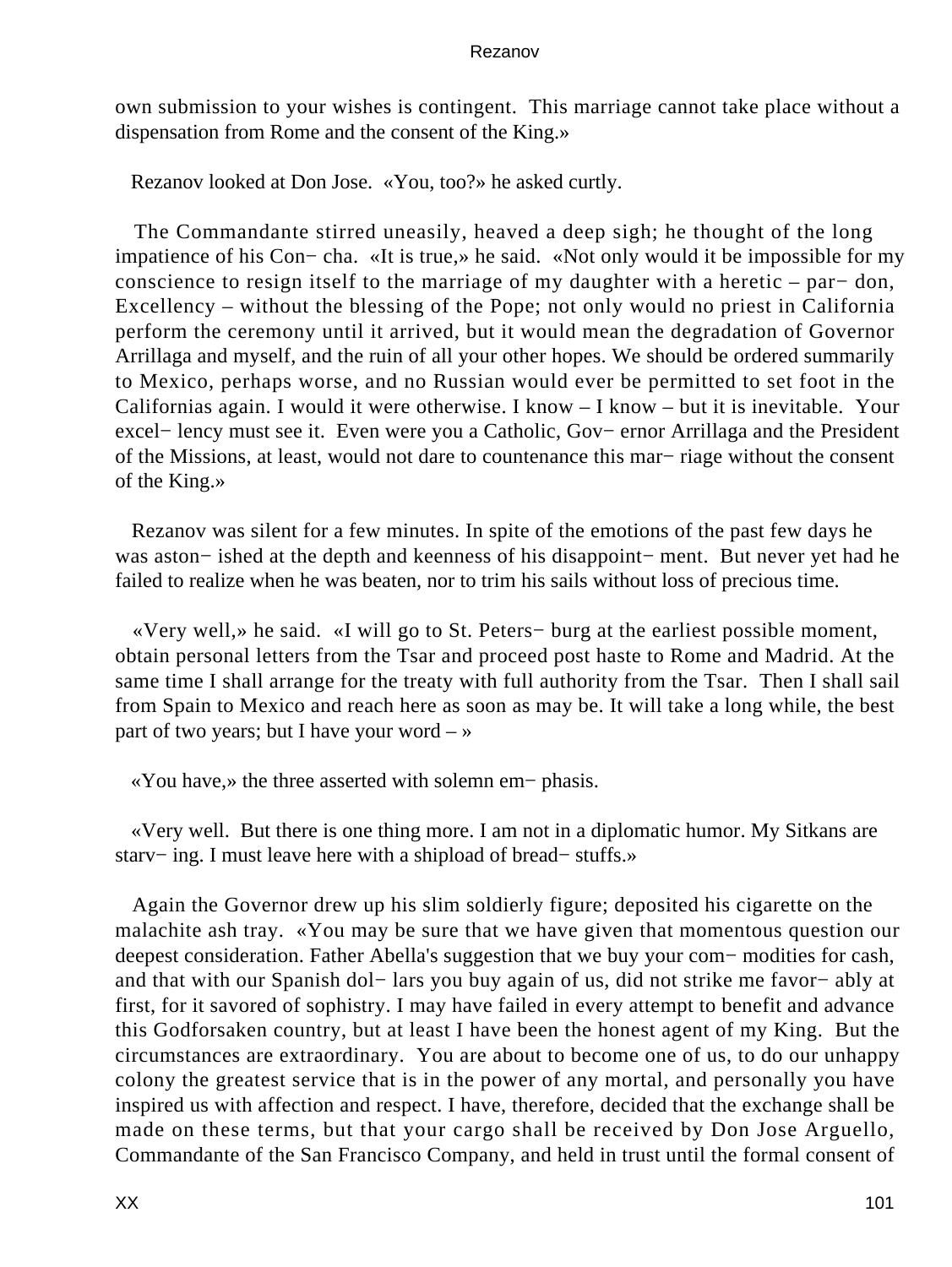own submission to your wishes is contingent. This marriage cannot take place without a dispensation from Rome and the consent of the King.»

Rezanov looked at Don Jose. «You, too?» he asked curtly.

The Commandante stirred uneasily, heaved a deep sigh; he thought of the long impatience of his Concha. «It is true,» he said. «Not only would it be impossible for my conscience to resign itself to the marriage of my daughter with a heretic – pardon, Excellency – without the blessing of the Pope; not only would no priest in California perform the ceremony until it arrived, but it would mean the degradation of Governor Arrillaga and myself, and the ruin of all your other hopes. We should be ordered summarily to Mexico, perhaps worse, and no Russian would ever be permitted to set foot in the Californias again. I would it were otherwise. I know – I know – but it is inevitable. Your excellency must see it. Even were you a Catholic, Governor Arrillaga and the President of the Missions, at least, would not dare to countenance this marriage without the consent of the King.»

Rezanov was silent for a few minutes. In spite of the emotions of the past few days he was astonished at the depth and keenness of his disappointment. But never yet had he failed to realize when he was beaten, nor to trim his sails without loss of precious time.

«Very well,» he said. «I will go to St. Petersburg at the earliest possible moment, obtain personal letters from the Tsar and proceed post haste to Rome and Madrid. At the same time I shall arrange for the treaty with full authority from the Tsar. Then I shall sail from Spain to Mexico and reach here as soon as may be. It will take a long while, the best part of two years; but I have your word – »

«You have,» the three asserted with solemn emphasis.

«Very well. But there is one thing more. I am not in a diplomatic humor. My Sitkans are starving. I must leave here with a shipload of breadstuffs.»

Again the Governor drew up his slim soldierly figure; deposited his cigarette on the malachite ash tray. «You may be sure that we have given that momentous question our deepest consideration. Father Abella's suggestion that we buy your commodities for cash, and that with our Spanish dollars you buy again of us, did not strike me favorably at first, for it savored of sophistry. I may have failed in every attempt to benefit and advance this Godforsaken country, but at least I have been the honest agent of my King. But the circumstances are extraordinary. You are about to become one of us, to do our unhappy colony the greatest service that is in the power of any mortal, and personally you have inspired us with affection and respect. I have, therefore, decided that the exchange shall be made on these terms, but that your cargo shall be received by Don Jose Arguello, Commandante of the San Francisco Company, and held in trust until the formal consent of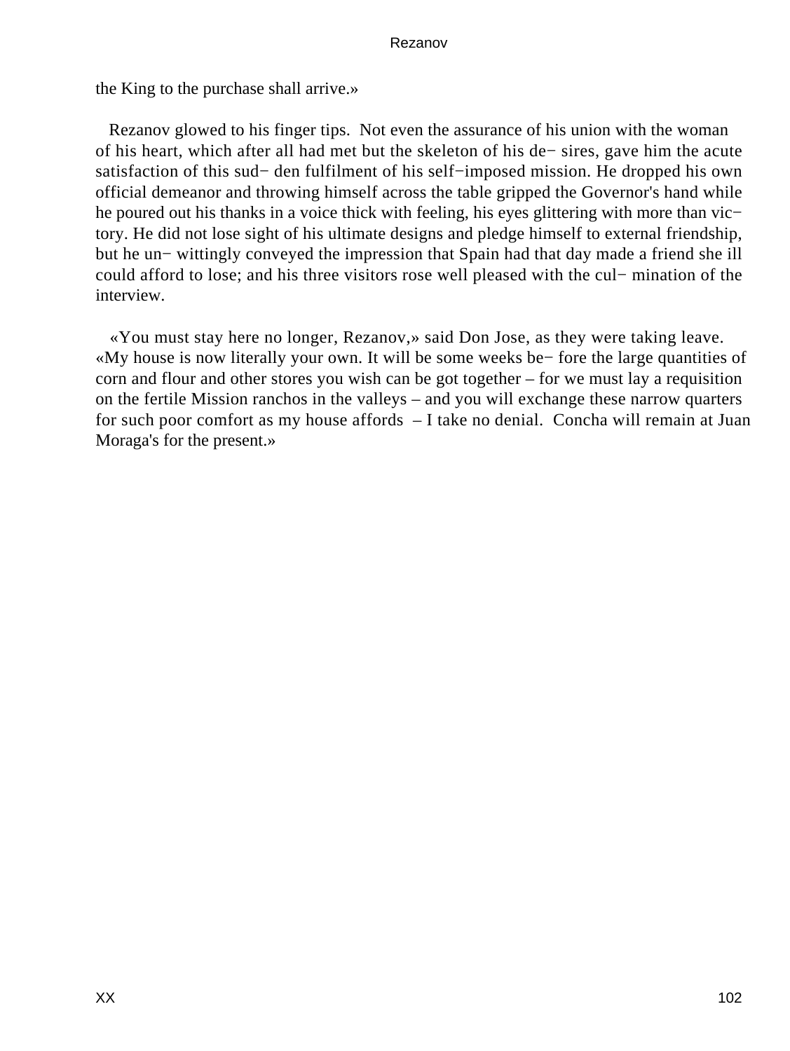the King to the purchase shall arrive.»

Rezanov glowed to his finger tips. Not even the assurance of his union with the woman of his heart, which after all had met but the skeleton of his desires, gave him the acute satisfaction of this sudden fulfilment of his self−imposed mission. He dropped his own official demeanor and throwing himself across the table gripped the Governor's hand while he poured out his thanks in a voice thick with feeling, his eyes glittering with more than victory. He did not lose sight of his ultimate designs and pledge himself to external friendship, but he unwittingly conveyed the impression that Spain had that day made a friend she ill could afford to lose; and his three visitors rose well pleased with the culmination of the interview.

«You must stay here no longer, Rezanov,» said Don Jose, as they were taking leave. «My house is now literally your own. It will be some weeks before the large quantities of corn and flour and other stores you wish can be got together – for we must lay a requisition on the fertile Mission ranchos in the valleys – and you will exchange these narrow quarters for such poor comfort as my house affords – I take no denial. Concha will remain at Juan Moraga's for the present.»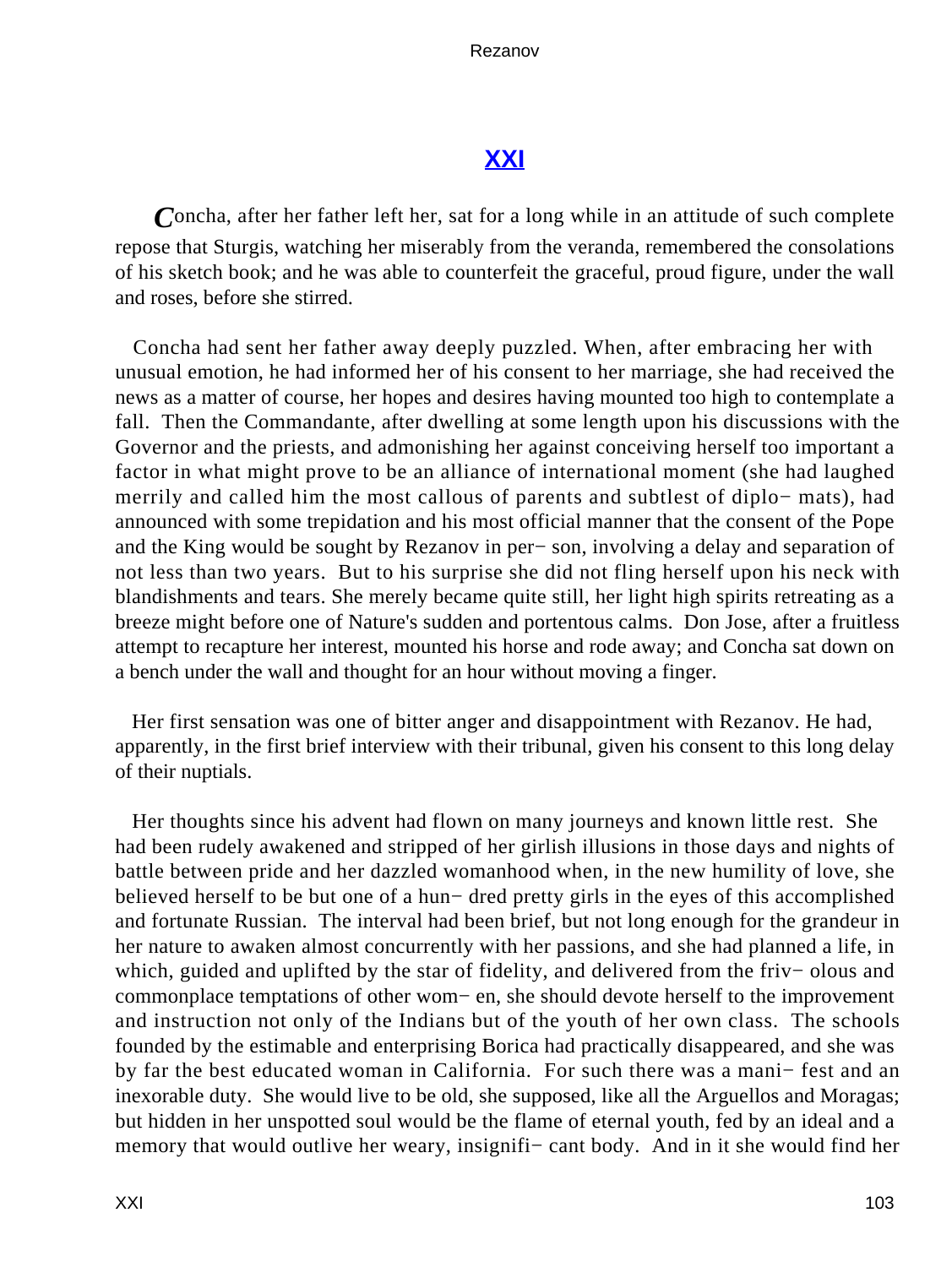## XXI

Concha, after her father left her, sat for a long while in an attitude of such complete repose that Sturgis, watching her miserably from the veranda, remembered the consolations of his sketch book; and he was able to counterfeit the graceful, proud figure, under the wall and roses, before she stirred.

Concha had sent her father away deeply puzzled. When, after embracing her with unusual emotion, he had informed her of his consent to her marriage, she had received the news as a matter of course, her hopes and desires having mounted too high to contemplate a fall. Then the Commandante, after dwelling at some length upon his discussions with the Governor and the priests, and admonishing her against conceiving herself too important a factor in what might prove to be an alliance of international moment (she had laughed merrily and called him the most callous of parents and subtlest of diplomats), had announced with some trepidation and his most official manner that the consent of the Pope and the King would be sought by Rezanov in person, involving a delay and separation of not less than two years. But to his surprise she did not fling herself upon his neck with blandishments and tears. She merely became quite still, her light high spirits retreating as a breeze might before one of Nature's sudden and portentous calms. Don Jose, after a fruitless attempt to recapture her interest, mounted his horse and rode away; and Concha sat down on a bench under the wall and thought for an hour without moving a finger.

Her first sensation was one of bitter anger and disappointment with Rezanov. He had, apparently, in the first brief interview with their tribunal, given his consent to this long delay of their nuptials.

Her thoughts since his advent had flown on many journeys and known little rest. She had been rudely awakened and stripped of her girlish illusions in those days and nights of battle between pride and her dazzled womanhood when, in the new humility of love, she believed herself to be but one of a hundred pretty girls in the eyes of this accomplished and fortunate Russian. The interval had been brief, but not long enough for the grandeur in her nature to awaken almost concurrently with her passions, and she had planned a life, in which, guided and uplifted by the star of fidelity, and delivered from the frivolous and commonplace temptations of other women, she should devote herself to the improvement and instruction not only of the Indians but of the youth of her own class. The schools founded by the estimable and enterprising Borica had practically disappeared, and she was by far the best educated woman in California. For such there was a manifest and an inexorable duty. She would live to be old, she supposed, like all the Arguellos and Moragas; but hidden in her unspotted soul would be the flame of eternal youth, fed by an ideal and a memory that would outlive her weary, insignificant body. And in it she would find her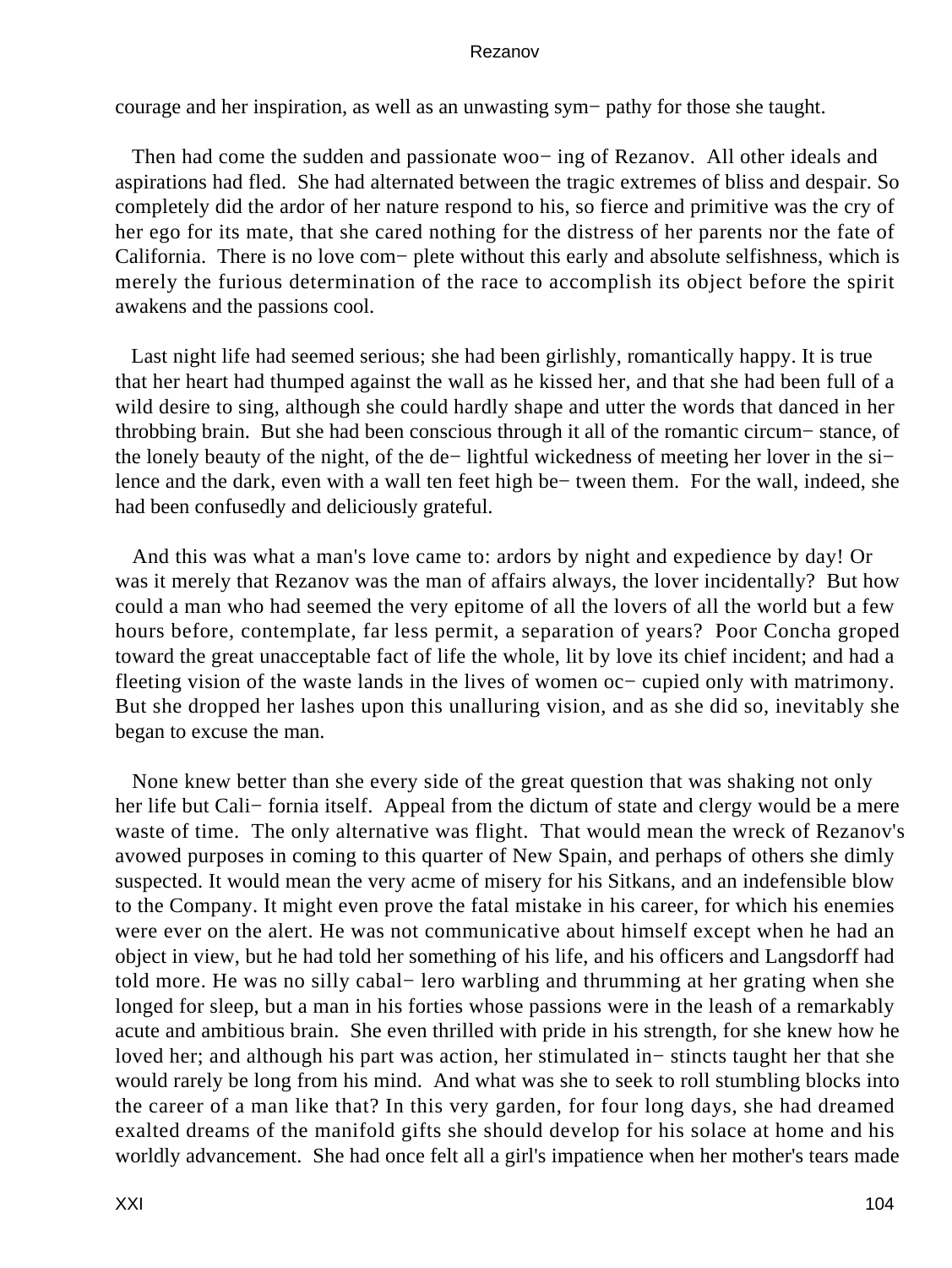courage and her inspiration, as well as an unwasting sym− pathy for those she taught.

Then had come the sudden and passionate woo− ing of Rezanov. All other ideals and aspirations had fled. She had alternated between the tragic extremes of bliss and despair. So completely did the ardor of her nature respond to his, so fierce and primitive was the cry of her ego for its mate, that she cared nothing for the distress of her parents nor the fate of California. There is no love com− plete without this early and absolute selfishness, which is merely the furious determination of the race to accomplish its object before the spirit awakens and the passions cool.

Last night life had seemed serious; she had been girlishly, romantically happy. It is true that her heart had thumped against the wall as he kissed her, and that she had been full of a wild desire to sing, although she could hardly shape and utter the words that danced in her throbbing brain. But she had been conscious through it all of the romantic circum− stance, of the lonely beauty of the night, of the de− lightful wickedness of meeting her lover in the si− lence and the dark, even with a wall ten feet high be− tween them. For the wall, indeed, she had been confusedly and deliciously grateful.

And this was what a man's love came to: ardors by night and expedience by day! Or was it merely that Rezanov was the man of affairs always, the lover incidentally? But how could a man who had seemed the very epitome of all the lovers of all the world but a few hours before, contemplate, far less permit, a separation of years? Poor Concha groped toward the great unacceptable fact of life the whole, lit by love its chief incident; and had a fleeting vision of the waste lands in the lives of women oc− cupied only with matrimony. But she dropped her lashes upon this unalluring vision, and as she did so, inevitably she began to excuse the man.

None knew better than she every side of the great question that was shaking not only her life but Cali− fornia itself. Appeal from the dictum of state and clergy would be a mere waste of time. The only alternative was flight. That would mean the wreck of Rezanov's avowed purposes in coming to this quarter of New Spain, and perhaps of others she dimly suspected. It would mean the very acme of misery for his Sitkans, and an indefensible blow to the Company. It might even prove the fatal mistake in his career, for which his enemies were ever on the alert. He was not communicative about himself except when he had an object in view, but he had told her something of his life, and his officers and Langsdorff had told more. He was no silly cabal− lero warbling and thrumming at her grating when she longed for sleep, but a man in his forties whose passions were in the leash of a remarkably acute and ambitious brain. She even thrilled with pride in his strength, for she knew how he loved her; and although his part was action, her stimulated in− stincts taught her that she would rarely be long from his mind. And what was she to seek to roll stumbling blocks into the career of a man like that? In this very garden, for four long days, she had dreamed exalted dreams of the manifold gifts she should develop for his solace at home and his worldly advancement. She had once felt all a girl's impatience when her mother's tears made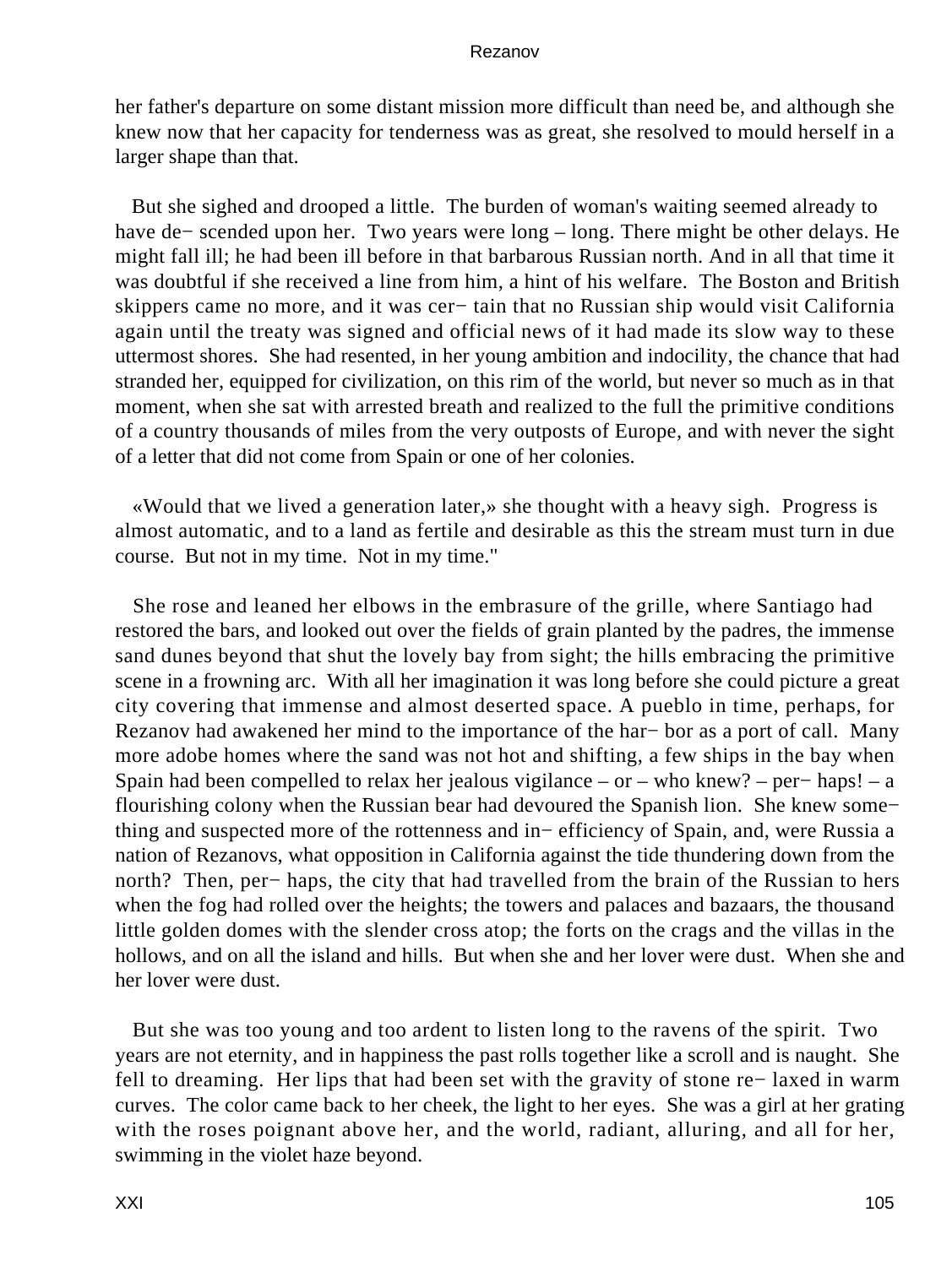her father's departure on some distant mission more difficult than need be, and although she knew now that her capacity for tenderness was as great, she resolved to mould herself in a larger shape than that.

But she sighed and drooped a little. The burden of woman's waiting seemed already to have de− scended upon her. Two years were long – long. There might be other delays. He might fall ill; he had been ill before in that barbarous Russian north. And in all that time it was doubtful if she received a line from him, a hint of his welfare. The Boston and British skippers came no more, and it was cer− tain that no Russian ship would visit California again until the treaty was signed and official news of it had made its slow way to these uttermost shores. She had resented, in her young ambition and indocility, the chance that had stranded her, equipped for civilization, on this rim of the world, but never so much as in that moment, when she sat with arrested breath and realized to the full the primitive conditions of a country thousands of miles from the very outposts of Europe, and with never the sight of a letter that did not come from Spain or one of her colonies.

«Would that we lived a generation later,» she thought with a heavy sigh. Progress is almost automatic, and to a land as fertile and desirable as this the stream must turn in due course. But not in my time. Not in my time."

She rose and leaned her elbows in the embrasure of the grille, where Santiago had restored the bars, and looked out over the fields of grain planted by the padres, the immense sand dunes beyond that shut the lovely bay from sight; the hills embracing the primitive scene in a frowning arc. With all her imagination it was long before she could picture a great city covering that immense and almost deserted space. A pueblo in time, perhaps, for Rezanov had awakened her mind to the importance of the har− bor as a port of call. Many more adobe homes where the sand was not hot and shifting, a few ships in the bay when Spain had been compelled to relax her jealous vigilance – or – who knew? – per− haps! – a flourishing colony when the Russian bear had devoured the Spanish lion. She knew some− thing and suspected more of the rottenness and in− efficiency of Spain, and, were Russia a nation of Rezanovs, what opposition in California against the tide thundering down from the north? Then, per− haps, the city that had travelled from the brain of the Russian to hers when the fog had rolled over the heights; the towers and palaces and bazaars, the thousand little golden domes with the slender cross atop; the forts on the crags and the villas in the hollows, and on all the island and hills. But when she and her lover were dust. When she and her lover were dust.

But she was too young and too ardent to listen long to the ravens of the spirit. Two years are not eternity, and in happiness the past rolls together like a scroll and is naught. She fell to dreaming. Her lips that had been set with the gravity of stone re− laxed in warm curves. The color came back to her cheek, the light to her eyes. She was a girl at her grating with the roses poignant above her, and the world, radiant, alluring, and all for her, swimming in the violet haze beyond.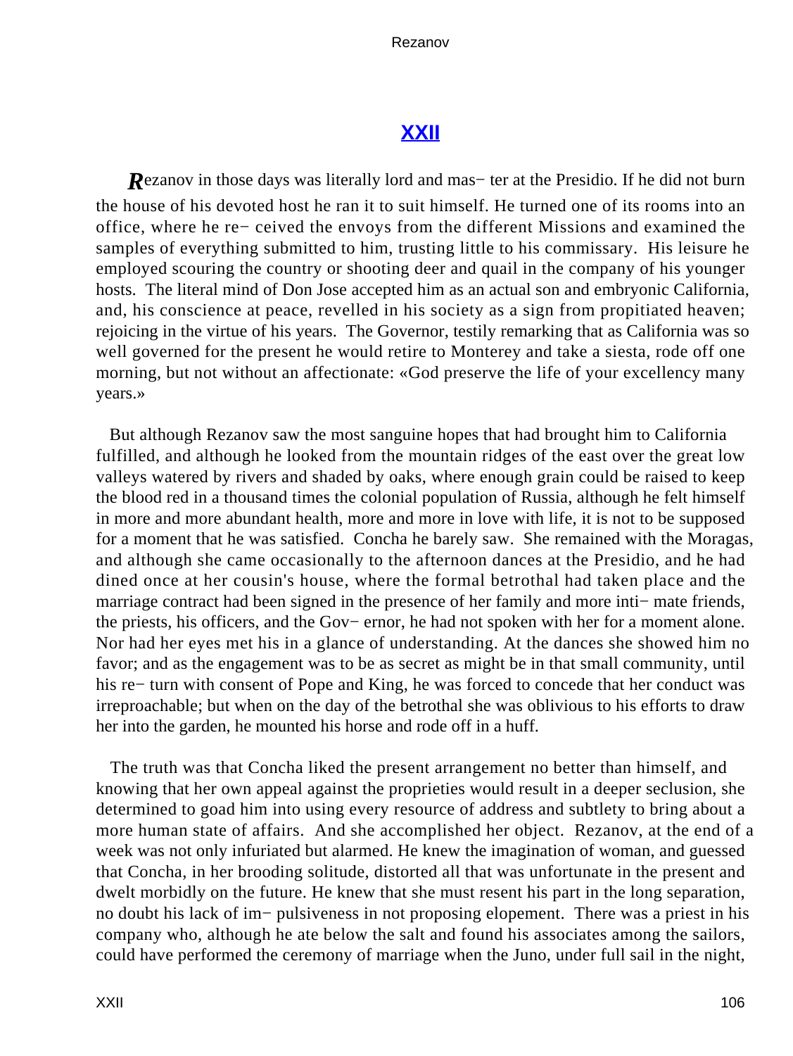## XXII

**R**ezanov in those days was literally lord and master at the Presidio. If he did not burn the house of his devoted host he ran it to suit himself. He turned one of its rooms into an office, where he received the envoys from the different Missions and examined the samples of everything submitted to him, trusting little to his commissary. His leisure he employed scouring the country or shooting deer and quail in the company of his younger hosts. The literal mind of Don Jose accepted him as an actual son and embryonic California, and, his conscience at peace, revelled in his society as a sign from propitiated heaven; rejoicing in the virtue of his years. The Governor, testily remarking that as California was so well governed for the present he would retire to Monterey and take a siesta, rode off one morning, but not without an affectionate: «God preserve the life of your excellency many years.»

But although Rezanov saw the most sanguine hopes that had brought him to California fulfilled, and although he looked from the mountain ridges of the east over the great low valleys watered by rivers and shaded by oaks, where enough grain could be raised to keep the blood red in a thousand times the colonial population of Russia, although he felt himself in more and more abundant health, more and more in love with life, it is not to be supposed for a moment that he was satisfied. Concha he barely saw. She remained with the Moragas, and although she came occasionally to the afternoon dances at the Presidio, and he had dined once at her cousin's house, where the formal betrothal had taken place and the marriage contract had been signed in the presence of her family and more intimate friends, the priests, his officers, and the Governor, he had not spoken with her for a moment alone. Nor had her eyes met his in a glance of understanding. At the dances she showed him no favor; and as the engagement was to be as secret as might be in that small community, until his return with consent of Pope and King, he was forced to concede that her conduct was irreproachable; but when on the day of the betrothal she was oblivious to his efforts to draw her into the garden, he mounted his horse and rode off in a huff.

The truth was that Concha liked the present arrangement no better than himself, and knowing that her own appeal against the proprieties would result in a deeper seclusion, she determined to goad him into using every resource of address and subtlety to bring about a more human state of affairs. And she accomplished her object. Rezanov, at the end of a week was not only infuriated but alarmed. He knew the imagination of woman, and guessed that Concha, in her brooding solitude, distorted all that was unfortunate in the present and dwelt morbidly on the future. He knew that she must resent his part in the long separation, no doubt his lack of impulsiveness in not proposing elopement. There was a priest in his company who, although he ate below the salt and found his associates among the sailors, could have performed the ceremony of marriage when the Juno, under full sail in the night,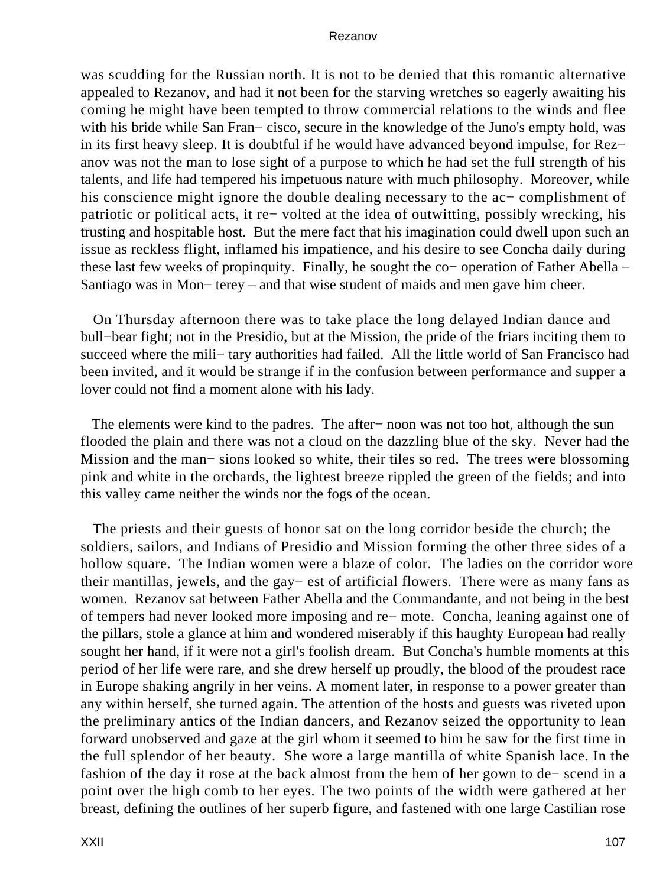was scudding for the Russian north. It is not to be denied that this romantic alternative appealed to Rezanov, and had it not been for the starving wretches so eagerly awaiting his coming he might have been tempted to throw commercial relations to the winds and flee with his bride while San Fran− cisco, secure in the knowledge of the Juno's empty hold, was in its first heavy sleep. It is doubtful if he would have advanced beyond impulse, for Rez− anov was not the man to lose sight of a purpose to which he had set the full strength of his talents, and life had tempered his impetuous nature with much philosophy. Moreover, while his conscience might ignore the double dealing necessary to the ac− complishment of patriotic or political acts, it re− volted at the idea of outwitting, possibly wrecking, his trusting and hospitable host. But the mere fact that his imagination could dwell upon such an issue as reckless flight, inflamed his impatience, and his desire to see Concha daily during these last few weeks of propinquity. Finally, he sought the co− operation of Father Abella – Santiago was in Mon− terey – and that wise student of maids and men gave him cheer.

On Thursday afternoon there was to take place the long delayed Indian dance and bull−bear fight; not in the Presidio, but at the Mission, the pride of the friars inciting them to succeed where the mili− tary authorities had failed. All the little world of San Francisco had been invited, and it would be strange if in the confusion between performance and supper a lover could not find a moment alone with his lady.

The elements were kind to the padres. The after− noon was not too hot, although the sun flooded the plain and there was not a cloud on the dazzling blue of the sky. Never had the Mission and the man− sions looked so white, their tiles so red. The trees were blossoming pink and white in the orchards, the lightest breeze rippled the green of the fields; and into this valley came neither the winds nor the fogs of the ocean.

The priests and their guests of honor sat on the long corridor beside the church; the soldiers, sailors, and Indians of Presidio and Mission forming the other three sides of a hollow square. The Indian women were a blaze of color. The ladies on the corridor wore their mantillas, jewels, and the gay− est of artificial flowers. There were as many fans as women. Rezanov sat between Father Abella and the Commandante, and not being in the best of tempers had never looked more imposing and re− mote. Concha, leaning against one of the pillars, stole a glance at him and wondered miserably if this haughty European had really sought her hand, if it were not a girl's foolish dream. But Concha's humble moments at this period of her life were rare, and she drew herself up proudly, the blood of the proudest race in Europe shaking angrily in her veins. A moment later, in response to a power greater than any within herself, she turned again. The attention of the hosts and guests was riveted upon the preliminary antics of the Indian dancers, and Rezanov seized the opportunity to lean forward unobserved and gaze at the girl whom it seemed to him he saw for the first time in the full splendor of her beauty. She wore a large mantilla of white Spanish lace. In the fashion of the day it rose at the back almost from the hem of her gown to de− scend in a point over the high comb to her eyes. The two points of the width were gathered at her breast, defining the outlines of her superb figure, and fastened with one large Castilian rose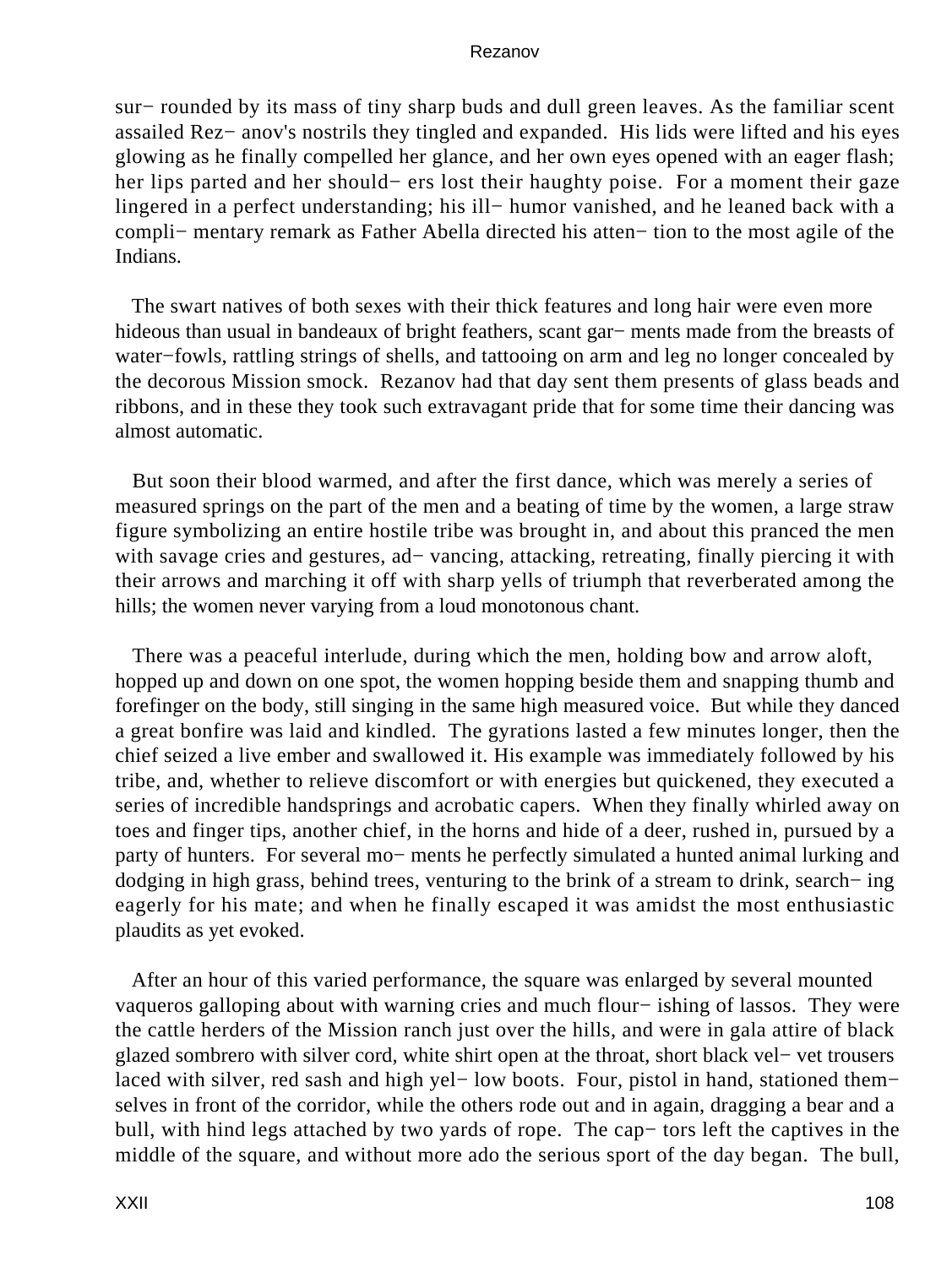sur− rounded by its mass of tiny sharp buds and dull green leaves. As the familiar scent assailed Rez− anov's nostrils they tingled and expanded. His lids were lifted and his eyes glowing as he finally compelled her glance, and her own eyes opened with an eager flash; her lips parted and her should− ers lost their haughty poise. For a moment their gaze lingered in a perfect understanding; his ill− humor vanished, and he leaned back with a compli− mentary remark as Father Abella directed his atten− tion to the most agile of the Indians.

The swart natives of both sexes with their thick features and long hair were even more hideous than usual in bandeaux of bright feathers, scant gar− ments made from the breasts of water−fowls, rattling strings of shells, and tattooing on arm and leg no longer concealed by the decorous Mission smock. Rezanov had that day sent them presents of glass beads and ribbons, and in these they took such extravagant pride that for some time their dancing was almost automatic.

But soon their blood warmed, and after the first dance, which was merely a series of measured springs on the part of the men and a beating of time by the women, a large straw figure symbolizing an entire hostile tribe was brought in, and about this pranced the men with savage cries and gestures, ad− vancing, attacking, retreating, finally piercing it with their arrows and marching it off with sharp yells of triumph that reverberated among the hills; the women never varying from a loud monotonous chant.

There was a peaceful interlude, during which the men, holding bow and arrow aloft, hopped up and down on one spot, the women hopping beside them and snapping thumb and forefinger on the body, still singing in the same high measured voice. But while they danced a great bonfire was laid and kindled. The gyrations lasted a few minutes longer, then the chief seized a live ember and swallowed it. His example was immediately followed by his tribe, and, whether to relieve discomfort or with energies but quickened, they executed a series of incredible handsprings and acrobatic capers. When they finally whirled away on toes and finger tips, another chief, in the horns and hide of a deer, rushed in, pursued by a party of hunters. For several mo− ments he perfectly simulated a hunted animal lurking and dodging in high grass, behind trees, venturing to the brink of a stream to drink, search− ing eagerly for his mate; and when he finally escaped it was amidst the most enthusiastic plaudits as yet evoked.

After an hour of this varied performance, the square was enlarged by several mounted vaqueros galloping about with warning cries and much flour− ishing of lassos. They were the cattle herders of the Mission ranch just over the hills, and were in gala attire of black glazed sombrero with silver cord, white shirt open at the throat, short black vel− vet trousers laced with silver, red sash and high yel− low boots. Four, pistol in hand, stationed them− selves in front of the corridor, while the others rode out and in again, dragging a bear and a bull, with hind legs attached by two yards of rope. The cap− tors left the captives in the middle of the square, and without more ado the serious sport of the day began. The bull,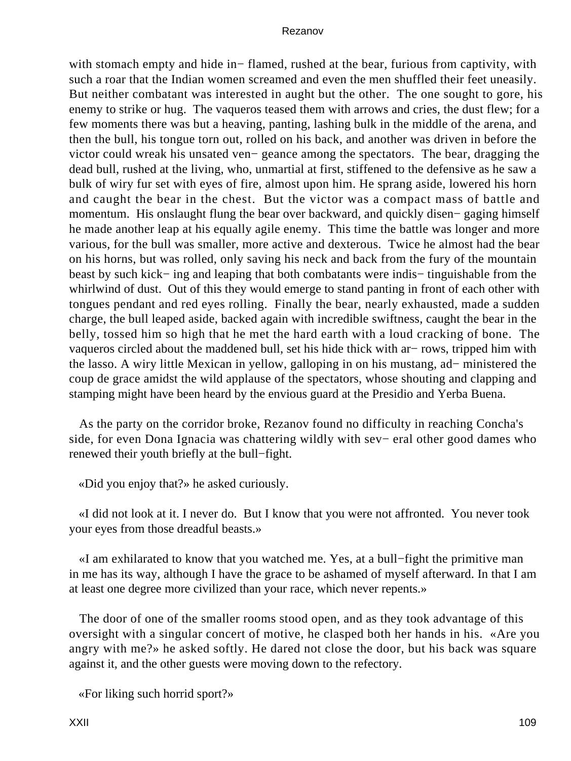with stomach empty and hide in− flamed, rushed at the bear, furious from captivity, with such a roar that the Indian women screamed and even the men shuffled their feet uneasily. But neither combatant was interested in aught but the other. The one sought to gore, his enemy to strike or hug. The vaqueros teased them with arrows and cries, the dust flew; for a few moments there was but a heaving, panting, lashing bulk in the middle of the arena, and then the bull, his tongue torn out, rolled on his back, and another was driven in before the victor could wreak his unsated ven− geance among the spectators. The bear, dragging the dead bull, rushed at the living, who, unmartial at first, stiffened to the defensive as he saw a bulk of wiry fur set with eyes of fire, almost upon him. He sprang aside, lowered his horn and caught the bear in the chest. But the victor was a compact mass of battle and momentum. His onslaught flung the bear over backward, and quickly disen− gaging himself he made another leap at his equally agile enemy. This time the battle was longer and more various, for the bull was smaller, more active and dexterous. Twice he almost had the bear on his horns, but was rolled, only saving his neck and back from the fury of the mountain beast by such kick− ing and leaping that both combatants were indis− tinguishable from the whirlwind of dust. Out of this they would emerge to stand panting in front of each other with tongues pendant and red eyes rolling. Finally the bear, nearly exhausted, made a sudden charge, the bull leaped aside, backed again with incredible swiftness, caught the bear in the belly, tossed him so high that he met the hard earth with a loud cracking of bone. The vaqueros circled about the maddened bull, set his hide thick with ar− rows, tripped him with the lasso. A wiry little Mexican in yellow, galloping in on his mustang, ad− ministered the coup de grace amidst the wild applause of the spectators, whose shouting and clapping and stamping might have been heard by the envious guard at the Presidio and Yerba Buena.

As the party on the corridor broke, Rezanov found no difficulty in reaching Concha's side, for even Dona Ignacia was chattering wildly with sev− eral other good dames who renewed their youth briefly at the bull−fight.

«Did you enjoy that?» he asked curiously.

«I did not look at it. I never do. But I know that you were not affronted. You never took your eyes from those dreadful beasts.»

«I am exhilarated to know that you watched me. Yes, at a bull−fight the primitive man in me has its way, although I have the grace to be ashamed of myself afterward. In that I am at least one degree more civilized than your race, which never repents.»

The door of one of the smaller rooms stood open, and as they took advantage of this oversight with a singular concert of motive, he clasped both her hands in his. «Are you angry with me?» he asked softly. He dared not close the door, but his back was square against it, and the other guests were moving down to the refectory.

«For liking such horrid sport?»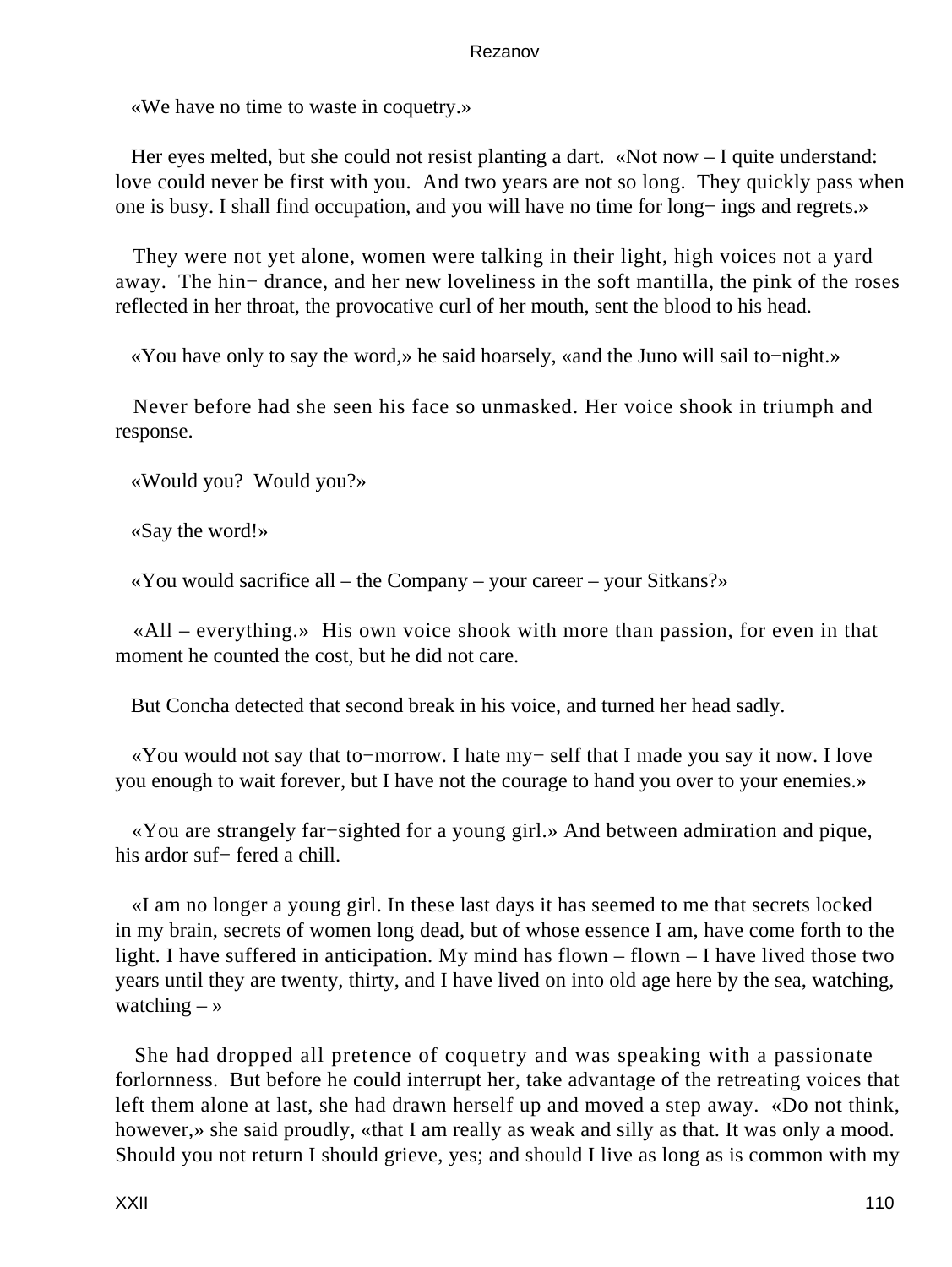«We have no time to waste in coquetry.»

Her eyes melted, but she could not resist planting a dart. «Not now – I quite understand: love could never be first with you. And two years are not so long. They quickly pass when one is busy. I shall find occupation, and you will have no time for longings and regrets.»

They were not yet alone, women were talking in their light, high voices not a yard away. The hindrance, and her new loveliness in the soft mantilla, the pink of the roses reflected in her throat, the provocative curl of her mouth, sent the blood to his head.

«You have only to say the word,» he said hoarsely, «and the Juno will sail to−night.»

Never before had she seen his face so unmasked. Her voice shook in triumph and response.

«Would you? Would you?»

«Say the word!»

«You would sacrifice all – the Company – your career – your Sitkans?»

«All – everything.» His own voice shook with more than passion, for even in that moment he counted the cost, but he did not care.

But Concha detected that second break in his voice, and turned her head sadly.

«You would not say that to−morrow. I hate myself that I made you say it now. I love you enough to wait forever, but I have not the courage to hand you over to your enemies.»

«You are strangely far−sighted for a young girl.» And between admiration and pique, his ardor suffered a chill.

«I am no longer a young girl. In these last days it has seemed to me that secrets locked in my brain, secrets of women long dead, but of whose essence I am, have come forth to the light. I have suffered in anticipation. My mind has flown – flown – I have lived those two years until they are twenty, thirty, and I have lived on into old age here by the sea, watching, watching – »

She had dropped all pretence of coquetry and was speaking with a passionate forlornness. But before he could interrupt her, take advantage of the retreating voices that left them alone at last, she had drawn herself up and moved a step away. «Do not think, however,» she said proudly, «that I am really as weak and silly as that. It was only a mood. Should you not return I should grieve, yes; and should I live as long as is common with my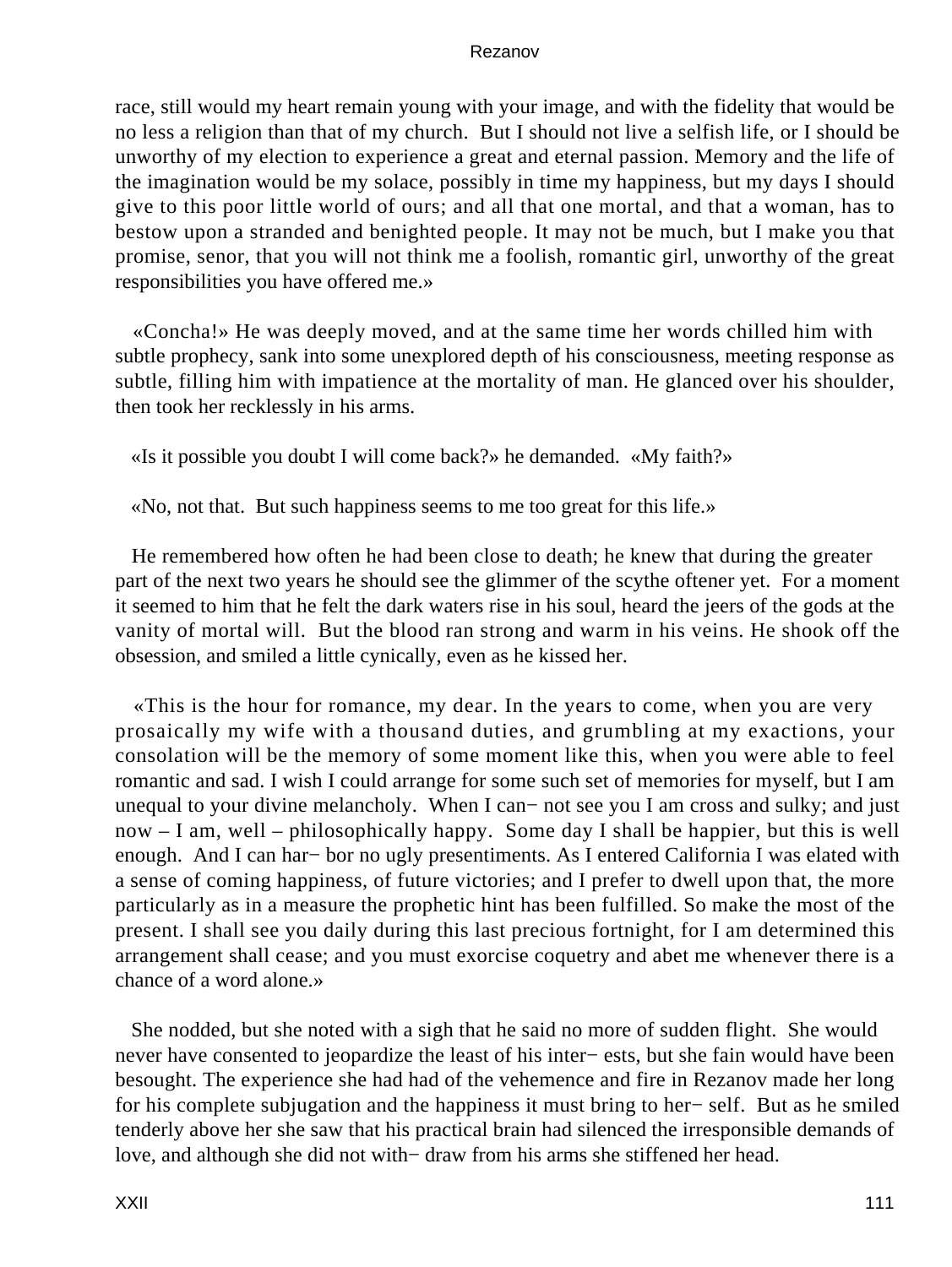race, still would my heart remain young with your image, and with the fidelity that would be no less a religion than that of my church. But I should not live a selfish life, or I should be unworthy of my election to experience a great and eternal passion. Memory and the life of the imagination would be my solace, possibly in time my happiness, but my days I should give to this poor little world of ours; and all that one mortal, and that a woman, has to bestow upon a stranded and benighted people. It may not be much, but I make you that promise, senor, that you will not think me a foolish, romantic girl, unworthy of the great responsibilities you have offered me.»

«Concha!» He was deeply moved, and at the same time her words chilled him with subtle prophecy, sank into some unexplored depth of his consciousness, meeting response as subtle, filling him with impatience at the mortality of man. He glanced over his shoulder, then took her recklessly in his arms.

«Is it possible you doubt I will come back?» he demanded. «My faith?»

«No, not that. But such happiness seems to me too great for this life.»

He remembered how often he had been close to death; he knew that during the greater part of the next two years he should see the glimmer of the scythe oftener yet. For a moment it seemed to him that he felt the dark waters rise in his soul, heard the jeers of the gods at the vanity of mortal will. But the blood ran strong and warm in his veins. He shook off the obsession, and smiled a little cynically, even as he kissed her.

«This is the hour for romance, my dear. In the years to come, when you are very prosaically my wife with a thousand duties, and grumbling at my exactions, your consolation will be the memory of some moment like this, when you were able to feel romantic and sad. I wish I could arrange for some such set of memories for myself, but I am unequal to your divine melancholy. When I cannot see you I am cross and sulky; and just now – I am, well – philosophically happy. Some day I shall be happier, but this is well enough. And I can harbor no ugly presentiments. As I entered California I was elated with a sense of coming happiness, of future victories; and I prefer to dwell upon that, the more particularly as in a measure the prophetic hint has been fulfilled. So make the most of the present. I shall see you daily during this last precious fortnight, for I am determined this arrangement shall cease; and you must exorcise coquetry and abet me whenever there is a chance of a word alone.»

She nodded, but she noted with a sigh that he said no more of sudden flight. She would never have consented to jeopardize the least of his interests, but she fain would have been besought. The experience she had had of the vehemence and fire in Rezanov made her long for his complete subjugation and the happiness it must bring to herself. But as he smiled tenderly above her she saw that his practical brain had silenced the irresponsible demands of love, and although she did not withdraw from his arms she stiffened her head.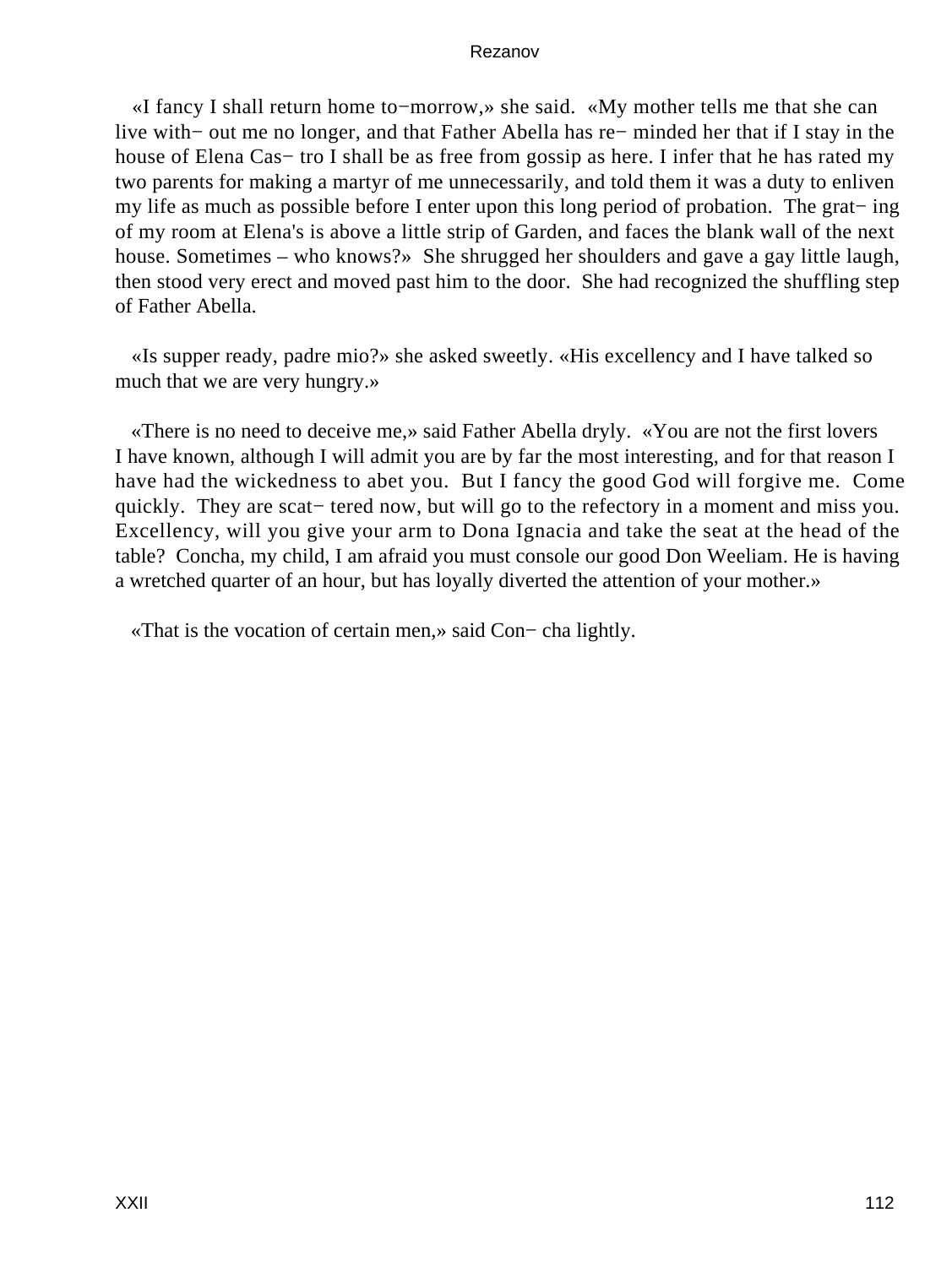«I fancy I shall return home to−morrow,» she said. «My mother tells me that she can live with− out me no longer, and that Father Abella has re− minded her that if I stay in the house of Elena Cas− tro I shall be as free from gossip as here. I infer that he has rated my two parents for making a martyr of me unnecessarily, and told them it was a duty to enliven my life as much as possible before I enter upon this long period of probation. The grat− ing of my room at Elena's is above a little strip of Garden, and faces the blank wall of the next house. Sometimes – who knows?» She shrugged her shoulders and gave a gay little laugh, then stood very erect and moved past him to the door. She had recognized the shuffling step of Father Abella.

«Is supper ready, padre mio?» she asked sweetly. «His excellency and I have talked so much that we are very hungry.»

«There is no need to deceive me,» said Father Abella dryly. «You are not the first lovers I have known, although I will admit you are by far the most interesting, and for that reason I have had the wickedness to abet you. But I fancy the good God will forgive me. Come quickly. They are scat− tered now, but will go to the refectory in a moment and miss you. Excellency, will you give your arm to Dona Ignacia and take the seat at the head of the table? Concha, my child, I am afraid you must console our good Don Weeliam. He is having a wretched quarter of an hour, but has loyally diverted the attention of your mother.»

«That is the vocation of certain men,» said Con− cha lightly.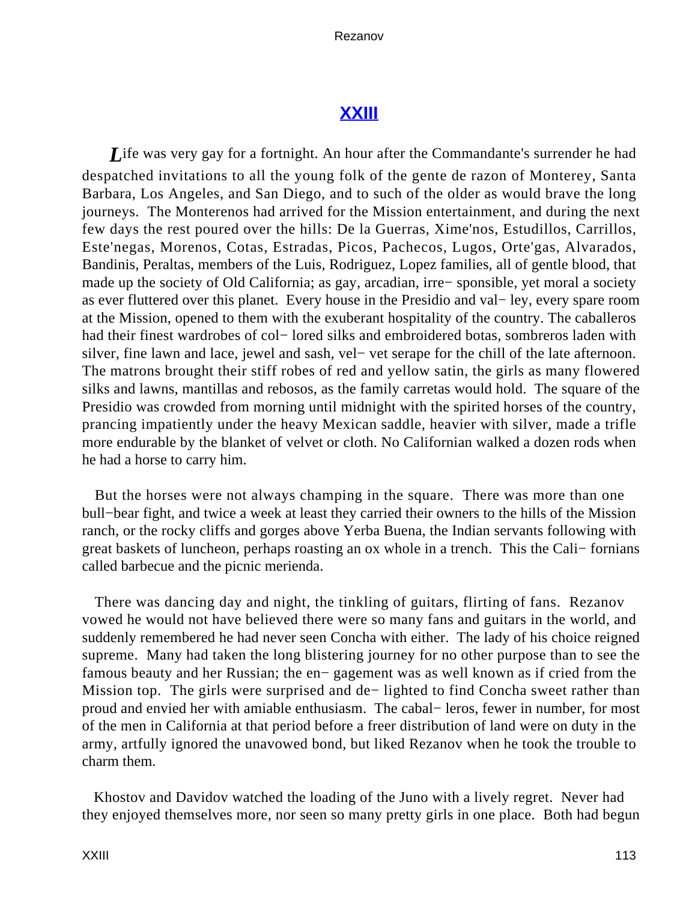## XXIII

*L*ife was very gay for a fortnight. An hour after the Commandante's surrender he had despatched invitations to all the young folk of the gente de razon of Monterey, Santa Barbara, Los Angeles, and San Diego, and to such of the older as would brave the long journeys. The Monterenos had arrived for the Mission entertainment, and during the next few days the rest poured over the hills: De la Guerras, Xime'nos, Estudillos, Carrillos, Este'negas, Morenos, Cotas, Estradas, Picos, Pachecos, Lugos, Orte'gas, Alvarados, Bandinis, Peraltas, members of the Luis, Rodriguez, Lopez families, all of gentle blood, that made up the society of Old California; as gay, arcadian, irre− sponsible, yet moral a society as ever fluttered over this planet. Every house in the Presidio and val− ley, every spare room at the Mission, opened to them with the exuberant hospitality of the country. The caballeros had their finest wardrobes of col− lored silks and embroidered botas, sombreros laden with silver, fine lawn and lace, jewel and sash, vel− vet serape for the chill of the late afternoon. The matrons brought their stiff robes of red and yellow satin, the girls as many flowered silks and lawns, mantillas and rebosos, as the family carretas would hold. The square of the Presidio was crowded from morning until midnight with the spirited horses of the country, prancing impatiently under the heavy Mexican saddle, heavier with silver, made a trifle more endurable by the blanket of velvet or cloth. No Californian walked a dozen rods when he had a horse to carry him.

But the horses were not always champing in the square. There was more than one bull−bear fight, and twice a week at least they carried their owners to the hills of the Mission ranch, or the rocky cliffs and gorges above Yerba Buena, the Indian servants following with great baskets of luncheon, perhaps roasting an ox whole in a trench. This the Cali− fornians called barbecue and the picnic merienda.

There was dancing day and night, the tinkling of guitars, flirting of fans. Rezanov vowed he would not have believed there were so many fans and guitars in the world, and suddenly remembered he had never seen Concha with either. The lady of his choice reigned supreme. Many had taken the long blistering journey for no other purpose than to see the famous beauty and her Russian; the en− gagement was as well known as if cried from the Mission top. The girls were surprised and de− lighted to find Concha sweet rather than proud and envied her with amiable enthusiasm. The cabal− leros, fewer in number, for most of the men in California at that period before a freer distribution of land were on duty in the army, artfully ignored the unavowed bond, but liked Rezanov when he took the trouble to charm them.

Khostov and Davidov watched the loading of the Juno with a lively regret. Never had they enjoyed themselves more, nor seen so many pretty girls in one place. Both had begun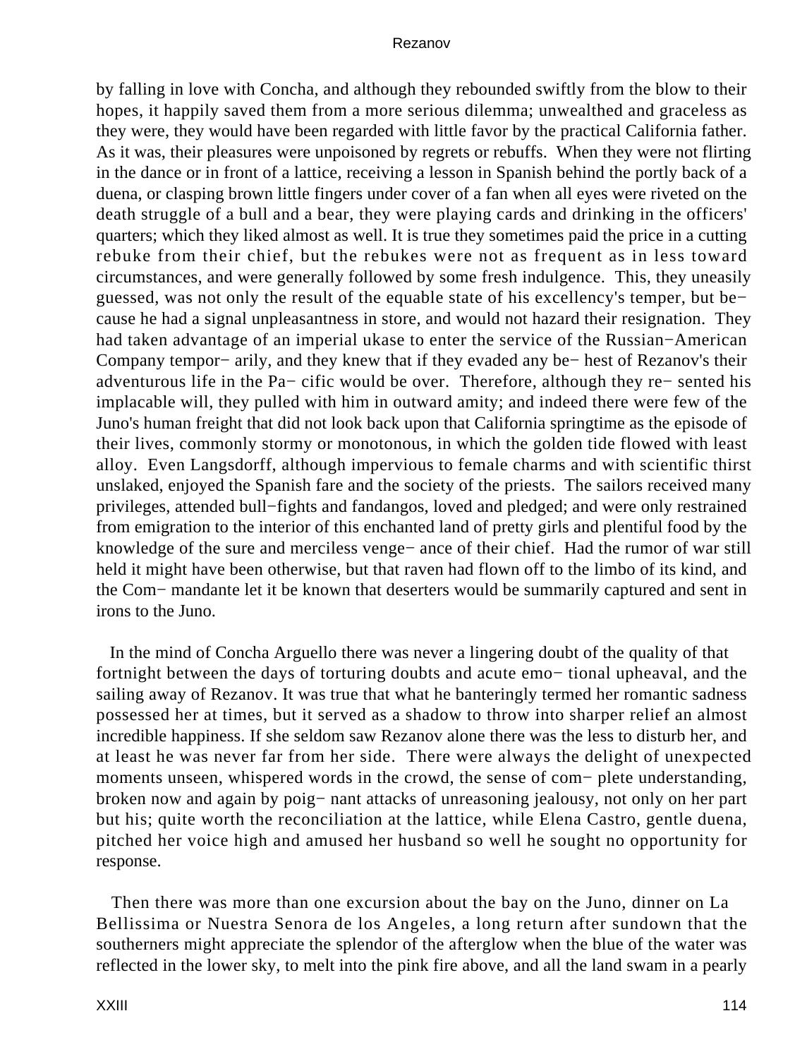by falling in love with Concha, and although they rebounded swiftly from the blow to their hopes, it happily saved them from a more serious dilemma; unwealthed and graceless as they were, they would have been regarded with little favor by the practical California father. As it was, their pleasures were unpoisoned by regrets or rebuffs. When they were not flirting in the dance or in front of a lattice, receiving a lesson in Spanish behind the portly back of a duena, or clasping brown little fingers under cover of a fan when all eyes were riveted on the death struggle of a bull and a bear, they were playing cards and drinking in the officers' quarters; which they liked almost as well. It is true they sometimes paid the price in a cutting rebuke from their chief, but the rebukes were not as frequent as in less toward circumstances, and were generally followed by some fresh indulgence. This, they uneasily guessed, was not only the result of the equable state of his excellency's temper, but be− cause he had a signal unpleasantness in store, and would not hazard their resignation. They had taken advantage of an imperial ukase to enter the service of the Russian−American Company tempor− arily, and they knew that if they evaded any be− hest of Rezanov's their adventurous life in the Pa− cific would be over. Therefore, although they re− sented his implacable will, they pulled with him in outward amity; and indeed there were few of the Juno's human freight that did not look back upon that California springtime as the episode of their lives, commonly stormy or monotonous, in which the golden tide flowed with least alloy. Even Langsdorff, although impervious to female charms and with scientific thirst unslaked, enjoyed the Spanish fare and the society of the priests. The sailors received many privileges, attended bull−fights and fandangos, loved and pledged; and were only restrained from emigration to the interior of this enchanted land of pretty girls and plentiful food by the knowledge of the sure and merciless venge− ance of their chief. Had the rumor of war still held it might have been otherwise, but that raven had flown off to the limbo of its kind, and the Com− mandante let it be known that deserters would be summarily captured and sent in irons to the Juno.

In the mind of Concha Arguello there was never a lingering doubt of the quality of that fortnight between the days of torturing doubts and acute emo− tional upheaval, and the sailing away of Rezanov. It was true that what he banteringly termed her romantic sadness possessed her at times, but it served as a shadow to throw into sharper relief an almost incredible happiness. If she seldom saw Rezanov alone there was the less to disturb her, and at least he was never far from her side. There were always the delight of unexpected moments unseen, whispered words in the crowd, the sense of com− plete understanding, broken now and again by poig− nant attacks of unreasoning jealousy, not only on her part but his; quite worth the reconciliation at the lattice, while Elena Castro, gentle duena, pitched her voice high and amused her husband so well he sought no opportunity for response.

Then there was more than one excursion about the bay on the Juno, dinner on La Bellissima or Nuestra Senora de los Angeles, a long return after sundown that the southerners might appreciate the splendor of the afterglow when the blue of the water was reflected in the lower sky, to melt into the pink fire above, and all the land swam in a pearly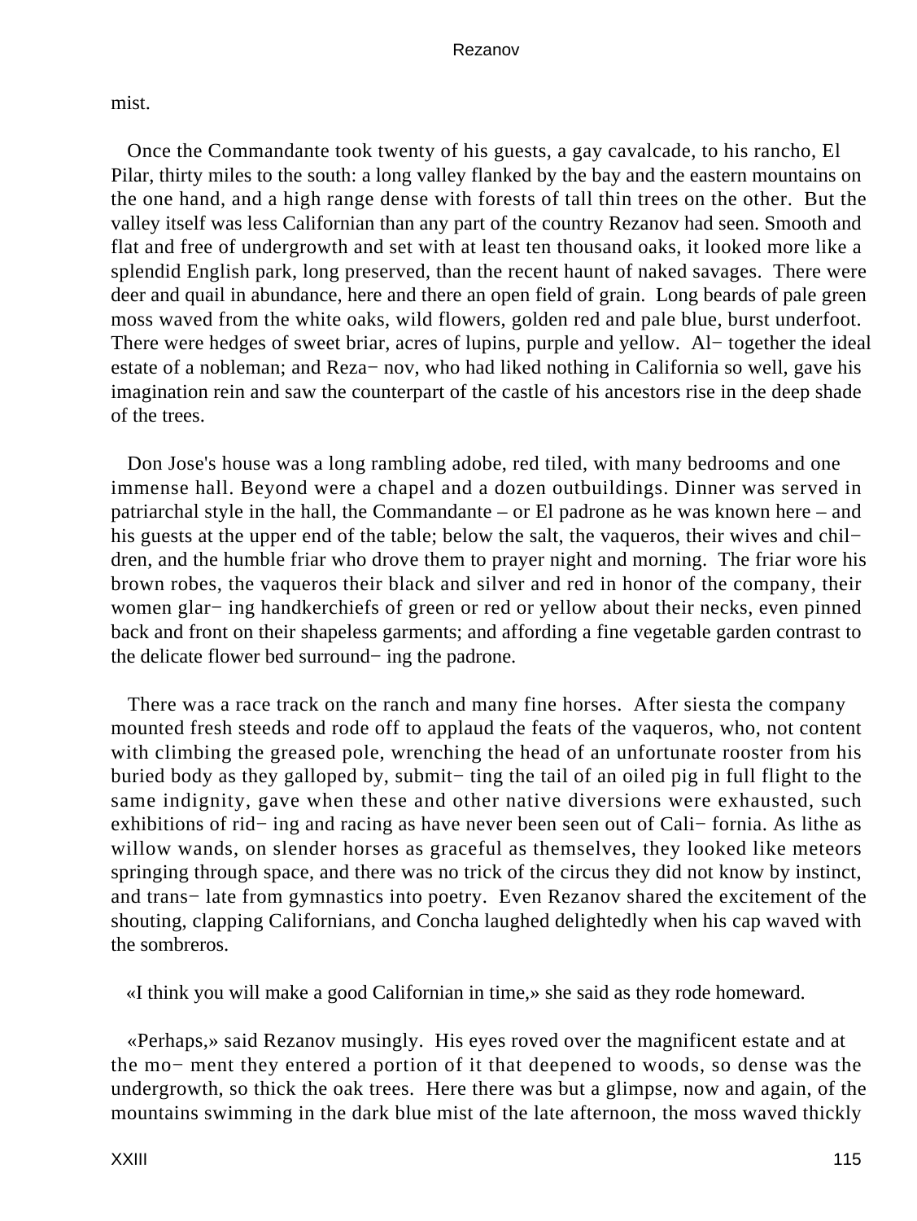mist.

Once the Commandante took twenty of his guests, a gay cavalcade, to his rancho, El Pilar, thirty miles to the south: a long valley flanked by the bay and the eastern mountains on the one hand, and a high range dense with forests of tall thin trees on the other. But the valley itself was less Californian than any part of the country Rezanov had seen. Smooth and flat and free of undergrowth and set with at least ten thousand oaks, it looked more like a splendid English park, long preserved, than the recent haunt of naked savages. There were deer and quail in abundance, here and there an open field of grain. Long beards of pale green moss waved from the white oaks, wild flowers, golden red and pale blue, burst underfoot. There were hedges of sweet briar, acres of lupins, purple and yellow. Al− together the ideal estate of a nobleman; and Reza− nov, who had liked nothing in California so well, gave his imagination rein and saw the counterpart of the castle of his ancestors rise in the deep shade of the trees.

Don Jose's house was a long rambling adobe, red tiled, with many bedrooms and one immense hall. Beyond were a chapel and a dozen outbuildings. Dinner was served in patriarchal style in the hall, the Commandante – or El padrone as he was known here – and his guests at the upper end of the table; below the salt, the vaqueros, their wives and chil− dren, and the humble friar who drove them to prayer night and morning. The friar wore his brown robes, the vaqueros their black and silver and red in honor of the company, their women glar− ing handkerchiefs of green or red or yellow about their necks, even pinned back and front on their shapeless garments; and affording a fine vegetable garden contrast to the delicate flower bed surround− ing the padrone.

There was a race track on the ranch and many fine horses. After siesta the company mounted fresh steeds and rode off to applaud the feats of the vaqueros, who, not content with climbing the greased pole, wrenching the head of an unfortunate rooster from his buried body as they galloped by, submit− ting the tail of an oiled pig in full flight to the same indignity, gave when these and other native diversions were exhausted, such exhibitions of rid− ing and racing as have never been seen out of Cali− fornia. As lithe as willow wands, on slender horses as graceful as themselves, they looked like meteors springing through space, and there was no trick of the circus they did not know by instinct, and trans− late from gymnastics into poetry. Even Rezanov shared the excitement of the shouting, clapping Californians, and Concha laughed delightedly when his cap waved with the sombreros.

«I think you will make a good Californian in time,» she said as they rode homeward.

«Perhaps,» said Rezanov musingly. His eyes roved over the magnificent estate and at the mo− ment they entered a portion of it that deepened to woods, so dense was the undergrowth, so thick the oak trees. Here there was but a glimpse, now and again, of the mountains swimming in the dark blue mist of the late afternoon, the moss waved thickly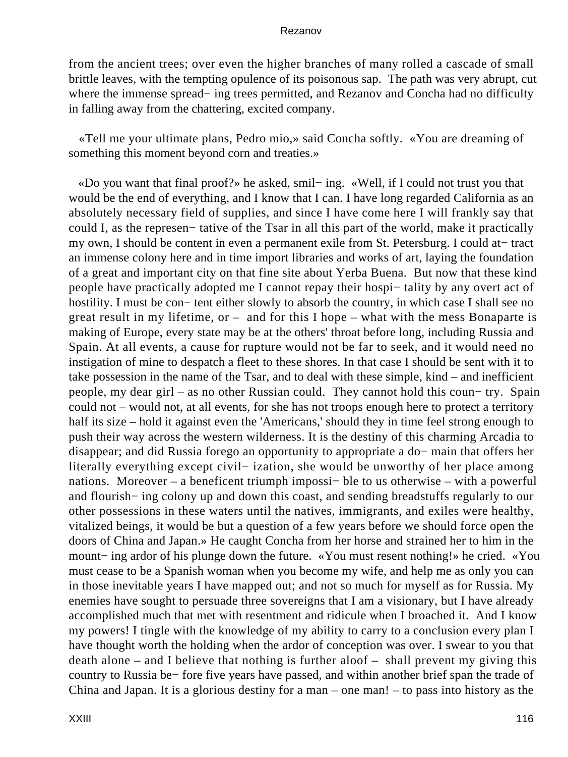from the ancient trees; over even the higher branches of many rolled a cascade of small brittle leaves, with the tempting opulence of its poisonous sap. The path was very abrupt, cut where the immense spreading trees permitted, and Rezanov and Concha had no difficulty in falling away from the chattering, excited company.

«Tell me your ultimate plans, Pedro mio,» said Concha softly. «You are dreaming of something this moment beyond corn and treaties.»

«Do you want that final proof?» he asked, smiling. «Well, if I could not trust you that would be the end of everything, and I know that I can. I have long regarded California as an absolutely necessary field of supplies, and since I have come here I will frankly say that could I, as the representative of the Tsar in all this part of the world, make it practically my own, I should be content in even a permanent exile from St. Petersburg. I could attract an immense colony here and in time import libraries and works of art, laying the foundation of a great and important city on that fine site about Yerba Buena. But now that these kind people have practically adopted me I cannot repay their hospitality by any overt act of hostility. I must be content either slowly to absorb the country, in which case I shall see no great result in my lifetime, or – and for this I hope – what with the mess Bonaparte is making of Europe, every state may be at the others' throat before long, including Russia and Spain. At all events, a cause for rupture would not be far to seek, and it would need no instigation of mine to despatch a fleet to these shores. In that case I should be sent with it to take possession in the name of the Tsar, and to deal with these simple, kind – and inefficient people, my dear girl – as no other Russian could. They cannot hold this country. Spain could not – would not, at all events, for she has not troops enough here to protect a territory half its size – hold it against even the 'Americans,' should they in time feel strong enough to push their way across the western wilderness. It is the destiny of this charming Arcadia to disappear; and did Russia forego an opportunity to appropriate a domain that offers her literally everything except civilization, she would be unworthy of her place among nations. Moreover – a beneficent triumph impossible to us otherwise – with a powerful and flourishing colony up and down this coast, and sending breadstuffs regularly to our other possessions in these waters until the natives, immigrants, and exiles were healthy, vitalized beings, it would be but a question of a few years before we should force open the doors of China and Japan.» He caught Concha from her horse and strained her to him in the mounting ardor of his plunge down the future. «You must resent nothing!» he cried. «You must cease to be a Spanish woman when you become my wife, and help me as only you can in those inevitable years I have mapped out; and not so much for myself as for Russia. My enemies have sought to persuade three sovereigns that I am a visionary, but I have already accomplished much that met with resentment and ridicule when I broached it. And I know my powers! I tingle with the knowledge of my ability to carry to a conclusion every plan I have thought worth the holding when the ardor of conception was over. I swear to you that death alone – and I believe that nothing is further aloof – shall prevent my giving this country to Russia before five years have passed, and within another brief span the trade of China and Japan. It is a glorious destiny for a man – one man! – to pass into history as the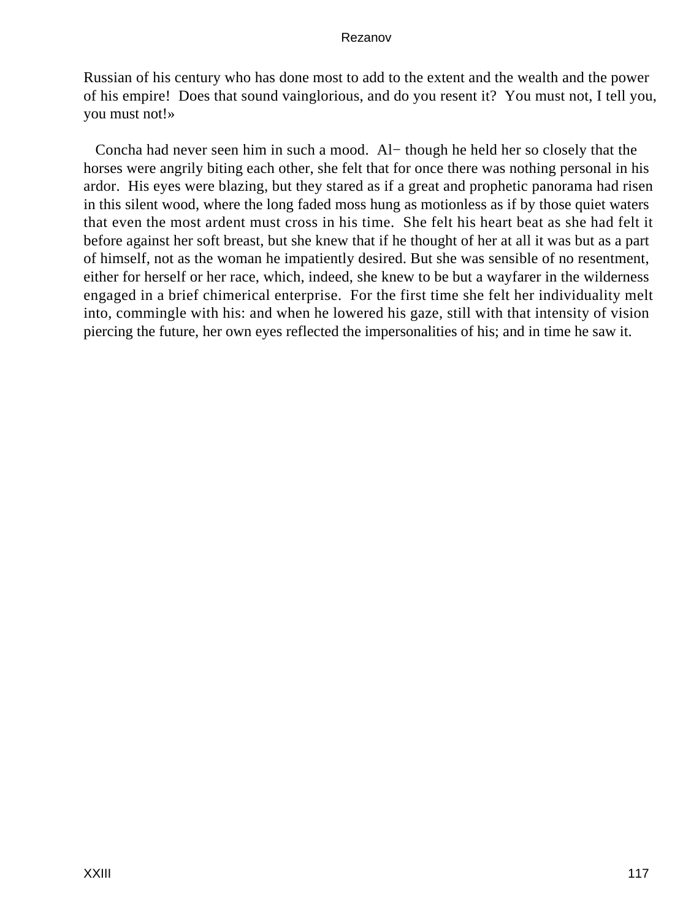Russian of his century who has done most to add to the extent and the wealth and the power of his empire! Does that sound vainglorious, and do you resent it? You must not, I tell you, you must not!»

Concha had never seen him in such a mood. Al− though he held her so closely that the horses were angrily biting each other, she felt that for once there was nothing personal in his ardor. His eyes were blazing, but they stared as if a great and prophetic panorama had risen in this silent wood, where the long faded moss hung as motionless as if by those quiet waters that even the most ardent must cross in his time. She felt his heart beat as she had felt it before against her soft breast, but she knew that if he thought of her at all it was but as a part of himself, not as the woman he impatiently desired. But she was sensible of no resentment, either for herself or her race, which, indeed, she knew to be but a wayfarer in the wilderness engaged in a brief chimerical enterprise. For the first time she felt her individuality melt into, commingle with his: and when he lowered his gaze, still with that intensity of vision piercing the future, her own eyes reflected the impersonalities of his; and in time he saw it.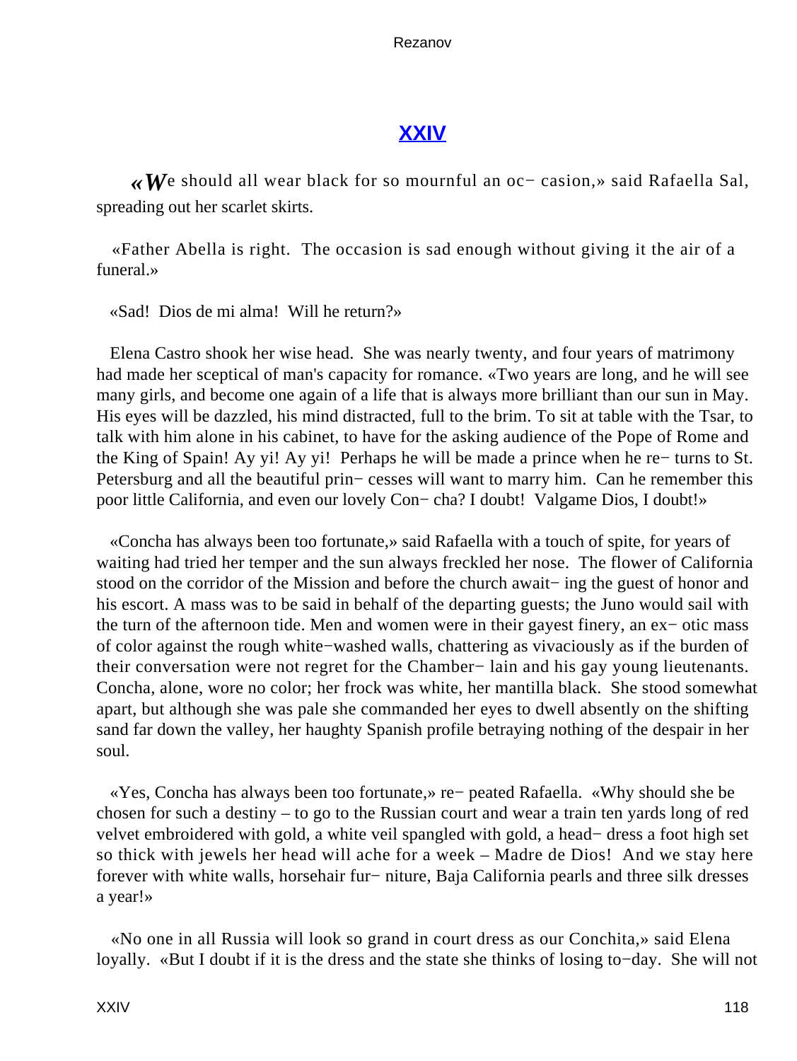## XXIV

«*W*e should all wear black for so mournful an oc− casion,» said Rafaella Sal, spreading out her scarlet skirts.

«Father Abella is right. The occasion is sad enough without giving it the air of a funeral.»

«Sad! Dios de mi alma! Will he return?»

Elena Castro shook her wise head. She was nearly twenty, and four years of matrimony had made her sceptical of man's capacity for romance. «Two years are long, and he will see many girls, and become one again of a life that is always more brilliant than our sun in May. His eyes will be dazzled, his mind distracted, full to the brim. To sit at table with the Tsar, to talk with him alone in his cabinet, to have for the asking audience of the Pope of Rome and the King of Spain! Ay yi! Ay yi! Perhaps he will be made a prince when he re− turns to St. Petersburg and all the beautiful prin− cesses will want to marry him. Can he remember this poor little California, and even our lovely Con− cha? I doubt! Valgame Dios, I doubt!»

«Concha has always been too fortunate,» said Rafaella with a touch of spite, for years of waiting had tried her temper and the sun always freckled her nose. The flower of California stood on the corridor of the Mission and before the church await− ing the guest of honor and his escort. A mass was to be said in behalf of the departing guests; the Juno would sail with the turn of the afternoon tide. Men and women were in their gayest finery, an ex− otic mass of color against the rough white−washed walls, chattering as vivaciously as if the burden of their conversation were not regret for the Chamber− lain and his gay young lieutenants. Concha, alone, wore no color; her frock was white, her mantilla black. She stood somewhat apart, but although she was pale she commanded her eyes to dwell absently on the shifting sand far down the valley, her haughty Spanish profile betraying nothing of the despair in her soul.

«Yes, Concha has always been too fortunate,» re− peated Rafaella. «Why should she be chosen for such a destiny – to go to the Russian court and wear a train ten yards long of red velvet embroidered with gold, a white veil spangled with gold, a head− dress a foot high set so thick with jewels her head will ache for a week – Madre de Dios! And we stay here forever with white walls, horsehair fur− niture, Baja California pearls and three silk dresses a year!»

«No one in all Russia will look so grand in court dress as our Conchita,» said Elena loyally. «But I doubt if it is the dress and the state she thinks of losing to−day. She will not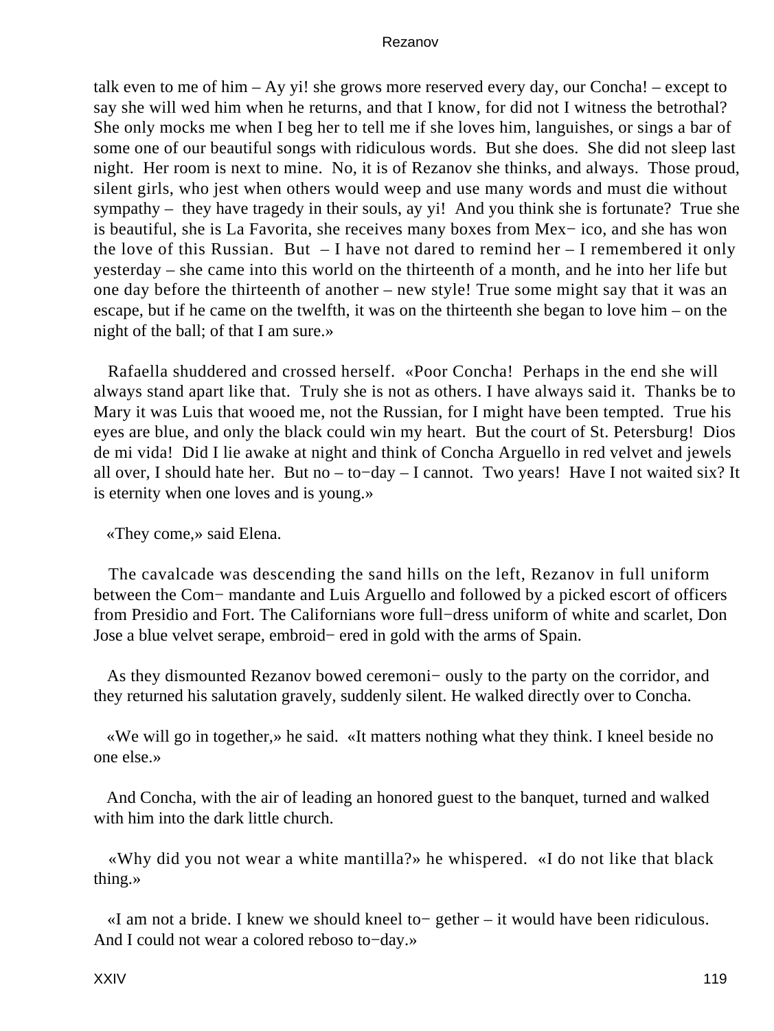talk even to me of him – Ay yi! she grows more reserved every day, our Concha! – except to say she will wed him when he returns, and that I know, for did not I witness the betrothal? She only mocks me when I beg her to tell me if she loves him, languishes, or sings a bar of some one of our beautiful songs with ridiculous words. But she does. She did not sleep last night. Her room is next to mine. No, it is of Rezanov she thinks, and always. Those proud, silent girls, who jest when others would weep and use many words and must die without sympathy – they have tragedy in their souls, ay yi! And you think she is fortunate? True she is beautiful, she is La Favorita, she receives many boxes from Mexico, and she has won the love of this Russian. But – I have not dared to remind her – I remembered it only yesterday – she came into this world on the thirteenth of a month, and he into her life but one day before the thirteenth of another – new style! True some might say that it was an escape, but if he came on the twelfth, it was on the thirteenth she began to love him – on the night of the ball; of that I am sure.»

Rafaella shuddered and crossed herself. «Poor Concha! Perhaps in the end she will always stand apart like that. Truly she is not as others. I have always said it. Thanks be to Mary it was Luis that wooed me, not the Russian, for I might have been tempted. True his eyes are blue, and only the black could win my heart. But the court of St. Petersburg! Dios de mi vida! Did I lie awake at night and think of Concha Arguello in red velvet and jewels all over, I should hate her. But no – to-day – I cannot. Two years! Have I not waited six? It is eternity when one loves and is young.»

«They come,» said Elena.

The cavalcade was descending the sand hills on the left, Rezanov in full uniform between the Commandante and Luis Arguello and followed by a picked escort of officers from Presidio and Fort. The Californians wore full-dress uniform of white and scarlet, Don Jose a blue velvet serape, embroidered in gold with the arms of Spain.

As they dismounted Rezanov bowed ceremoniously to the party on the corridor, and they returned his salutation gravely, suddenly silent. He walked directly over to Concha.

«We will go in together,» he said. «It matters nothing what they think. I kneel beside no one else.»

And Concha, with the air of leading an honored guest to the banquet, turned and walked with him into the dark little church.

«Why did you not wear a white mantilla?» he whispered. «I do not like that black thing.»

«I am not a bride. I knew we should kneel together – it would have been ridiculous. And I could not wear a colored reboso to-day.»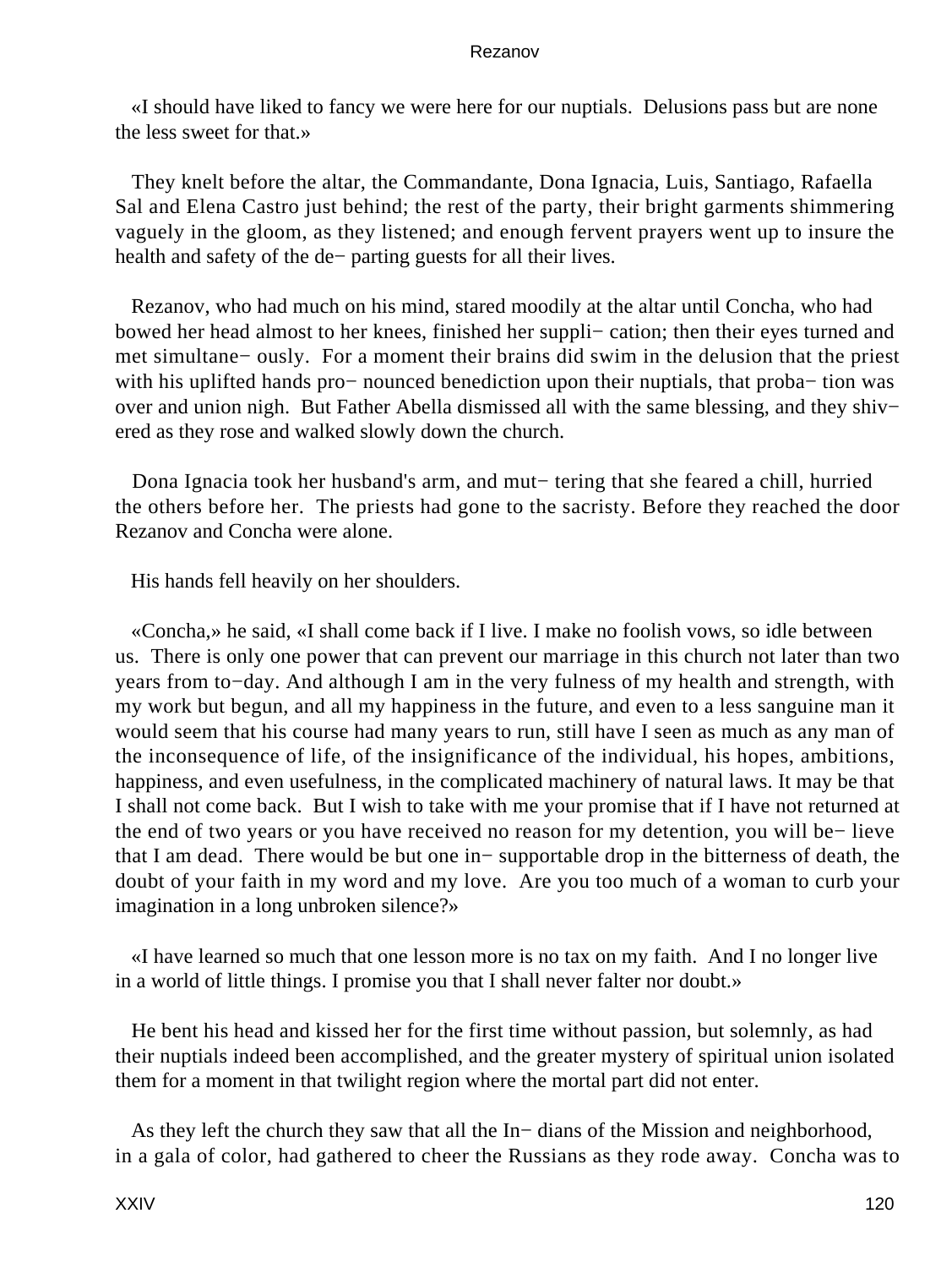«I should have liked to fancy we were here for our nuptials.  Delusions pass but are none the less sweet for that.»

They knelt before the altar, the Commandante, Dona Ignacia, Luis, Santiago, Rafaella Sal and Elena Castro just behind; the rest of the party, their bright garments shimmering vaguely in the gloom, as they listened; and enough fervent prayers went up to insure the health and safety of the de− parting guests for all their lives.

Rezanov, who had much on his mind, stared moodily at the altar until Concha, who had bowed her head almost to her knees, finished her suppli− cation; then their eyes turned and met simultane− ously.  For a moment their brains did swim in the delusion that the priest with his uplifted hands pro− nounced benediction upon their nuptials, that proba− tion was over and union nigh.  But Father Abella dismissed all with the same blessing, and they shiv− ered as they rose and walked slowly down the church.

Dona Ignacia took her husband's arm, and mut− tering that she feared a chill, hurried the others before her.  The priests had gone to the sacristy. Before they reached the door Rezanov and Concha were alone.

His hands fell heavily on her shoulders.

«Concha,» he said, «I shall come back if I live. I make no foolish vows, so idle between us.  There is only one power that can prevent our marriage in this church not later than two years from to−day. And although I am in the very fulness of my health and strength, with my work but begun, and all my happiness in the future, and even to a less sanguine man it would seem that his course had many years to run, still have I seen as much as any man of the inconsequence of life, of the insignificance of the individual, his hopes, ambitions, happiness, and even usefulness, in the complicated machinery of natural laws. It may be that I shall not come back.  But I wish to take with me your promise that if I have not returned at the end of two years or you have received no reason for my detention, you will be− lieve that I am dead.  There would be but one in− supportable drop in the bitterness of death, the doubt of your faith in my word and my love.  Are you too much of a woman to curb your imagination in a long unbroken silence?»

«I have learned so much that one lesson more is no tax on my faith.  And I no longer live in a world of little things. I promise you that I shall never falter nor doubt.»

He bent his head and kissed her for the first time without passion, but solemnly, as had their nuptials indeed been accomplished, and the greater mystery of spiritual union isolated them for a moment in that twilight region where the mortal part did not enter.

As they left the church they saw that all the In− dians of the Mission and neighborhood, in a gala of color, had gathered to cheer the Russians as they rode away.  Concha was to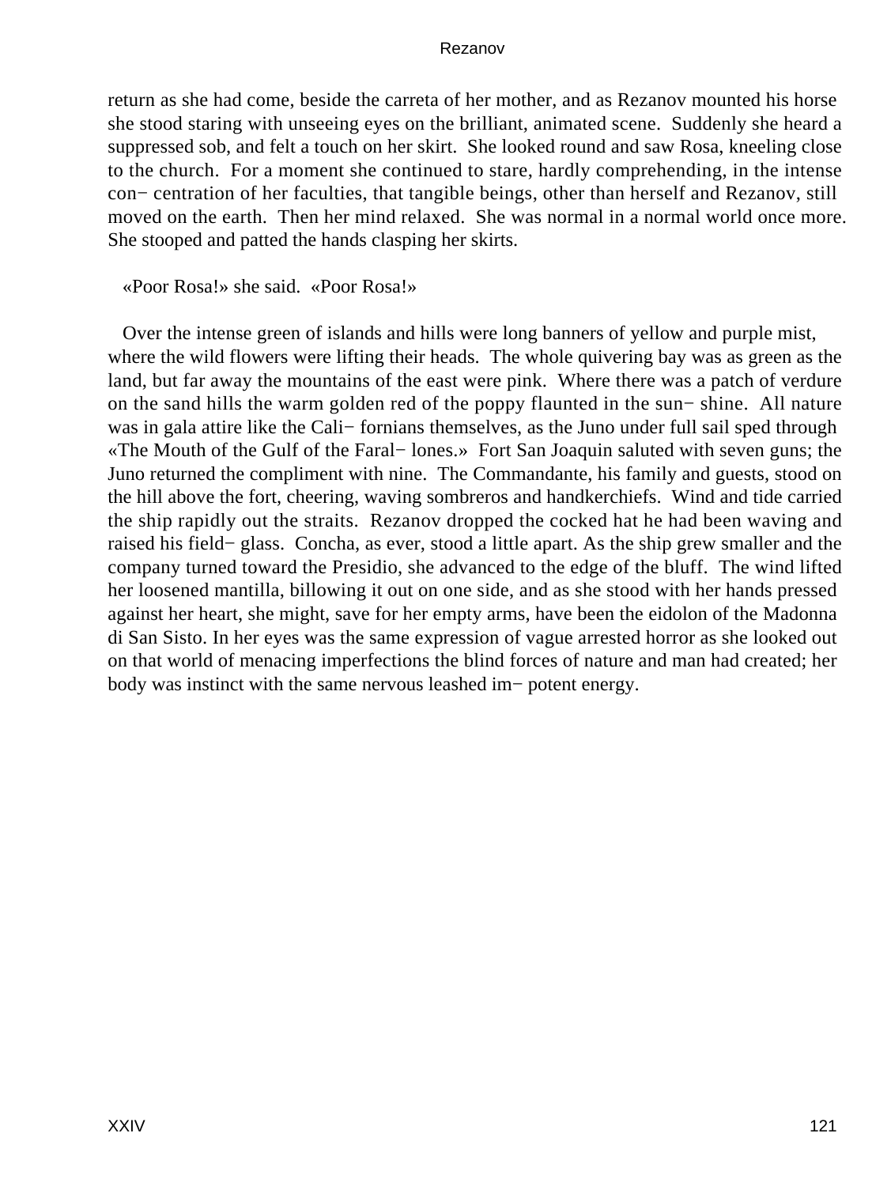return as she had come, beside the carreta of her mother, and as Rezanov mounted his horse she stood staring with unseeing eyes on the brilliant, animated scene. Suddenly she heard a suppressed sob, and felt a touch on her skirt. She looked round and saw Rosa, kneeling close to the church. For a moment she continued to stare, hardly comprehending, in the intense con− centration of her faculties, that tangible beings, other than herself and Rezanov, still moved on the earth. Then her mind relaxed. She was normal in a normal world once more. She stooped and patted the hands clasping her skirts.

«Poor Rosa!» she said. «Poor Rosa!»

Over the intense green of islands and hills were long banners of yellow and purple mist, where the wild flowers were lifting their heads. The whole quivering bay was as green as the land, but far away the mountains of the east were pink. Where there was a patch of verdure on the sand hills the warm golden red of the poppy flaunted in the sun− shine. All nature was in gala attire like the Cali− fornians themselves, as the Juno under full sail sped through «The Mouth of the Gulf of the Faral− lones.» Fort San Joaquin saluted with seven guns; the Juno returned the compliment with nine. The Commandante, his family and guests, stood on the hill above the fort, cheering, waving sombreros and handkerchiefs. Wind and tide carried the ship rapidly out the straits. Rezanov dropped the cocked hat he had been waving and raised his field− glass. Concha, as ever, stood a little apart. As the ship grew smaller and the company turned toward the Presidio, she advanced to the edge of the bluff. The wind lifted her loosened mantilla, billowing it out on one side, and as she stood with her hands pressed against her heart, she might, save for her empty arms, have been the eidolon of the Madonna di San Sisto. In her eyes was the same expression of vague arrested horror as she looked out on that world of menacing imperfections the blind forces of nature and man had created; her body was instinct with the same nervous leashed im− potent energy.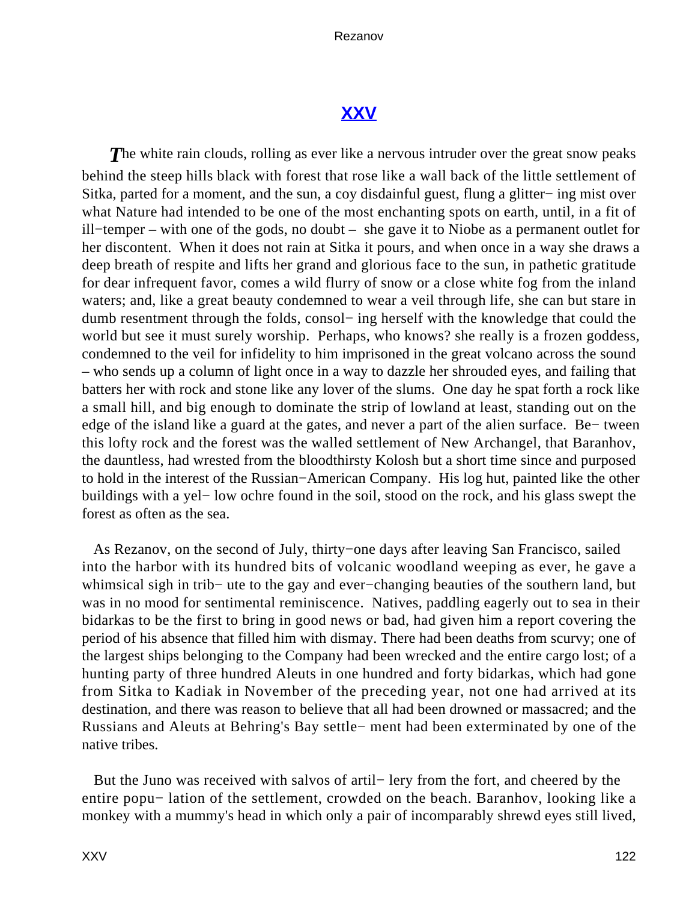## XXV

*T*he white rain clouds, rolling as ever like a nervous intruder over the great snow peaks behind the steep hills black with forest that rose like a wall back of the little settlement of Sitka, parted for a moment, and the sun, a coy disdainful guest, flung a glittering mist over what Nature had intended to be one of the most enchanting spots on earth, until, in a fit of ill−temper – with one of the gods, no doubt – she gave it to Niobe as a permanent outlet for her discontent. When it does not rain at Sitka it pours, and when once in a way she draws a deep breath of respite and lifts her grand and glorious face to the sun, in pathetic gratitude for dear infrequent favor, comes a wild flurry of snow or a close white fog from the inland waters; and, like a great beauty condemned to wear a veil through life, she can but stare in dumb resentment through the folds, consoling herself with the knowledge that could the world but see it must surely worship. Perhaps, who knows? she really is a frozen goddess, condemned to the veil for infidelity to him imprisoned in the great volcano across the sound – who sends up a column of light once in a way to dazzle her shrouded eyes, and failing that batters her with rock and stone like any lover of the slums. One day he spat forth a rock like a small hill, and big enough to dominate the strip of lowland at least, standing out on the edge of the island like a guard at the gates, and never a part of the alien surface. Between this lofty rock and the forest was the walled settlement of New Archangel, that Baranhov, the dauntless, had wrested from the bloodthirsty Kolosh but a short time since and purposed to hold in the interest of the Russian−American Company. His log hut, painted like the other buildings with a yellow ochre found in the soil, stood on the rock, and his glass swept the forest as often as the sea.

As Rezanov, on the second of July, thirty−one days after leaving San Francisco, sailed into the harbor with its hundred bits of volcanic woodland weeping as ever, he gave a whimsical sigh in tribute to the gay and ever−changing beauties of the southern land, but was in no mood for sentimental reminiscence. Natives, paddling eagerly out to sea in their bidarkas to be the first to bring in good news or bad, had given him a report covering the period of his absence that filled him with dismay. There had been deaths from scurvy; one of the largest ships belonging to the Company had been wrecked and the entire cargo lost; of a hunting party of three hundred Aleuts in one hundred and forty bidarkas, which had gone from Sitka to Kadiak in November of the preceding year, not one had arrived at its destination, and there was reason to believe that all had been drowned or massacred; and the Russians and Aleuts at Behring's Bay settlement had been exterminated by one of the native tribes.

But the Juno was received with salvos of artillery from the fort, and cheered by the entire population of the settlement, crowded on the beach. Baranhov, looking like a monkey with a mummy's head in which only a pair of incomparably shrewd eyes still lived,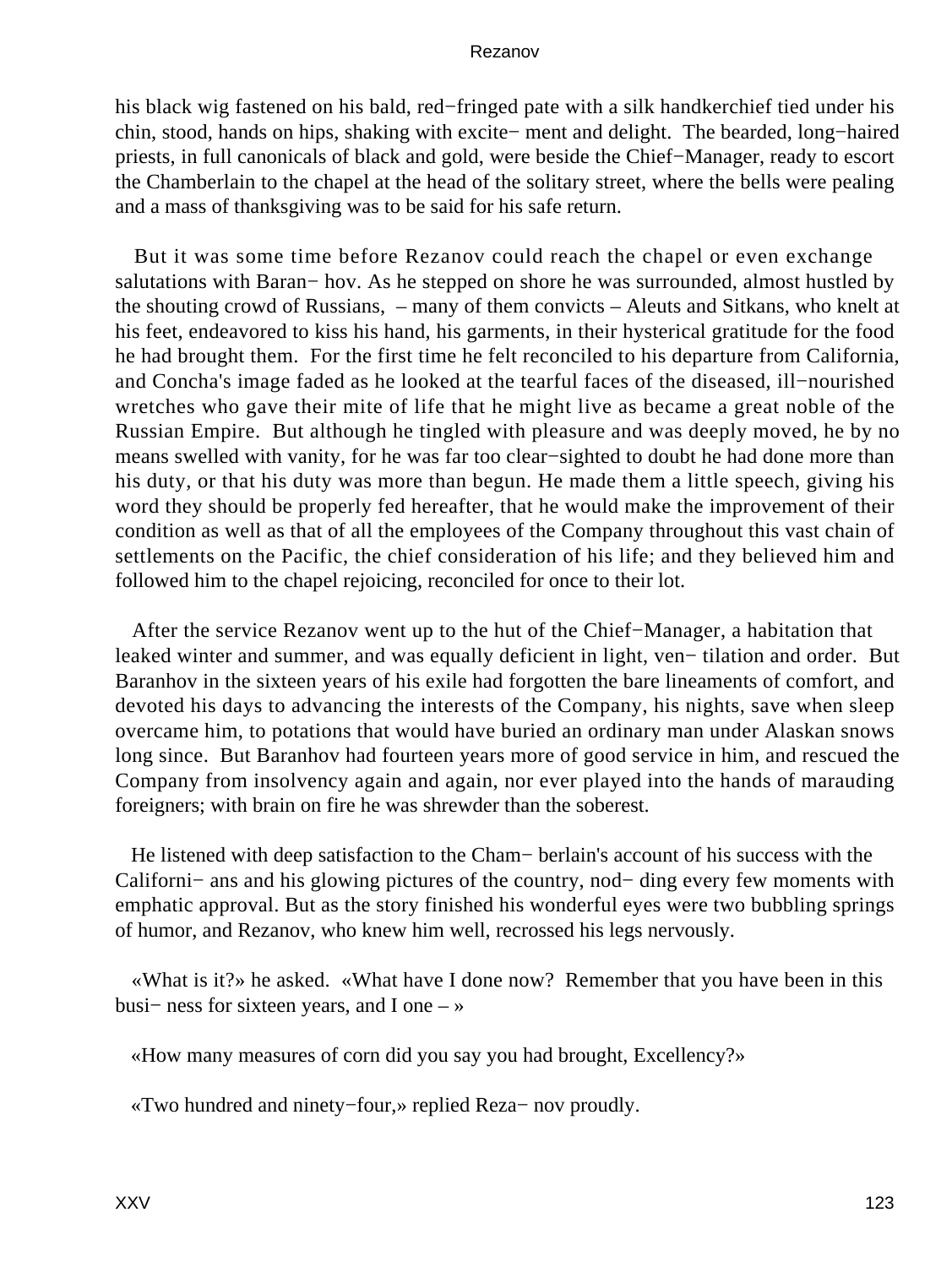his black wig fastened on his bald, red−fringed pate with a silk handkerchief tied under his chin, stood, hands on hips, shaking with excite− ment and delight. The bearded, long−haired priests, in full canonicals of black and gold, were beside the Chief−Manager, ready to escort the Chamberlain to the chapel at the head of the solitary street, where the bells were pealing and a mass of thanksgiving was to be said for his safe return.

But it was some time before Rezanov could reach the chapel or even exchange salutations with Baran− hov. As he stepped on shore he was surrounded, almost hustled by the shouting crowd of Russians, – many of them convicts – Aleuts and Sitkans, who knelt at his feet, endeavored to kiss his hand, his garments, in their hysterical gratitude for the food he had brought them. For the first time he felt reconciled to his departure from California, and Concha's image faded as he looked at the tearful faces of the diseased, ill−nourished wretches who gave their mite of life that he might live as became a great noble of the Russian Empire. But although he tingled with pleasure and was deeply moved, he by no means swelled with vanity, for he was far too clear−sighted to doubt he had done more than his duty, or that his duty was more than begun. He made them a little speech, giving his word they should be properly fed hereafter, that he would make the improvement of their condition as well as that of all the employees of the Company throughout this vast chain of settlements on the Pacific, the chief consideration of his life; and they believed him and followed him to the chapel rejoicing, reconciled for once to their lot.

After the service Rezanov went up to the hut of the Chief−Manager, a habitation that leaked winter and summer, and was equally deficient in light, ven− tilation and order. But Baranhov in the sixteen years of his exile had forgotten the bare lineaments of comfort, and devoted his days to advancing the interests of the Company, his nights, save when sleep overcame him, to potations that would have buried an ordinary man under Alaskan snows long since. But Baranhov had fourteen years more of good service in him, and rescued the Company from insolvency again and again, nor ever played into the hands of marauding foreigners; with brain on fire he was shrewder than the soberest.

He listened with deep satisfaction to the Cham− berlain's account of his success with the Californi− ans and his glowing pictures of the country, nod− ding every few moments with emphatic approval. But as the story finished his wonderful eyes were two bubbling springs of humor, and Rezanov, who knew him well, recrossed his legs nervously.

«What is it?» he asked. «What have I done now? Remember that you have been in this busi− ness for sixteen years, and I one – »

«How many measures of corn did you say you had brought, Excellency?»

«Two hundred and ninety−four,» replied Reza− nov proudly.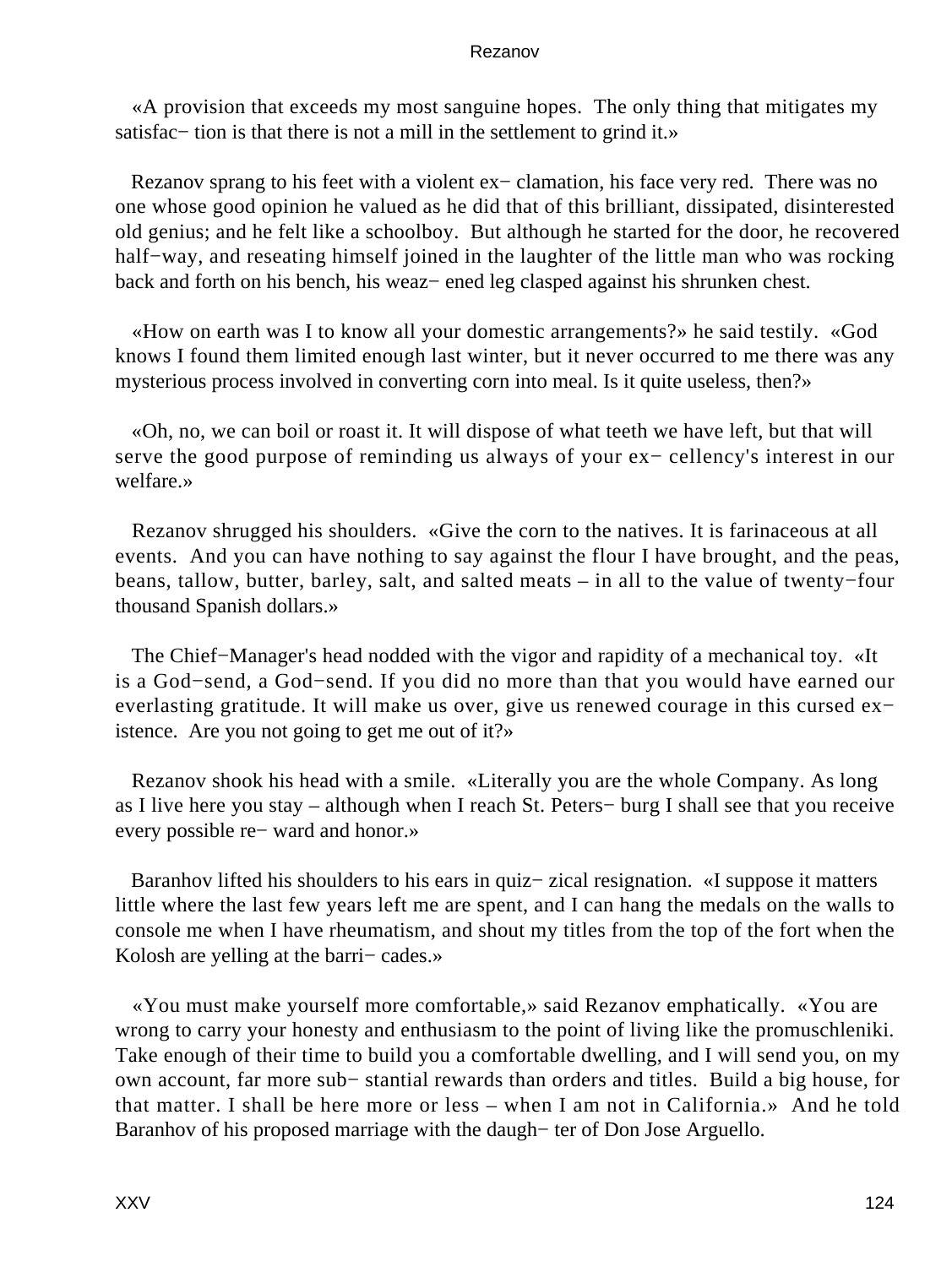«A provision that exceeds my most sanguine hopes. The only thing that mitigates my satisfaction is that there is not a mill in the settlement to grind it.»

Rezanov sprang to his feet with a violent exclamation, his face very red. There was no one whose good opinion he valued as he did that of this brilliant, dissipated, disinterested old genius; and he felt like a schoolboy. But although he started for the door, he recovered half−way, and reseating himself joined in the laughter of the little man who was rocking back and forth on his bench, his weazened leg clasped against his shrunken chest.

«How on earth was I to know all your domestic arrangements?» he said testily. «God knows I found them limited enough last winter, but it never occurred to me there was any mysterious process involved in converting corn into meal. Is it quite useless, then?»

«Oh, no, we can boil or roast it. It will dispose of what teeth we have left, but that will serve the good purpose of reminding us always of your excellency's interest in our welfare.»

Rezanov shrugged his shoulders. «Give the corn to the natives. It is farinaceous at all events. And you can have nothing to say against the flour I have brought, and the peas, beans, tallow, butter, barley, salt, and salted meats – in all to the value of twenty−four thousand Spanish dollars.»

The Chief−Manager's head nodded with the vigor and rapidity of a mechanical toy. «It is a God−send, a God−send. If you did no more than that you would have earned our everlasting gratitude. It will make us over, give us renewed courage in this cursed existence. Are you not going to get me out of it?»

Rezanov shook his head with a smile. «Literally you are the whole Company. As long as I live here you stay – although when I reach St. Petersburg I shall see that you receive every possible reward and honor.»

Baranhov lifted his shoulders to his ears in quizzical resignation. «I suppose it matters little where the last few years left me are spent, and I can hang the medals on the walls to console me when I have rheumatism, and shout my titles from the top of the fort when the Kolosh are yelling at the barricades.»

«You must make yourself more comfortable,» said Rezanov emphatically. «You are wrong to carry your honesty and enthusiasm to the point of living like the promuschleniki. Take enough of their time to build you a comfortable dwelling, and I will send you, on my own account, far more substantial rewards than orders and titles. Build a big house, for that matter. I shall be here more or less – when I am not in California.» And he told Baranhov of his proposed marriage with the daughter of Don Jose Arguello.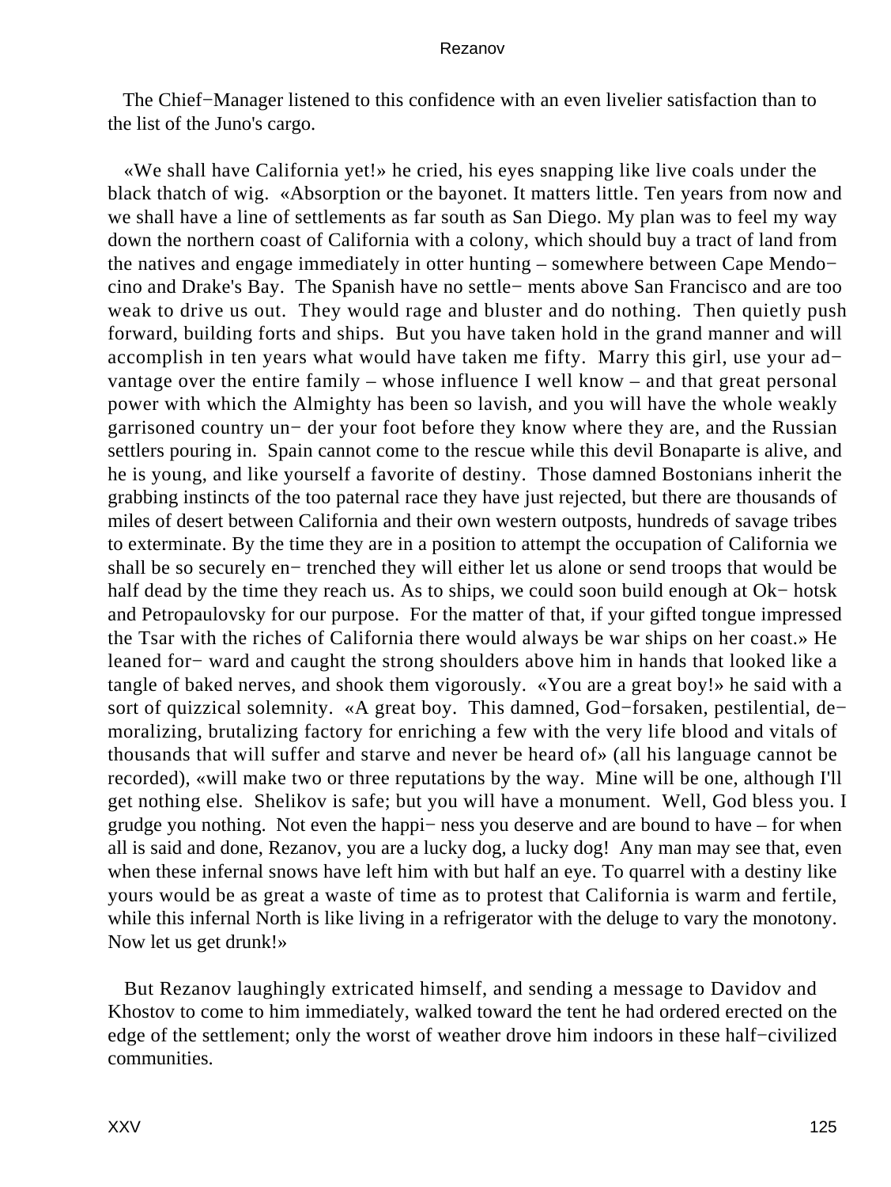The Chief−Manager listened to this confidence with an even livelier satisfaction than to the list of the Juno's cargo.

«We shall have California yet!» he cried, his eyes snapping like live coals under the black thatch of wig. «Absorption or the bayonet. It matters little. Ten years from now and we shall have a line of settlements as far south as San Diego. My plan was to feel my way down the northern coast of California with a colony, which should buy a tract of land from the natives and engage immediately in otter hunting – somewhere between Cape Mendocino and Drake's Bay. The Spanish have no settlements above San Francisco and are too weak to drive us out. They would rage and bluster and do nothing. Then quietly push forward, building forts and ships. But you have taken hold in the grand manner and will accomplish in ten years what would have taken me fifty. Marry this girl, use your advantage over the entire family – whose influence I well know – and that great personal power with which the Almighty has been so lavish, and you will have the whole weakly garrisoned country under your foot before they know where they are, and the Russian settlers pouring in. Spain cannot come to the rescue while this devil Bonaparte is alive, and he is young, and like yourself a favorite of destiny. Those damned Bostonians inherit the grabbing instincts of the too paternal race they have just rejected, but there are thousands of miles of desert between California and their own western outposts, hundreds of savage tribes to exterminate. By the time they are in a position to attempt the occupation of California we shall be so securely entrenched they will either let us alone or send troops that would be half dead by the time they reach us. As to ships, we could soon build enough at Okhotsk and Petropaulovsky for our purpose. For the matter of that, if your gifted tongue impressed the Tsar with the riches of California there would always be war ships on her coast.» He leaned forward and caught the strong shoulders above him in hands that looked like a tangle of baked nerves, and shook them vigorously. «You are a great boy!» he said with a sort of quizzical solemnity. «A great boy. This damned, God−forsaken, pestilential, demoralizing, brutalizing factory for enriching a few with the very life blood and vitals of thousands that will suffer and starve and never be heard of» (all his language cannot be recorded), «will make two or three reputations by the way. Mine will be one, although I'll get nothing else. Shelikov is safe; but you will have a monument. Well, God bless you. I grudge you nothing. Not even the happiness you deserve and are bound to have – for when all is said and done, Rezanov, you are a lucky dog, a lucky dog! Any man may see that, even when these infernal snows have left him with but half an eye. To quarrel with a destiny like yours would be as great a waste of time as to protest that California is warm and fertile, while this infernal North is like living in a refrigerator with the deluge to vary the monotony. Now let us get drunk!»

But Rezanov laughingly extricated himself, and sending a message to Davidov and Khostov to come to him immediately, walked toward the tent he had ordered erected on the edge of the settlement; only the worst of weather drove him indoors in these half−civilized communities.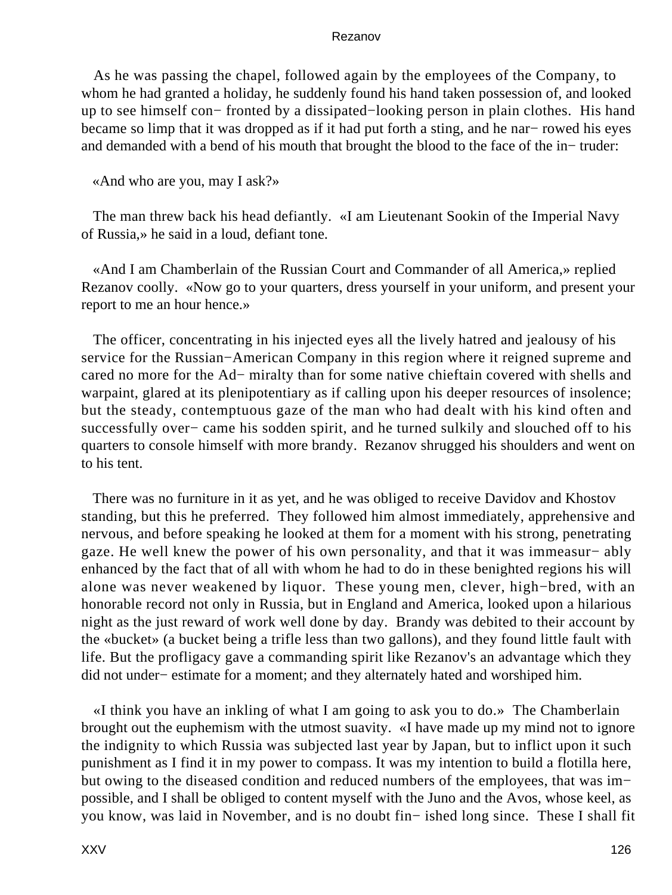As he was passing the chapel, followed again by the employees of the Company, to whom he had granted a holiday, he suddenly found his hand taken possession of, and looked up to see himself confronted by a dissipated−looking person in plain clothes. His hand became so limp that it was dropped as if it had put forth a sting, and he narrowed his eyes and demanded with a bend of his mouth that brought the blood to the face of the intruder:

«And who are you, may I ask?»

The man threw back his head defiantly. «I am Lieutenant Sookin of the Imperial Navy of Russia,» he said in a loud, defiant tone.

«And I am Chamberlain of the Russian Court and Commander of all America,» replied Rezanov coolly. «Now go to your quarters, dress yourself in your uniform, and present your report to me an hour hence.»

The officer, concentrating in his injected eyes all the lively hatred and jealousy of his service for the Russian−American Company in this region where it reigned supreme and cared no more for the Admiralty than for some native chieftain covered with shells and warpaint, glared at its plenipotentiary as if calling upon his deeper resources of insolence; but the steady, contemptuous gaze of the man who had dealt with his kind often and successfully overcame his sodden spirit, and he turned sulkily and slouched off to his quarters to console himself with more brandy. Rezanov shrugged his shoulders and went on to his tent.

There was no furniture in it as yet, and he was obliged to receive Davidov and Khostov standing, but this he preferred. They followed him almost immediately, apprehensive and nervous, and before speaking he looked at them for a moment with his strong, penetrating gaze. He well knew the power of his own personality, and that it was immeasurably enhanced by the fact that of all with whom he had to do in these benighted regions his will alone was never weakened by liquor. These young men, clever, high−bred, with an honorable record not only in Russia, but in England and America, looked upon a hilarious night as the just reward of work well done by day. Brandy was debited to their account by the «bucket» (a bucket being a trifle less than two gallons), and they found little fault with life. But the profligacy gave a commanding spirit like Rezanov's an advantage which they did not underestimate for a moment; and they alternately hated and worshiped him.

«I think you have an inkling of what I am going to ask you to do.» The Chamberlain brought out the euphemism with the utmost suavity. «I have made up my mind not to ignore the indignity to which Russia was subjected last year by Japan, but to inflict upon it such punishment as I find it in my power to compass. It was my intention to build a flotilla here, but owing to the diseased condition and reduced numbers of the employees, that was impossible, and I shall be obliged to content myself with the Juno and the Avos, whose keel, as you know, was laid in November, and is no doubt finished long since. These I shall fit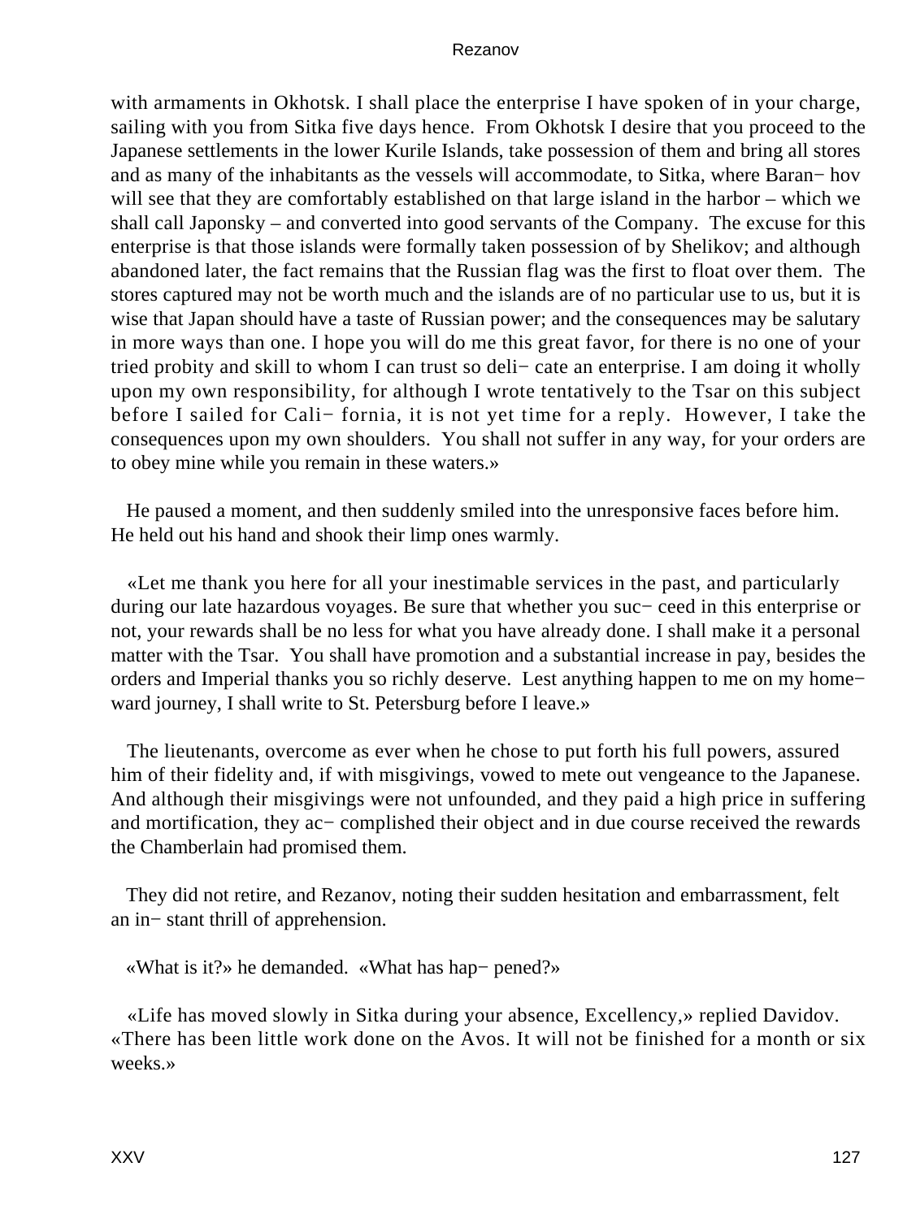with armaments in Okhotsk. I shall place the enterprise I have spoken of in your charge, sailing with you from Sitka five days hence. From Okhotsk I desire that you proceed to the Japanese settlements in the lower Kurile Islands, take possession of them and bring all stores and as many of the inhabitants as the vessels will accommodate, to Sitka, where Baran− hov will see that they are comfortably established on that large island in the harbor – which we shall call Japonsky – and converted into good servants of the Company. The excuse for this enterprise is that those islands were formally taken possession of by Shelikov; and although abandoned later, the fact remains that the Russian flag was the first to float over them. The stores captured may not be worth much and the islands are of no particular use to us, but it is wise that Japan should have a taste of Russian power; and the consequences may be salutary in more ways than one. I hope you will do me this great favor, for there is no one of your tried probity and skill to whom I can trust so deli− cate an enterprise. I am doing it wholly upon my own responsibility, for although I wrote tentatively to the Tsar on this subject before I sailed for Cali− fornia, it is not yet time for a reply. However, I take the consequences upon my own shoulders. You shall not suffer in any way, for your orders are to obey mine while you remain in these waters.»

He paused a moment, and then suddenly smiled into the unresponsive faces before him. He held out his hand and shook their limp ones warmly.

«Let me thank you here for all your inestimable services in the past, and particularly during our late hazardous voyages. Be sure that whether you suc− ceed in this enterprise or not, your rewards shall be no less for what you have already done. I shall make it a personal matter with the Tsar. You shall have promotion and a substantial increase in pay, besides the orders and Imperial thanks you so richly deserve. Lest anything happen to me on my home− ward journey, I shall write to St. Petersburg before I leave.»

The lieutenants, overcome as ever when he chose to put forth his full powers, assured him of their fidelity and, if with misgivings, vowed to mete out vengeance to the Japanese. And although their misgivings were not unfounded, and they paid a high price in suffering and mortification, they ac− complished their object and in due course received the rewards the Chamberlain had promised them.

They did not retire, and Rezanov, noting their sudden hesitation and embarrassment, felt an in− stant thrill of apprehension.

«What is it?» he demanded. «What has hap− pened?»

«Life has moved slowly in Sitka during your absence, Excellency,» replied Davidov. «There has been little work done on the Avos. It will not be finished for a month or six weeks.»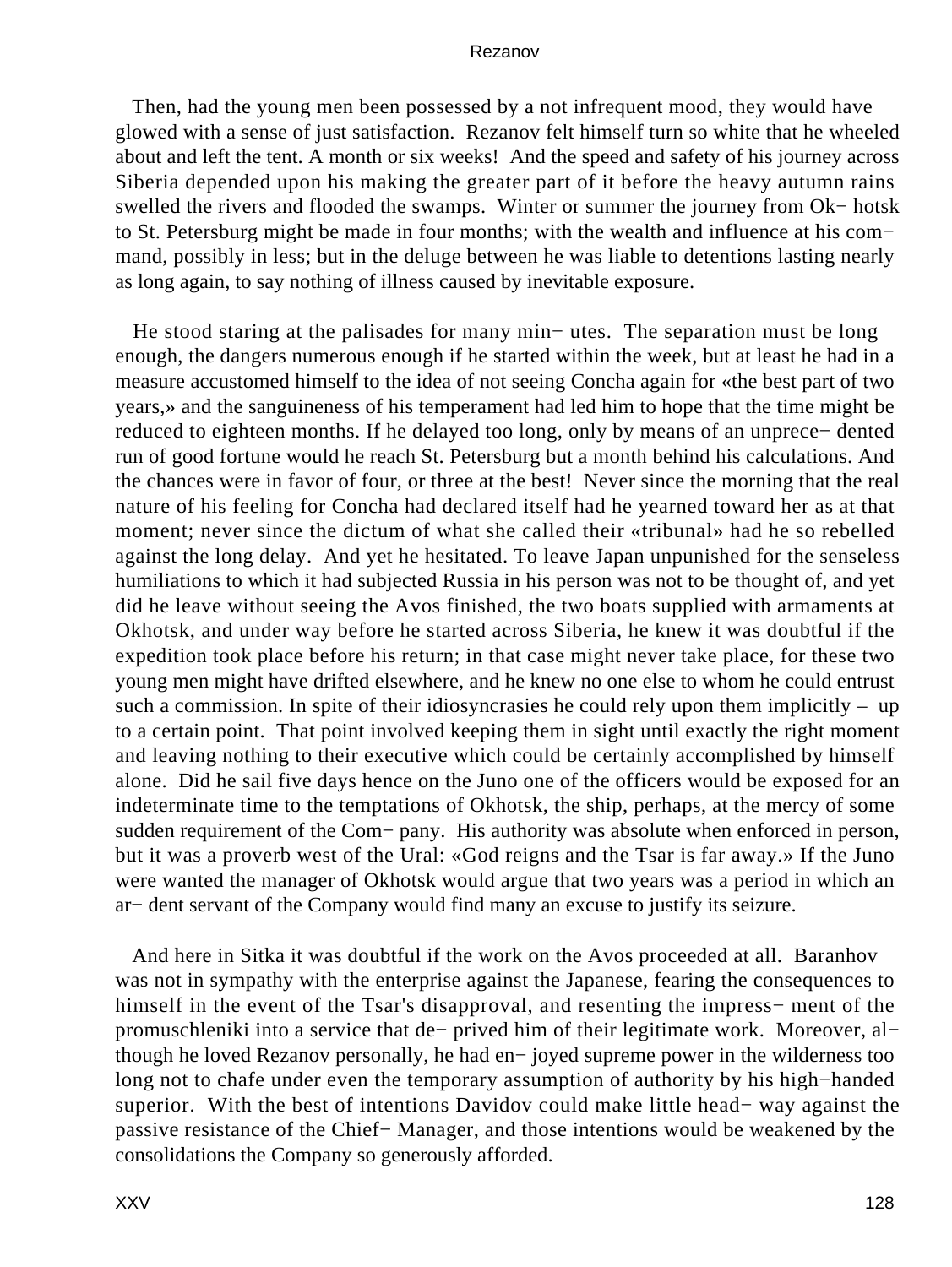Then, had the young men been possessed by a not infrequent mood, they would have glowed with a sense of just satisfaction. Rezanov felt himself turn so white that he wheeled about and left the tent. A month or six weeks! And the speed and safety of his journey across Siberia depended upon his making the greater part of it before the heavy autumn rains swelled the rivers and flooded the swamps. Winter or summer the journey from Okhotsk to St. Petersburg might be made in four months; with the wealth and influence at his command, possibly in less; but in the deluge between he was liable to detentions lasting nearly as long again, to say nothing of illness caused by inevitable exposure.

He stood staring at the palisades for many minutes. The separation must be long enough, the dangers numerous enough if he started within the week, but at least he had in a measure accustomed himself to the idea of not seeing Concha again for «the best part of two years,» and the sanguineness of his temperament had led him to hope that the time might be reduced to eighteen months. If he delayed too long, only by means of an unprecedented run of good fortune would he reach St. Petersburg but a month behind his calculations. And the chances were in favor of four, or three at the best! Never since the morning that the real nature of his feeling for Concha had declared itself had he yearned toward her as at that moment; never since the dictum of what she called their «tribunal» had he so rebelled against the long delay. And yet he hesitated. To leave Japan unpunished for the senseless humiliations to which it had subjected Russia in his person was not to be thought of, and yet did he leave without seeing the Avos finished, the two boats supplied with armaments at Okhotsk, and under way before he started across Siberia, he knew it was doubtful if the expedition took place before his return; in that case might never take place, for these two young men might have drifted elsewhere, and he knew no one else to whom he could entrust such a commission. In spite of their idiosyncrasies he could rely upon them implicitly – up to a certain point. That point involved keeping them in sight until exactly the right moment and leaving nothing to their executive which could be certainly accomplished by himself alone. Did he sail five days hence on the Juno one of the officers would be exposed for an indeterminate time to the temptations of Okhotsk, the ship, perhaps, at the mercy of some sudden requirement of the Company. His authority was absolute when enforced in person, but it was a proverb west of the Ural: «God reigns and the Tsar is far away.» If the Juno were wanted the manager of Okhotsk would argue that two years was a period in which an ardent servant of the Company would find many an excuse to justify its seizure.

And here in Sitka it was doubtful if the work on the Avos proceeded at all. Baranhov was not in sympathy with the enterprise against the Japanese, fearing the consequences to himself in the event of the Tsar's disapproval, and resenting the impressment of the promuschleniki into a service that deprived him of their legitimate work. Moreover, although he loved Rezanov personally, he had enjoyed supreme power in the wilderness too long not to chafe under even the temporary assumption of authority by his high−handed superior. With the best of intentions Davidov could make little headway against the passive resistance of the Chief−Manager, and those intentions would be weakened by the consolidations the Company so generously afforded.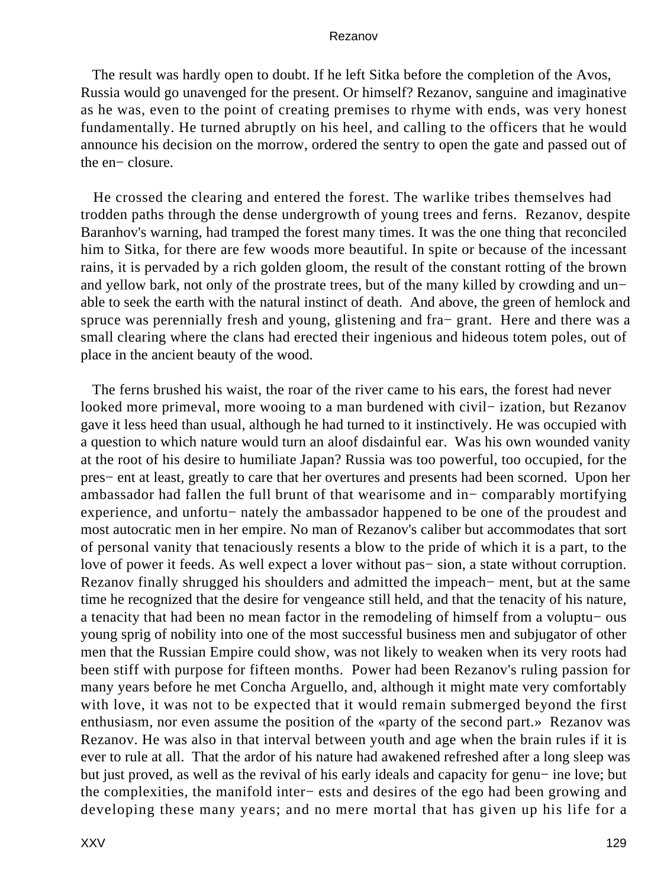The result was hardly open to doubt. If he left Sitka before the completion of the Avos, Russia would go unavenged for the present. Or himself? Rezanov, sanguine and imaginative as he was, even to the point of creating premises to rhyme with ends, was very honest fundamentally. He turned abruptly on his heel, and calling to the officers that he would announce his decision on the morrow, ordered the sentry to open the gate and passed out of the en− closure.

He crossed the clearing and entered the forest. The warlike tribes themselves had trodden paths through the dense undergrowth of young trees and ferns. Rezanov, despite Baranhov's warning, had tramped the forest many times. It was the one thing that reconciled him to Sitka, for there are few woods more beautiful. In spite or because of the incessant rains, it is pervaded by a rich golden gloom, the result of the constant rotting of the brown and yellow bark, not only of the prostrate trees, but of the many killed by crowding and un− able to seek the earth with the natural instinct of death. And above, the green of hemlock and spruce was perennially fresh and young, glistening and fra− grant. Here and there was a small clearing where the clans had erected their ingenious and hideous totem poles, out of place in the ancient beauty of the wood.

The ferns brushed his waist, the roar of the river came to his ears, the forest had never looked more primeval, more wooing to a man burdened with civil− ization, but Rezanov gave it less heed than usual, although he had turned to it instinctively. He was occupied with a question to which nature would turn an aloof disdainful ear. Was his own wounded vanity at the root of his desire to humiliate Japan? Russia was too powerful, too occupied, for the pres− ent at least, greatly to care that her overtures and presents had been scorned. Upon her ambassador had fallen the full brunt of that wearisome and in− comparably mortifying experience, and unfortu− nately the ambassador happened to be one of the proudest and most autocratic men in her empire. No man of Rezanov's caliber but accommodates that sort of personal vanity that tenaciously resents a blow to the pride of which it is a part, to the love of power it feeds. As well expect a lover without pas− sion, a state without corruption. Rezanov finally shrugged his shoulders and admitted the impeach− ment, but at the same time he recognized that the desire for vengeance still held, and that the tenacity of his nature, a tenacity that had been no mean factor in the remodeling of himself from a voluptu− ous young sprig of nobility into one of the most successful business men and subjugator of other men that the Russian Empire could show, was not likely to weaken when its very roots had been stiff with purpose for fifteen months. Power had been Rezanov's ruling passion for many years before he met Concha Arguello, and, although it might mate very comfortably with love, it was not to be expected that it would remain submerged beyond the first enthusiasm, nor even assume the position of the «party of the second part.» Rezanov was Rezanov. He was also in that interval between youth and age when the brain rules if it is ever to rule at all. That the ardor of his nature had awakened refreshed after a long sleep was but just proved, as well as the revival of his early ideals and capacity for genu− ine love; but the complexities, the manifold inter− ests and desires of the ego had been growing and developing these many years; and no mere mortal that has given up his life for a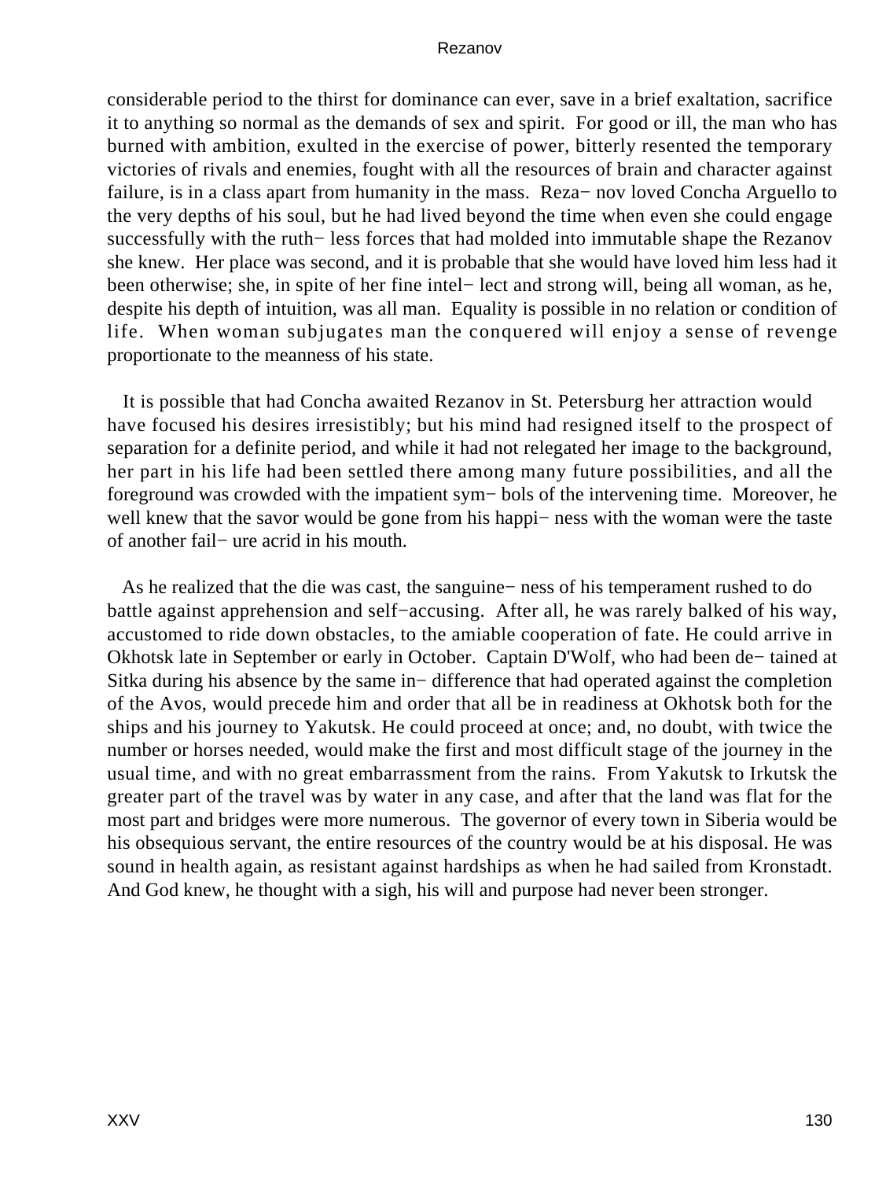considerable period to the thirst for dominance can ever, save in a brief exaltation, sacrifice it to anything so normal as the demands of sex and spirit. For good or ill, the man who has burned with ambition, exulted in the exercise of power, bitterly resented the temporary victories of rivals and enemies, fought with all the resources of brain and character against failure, is in a class apart from humanity in the mass. Reza− nov loved Concha Arguello to the very depths of his soul, but he had lived beyond the time when even she could engage successfully with the ruth− less forces that had molded into immutable shape the Rezanov she knew. Her place was second, and it is probable that she would have loved him less had it been otherwise; she, in spite of her fine intel− lect and strong will, being all woman, as he, despite his depth of intuition, was all man. Equality is possible in no relation or condition of life. When woman subjugates man the conquered will enjoy a sense of revenge proportionate to the meanness of his state.

It is possible that had Concha awaited Rezanov in St. Petersburg her attraction would have focused his desires irresistibly; but his mind had resigned itself to the prospect of separation for a definite period, and while it had not relegated her image to the background, her part in his life had been settled there among many future possibilities, and all the foreground was crowded with the impatient sym− bols of the intervening time. Moreover, he well knew that the savor would be gone from his happi− ness with the woman were the taste of another fail− ure acrid in his mouth.

As he realized that the die was cast, the sanguine− ness of his temperament rushed to do battle against apprehension and self−accusing. After all, he was rarely balked of his way, accustomed to ride down obstacles, to the amiable cooperation of fate. He could arrive in Okhotsk late in September or early in October. Captain D'Wolf, who had been de− tained at Sitka during his absence by the same in− difference that had operated against the completion of the Avos, would precede him and order that all be in readiness at Okhotsk both for the ships and his journey to Yakutsk. He could proceed at once; and, no doubt, with twice the number or horses needed, would make the first and most difficult stage of the journey in the usual time, and with no great embarrassment from the rains. From Yakutsk to Irkutsk the greater part of the travel was by water in any case, and after that the land was flat for the most part and bridges were more numerous. The governor of every town in Siberia would be his obsequious servant, the entire resources of the country would be at his disposal. He was sound in health again, as resistant against hardships as when he had sailed from Kronstadt. And God knew, he thought with a sigh, his will and purpose had never been stronger.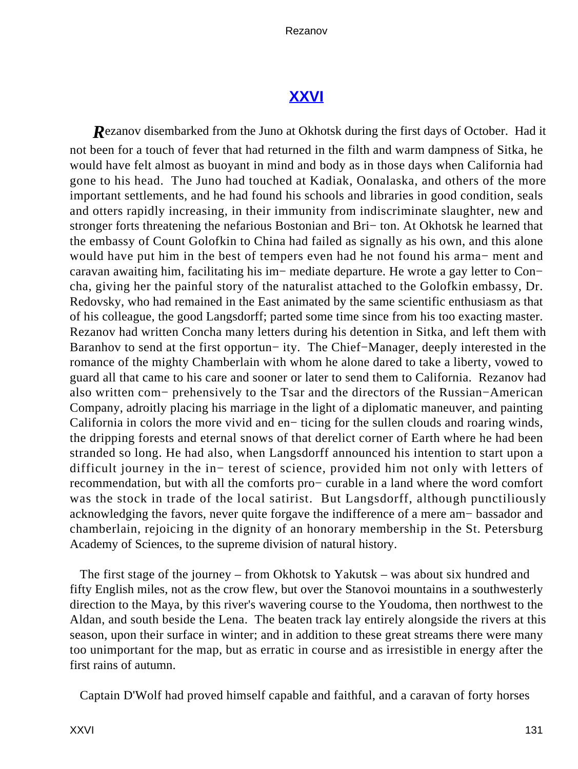## XXVI

Rezanov disembarked from the Juno at Okhotsk during the first days of October. Had it not been for a touch of fever that had returned in the filth and warm dampness of Sitka, he would have felt almost as buoyant in mind and body as in those days when California had gone to his head. The Juno had touched at Kadiak, Oonalaska, and others of the more important settlements, and he had found his schools and libraries in good condition, seals and otters rapidly increasing, in their immunity from indiscriminate slaughter, new and stronger forts threatening the nefarious Bostonian and Bri− ton. At Okhotsk he learned that the embassy of Count Golofkin to China had failed as signally as his own, and this alone would have put him in the best of tempers even had he not found his arma− ment and caravan awaiting him, facilitating his im− mediate departure. He wrote a gay letter to Con− cha, giving her the painful story of the naturalist attached to the Golofkin embassy, Dr. Redovsky, who had remained in the East animated by the same scientific enthusiasm as that of his colleague, the good Langsdorff; parted some time since from his too exacting master. Rezanov had written Concha many letters during his detention in Sitka, and left them with Baranhov to send at the first opportun− ity. The Chief−Manager, deeply interested in the romance of the mighty Chamberlain with whom he alone dared to take a liberty, vowed to guard all that came to his care and sooner or later to send them to California. Rezanov had also written com− prehensively to the Tsar and the directors of the Russian−American Company, adroitly placing his marriage in the light of a diplomatic maneuver, and painting California in colors the more vivid and en− ticing for the sullen clouds and roaring winds, the dripping forests and eternal snows of that derelict corner of Earth where he had been stranded so long. He had also, when Langsdorff announced his intention to start upon a difficult journey in the in− terest of science, provided him not only with letters of recommendation, but with all the comforts pro− curable in a land where the word comfort was the stock in trade of the local satirist. But Langsdorff, although punctiliously acknowledging the favors, never quite forgave the indifference of a mere am− bassador and chamberlain, rejoicing in the dignity of an honorary membership in the St. Petersburg Academy of Sciences, to the supreme division of natural history.

The first stage of the journey – from Okhotsk to Yakutsk – was about six hundred and fifty English miles, not as the crow flew, but over the Stanovoi mountains in a southwesterly direction to the Maya, by this river's wavering course to the Youdoma, then northwest to the Aldan, and south beside the Lena. The beaten track lay entirely alongside the rivers at this season, upon their surface in winter; and in addition to these great streams there were many too unimportant for the map, but as erratic in course and as irresistible in energy after the first rains of autumn.

Captain D'Wolf had proved himself capable and faithful, and a caravan of forty horses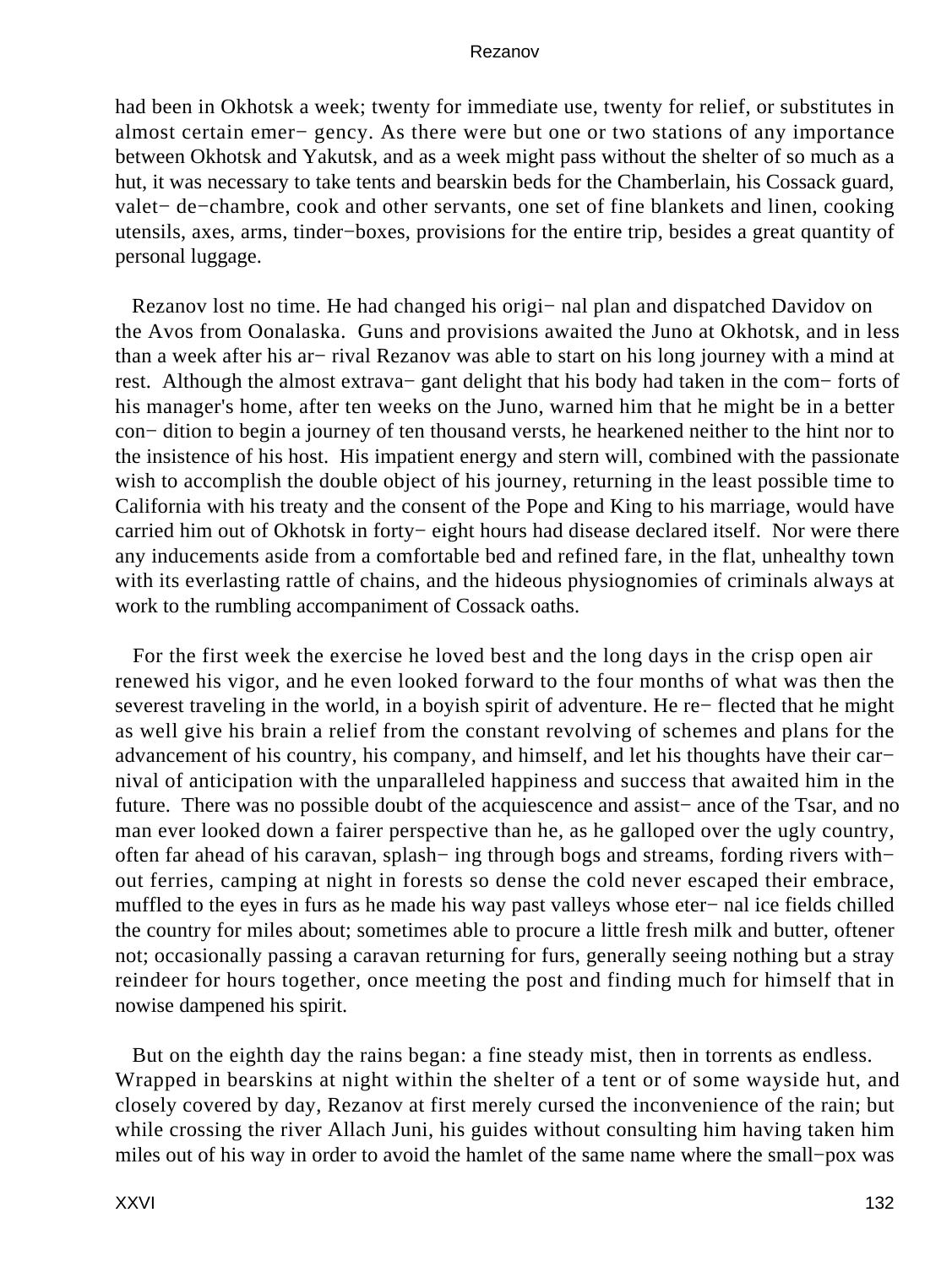had been in Okhotsk a week; twenty for immediate use, twenty for relief, or substitutes in almost certain emer− gency. As there were but one or two stations of any importance between Okhotsk and Yakutsk, and as a week might pass without the shelter of so much as a hut, it was necessary to take tents and bearskin beds for the Chamberlain, his Cossack guard, valet− de−chambre, cook and other servants, one set of fine blankets and linen, cooking utensils, axes, arms, tinder−boxes, provisions for the entire trip, besides a great quantity of personal luggage.

Rezanov lost no time. He had changed his origi− nal plan and dispatched Davidov on the Avos from Oonalaska. Guns and provisions awaited the Juno at Okhotsk, and in less than a week after his ar− rival Rezanov was able to start on his long journey with a mind at rest. Although the almost extrava− gant delight that his body had taken in the com− forts of his manager's home, after ten weeks on the Juno, warned him that he might be in a better con− dition to begin a journey of ten thousand versts, he hearkened neither to the hint nor to the insistence of his host. His impatient energy and stern will, combined with the passionate wish to accomplish the double object of his journey, returning in the least possible time to California with his treaty and the consent of the Pope and King to his marriage, would have carried him out of Okhotsk in forty− eight hours had disease declared itself. Nor were there any inducements aside from a comfortable bed and refined fare, in the flat, unhealthy town with its everlasting rattle of chains, and the hideous physiognomies of criminals always at work to the rumbling accompaniment of Cossack oaths.

For the first week the exercise he loved best and the long days in the crisp open air renewed his vigor, and he even looked forward to the four months of what was then the severest traveling in the world, in a boyish spirit of adventure. He re− flected that he might as well give his brain a relief from the constant revolving of schemes and plans for the advancement of his country, his company, and himself, and let his thoughts have their car− nival of anticipation with the unparalleled happiness and success that awaited him in the future. There was no possible doubt of the acquiescence and assist− ance of the Tsar, and no man ever looked down a fairer perspective than he, as he galloped over the ugly country, often far ahead of his caravan, splash− ing through bogs and streams, fording rivers with− out ferries, camping at night in forests so dense the cold never escaped their embrace, muffled to the eyes in furs as he made his way past valleys whose eter− nal ice fields chilled the country for miles about; sometimes able to procure a little fresh milk and butter, oftener not; occasionally passing a caravan returning for furs, generally seeing nothing but a stray reindeer for hours together, once meeting the post and finding much for himself that in nowise dampened his spirit.

But on the eighth day the rains began: a fine steady mist, then in torrents as endless. Wrapped in bearskins at night within the shelter of a tent or of some wayside hut, and closely covered by day, Rezanov at first merely cursed the inconvenience of the rain; but while crossing the river Allach Juni, his guides without consulting him having taken him miles out of his way in order to avoid the hamlet of the same name where the small−pox was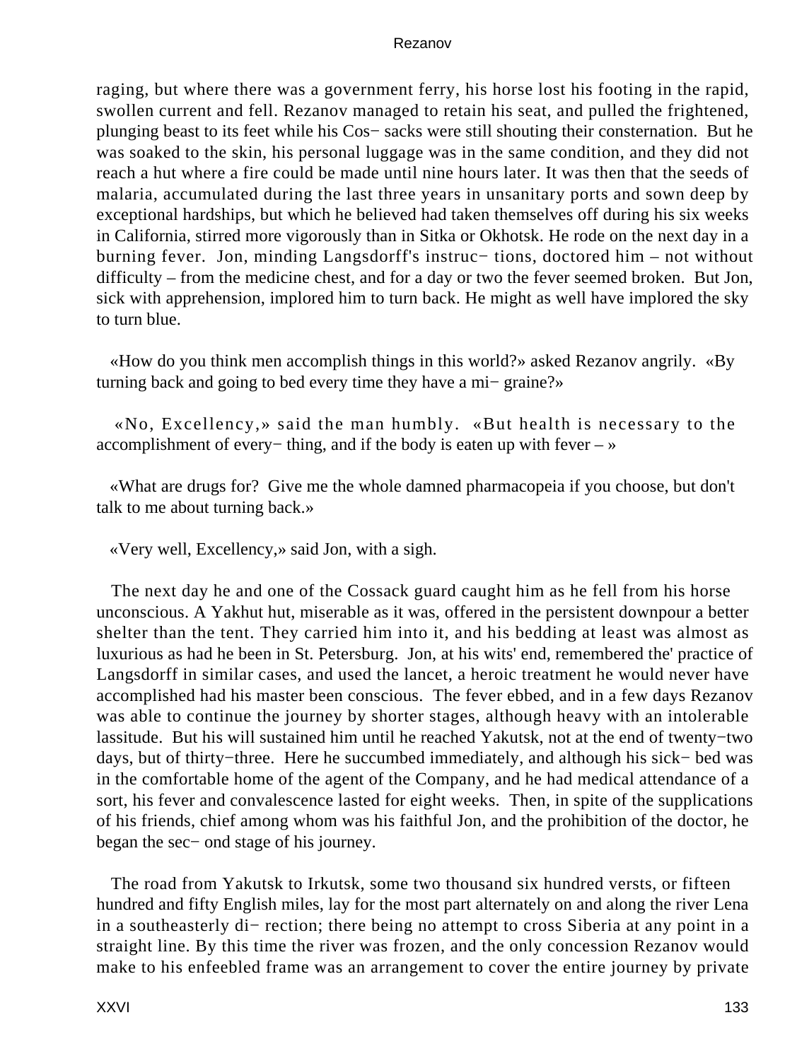raging, but where there was a government ferry, his horse lost his footing in the rapid, swollen current and fell. Rezanov managed to retain his seat, and pulled the frightened, plunging beast to its feet while his Cos− sacks were still shouting their consternation. But he was soaked to the skin, his personal luggage was in the same condition, and they did not reach a hut where a fire could be made until nine hours later. It was then that the seeds of malaria, accumulated during the last three years in unsanitary ports and sown deep by exceptional hardships, but which he believed had taken themselves off during his six weeks in California, stirred more vigorously than in Sitka or Okhotsk. He rode on the next day in a burning fever. Jon, minding Langsdorff's instruc− tions, doctored him – not without difficulty – from the medicine chest, and for a day or two the fever seemed broken. But Jon, sick with apprehension, implored him to turn back. He might as well have implored the sky to turn blue.

«How do you think men accomplish things in this world?» asked Rezanov angrily. «By turning back and going to bed every time they have a mi− graine?»

«No, Excellency,» said the man humbly. «But health is necessary to the accomplishment of every− thing, and if the body is eaten up with fever – »

«What are drugs for? Give me the whole damned pharmacopeia if you choose, but don't talk to me about turning back.»

«Very well, Excellency,» said Jon, with a sigh.

The next day he and one of the Cossack guard caught him as he fell from his horse unconscious. A Yakhut hut, miserable as it was, offered in the persistent downpour a better shelter than the tent. They carried him into it, and his bedding at least was almost as luxurious as had he been in St. Petersburg. Jon, at his wits' end, remembered the' practice of Langsdorff in similar cases, and used the lancet, a heroic treatment he would never have accomplished had his master been conscious. The fever ebbed, and in a few days Rezanov was able to continue the journey by shorter stages, although heavy with an intolerable lassitude. But his will sustained him until he reached Yakutsk, not at the end of twenty−two days, but of thirty−three. Here he succumbed immediately, and although his sick− bed was in the comfortable home of the agent of the Company, and he had medical attendance of a sort, his fever and convalescence lasted for eight weeks. Then, in spite of the supplications of his friends, chief among whom was his faithful Jon, and the prohibition of the doctor, he began the sec− ond stage of his journey.

The road from Yakutsk to Irkutsk, some two thousand six hundred versts, or fifteen hundred and fifty English miles, lay for the most part alternately on and along the river Lena in a southeasterly di− rection; there being no attempt to cross Siberia at any point in a straight line. By this time the river was frozen, and the only concession Rezanov would make to his enfeebled frame was an arrangement to cover the entire journey by private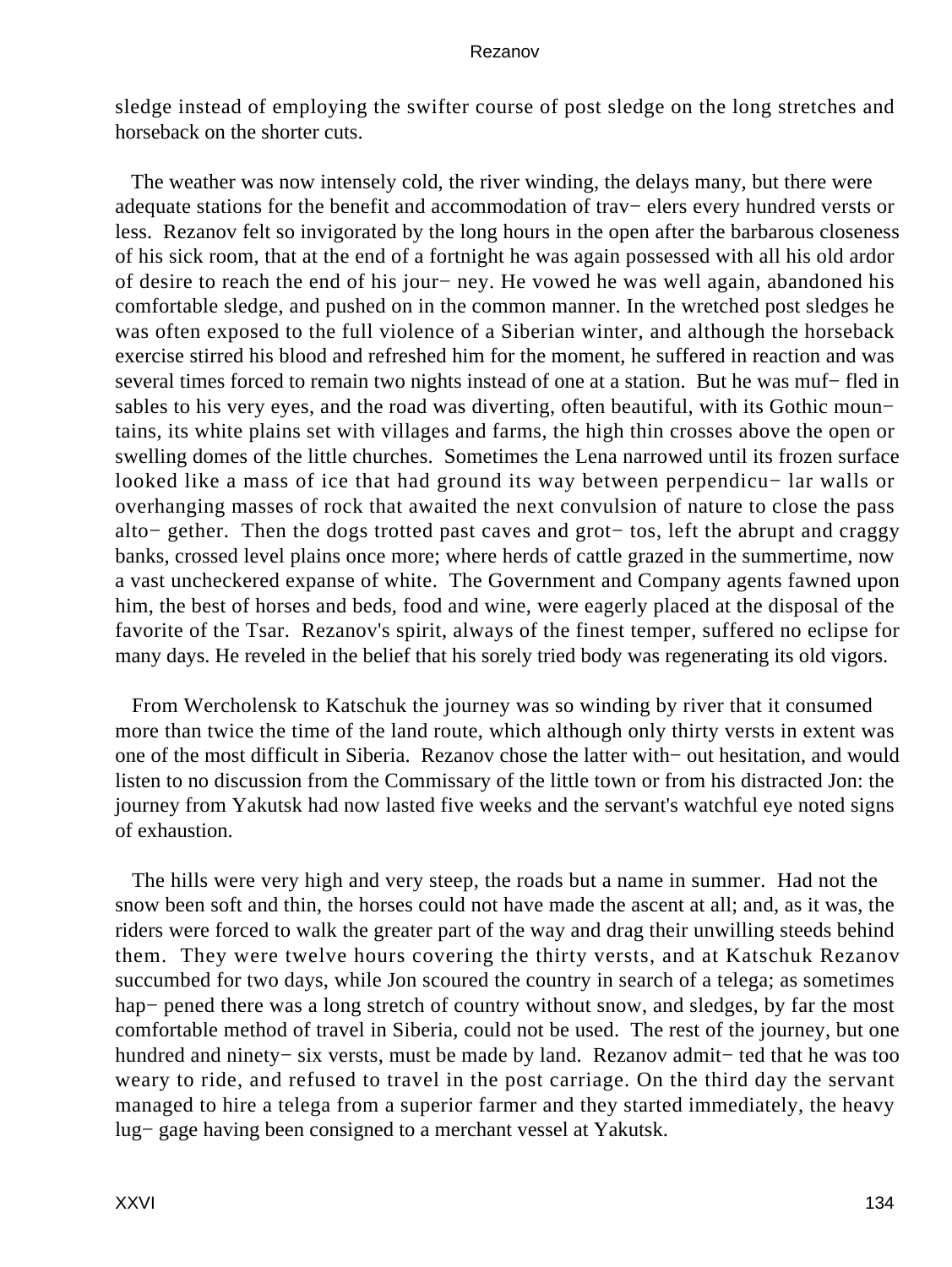sledge instead of employing the swifter course of post sledge on the long stretches and horseback on the shorter cuts.

The weather was now intensely cold, the river winding, the delays many, but there were adequate stations for the benefit and accommodation of trav− elers every hundred versts or less. Rezanov felt so invigorated by the long hours in the open after the barbarous closeness of his sick room, that at the end of a fortnight he was again possessed with all his old ardor of desire to reach the end of his jour− ney. He vowed he was well again, abandoned his comfortable sledge, and pushed on in the common manner. In the wretched post sledges he was often exposed to the full violence of a Siberian winter, and although the horseback exercise stirred his blood and refreshed him for the moment, he suffered in reaction and was several times forced to remain two nights instead of one at a station. But he was muf− fled in sables to his very eyes, and the road was diverting, often beautiful, with its Gothic moun− tains, its white plains set with villages and farms, the high thin crosses above the open or swelling domes of the little churches. Sometimes the Lena narrowed until its frozen surface looked like a mass of ice that had ground its way between perpendicu− lar walls or overhanging masses of rock that awaited the next convulsion of nature to close the pass alto− gether. Then the dogs trotted past caves and grot− tos, left the abrupt and craggy banks, crossed level plains once more; where herds of cattle grazed in the summertime, now a vast uncheckered expanse of white. The Government and Company agents fawned upon him, the best of horses and beds, food and wine, were eagerly placed at the disposal of the favorite of the Tsar. Rezanov's spirit, always of the finest temper, suffered no eclipse for many days. He reveled in the belief that his sorely tried body was regenerating its old vigors.

From Wercholensk to Katschuk the journey was so winding by river that it consumed more than twice the time of the land route, which although only thirty versts in extent was one of the most difficult in Siberia. Rezanov chose the latter with− out hesitation, and would listen to no discussion from the Commissary of the little town or from his distracted Jon: the journey from Yakutsk had now lasted five weeks and the servant's watchful eye noted signs of exhaustion.

The hills were very high and very steep, the roads but a name in summer. Had not the snow been soft and thin, the horses could not have made the ascent at all; and, as it was, the riders were forced to walk the greater part of the way and drag their unwilling steeds behind them. They were twelve hours covering the thirty versts, and at Katschuk Rezanov succumbed for two days, while Jon scoured the country in search of a telega; as sometimes hap− pened there was a long stretch of country without snow, and sledges, by far the most comfortable method of travel in Siberia, could not be used. The rest of the journey, but one hundred and ninety− six versts, must be made by land. Rezanov admit− ted that he was too weary to ride, and refused to travel in the post carriage. On the third day the servant managed to hire a telega from a superior farmer and they started immediately, the heavy lug− gage having been consigned to a merchant vessel at Yakutsk.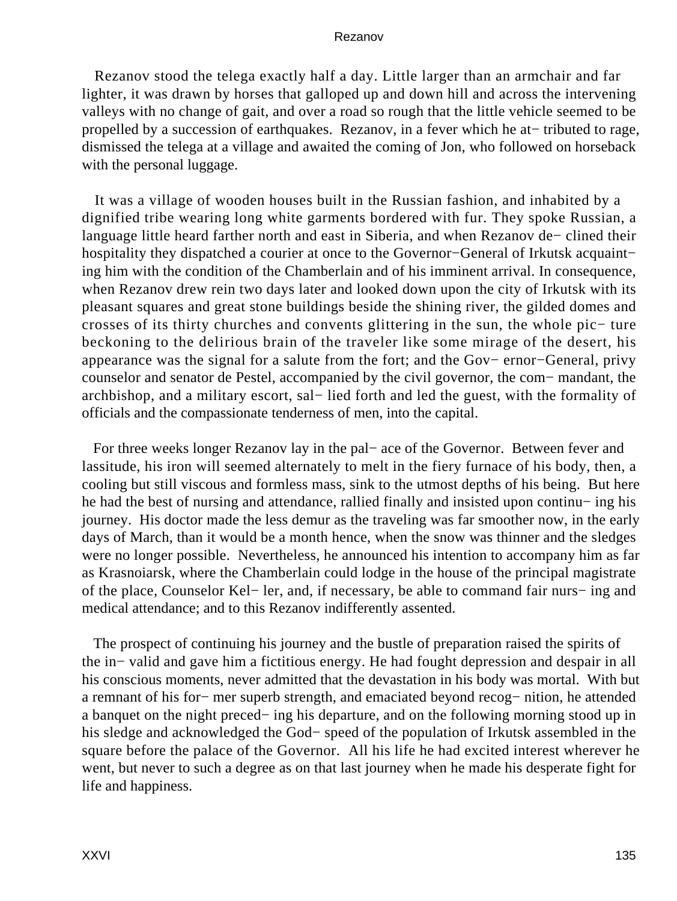Rezanov stood the telega exactly half a day. Little larger than an armchair and far lighter, it was drawn by horses that galloped up and down hill and across the intervening valleys with no change of gait, and over a road so rough that the little vehicle seemed to be propelled by a succession of earthquakes. Rezanov, in a fever which he attributed to rage, dismissed the telega at a village and awaited the coming of Jon, who followed on horseback with the personal luggage.

It was a village of wooden houses built in the Russian fashion, and inhabited by a dignified tribe wearing long white garments bordered with fur. They spoke Russian, a language little heard farther north and east in Siberia, and when Rezanov declined their hospitality they dispatched a courier at once to the Governor-General of Irkutsk acquainting him with the condition of the Chamberlain and of his imminent arrival. In consequence, when Rezanov drew rein two days later and looked down upon the city of Irkutsk with its pleasant squares and great stone buildings beside the shining river, the gilded domes and crosses of its thirty churches and convents glittering in the sun, the whole picture beckoning to the delirious brain of the traveler like some mirage of the desert, his appearance was the signal for a salute from the fort; and the Governor-General, privy counselor and senator de Pestel, accompanied by the civil governor, the commandant, the archbishop, and a military escort, sallied forth and led the guest, with the formality of officials and the compassionate tenderness of men, into the capital.

For three weeks longer Rezanov lay in the palace of the Governor. Between fever and lassitude, his iron will seemed alternately to melt in the fiery furnace of his body, then, a cooling but still viscous and formless mass, sink to the utmost depths of his being. But here he had the best of nursing and attendance, rallied finally and insisted upon continuing his journey. His doctor made the less demur as the traveling was far smoother now, in the early days of March, than it would be a month hence, when the snow was thinner and the sledges were no longer possible. Nevertheless, he announced his intention to accompany him as far as Krasnoiarsk, where the Chamberlain could lodge in the house of the principal magistrate of the place, Counselor Keller, and, if necessary, be able to command fair nursing and medical attendance; and to this Rezanov indifferently assented.

The prospect of continuing his journey and the bustle of preparation raised the spirits of the invalid and gave him a fictitious energy. He had fought depression and despair in all his conscious moments, never admitted that the devastation in his body was mortal. With but a remnant of his former superb strength, and emaciated beyond recognition, he attended a banquet on the night preceding his departure, and on the following morning stood up in his sledge and acknowledged the God-speed of the population of Irkutsk assembled in the square before the palace of the Governor. All his life he had excited interest wherever he went, but never to such a degree as on that last journey when he made his desperate fight for life and happiness.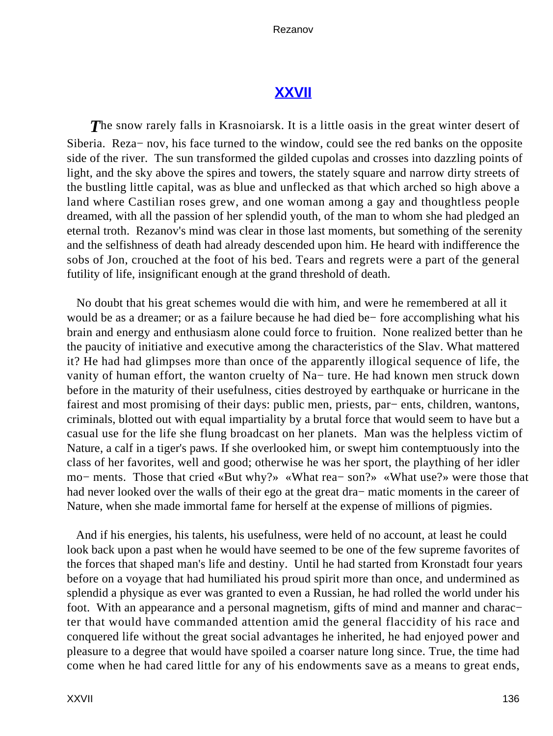## XXVII

*T*he snow rarely falls in Krasnoiarsk. It is a little oasis in the great winter desert of Siberia. Rezanov, his face turned to the window, could see the red banks on the opposite side of the river. The sun transformed the gilded cupolas and crosses into dazzling points of light, and the sky above the spires and towers, the stately square and narrow dirty streets of the bustling little capital, was as blue and unflecked as that which arched so high above a land where Castilian roses grew, and one woman among a gay and thoughtless people dreamed, with all the passion of her splendid youth, of the man to whom she had pledged an eternal troth. Rezanov's mind was clear in those last moments, but something of the serenity and the selfishness of death had already descended upon him. He heard with indifference the sobs of Jon, crouched at the foot of his bed. Tears and regrets were a part of the general futility of life, insignificant enough at the grand threshold of death.

No doubt that his great schemes would die with him, and were he remembered at all it would be as a dreamer; or as a failure because he had died before accomplishing what his brain and energy and enthusiasm alone could force to fruition. None realized better than he the paucity of initiative and executive among the characteristics of the Slav. What mattered it? He had had glimpses more than once of the apparently illogical sequence of life, the vanity of human effort, the wanton cruelty of Nature. He had known men struck down before in the maturity of their usefulness, cities destroyed by earthquake or hurricane in the fairest and most promising of their days: public men, priests, parents, children, wantons, criminals, blotted out with equal impartiality by a brutal force that would seem to have but a casual use for the life she flung broadcast on her planets. Man was the helpless victim of Nature, a calf in a tiger's paws. If she overlooked him, or swept him contemptuously into the class of her favorites, well and good; otherwise he was her sport, the plaything of her idler moments. Those that cried «But why?» «What reason?» «What use?» were those that had never looked over the walls of their ego at the great dramatic moments in the career of Nature, when she made immortal fame for herself at the expense of millions of pigmies.

And if his energies, his talents, his usefulness, were held of no account, at least he could look back upon a past when he would have seemed to be one of the few supreme favorites of the forces that shaped man's life and destiny. Until he had started from Kronstadt four years before on a voyage that had humiliated his proud spirit more than once, and undermined as splendid a physique as ever was granted to even a Russian, he had rolled the world under his foot. With an appearance and a personal magnetism, gifts of mind and manner and character that would have commanded attention amid the general flaccidity of his race and conquered life without the great social advantages he inherited, he had enjoyed power and pleasure to a degree that would have spoiled a coarser nature long since. True, the time had come when he had cared little for any of his endowments save as a means to great ends,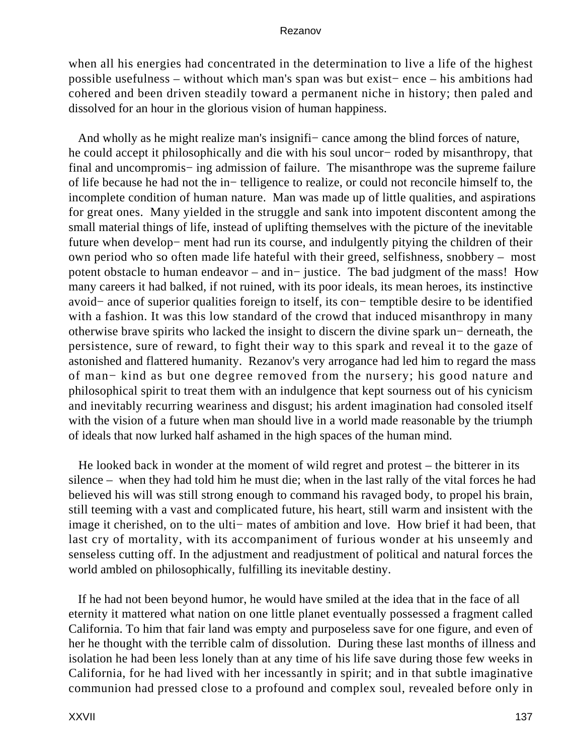when all his energies had concentrated in the determination to live a life of the highest possible usefulness – without which man's span was but exist− ence – his ambitions had cohered and been driven steadily toward a permanent niche in history; then paled and dissolved for an hour in the glorious vision of human happiness.

And wholly as he might realize man's insignifi− cance among the blind forces of nature, he could accept it philosophically and die with his soul uncor− roded by misanthropy, that final and uncompromis− ing admission of failure. The misanthrope was the supreme failure of life because he had not the in− telligence to realize, or could not reconcile himself to, the incomplete condition of human nature. Man was made up of little qualities, and aspirations for great ones. Many yielded in the struggle and sank into impotent discontent among the small material things of life, instead of uplifting themselves with the picture of the inevitable future when develop− ment had run its course, and indulgently pitying the children of their own period who so often made life hateful with their greed, selfishness, snobbery – most potent obstacle to human endeavor – and in− justice. The bad judgment of the mass! How many careers it had balked, if not ruined, with its poor ideals, its mean heroes, its instinctive avoid− ance of superior qualities foreign to itself, its con− temptible desire to be identified with a fashion. It was this low standard of the crowd that induced misanthropy in many otherwise brave spirits who lacked the insight to discern the divine spark un− derneath, the persistence, sure of reward, to fight their way to this spark and reveal it to the gaze of astonished and flattered humanity. Rezanov's very arrogance had led him to regard the mass of man− kind as but one degree removed from the nursery; his good nature and philosophical spirit to treat them with an indulgence that kept sourness out of his cynicism and inevitably recurring weariness and disgust; his ardent imagination had consoled itself with the vision of a future when man should live in a world made reasonable by the triumph of ideals that now lurked half ashamed in the high spaces of the human mind.

He looked back in wonder at the moment of wild regret and protest – the bitterer in its silence – when they had told him he must die; when in the last rally of the vital forces he had believed his will was still strong enough to command his ravaged body, to propel his brain, still teeming with a vast and complicated future, his heart, still warm and insistent with the image it cherished, on to the ulti− mates of ambition and love. How brief it had been, that last cry of mortality, with its accompaniment of furious wonder at his unseemly and senseless cutting off. In the adjustment and readjustment of political and natural forces the world ambled on philosophically, fulfilling its inevitable destiny.

If he had not been beyond humor, he would have smiled at the idea that in the face of all eternity it mattered what nation on one little planet eventually possessed a fragment called California. To him that fair land was empty and purposeless save for one figure, and even of her he thought with the terrible calm of dissolution. During these last months of illness and isolation he had been less lonely than at any time of his life save during those few weeks in California, for he had lived with her incessantly in spirit; and in that subtle imaginative communion had pressed close to a profound and complex soul, revealed before only in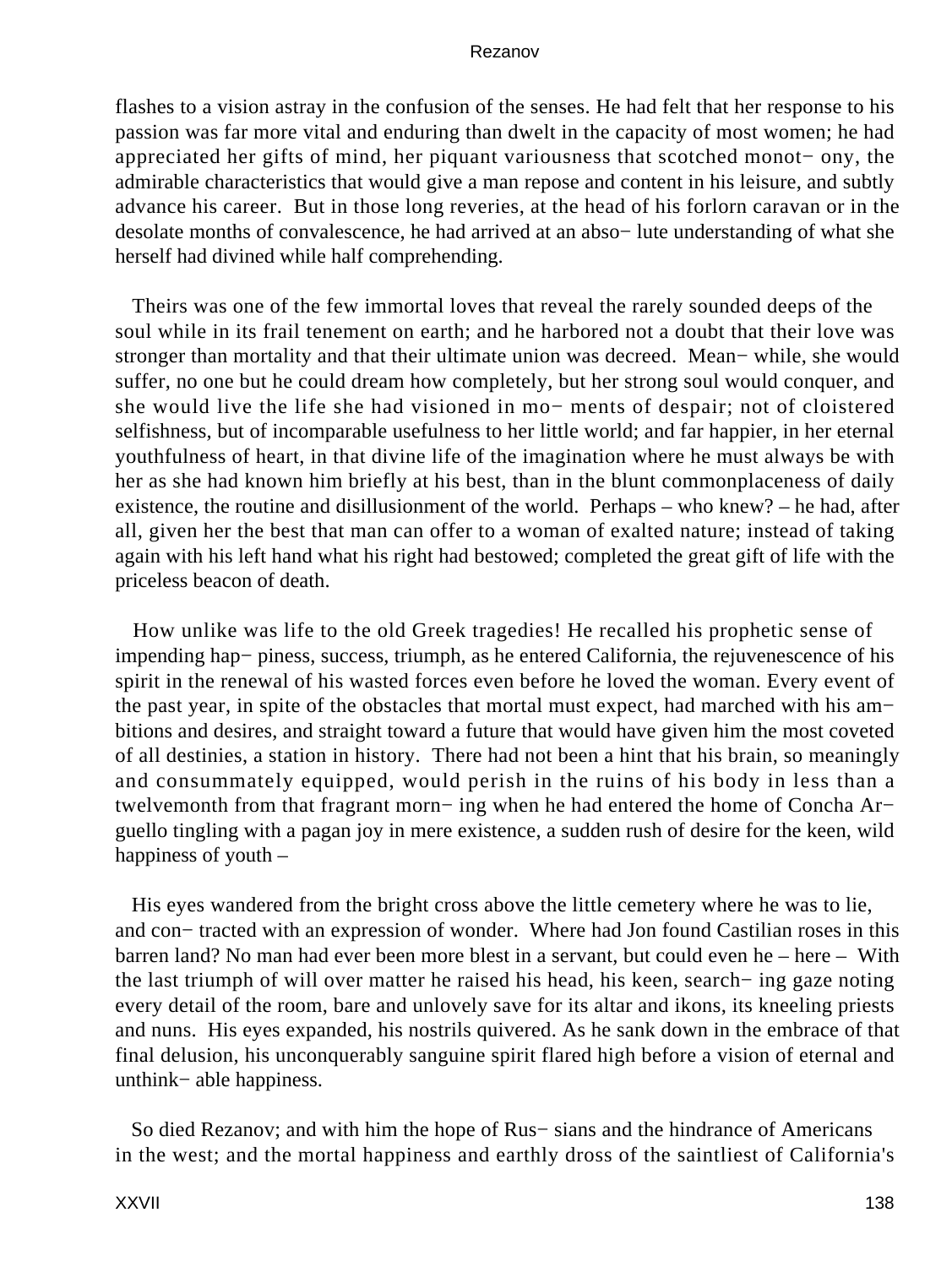flashes to a vision astray in the confusion of the senses. He had felt that her response to his passion was far more vital and enduring than dwelt in the capacity of most women; he had appreciated her gifts of mind, her piquant variousness that scotched monotony, the admirable characteristics that would give a man repose and content in his leisure, and subtly advance his career. But in those long reveries, at the head of his forlorn caravan or in the desolate months of convalescence, he had arrived at an absolute understanding of what she herself had divined while half comprehending.

Theirs was one of the few immortal loves that reveal the rarely sounded deeps of the soul while in its frail tenement on earth; and he harbored not a doubt that their love was stronger than mortality and that their ultimate union was decreed. Meanwhile, she would suffer, no one but he could dream how completely, but her strong soul would conquer, and she would live the life she had visioned in moments of despair; not of cloistered selfishness, but of incomparable usefulness to her little world; and far happier, in her eternal youthfulness of heart, in that divine life of the imagination where he must always be with her as she had known him briefly at his best, than in the blunt commonplaceness of daily existence, the routine and disillusionment of the world. Perhaps – who knew? – he had, after all, given her the best that man can offer to a woman of exalted nature; instead of taking again with his left hand what his right had bestowed; completed the great gift of life with the priceless beacon of death.

How unlike was life to the old Greek tragedies! He recalled his prophetic sense of impending happiness, success, triumph, as he entered California, the rejuvenescence of his spirit in the renewal of his wasted forces even before he loved the woman. Every event of the past year, in spite of the obstacles that mortal must expect, had marched with his ambitions and desires, and straight toward a future that would have given him the most coveted of all destinies, a station in history. There had not been a hint that his brain, so meaningly and consummately equipped, would perish in the ruins of his body in less than a twelvemonth from that fragrant morning when he had entered the home of Concha Arguello tingling with a pagan joy in mere existence, a sudden rush of desire for the keen, wild happiness of youth –

His eyes wandered from the bright cross above the little cemetery where he was to lie, and contracted with an expression of wonder. Where had Jon found Castilian roses in this barren land? No man had ever been more blest in a servant, but could even he – here – With the last triumph of will over matter he raised his head, his keen, searching gaze noting every detail of the room, bare and unlovely save for its altar and ikons, its kneeling priests and nuns. His eyes expanded, his nostrils quivered. As he sank down in the embrace of that final delusion, his unconquerably sanguine spirit flared high before a vision of eternal and unthinkable happiness.

So died Rezanov; and with him the hope of Russians and the hindrance of Americans in the west; and the mortal happiness and earthly dross of the saintliest of California's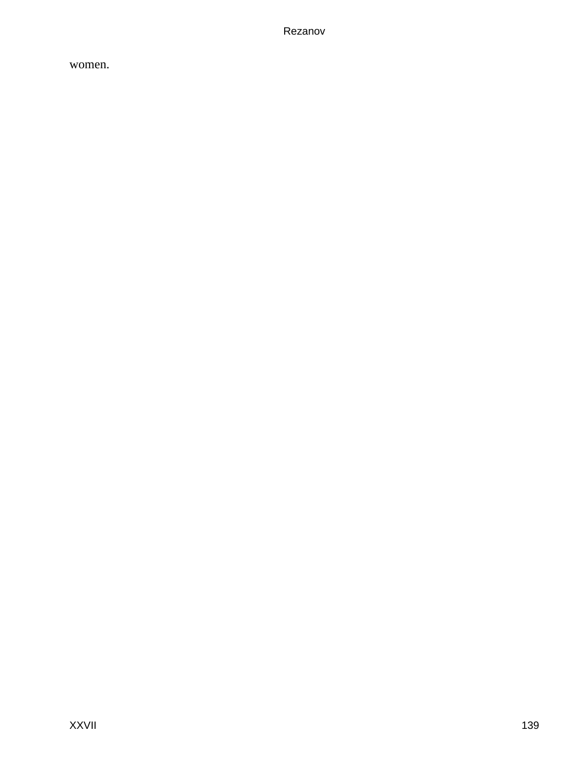women.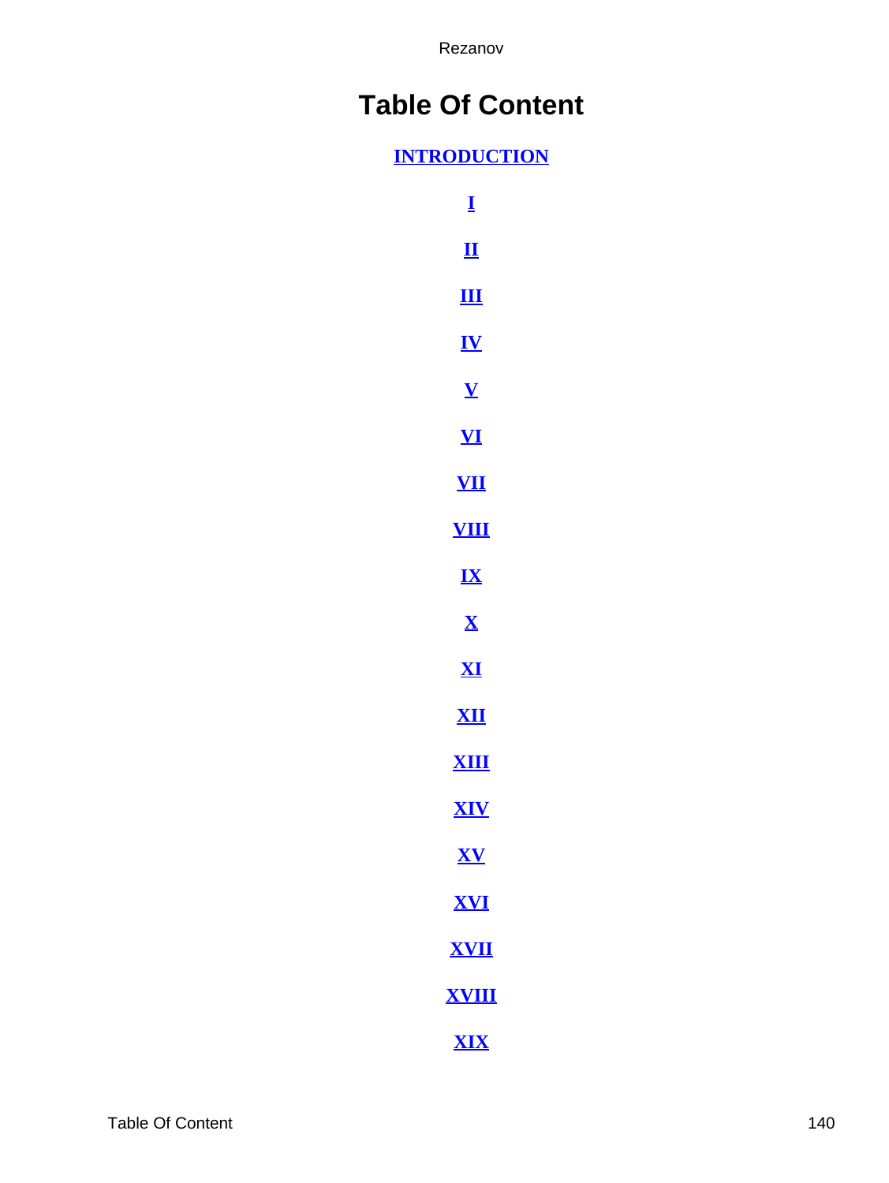# Table Of Content

**INTRODUCTION**

**I**

**II**

**III**

**IV**

**V**

**VI**

**VII**

**VIII**

**IX**

**X**

**XI**

**XII**

**XIII**

**XIV**

**XV**

**XVI**

**XVII**

**XVIII**

**XIX**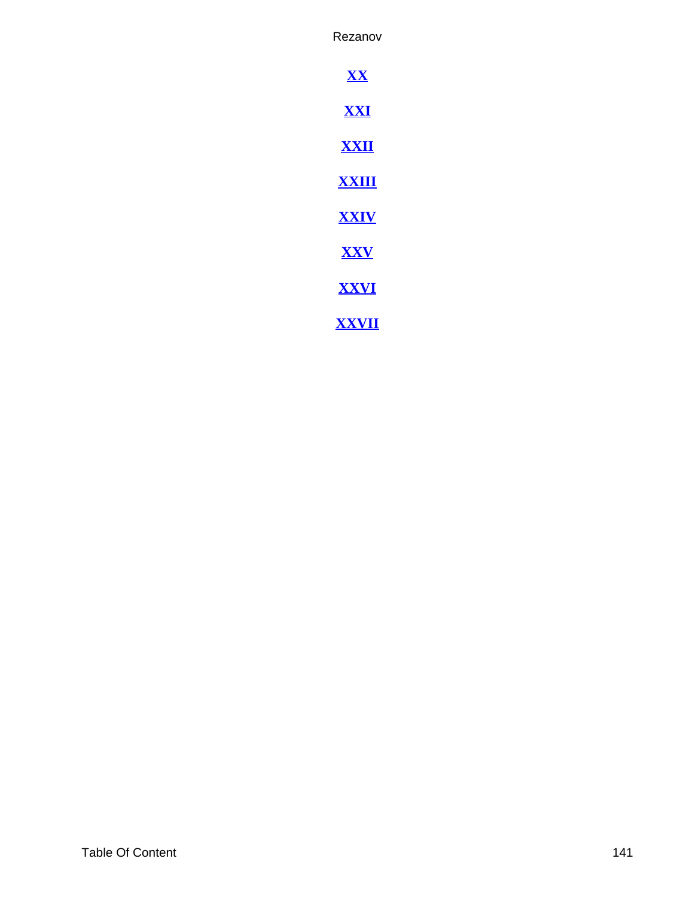**XX**

**XXI**

**XXII**

**XXIII**

**XXIV**

**XXV**

**XXVI**

**XXVII**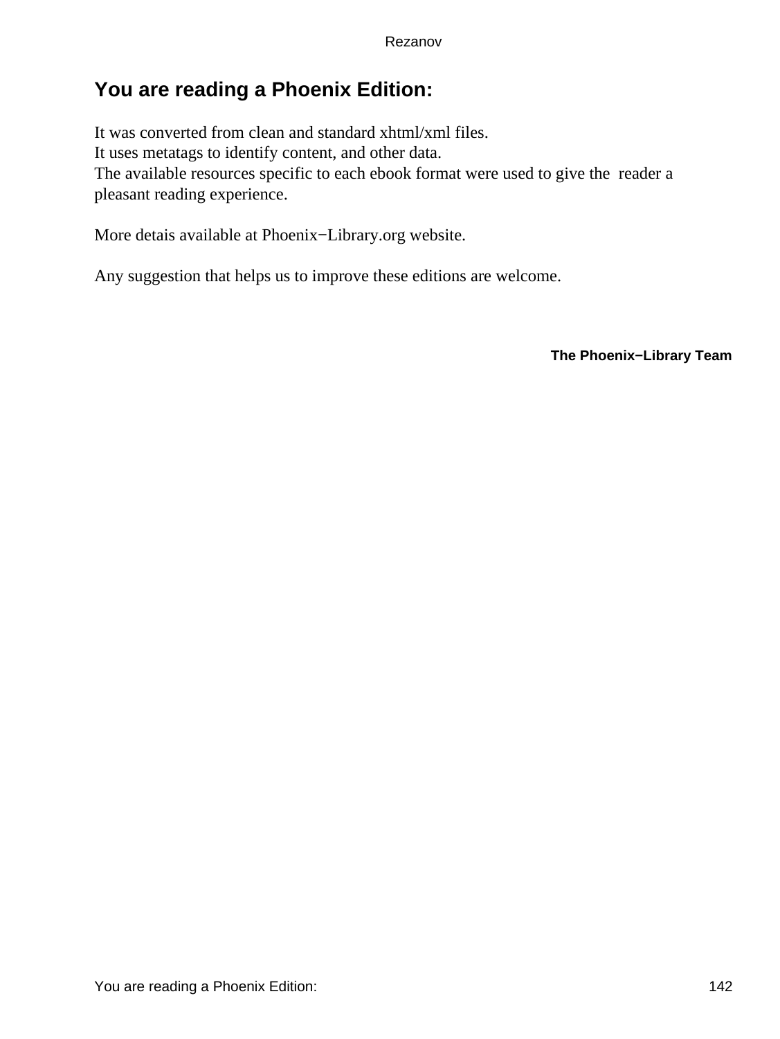## You are reading a Phoenix Edition:

It was converted from clean and standard xhtml/xml files.
It uses metatags to identify content, and other data.
The available resources specific to each ebook format were used to give the reader a pleasant reading experience.

More detais available at Phoenix−Library.org website.

Any suggestion that helps us to improve these editions are welcome.

**The Phoenix−Library Team**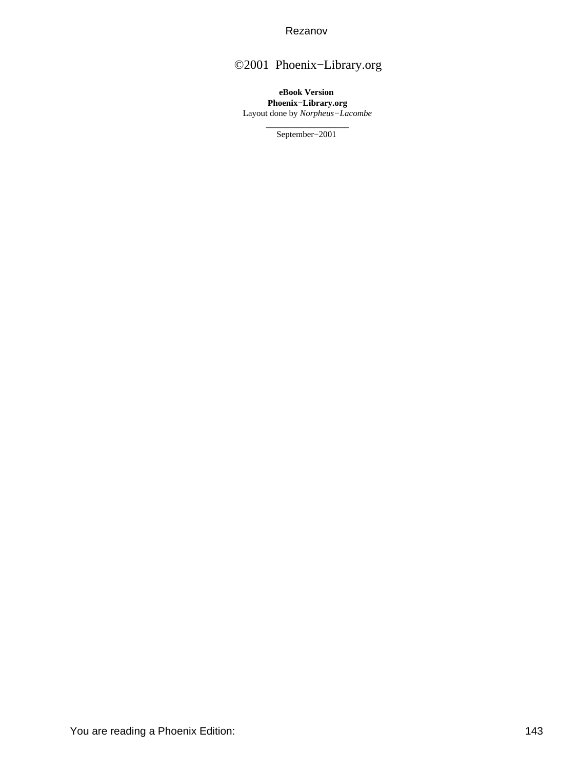©2001 Phoenix−Library.org

**eBook Version**
**Phoenix−Library.org**
Layout done by *Norpheus−Lacombe*

___________________

September−2001